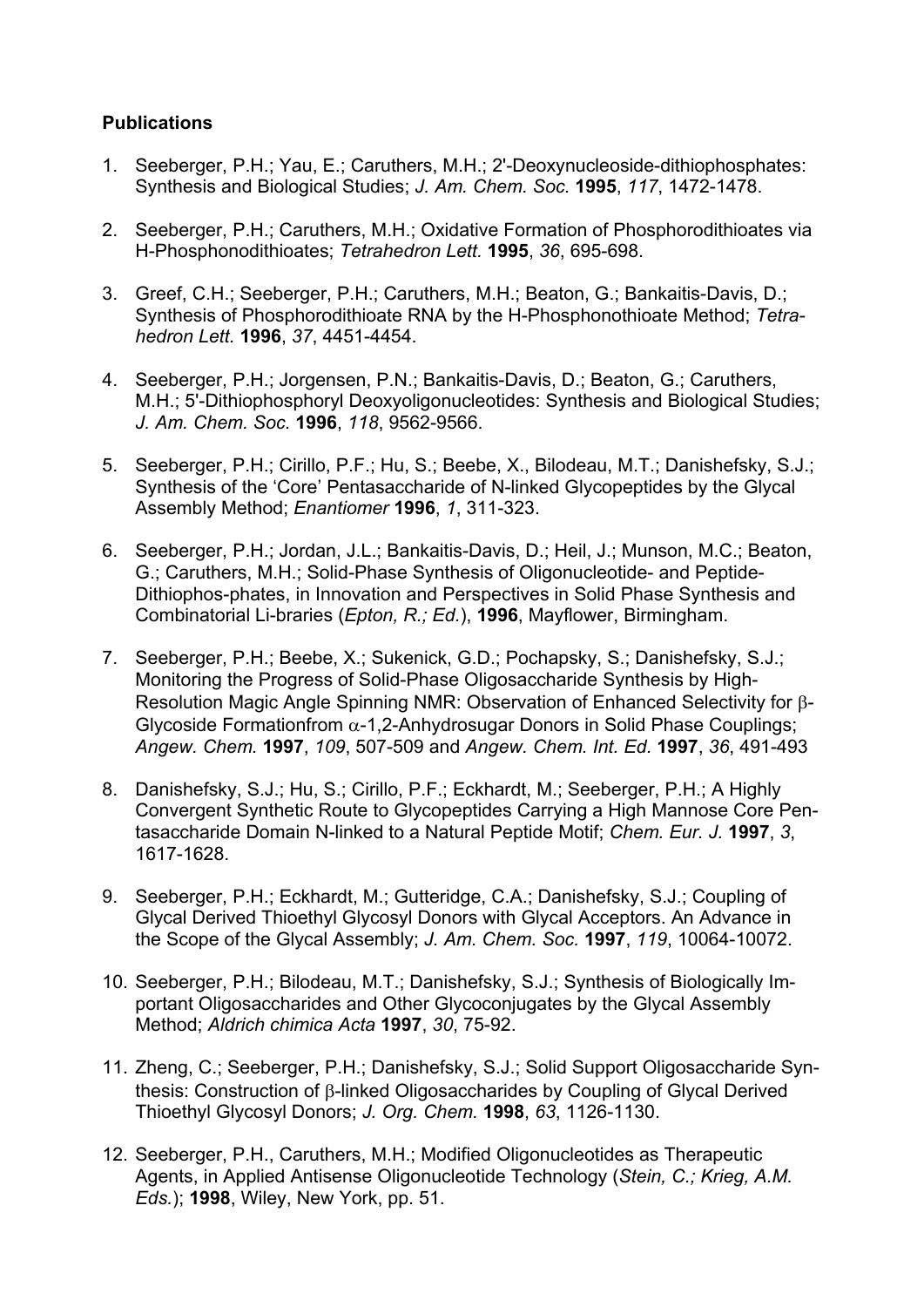**Publications**

1. Seeberger, P.H.; Yau, E.; Caruthers, M.H.; 2'-Deoxynucleoside-dithiophosphates: Synthesis and Biological Studies; *J. Am. Chem. Soc.* **1995**, *117*, 1472-1478.

2. Seeberger, P.H.; Caruthers, M.H.; Oxidative Formation of Phosphorodithioates via H-Phosphonodithioates; *Tetrahedron Lett.* **1995**, *36*, 695-698.

3. Greef, C.H.; Seeberger, P.H.; Caruthers, M.H.; Beaton, G.; Bankaitis-Davis, D.; Synthesis of Phosphorodithioate RNA by the H-Phosphonothioate Method; *Tetrahedron Lett.* **1996**, *37*, 4451-4454.

4. Seeberger, P.H.; Jorgensen, P.N.; Bankaitis-Davis, D.; Beaton, G.; Caruthers, M.H.; 5'-Dithiophosphoryl Deoxyoligonucleotides: Synthesis and Biological Studies; *J. Am. Chem. Soc.* **1996**, *118*, 9562-9566.

5. Seeberger, P.H.; Cirillo, P.F.; Hu, S.; Beebe, X., Bilodeau, M.T.; Danishefsky, S.J.; Synthesis of the 'Core' Pentasaccharide of N-linked Glycopeptides by the Glycal Assembly Method; *Enantiomer* **1996**, *1*, 311-323.

6. Seeberger, P.H.; Jordan, J.L.; Bankaitis-Davis, D.; Heil, J.; Munson, M.C.; Beaton, G.; Caruthers, M.H.; Solid-Phase Synthesis of Oligonucleotide- and Peptide-Dithiophos-phates, in Innovation and Perspectives in Solid Phase Synthesis and Combinatorial Li-braries (*Epton, R.; Ed.*), **1996**, Mayflower, Birmingham.

7. Seeberger, P.H.; Beebe, X.; Sukenick, G.D.; Pochapsky, S.; Danishefsky, S.J.; Monitoring the Progress of Solid-Phase Oligosaccharide Synthesis by High-Resolution Magic Angle Spinning NMR: Observation of Enhanced Selectivity for β-Glycoside Formationfrom α-1,2-Anhydrosugar Donors in Solid Phase Couplings; *Angew. Chem.* **1997**, *109*, 507-509 and *Angew. Chem. Int. Ed.* **1997**, *36*, 491-493

8. Danishefsky, S.J.; Hu, S.; Cirillo, P.F.; Eckhardt, M.; Seeberger, P.H.; A Highly Convergent Synthetic Route to Glycopeptides Carrying a High Mannose Core Pentasaccharide Domain N-linked to a Natural Peptide Motif; *Chem. Eur. J.* **1997**, *3*, 1617-1628.

9. Seeberger, P.H.; Eckhardt, M.; Gutteridge, C.A.; Danishefsky, S.J.; Coupling of Glycal Derived Thioethyl Glycosyl Donors with Glycal Acceptors. An Advance in the Scope of the Glycal Assembly; *J. Am. Chem. Soc.* **1997**, *119*, 10064-10072.

10. Seeberger, P.H.; Bilodeau, M.T.; Danishefsky, S.J.; Synthesis of Biologically Important Oligosaccharides and Other Glycoconjugates by the Glycal Assembly Method; *Aldrich chimica Acta* **1997**, *30*, 75-92.

11. Zheng, C.; Seeberger, P.H.; Danishefsky, S.J.; Solid Support Oligosaccharide Synthesis: Construction of β-linked Oligosaccharides by Coupling of Glycal Derived Thioethyl Glycosyl Donors; *J. Org. Chem.* **1998**, *63*, 1126-1130.

12. Seeberger, P.H., Caruthers, M.H.; Modified Oligonucleotides as Therapeutic Agents, in Applied Antisense Oligonucleotide Technology (*Stein, C.; Krieg, A.M. Eds.*); **1998**, Wiley, New York, pp. 51.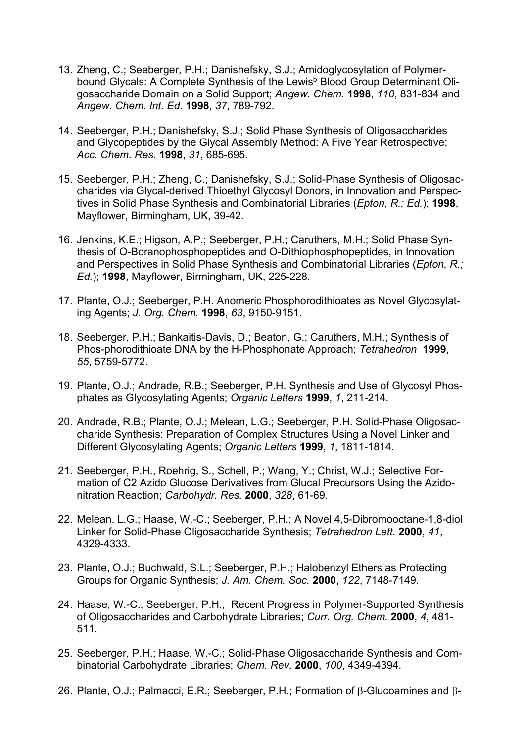13. Zheng, C.; Seeberger, P.H.; Danishefsky, S.J.; Amidoglycosylation of Polymer-bound Glycals: A Complete Synthesis of the Lewis$^b$ Blood Group Determinant Oligosaccharide Domain on a Solid Support; *Angew. Chem.* **1998**, *110*, 831-834 and *Angew. Chem. Int. Ed.* **1998**, *37*, 789-792.

14. Seeberger, P.H.; Danishefsky, S.J.; Solid Phase Synthesis of Oligosaccharides and Glycopeptides by the Glycal Assembly Method: A Five Year Retrospective; *Acc. Chem. Res.* **1998**, *31*, 685-695.

15. Seeberger, P.H.; Zheng, C.; Danishefsky, S.J.; Solid-Phase Synthesis of Oligosaccharides via Glycal-derived Thioethyl Glycosyl Donors, in Innovation and Perspectives in Solid Phase Synthesis and Combinatorial Libraries (*Epton, R.; Ed.*); **1998**, Mayflower, Birmingham, UK, 39-42.

16. Jenkins, K.E.; Higson, A.P.; Seeberger, P.H.; Caruthers, M.H.; Solid Phase Synthesis of O-Boranophosphopeptides and O-Dithiophosphopeptides, in Innovation and Perspectives in Solid Phase Synthesis and Combinatorial Libraries (*Epton, R.; Ed.*); **1998**, Mayflower, Birmingham, UK, 225-228.

17. Plante, O.J.; Seeberger, P.H. Anomeric Phosphorodithioates as Novel Glycosylating Agents; *J. Org. Chem.* **1998**, *63*, 9150-9151.

18. Seeberger, P.H.; Bankaitis-Davis, D.; Beaton, G.; Caruthers, M.H.; Synthesis of Phos-phorodithioate DNA by the H-Phosphonate Approach; *Tetrahedron* **1999**, *55*, 5759-5772.

19. Plante, O.J.; Andrade, R.B.; Seeberger, P.H. Synthesis and Use of Glycosyl Phosphates as Glycosylating Agents; *Organic Letters* **1999**, *1*, 211-214.

20. Andrade, R.B.; Plante, O.J.; Melean, L.G.; Seeberger, P.H. Solid-Phase Oligosaccharide Synthesis: Preparation of Complex Structures Using a Novel Linker and Different Glycosylating Agents; *Organic Letters* **1999**, *1*, 1811-1814.

21. Seeberger, P.H., Roehrig, S., Schell, P.; Wang, Y.; Christ, W.J.; Selective Formation of C2 Azido Glucose Derivatives from Glucal Precursors Using the Azidonitration Reaction; *Carbohydr. Res.* **2000**, *328*, 61-69.

22. Melean, L.G.; Haase, W.-C.; Seeberger, P.H.; A Novel 4,5-Dibromooctane-1,8-diol Linker for Solid-Phase Oligosaccharide Synthesis; *Tetrahedron Lett.* **2000**, *41*, 4329-4333.

23. Plante, O.J.; Buchwald, S.L.; Seeberger, P.H.; Halobenzyl Ethers as Protecting Groups for Organic Synthesis; *J. Am. Chem. Soc.* **2000**, *122*, 7148-7149.

24. Haase, W.-C.; Seeberger, P.H.; Recent Progress in Polymer-Supported Synthesis of Oligosaccharides and Carbohydrate Libraries; *Curr. Org. Chem.* **2000**, *4*, 481-511.

25. Seeberger, P.H.; Haase, W.-C.; Solid-Phase Oligosaccharide Synthesis and Combinatorial Carbohydrate Libraries; *Chem. Rev.* **2000**, *100*, 4349-4394.

26. Plante, O.J.; Palmacci, E.R.; Seeberger, P.H.; Formation of β-Glucoamines and β-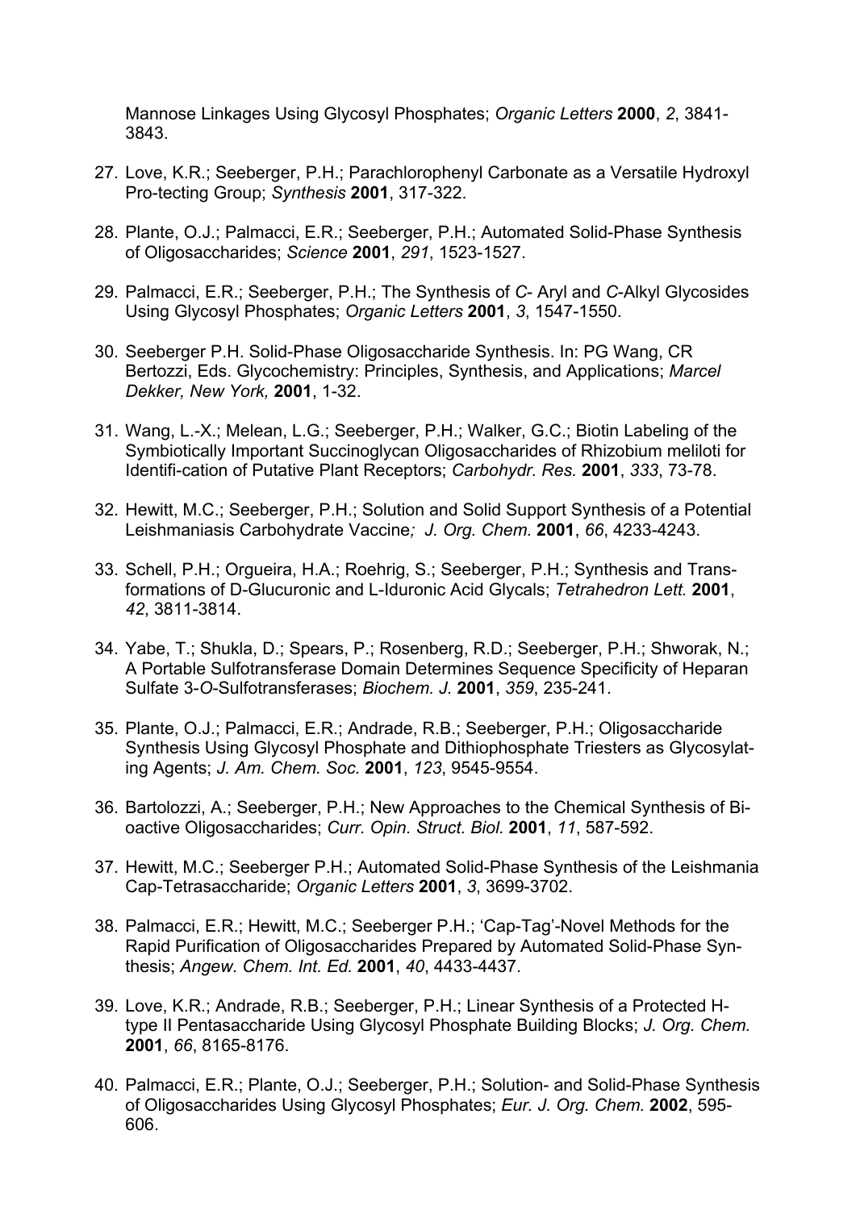Mannose Linkages Using Glycosyl Phosphates; *Organic Letters* **2000**, *2*, 3841-3843.

27. Love, K.R.; Seeberger, P.H.; Parachlorophenyl Carbonate as a Versatile Hydroxyl Pro-tecting Group; *Synthesis* **2001**, 317-322.

28. Plante, O.J.; Palmacci, E.R.; Seeberger, P.H.; Automated Solid-Phase Synthesis of Oligosaccharides; *Science* **2001**, *291*, 1523-1527.

29. Palmacci, E.R.; Seeberger, P.H.; The Synthesis of *C*- Aryl and *C*-Alkyl Glycosides Using Glycosyl Phosphates; *Organic Letters* **2001**, *3*, 1547-1550.

30. Seeberger P.H. Solid-Phase Oligosaccharide Synthesis. In: PG Wang, CR Bertozzi, Eds. Glycochemistry: Principles, Synthesis, and Applications; *Marcel Dekker, New York,* **2001**, 1-32.

31. Wang, L.-X.; Melean, L.G.; Seeberger, P.H.; Walker, G.C.; Biotin Labeling of the Symbiotically Important Succinoglycan Oligosaccharides of Rhizobium meliloti for Identifi-cation of Putative Plant Receptors; *Carbohydr. Res.* **2001**, *333*, 73-78.

32. Hewitt, M.C.; Seeberger, P.H.; Solution and Solid Support Synthesis of a Potential Leishmaniasis Carbohydrate Vaccine*; J. Org. Chem.* **2001**, *66*, 4233-4243.

33. Schell, P.H.; Orgueira, H.A.; Roehrig, S.; Seeberger, P.H.; Synthesis and Trans-formations of D-Glucuronic and L-Iduronic Acid Glycals; *Tetrahedron Lett.* **2001**, *42*, 3811-3814.

34. Yabe, T.; Shukla, D.; Spears, P.; Rosenberg, R.D.; Seeberger, P.H.; Shworak, N.; A Portable Sulfotransferase Domain Determines Sequence Specificity of Heparan Sulfate 3-*O*-Sulfotransferases; *Biochem. J.* **2001**, *359*, 235-241.

35. Plante, O.J.; Palmacci, E.R.; Andrade, R.B.; Seeberger, P.H.; Oligosaccharide Synthesis Using Glycosyl Phosphate and Dithiophosphate Triesters as Glycosylat-ing Agents; *J. Am. Chem. Soc.* **2001**, *123*, 9545-9554.

36. Bartolozzi, A.; Seeberger, P.H.; New Approaches to the Chemical Synthesis of Bi-oactive Oligosaccharides; *Curr. Opin. Struct. Biol.* **2001**, *11*, 587-592.

37. Hewitt, M.C.; Seeberger P.H.; Automated Solid-Phase Synthesis of the Leishmania Cap-Tetrasaccharide; *Organic Letters* **2001**, *3*, 3699-3702.

38. Palmacci, E.R.; Hewitt, M.C.; Seeberger P.H.; 'Cap-Tag'-Novel Methods for the Rapid Purification of Oligosaccharides Prepared by Automated Solid-Phase Syn-thesis; *Angew. Chem. Int. Ed.* **2001**, *40*, 4433-4437.

39. Love, K.R.; Andrade, R.B.; Seeberger, P.H.; Linear Synthesis of a Protected H-type II Pentasaccharide Using Glycosyl Phosphate Building Blocks; *J. Org. Chem.* **2001**, *66*, 8165-8176.

40. Palmacci, E.R.; Plante, O.J.; Seeberger, P.H.; Solution- and Solid-Phase Synthesis of Oligosaccharides Using Glycosyl Phosphates; *Eur. J. Org. Chem.* **2002**, 595-606.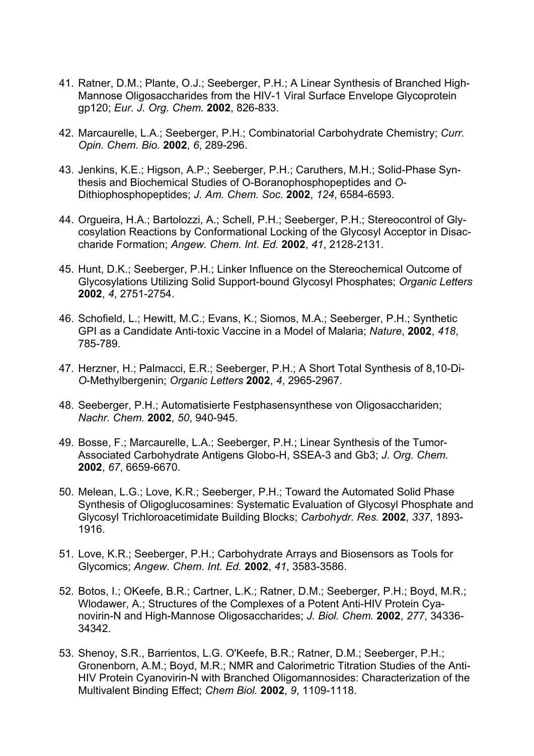41. Ratner, D.M.; Plante, O.J.; Seeberger, P.H.; A Linear Synthesis of Branched High-Mannose Oligosaccharides from the HIV-1 Viral Surface Envelope Glycoprotein gp120; *Eur. J. Org. Chem.* **2002**, 826-833.

42. Marcaurelle, L.A.; Seeberger, P.H.; Combinatorial Carbohydrate Chemistry; *Curr. Opin. Chem. Bio.* **2002**, *6*, 289-296.

43. Jenkins, K.E.; Higson, A.P.; Seeberger, P.H.; Caruthers, M.H.; Solid-Phase Synthesis and Biochemical Studies of O-Boranophosphopeptides and *O*-Dithiophosphopeptides; *J. Am. Chem. Soc.* **2002**, *124*, 6584-6593.

44. Orgueira, H.A.; Bartolozzi, A.; Schell, P.H.; Seeberger, P.H.; Stereocontrol of Glycosylation Reactions by Conformational Locking of the Glycosyl Acceptor in Disaccharide Formation; *Angew. Chem. Int. Ed*. **2002**, *41*, 2128-2131.

45. Hunt, D.K.; Seeberger, P.H.; Linker Influence on the Stereochemical Outcome of Glycosylations Utilizing Solid Support-bound Glycosyl Phosphates; *Organic Letters* **2002**, *4*, 2751-2754.

46. Schofield, L.; Hewitt, M.C.; Evans, K.; Siomos, M.A.; Seeberger, P.H.; Synthetic GPI as a Candidate Anti-toxic Vaccine in a Model of Malaria; *Nature*, **2002**, *418*, 785-789.

47. Herzner, H.; Palmacci, E.R.; Seeberger, P.H.; A Short Total Synthesis of 8,10-Di-*O*-Methylbergenin; *Organic Letters* **2002**, *4*, 2965-2967.

48. Seeberger, P.H.; Automatisierte Festphasensynthese von Oligosacchariden; *Nachr. Chem.* **2002**, *50*, 940-945.

49. Bosse, F.; Marcaurelle, L.A.; Seeberger, P.H.; Linear Synthesis of the Tumor-Associated Carbohydrate Antigens Globo-H, SSEA-3 and Gb3; *J. Org. Chem.* **2002**, *67*, 6659-6670.

50. Melean, L.G.; Love, K.R.; Seeberger, P.H.; Toward the Automated Solid Phase Synthesis of Oligoglucosamines: Systematic Evaluation of Glycosyl Phosphate and Glycosyl Trichloroacetimidate Building Blocks; *Carbohydr. Res.* **2002**, *337*, 1893-1916.

51. Love, K.R.; Seeberger, P.H.; Carbohydrate Arrays and Biosensors as Tools for Glycomics; *Angew. Chem. Int. Ed.* **2002**, *41*, 3583-3586.

52. Botos, I.; OKeefe, B.R.; Cartner, L.K.; Ratner, D.M.; Seeberger, P.H.; Boyd, M.R.; Wlodawer, A.; Structures of the Complexes of a Potent Anti-HIV Protein Cyanovirin-N and High-Mannose Oligosaccharides; *J. Biol. Chem.* **2002**, *277*, 34336-34342.

53. Shenoy, S.R., Barrientos, L.G. O'Keefe, B.R.; Ratner, D.M.; Seeberger, P.H.; Gronenborn, A.M.; Boyd, M.R.; NMR and Calorimetric Titration Studies of the Anti-HIV Protein Cyanovirin-N with Branched Oligomannosides: Characterization of the Multivalent Binding Effect; *Chem Biol.* **2002**, *9*, 1109-1118.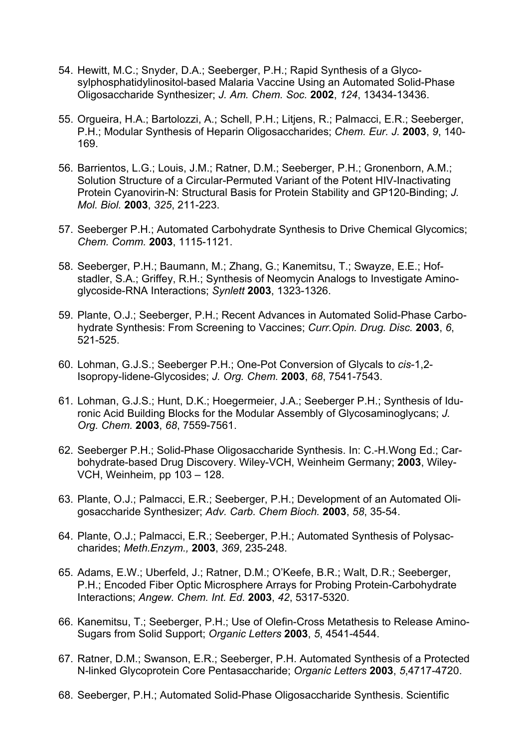54. Hewitt, M.C.; Snyder, D.A.; Seeberger, P.H.; Rapid Synthesis of a Glyco-sylphosphatidylinositol-based Malaria Vaccine Using an Automated Solid-Phase Oligosaccharide Synthesizer; *J. Am. Chem. Soc.* **2002**, *124*, 13434-13436.

55. Orgueira, H.A.; Bartolozzi, A.; Schell, P.H.; Litjens, R.; Palmacci, E.R.; Seeberger, P.H.; Modular Synthesis of Heparin Oligosaccharides; *Chem. Eur. J.* **2003**, *9*, 140-169.

56. Barrientos, L.G.; Louis, J.M.; Ratner, D.M.; Seeberger, P.H.; Gronenborn, A.M.; Solution Structure of a Circular-Permuted Variant of the Potent HIV-Inactivating Protein Cyanovirin-N: Structural Basis for Protein Stability and GP120-Binding; *J. Mol. Biol.* **2003**, *325*, 211-223.

57. Seeberger P.H.; Automated Carbohydrate Synthesis to Drive Chemical Glycomics; *Chem. Comm.* **2003**, 1115-1121.

58. Seeberger, P.H.; Baumann, M.; Zhang, G.; Kanemitsu, T.; Swayze, E.E.; Hofstadler, S.A.; Griffey, R.H.; Synthesis of Neomycin Analogs to Investigate Aminoglycoside-RNA Interactions; *Synlett* **2003**, 1323-1326.

59. Plante, O.J.; Seeberger, P.H.; Recent Advances in Automated Solid-Phase Carbohydrate Synthesis: From Screening to Vaccines; *Curr.Opin. Drug. Disc.* **2003**, *6*, 521-525.

60. Lohman, G.J.S.; Seeberger P.H.; One-Pot Conversion of Glycals to *cis*-1,2-Isopropy-lidene-Glycosides; *J. Org. Chem.* **2003**, *68*, 7541-7543.

61. Lohman, G.J.S.; Hunt, D.K.; Hoegermeier, J.A.; Seeberger P.H.; Synthesis of Iduronic Acid Building Blocks for the Modular Assembly of Glycosaminoglycans; *J. Org. Chem.* **2003**, *68*, 7559-7561.

62. Seeberger P.H.; Solid-Phase Oligosaccharide Synthesis. In: C.-H.Wong Ed.; Carbohydrate-based Drug Discovery. Wiley-VCH, Weinheim Germany; **2003**, Wiley-VCH, Weinheim, pp 103 – 128.

63. Plante, O.J.; Palmacci, E.R.; Seeberger, P.H.; Development of an Automated Oligosaccharide Synthesizer; *Adv. Carb. Chem Bioch.* **2003**, *58*, 35-54.

64. Plante, O.J.; Palmacci, E.R.; Seeberger, P.H.; Automated Synthesis of Polysaccharides; *Meth.Enzym.,* **2003**, *369*, 235-248.

65. Adams, E.W.; Uberfeld, J.; Ratner, D.M.; O'Keefe, B.R.; Walt, D.R.; Seeberger, P.H.; Encoded Fiber Optic Microsphere Arrays for Probing Protein-Carbohydrate Interactions; *Angew. Chem. Int. Ed.* **2003**, *42*, 5317-5320.

66. Kanemitsu, T.; Seeberger, P.H.; Use of Olefin-Cross Metathesis to Release Amino-Sugars from Solid Support; *Organic Letters* **2003**, *5*, 4541-4544.

67. Ratner, D.M.; Swanson, E.R.; Seeberger, P.H. Automated Synthesis of a Protected N-linked Glycoprotein Core Pentasaccharide; *Organic Letters* **2003**, *5*,4717-4720.

68. Seeberger, P.H.; Automated Solid-Phase Oligosaccharide Synthesis. Scientific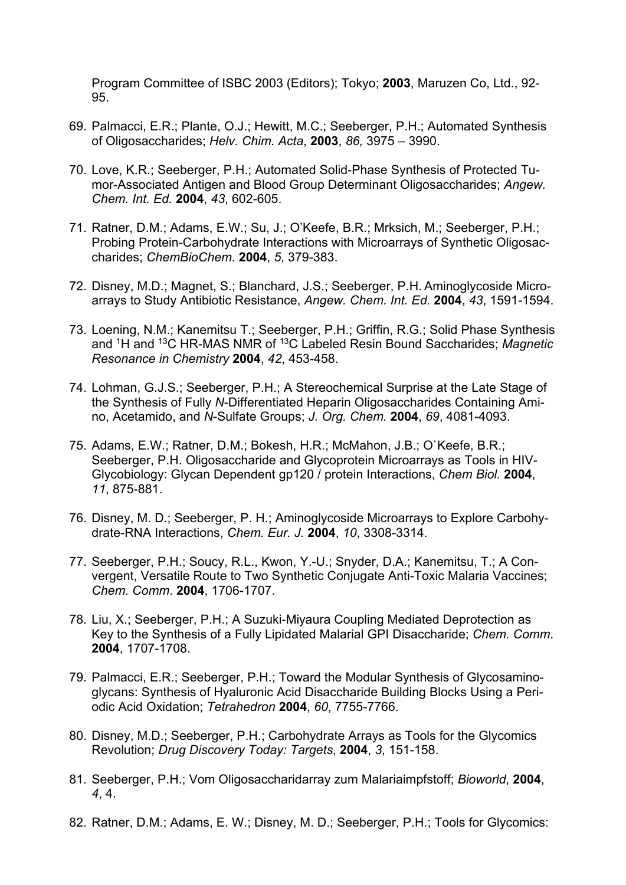Program Committee of ISBC 2003 (Editors); Tokyo; **2003**, Maruzen Co, Ltd., 92-95.

69. Palmacci, E.R.; Plante, O.J.; Hewitt, M.C.; Seeberger, P.H.; Automated Synthesis of Oligosaccharides; *Helv. Chim. Acta*, **2003**, *86,* 3975 – 3990.

70. Love, K.R.; Seeberger, P.H.; Automated Solid-Phase Synthesis of Protected Tumor-Associated Antigen and Blood Group Determinant Oligosaccharides; *Angew. Chem. Int. Ed.* **2004**, *43*, 602-605.

71. Ratner, D.M.; Adams, E.W.; Su, J.; O'Keefe, B.R.; Mrksich, M.; Seeberger, P.H.; Probing Protein-Carbohydrate Interactions with Microarrays of Synthetic Oligosaccharides; *ChemBioChem*. **2004**, *5*, 379-383.

72. Disney, M.D.; Magnet, S.; Blanchard, J.S.; Seeberger, P.H. Aminoglycoside Microarrays to Study Antibiotic Resistance, *Angew. Chem. Int. Ed.* **2004**, *43*, 1591-1594.

73. Loening, N.M.; Kanemitsu T.; Seeberger, P.H.; Griffin, R.G.; Solid Phase Synthesis and $^{1}H$ and $^{13}C$ HR-MAS NMR of $^{13}C$ Labeled Resin Bound Saccharides; *Magnetic Resonance in Chemistry* **2004**, *42*, 453-458.

74. Lohman, G.J.S.; Seeberger, P.H.; A Stereochemical Surprise at the Late Stage of the Synthesis of Fully *N*-Differentiated Heparin Oligosaccharides Containing Amino, Acetamido, and *N*-Sulfate Groups; *J. Org. Chem.* **2004**, *69*, 4081-4093.

75. Adams, E.W.; Ratner, D.M.; Bokesh, H.R.; McMahon, J.B.; O`Keefe, B.R.; Seeberger, P.H. Oligosaccharide and Glycoprotein Microarrays as Tools in HIV-Glycobiology: Glycan Dependent gp120 / protein Interactions, *Chem Biol.* **2004**, *11*, 875-881.

76. Disney, M. D.; Seeberger, P. H.; Aminoglycoside Microarrays to Explore Carbohydrate-RNA Interactions, *Chem. Eur. J.* **2004**, *10*, 3308-3314.

77. Seeberger, P.H.; Soucy, R.L., Kwon, Y.-U.; Snyder, D.A.; Kanemitsu, T.; A Convergent, Versatile Route to Two Synthetic Conjugate Anti-Toxic Malaria Vaccines; *Chem. Comm*. **2004**, 1706-1707.

78. Liu, X.; Seeberger, P.H.; A Suzuki-Miyaura Coupling Mediated Deprotection as Key to the Synthesis of a Fully Lipidated Malarial GPI Disaccharide; *Chem. Comm*. **2004**, 1707-1708.

79. Palmacci, E.R.; Seeberger, P.H.; Toward the Modular Synthesis of Glycosaminoglycans: Synthesis of Hyaluronic Acid Disaccharide Building Blocks Using a Periodic Acid Oxidation; *Tetrahedron* **2004**, *60*, 7755-7766.

80. Disney, M.D.; Seeberger, P.H.; Carbohydrate Arrays as Tools for the Glycomics Revolution; *Drug Discovery Today: Targets*, **2004**, *3*, 151-158.

81. Seeberger, P.H.; Vom Oligosaccharidarray zum Malariaimpfstoff; *Bioworld*, **2004**, *4*, 4.

82. Ratner, D.M.; Adams, E. W.; Disney, M. D.; Seeberger, P.H.; Tools for Glycomics: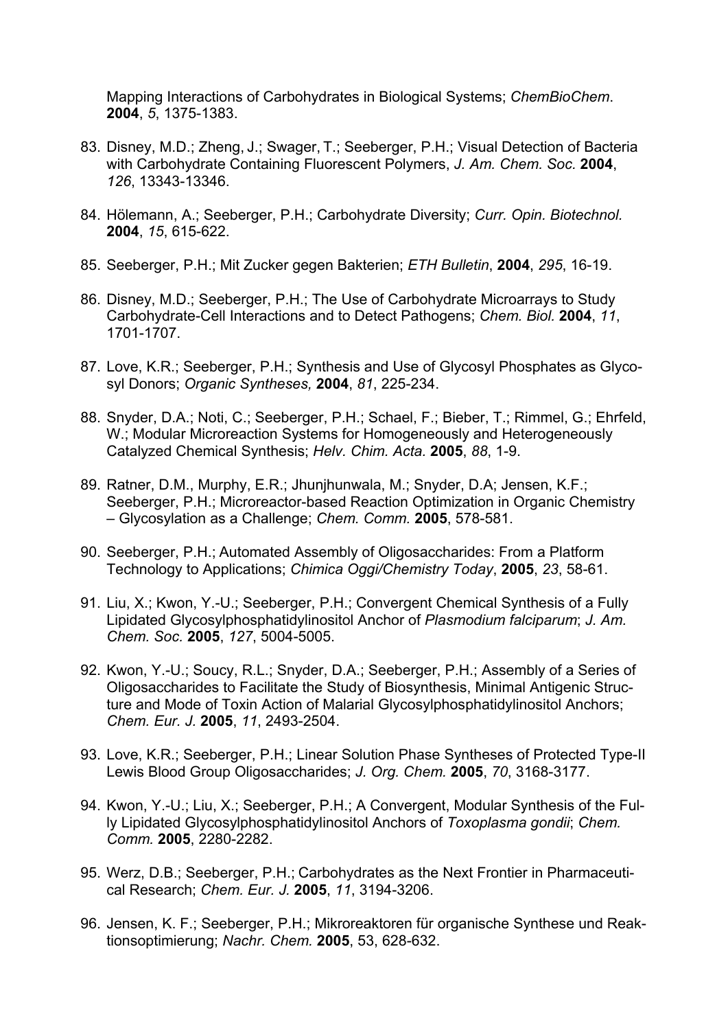Mapping Interactions of Carbohydrates in Biological Systems; *ChemBioChem*. **2004**, *5*, 1375-1383.

83. Disney, M.D.; Zheng, J.; Swager, T.; Seeberger, P.H.; Visual Detection of Bacteria with Carbohydrate Containing Fluorescent Polymers, *J. Am. Chem. Soc.* **2004**, *126*, 13343-13346.

84. Hölemann, A.; Seeberger, P.H.; Carbohydrate Diversity; *Curr. Opin. Biotechnol.* **2004**, *15*, 615-622.

85. Seeberger, P.H.; Mit Zucker gegen Bakterien; *ETH Bulletin*, **2004**, *295*, 16-19.

86. Disney, M.D.; Seeberger, P.H.; The Use of Carbohydrate Microarrays to Study Carbohydrate-Cell Interactions and to Detect Pathogens; *Chem. Biol.* **2004**, *11*, 1701-1707.

87. Love, K.R.; Seeberger, P.H.; Synthesis and Use of Glycosyl Phosphates as Glycosyl Donors; *Organic Syntheses,* **2004**, *81*, 225-234.

88. Snyder, D.A.; Noti, C.; Seeberger, P.H.; Schael, F.; Bieber, T.; Rimmel, G.; Ehrfeld, W.; Modular Microreaction Systems for Homogeneously and Heterogeneously Catalyzed Chemical Synthesis; *Helv. Chim. Acta.* **2005**, *88*, 1-9.

89. Ratner, D.M., Murphy, E.R.; Jhunjhunwala, M.; Snyder, D.A; Jensen, K.F.; Seeberger, P.H.; Microreactor-based Reaction Optimization in Organic Chemistry – Glycosylation as a Challenge; *Chem. Comm.* **2005**, 578-581.

90. Seeberger, P.H.; Automated Assembly of Oligosaccharides: From a Platform Technology to Applications; *Chimica Oggi/Chemistry Today*, **2005**, *23*, 58-61.

91. Liu, X.; Kwon, Y.-U.; Seeberger, P.H.; Convergent Chemical Synthesis of a Fully Lipidated Glycosylphosphatidylinositol Anchor of *Plasmodium falciparum*; *J. Am. Chem. Soc.* **2005**, *127*, 5004-5005.

92. Kwon, Y.-U.; Soucy, R.L.; Snyder, D.A.; Seeberger, P.H.; Assembly of a Series of Oligosaccharides to Facilitate the Study of Biosynthesis, Minimal Antigenic Structure and Mode of Toxin Action of Malarial Glycosylphosphatidylinositol Anchors; *Chem. Eur. J.* **2005**, *11*, 2493-2504.

93. Love, K.R.; Seeberger, P.H.; Linear Solution Phase Syntheses of Protected Type-II Lewis Blood Group Oligosaccharides; *J. Org. Chem.* **2005**, *70*, 3168-3177.

94. Kwon, Y.-U.; Liu, X.; Seeberger, P.H.; A Convergent, Modular Synthesis of the Fully Lipidated Glycosylphosphatidylinositol Anchors of *Toxoplasma gondii*; *Chem. Comm.* **2005**, 2280-2282.

95. Werz, D.B.; Seeberger, P.H.; Carbohydrates as the Next Frontier in Pharmaceutical Research; *Chem. Eur. J.* **2005**, *11*, 3194-3206.

96. Jensen, K. F.; Seeberger, P.H.; Mikroreaktoren für organische Synthese und Reaktionsoptimierung; *Nachr. Chem.* **2005**, 53, 628-632.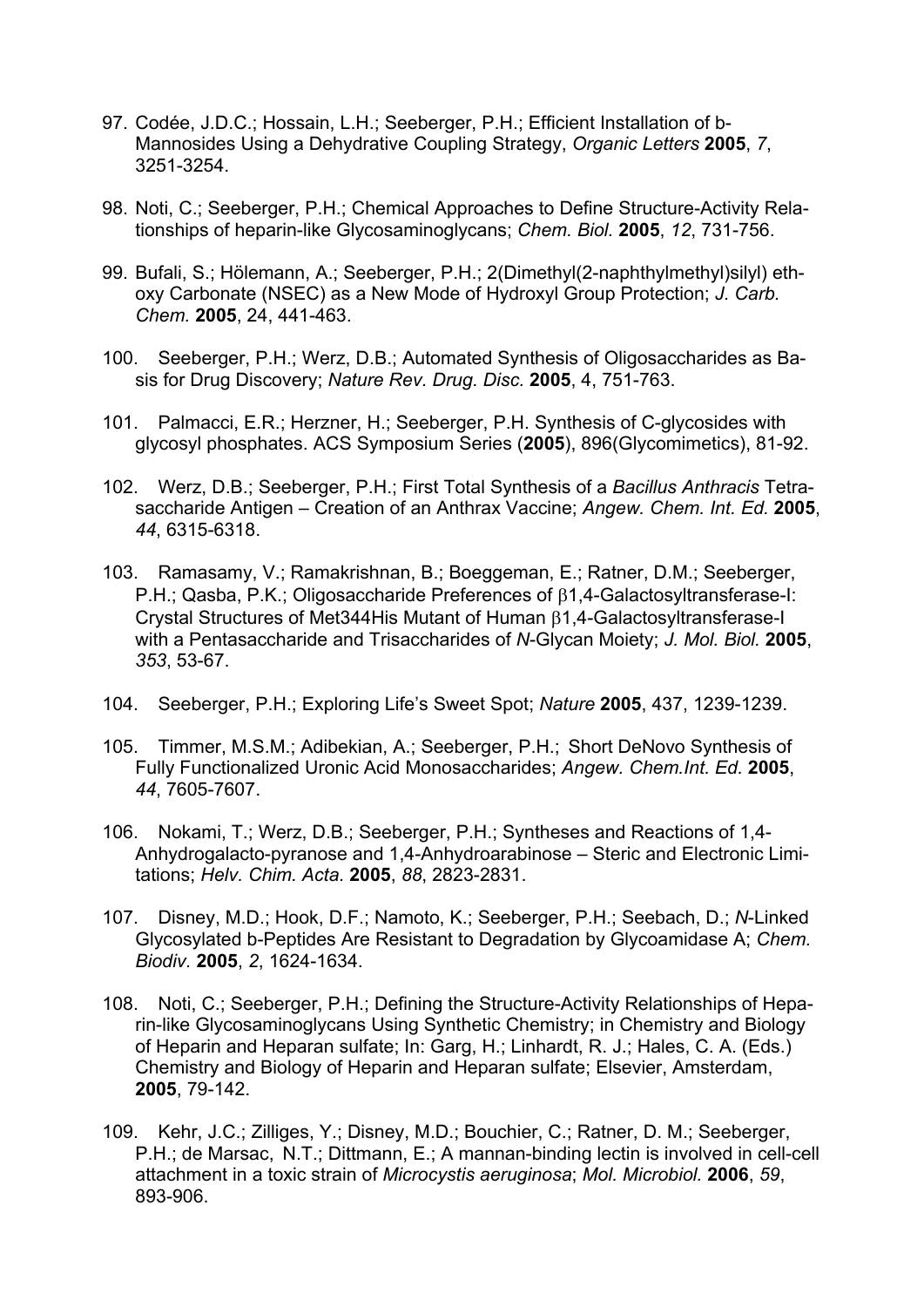97. Codée, J.D.C.; Hossain, L.H.; Seeberger, P.H.; Efficient Installation of b-Mannosides Using a Dehydrative Coupling Strategy, *Organic Letters* **2005**, *7*, 3251-3254.

98. Noti, C.; Seeberger, P.H.; Chemical Approaches to Define Structure-Activity Relationships of heparin-like Glycosaminoglycans; *Chem. Biol.* **2005**, *12*, 731-756.

99. Bufali, S.; Hölemann, A.; Seeberger, P.H.; 2(Dimethyl(2-naphthylmethyl)silyl) ethoxy Carbonate (NSEC) as a New Mode of Hydroxyl Group Protection; *J. Carb. Chem.* **2005**, 24, 441-463.

100. Seeberger, P.H.; Werz, D.B.; Automated Synthesis of Oligosaccharides as Basis for Drug Discovery; *Nature Rev. Drug. Disc.* **2005**, 4, 751-763.

101. Palmacci, E.R.; Herzner, H.; Seeberger, P.H. Synthesis of C-glycosides with glycosyl phosphates. ACS Symposium Series (**2005**), 896(Glycomimetics), 81-92.

102. Werz, D.B.; Seeberger, P.H.; First Total Synthesis of a *Bacillus Anthracis* Tetrasaccharide Antigen – Creation of an Anthrax Vaccine; *Angew. Chem. Int. Ed.* **2005**, *44*, 6315-6318.

103. Ramasamy, V.; Ramakrishnan, B.; Boeggeman, E.; Ratner, D.M.; Seeberger, P.H.; Qasba, P.K.; Oligosaccharide Preferences of β1,4-Galactosyltransferase-I: Crystal Structures of Met344His Mutant of Human β1,4-Galactosyltransferase-I with a Pentasaccharide and Trisaccharides of *N*-Glycan Moiety; *J. Mol. Biol.* **2005**, *353*, 53-67.

104. Seeberger, P.H.; Exploring Life's Sweet Spot; *Nature* **2005**, 437, 1239-1239.

105. Timmer, M.S.M.; Adibekian, A.; Seeberger, P.H.; Short DeNovo Synthesis of Fully Functionalized Uronic Acid Monosaccharides; *Angew. Chem.Int. Ed.* **2005**, *44*, 7605-7607.

106. Nokami, T.; Werz, D.B.; Seeberger, P.H.; Syntheses and Reactions of 1,4-Anhydrogalacto-pyranose and 1,4-Anhydroarabinose – Steric and Electronic Limitations; *Helv. Chim. Acta.* **2005**, *88*, 2823-2831.

107. Disney, M.D.; Hook, D.F.; Namoto, K.; Seeberger, P.H.; Seebach, D.; *N*-Linked Glycosylated b-Peptides Are Resistant to Degradation by Glycoamidase A; *Chem. Biodiv.* **2005**, *2*, 1624-1634.

108. Noti, C.; Seeberger, P.H.; Defining the Structure-Activity Relationships of Heparin-like Glycosaminoglycans Using Synthetic Chemistry; in Chemistry and Biology of Heparin and Heparan sulfate; In: Garg, H.; Linhardt, R. J.; Hales, C. A. (Eds.) Chemistry and Biology of Heparin and Heparan sulfate; Elsevier, Amsterdam, **2005**, 79-142.

109. Kehr, J.C.; Zilliges, Y.; Disney, M.D.; Bouchier, C.; Ratner, D. M.; Seeberger, P.H.; de Marsac, N.T.; Dittmann, E.; A mannan-binding lectin is involved in cell-cell attachment in a toxic strain of *Microcystis aeruginosa*; *Mol. Microbiol.* **2006**, *59*, 893-906.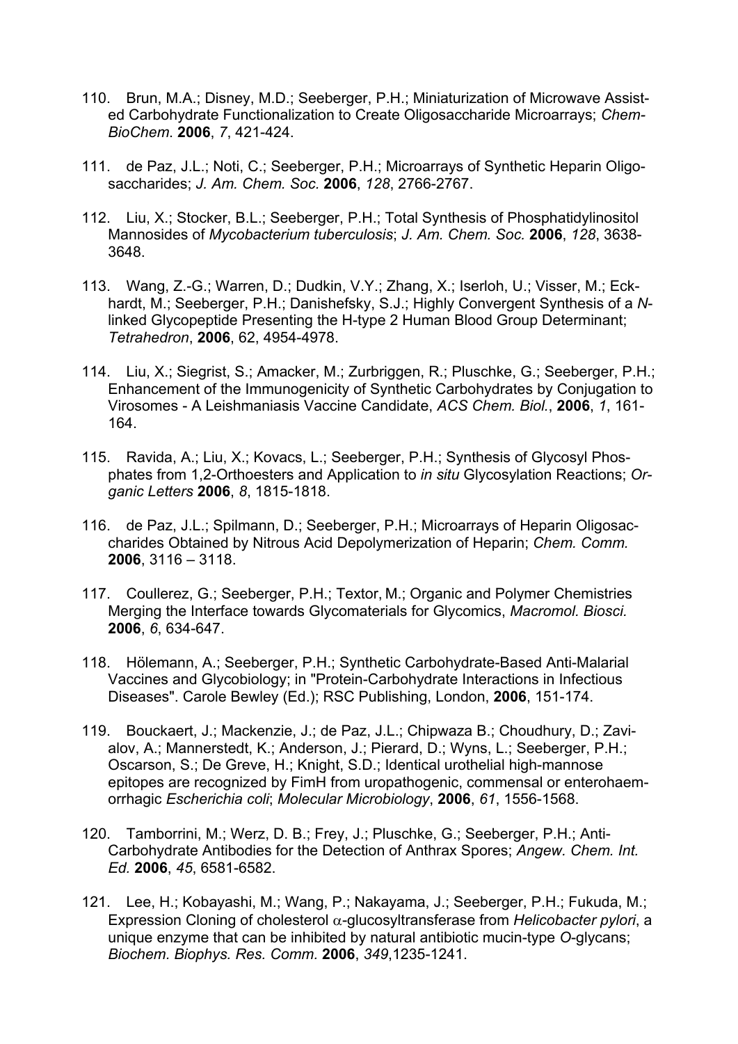110. Brun, M.A.; Disney, M.D.; Seeberger, P.H.; Miniaturization of Microwave Assisted Carbohydrate Functionalization to Create Oligosaccharide Microarrays; *ChemBioChem*. **2006**, *7*, 421-424.

111. de Paz, J.L.; Noti, C.; Seeberger, P.H.; Microarrays of Synthetic Heparin Oligosaccharides; *J. Am. Chem. Soc.* **2006**, *128*, 2766-2767.

112. Liu, X.; Stocker, B.L.; Seeberger, P.H.; Total Synthesis of Phosphatidylinositol Mannosides of *Mycobacterium tuberculosis*; *J. Am. Chem. Soc.* **2006**, *128*, 3638-3648.

113. Wang, Z.-G.; Warren, D.; Dudkin, V.Y.; Zhang, X.; Iserloh, U.; Visser, M.; Eckhardt, M.; Seeberger, P.H.; Danishefsky, S.J.; Highly Convergent Synthesis of a *N*-linked Glycopeptide Presenting the H-type 2 Human Blood Group Determinant; *Tetrahedron*, **2006**, 62, 4954-4978.

114. Liu, X.; Siegrist, S.; Amacker, M.; Zurbriggen, R.; Pluschke, G.; Seeberger, P.H.; Enhancement of the Immunogenicity of Synthetic Carbohydrates by Conjugation to Virosomes - A Leishmaniasis Vaccine Candidate, *ACS Chem. Biol.*, **2006**, *1*, 161-164.

115. Ravida, A.; Liu, X.; Kovacs, L.; Seeberger, P.H.; Synthesis of Glycosyl Phosphates from 1,2-Orthoesters and Application to *in situ* Glycosylation Reactions; *Organic Letters* **2006**, *8*, 1815-1818.

116. de Paz, J.L.; Spilmann, D.; Seeberger, P.H.; Microarrays of Heparin Oligosaccharides Obtained by Nitrous Acid Depolymerization of Heparin; *Chem. Comm.* **2006**, 3116 – 3118.

117. Coullerez, G.; Seeberger, P.H.; Textor, M.; Organic and Polymer Chemistries Merging the Interface towards Glycomaterials for Glycomics, *Macromol. Biosci.* **2006**, *6*, 634-647.

118. Hölemann, A.; Seeberger, P.H.; Synthetic Carbohydrate-Based Anti-Malarial Vaccines and Glycobiology; in "Protein-Carbohydrate Interactions in Infectious Diseases". Carole Bewley (Ed.); RSC Publishing, London, **2006**, 151-174.

119. Bouckaert, J.; Mackenzie, J.; de Paz, J.L.; Chipwaza B.; Choudhury, D.; Zavialov, A.; Mannerstedt, K.; Anderson, J.; Pierard, D.; Wyns, L.; Seeberger, P.H.; Oscarson, S.; De Greve, H.; Knight, S.D.; Identical urothelial high-mannose epitopes are recognized by FimH from uropathogenic, commensal or enterohaemorrhagic *Escherichia coli*; *Molecular Microbiology*, **2006**, *61*, 1556-1568.

120. Tamborrini, M.; Werz, D. B.; Frey, J.; Pluschke, G.; Seeberger, P.H.; Anti-Carbohydrate Antibodies for the Detection of Anthrax Spores; *Angew. Chem. Int. Ed.* **2006**, *45*, 6581-6582.

121. Lee, H.; Kobayashi, M.; Wang, P.; Nakayama, J.; Seeberger, P.H.; Fukuda, M.; Expression Cloning of cholesterol $\alpha$-glucosyltransferase from *Helicobacter pylori*, a unique enzyme that can be inhibited by natural antibiotic mucin-type *O*-glycans; *Biochem. Biophys. Res. Comm.* **2006**, *349*,1235-1241.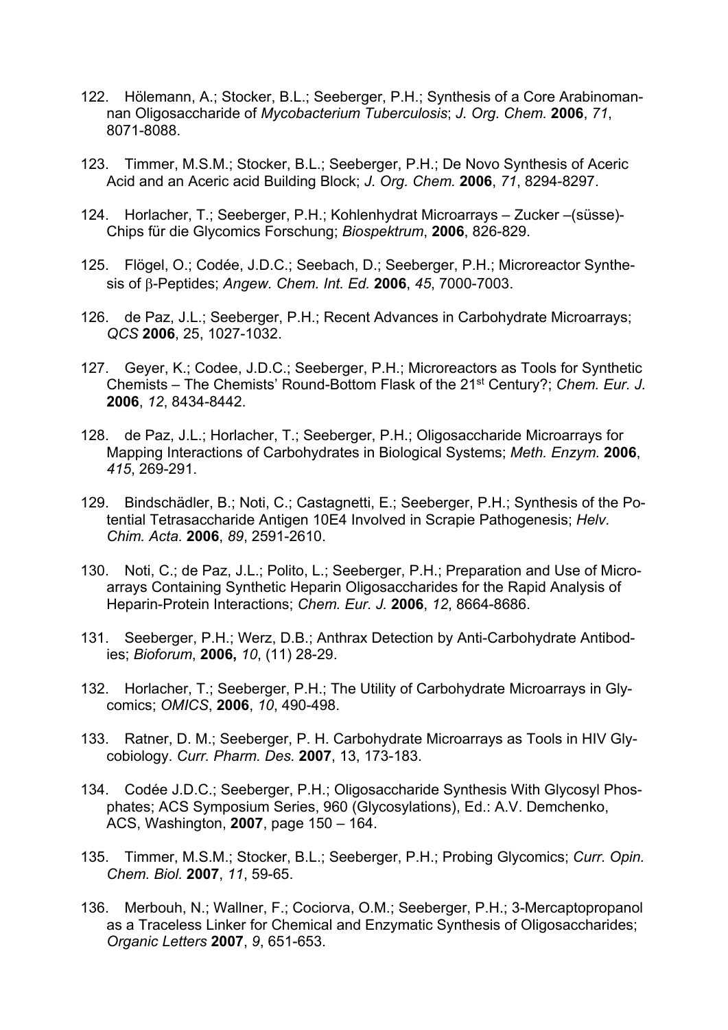122. Hölemann, A.; Stocker, B.L.; Seeberger, P.H.; Synthesis of a Core Arabinomannan Oligosaccharide of *Mycobacterium Tuberculosis*; *J. Org. Chem.* **2006**, *71*, 8071-8088.

123. Timmer, M.S.M.; Stocker, B.L.; Seeberger, P.H.; De Novo Synthesis of Aceric Acid and an Aceric acid Building Block; *J. Org. Chem.* **2006**, *71*, 8294-8297.

124. Horlacher, T.; Seeberger, P.H.; Kohlenhydrat Microarrays – Zucker –(süsse)-Chips für die Glycomics Forschung; *Biospektrum*, **2006**, 826-829.

125. Flögel, O.; Codée, J.D.C.; Seebach, D.; Seeberger, P.H.; Microreactor Synthesis of β-Peptides; *Angew. Chem. Int. Ed.* **2006**, *45*, 7000-7003.

126. de Paz, J.L.; Seeberger, P.H.; Recent Advances in Carbohydrate Microarrays; *QCS* **2006**, 25, 1027-1032.

127. Geyer, K.; Codee, J.D.C.; Seeberger, P.H.; Microreactors as Tools for Synthetic Chemists – The Chemists' Round-Bottom Flask of the 21st Century?; *Chem. Eur. J.* **2006**, *12*, 8434-8442.

128. de Paz, J.L.; Horlacher, T.; Seeberger, P.H.; Oligosaccharide Microarrays for Mapping Interactions of Carbohydrates in Biological Systems; *Meth. Enzym.* **2006**, *415*, 269-291.

129. Bindschädler, B.; Noti, C.; Castagnetti, E.; Seeberger, P.H.; Synthesis of the Potential Tetrasaccharide Antigen 10E4 Involved in Scrapie Pathogenesis; *Helv. Chim. Acta.* **2006**, *89*, 2591-2610.

130. Noti, C.; de Paz, J.L.; Polito, L.; Seeberger, P.H.; Preparation and Use of Microarrays Containing Synthetic Heparin Oligosaccharides for the Rapid Analysis of Heparin-Protein Interactions; *Chem. Eur. J.* **2006**, *12*, 8664-8686.

131. Seeberger, P.H.; Werz, D.B.; Anthrax Detection by Anti-Carbohydrate Antibodies; *Bioforum*, **2006,** *10*, (11) 28-29.

132. Horlacher, T.; Seeberger, P.H.; The Utility of Carbohydrate Microarrays in Glycomics; *OMICS*, **2006**, *10*, 490-498.

133. Ratner, D. M.; Seeberger, P. H. Carbohydrate Microarrays as Tools in HIV Glycobiology. *Curr. Pharm. Des.* **2007**, 13, 173-183.

134. Codée J.D.C.; Seeberger, P.H.; Oligosaccharide Synthesis With Glycosyl Phosphates; ACS Symposium Series, 960 (Glycosylations), Ed.: A.V. Demchenko, ACS, Washington, **2007**, page 150 – 164.

135. Timmer, M.S.M.; Stocker, B.L.; Seeberger, P.H.; Probing Glycomics; *Curr. Opin. Chem. Biol.* **2007**, *11*, 59-65.

136. Merbouh, N.; Wallner, F.; Cociorva, O.M.; Seeberger, P.H.; 3-Mercaptopropanol as a Traceless Linker for Chemical and Enzymatic Synthesis of Oligosaccharides; *Organic Letters* **2007**, *9*, 651-653.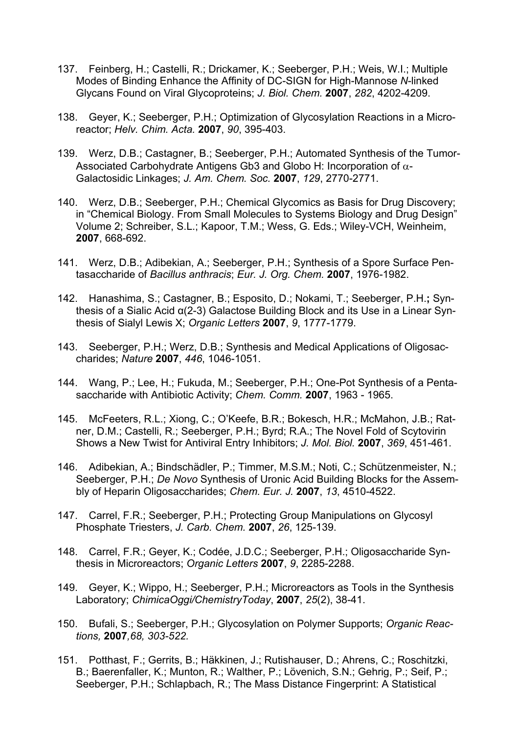137. Feinberg, H.; Castelli, R.; Drickamer, K.; Seeberger, P.H.; Weis, W.I.; Multiple Modes of Binding Enhance the Affinity of DC-SIGN for High-Mannose *N*-linked Glycans Found on Viral Glycoproteins; *J. Biol. Chem.* **2007**, *282*, 4202-4209.

138. Geyer, K.; Seeberger, P.H.; Optimization of Glycosylation Reactions in a Microreactor; *Helv. Chim. Acta.* **2007**, *90*, 395-403.

139. Werz, D.B.; Castagner, B.; Seeberger, P.H.; Automated Synthesis of the Tumor-Associated Carbohydrate Antigens Gb3 and Globo H: Incorporation of $\alpha$-Galactosidic Linkages; *J. Am. Chem. Soc.* **2007**, *129*, 2770-2771.

140. Werz, D.B.; Seeberger, P.H.; Chemical Glycomics as Basis for Drug Discovery; in "Chemical Biology. From Small Molecules to Systems Biology and Drug Design" Volume 2; Schreiber, S.L.; Kapoor, T.M.; Wess, G. Eds.; Wiley-VCH, Weinheim, **2007**, 668-692.

141. Werz, D.B.; Adibekian, A.; Seeberger, P.H.; Synthesis of a Spore Surface Pentasaccharide of *Bacillus anthracis*; *Eur. J. Org. Chem.* **2007**, 1976-1982.

142. Hanashima, S.; Castagner, B.; Esposito, D.; Nokami, T.; Seeberger, P.H.**;** Synthesis of a Sialic Acid α(2-3) Galactose Building Block and its Use in a Linear Synthesis of Sialyl Lewis X; *Organic Letters* **2007**, *9*, 1777-1779.

143. Seeberger, P.H.; Werz, D.B.; Synthesis and Medical Applications of Oligosaccharides; *Nature* **2007**, *446*, 1046-1051.

144. Wang, P.; Lee, H.; Fukuda, M.; Seeberger, P.H.; One-Pot Synthesis of a Pentasaccharide with Antibiotic Activity; *Chem. Comm.* **2007**, 1963 - 1965.

145. McFeeters, R.L.; Xiong, C.; O'Keefe, B.R.; Bokesch, H.R.; McMahon, J.B.; Ratner, D.M.; Castelli, R.; Seeberger, P.H.; Byrd; R.A.; The Novel Fold of Scytovirin Shows a New Twist for Antiviral Entry Inhibitors; *J. Mol. Biol.* **2007**, *369*, 451-461.

146. Adibekian, A.; Bindschädler, P.; Timmer, M.S.M.; Noti, C.; Schützenmeister, N.; Seeberger, P.H.; *De Novo* Synthesis of Uronic Acid Building Blocks for the Assembly of Heparin Oligosaccharides; *Chem. Eur. J.* **2007**, *13*, 4510-4522.

147. Carrel, F.R.; Seeberger, P.H.; Protecting Group Manipulations on Glycosyl Phosphate Triesters, *J. Carb. Chem.* **2007**, *26*, 125-139.

148. Carrel, F.R.; Geyer, K.; Codée, J.D.C.; Seeberger, P.H.; Oligosaccharide Synthesis in Microreactors; *Organic Letters* **2007**, *9*, 2285-2288.

149. Geyer, K.; Wippo, H.; Seeberger, P.H.; Microreactors as Tools in the Synthesis Laboratory; *ChimicaOggi/ChemistryToday*, **2007**, *25*(2), 38-41.

150. Bufali, S.; Seeberger, P.H.; Glycosylation on Polymer Supports; *Organic Reactions,* **2007***,68, 303-522.*

151. Potthast, F.; Gerrits, B.; Häkkinen, J.; Rutishauser, D.; Ahrens, C.; Roschitzki, B.; Baerenfaller, K.; Munton, R.; Walther, P.; Lövenich, S.N.; Gehrig, P.; Seif, P.; Seeberger, P.H.; Schlapbach, R.; The Mass Distance Fingerprint: A Statistical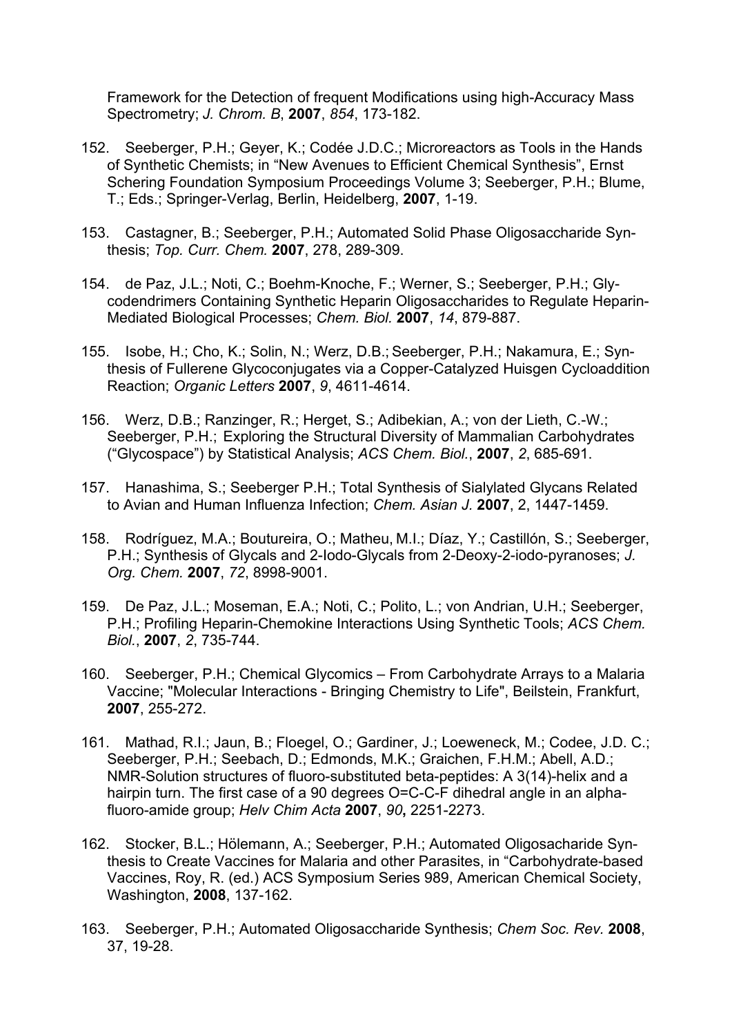Framework for the Detection of frequent Modifications using high-Accuracy Mass Spectrometry; *J. Chrom. B*, **2007**, *854*, 173-182.

152. Seeberger, P.H.; Geyer, K.; Codée J.D.C.; Microreactors as Tools in the Hands of Synthetic Chemists; in “New Avenues to Efficient Chemical Synthesis”, Ernst Schering Foundation Symposium Proceedings Volume 3; Seeberger, P.H.; Blume, T.; Eds.; Springer-Verlag, Berlin, Heidelberg, **2007**, 1-19.

153. Castagner, B.; Seeberger, P.H.; Automated Solid Phase Oligosaccharide Synthesis; *Top. Curr. Chem.* **2007**, 278, 289-309.

154. de Paz, J.L.; Noti, C.; Boehm-Knoche, F.; Werner, S.; Seeberger, P.H.; Glycodendrimers Containing Synthetic Heparin Oligosaccharides to Regulate Heparin-Mediated Biological Processes; *Chem. Biol.* **2007**, *14*, 879-887.

155. Isobe, H.; Cho, K.; Solin, N.; Werz, D.B.; Seeberger, P.H.; Nakamura, E.; Synthesis of Fullerene Glycoconjugates via a Copper-Catalyzed Huisgen Cycloaddition Reaction; *Organic Letters* **2007**, *9*, 4611-4614.

156. Werz, D.B.; Ranzinger, R.; Herget, S.; Adibekian, A.; von der Lieth, C.-W.; Seeberger, P.H.; Exploring the Structural Diversity of Mammalian Carbohydrates (“Glycospace”) by Statistical Analysis; *ACS Chem. Biol.*, **2007**, *2*, 685-691.

157. Hanashima, S.; Seeberger P.H.; Total Synthesis of Sialylated Glycans Related to Avian and Human Influenza Infection; *Chem. Asian J.* **2007**, 2, 1447-1459.

158. Rodríguez, M.A.; Boutureira, O.; Matheu, M.I.; Díaz, Y.; Castillón, S.; Seeberger, P.H.; Synthesis of Glycals and 2-Iodo-Glycals from 2-Deoxy-2-iodo-pyranoses; *J. Org. Chem.* **2007**, *72*, 8998-9001.

159. De Paz, J.L.; Moseman, E.A.; Noti, C.; Polito, L.; von Andrian, U.H.; Seeberger, P.H.; Profiling Heparin-Chemokine Interactions Using Synthetic Tools; *ACS Chem. Biol.*, **2007**, *2*, 735-744.

160. Seeberger, P.H.; Chemical Glycomics – From Carbohydrate Arrays to a Malaria Vaccine; "Molecular Interactions - Bringing Chemistry to Life", Beilstein, Frankfurt, **2007**, 255-272.

161. Mathad, R.I.; Jaun, B.; Floegel, O.; Gardiner, J.; Loeweneck, M.; Codee, J.D. C.; Seeberger, P.H.; Seebach, D.; Edmonds, M.K.; Graichen, F.H.M.; Abell, A.D.; NMR-Solution structures of fluoro-substituted beta-peptides: A 3(14)-helix and a hairpin turn. The first case of a 90 degrees O=C-C-F dihedral angle in an alpha-fluoro-amide group; *Helv Chim Acta* **2007**, *90***,** 2251-2273.

162. Stocker, B.L.; Hölemann, A.; Seeberger, P.H.; Automated Oligosacharide Synthesis to Create Vaccines for Malaria and other Parasites, in “Carbohydrate-based Vaccines, Roy, R. (ed.) ACS Symposium Series 989, American Chemical Society, Washington, **2008**, 137-162.

163. Seeberger, P.H.; Automated Oligosaccharide Synthesis; *Chem Soc. Rev.* **2008**, 37, 19-28.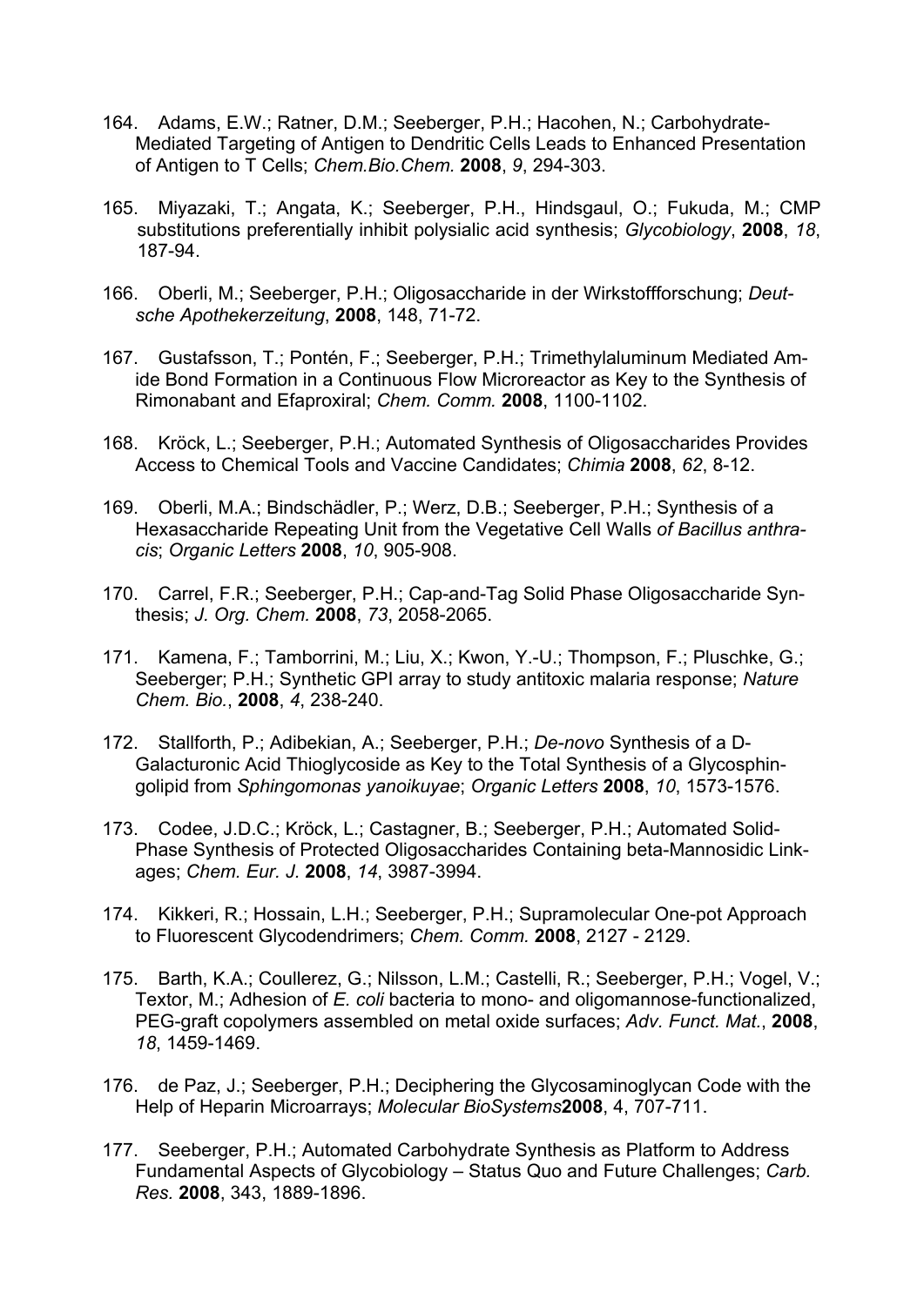164. Adams, E.W.; Ratner, D.M.; Seeberger, P.H.; Hacohen, N.; Carbohydrate-Mediated Targeting of Antigen to Dendritic Cells Leads to Enhanced Presentation of Antigen to T Cells; *Chem.Bio.Chem.* **2008**, *9*, 294-303.

165. Miyazaki, T.; Angata, K.; Seeberger, P.H., Hindsgaul, O.; Fukuda, M.; CMP substitutions preferentially inhibit polysialic acid synthesis; *Glycobiology*, **2008**, *18*, 187-94.

166. Oberli, M.; Seeberger, P.H.; Oligosaccharide in der Wirkstoffforschung; *Deutsche Apothekerzeitung*, **2008**, 148, 71-72.

167. Gustafsson, T.; Pontén, F.; Seeberger, P.H.; Trimethylaluminum Mediated Amide Bond Formation in a Continuous Flow Microreactor as Key to the Synthesis of Rimonabant and Efaproxiral; *Chem. Comm.* **2008**, 1100-1102.

168. Kröck, L.; Seeberger, P.H.; Automated Synthesis of Oligosaccharides Provides Access to Chemical Tools and Vaccine Candidates; *Chimia* **2008**, *62*, 8-12.

169. Oberli, M.A.; Bindschädler, P.; Werz, D.B.; Seeberger, P.H.; Synthesis of a Hexasaccharide Repeating Unit from the Vegetative Cell Walls *of Bacillus anthracis*; *Organic Letters* **2008**, *10*, 905-908.

170. Carrel, F.R.; Seeberger, P.H.; Cap-and-Tag Solid Phase Oligosaccharide Synthesis; *J. Org. Chem.* **2008**, *73*, 2058-2065.

171. Kamena, F.; Tamborrini, M.; Liu, X.; Kwon, Y.-U.; Thompson, F.; Pluschke, G.; Seeberger; P.H.; Synthetic GPI array to study antitoxic malaria response; *Nature Chem. Bio.*, **2008**, *4*, 238-240.

172. Stallforth, P.; Adibekian, A.; Seeberger, P.H.; *De-novo* Synthesis of a D-Galacturonic Acid Thioglycoside as Key to the Total Synthesis of a Glycosphingolipid from *Sphingomonas yanoikuyae*; *Organic Letters* **2008**, *10*, 1573-1576.

173. Codee, J.D.C.; Kröck, L.; Castagner, B.; Seeberger, P.H.; Automated Solid-Phase Synthesis of Protected Oligosaccharides Containing beta-Mannosidic Linkages; *Chem. Eur. J.* **2008**, *14*, 3987-3994.

174. Kikkeri, R.; Hossain, L.H.; Seeberger, P.H.; Supramolecular One-pot Approach to Fluorescent Glycodendrimers; *Chem. Comm.* **2008**, 2127 - 2129.

175. Barth, K.A.; Coullerez, G.; Nilsson, L.M.; Castelli, R.; Seeberger, P.H.; Vogel, V.; Textor, M.; Adhesion of *E. coli* bacteria to mono- and oligomannose-functionalized, PEG-graft copolymers assembled on metal oxide surfaces; *Adv. Funct. Mat.*, **2008**, *18*, 1459-1469.

176. de Paz, J.; Seeberger, P.H.; Deciphering the Glycosaminoglycan Code with the Help of Heparin Microarrays; *Molecular BioSystems* **2008**, 4, 707-711.

177. Seeberger, P.H.; Automated Carbohydrate Synthesis as Platform to Address Fundamental Aspects of Glycobiology – Status Quo and Future Challenges; *Carb. Res.* **2008**, 343, 1889-1896.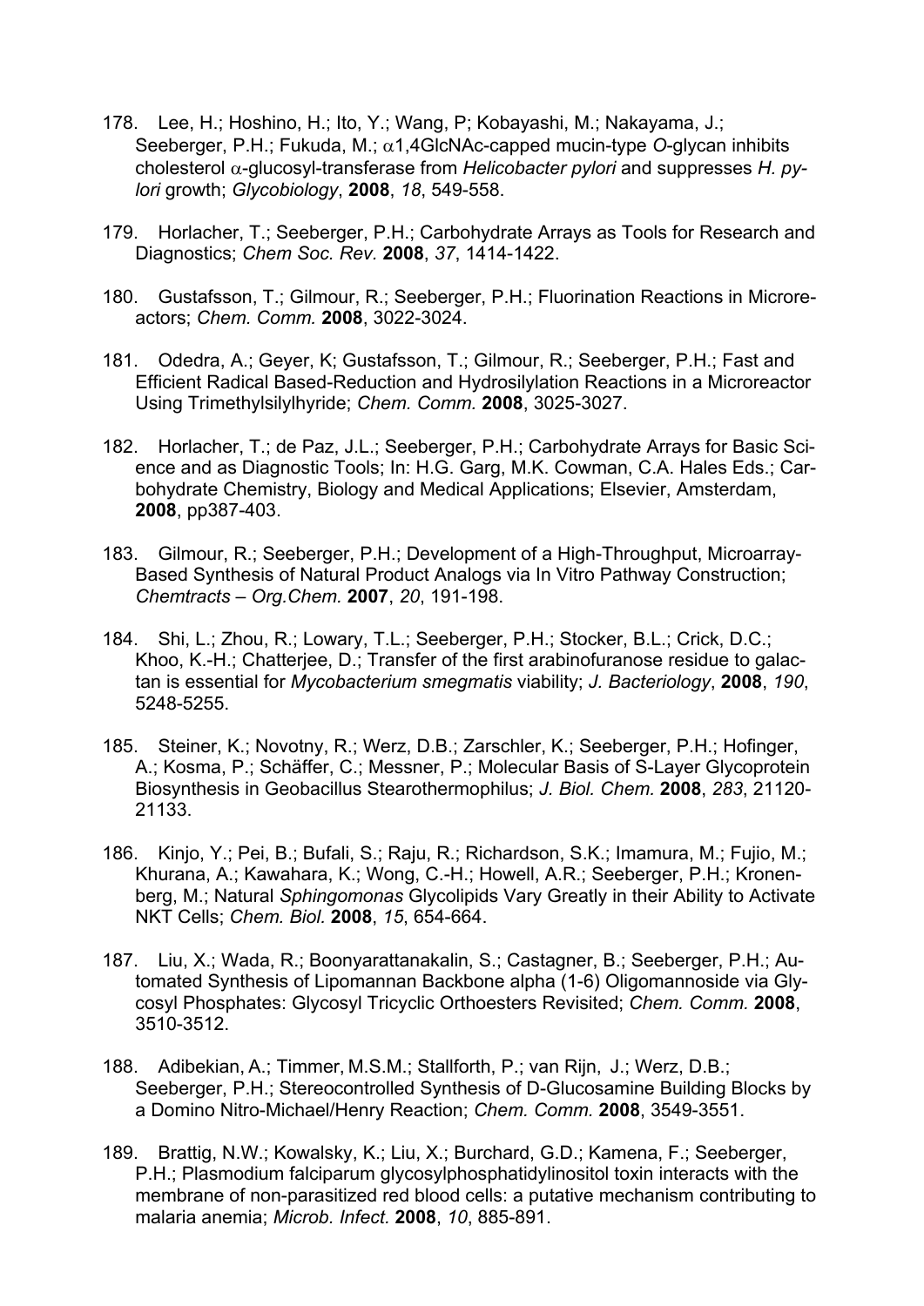178. Lee, H.; Hoshino, H.; Ito, Y.; Wang, P; Kobayashi, M.; Nakayama, J.; Seeberger, P.H.; Fukuda, M.; α1,4GlcNAc-capped mucin-type *O*-glycan inhibits cholesterol α-glucosyl-transferase from *Helicobacter pylori* and suppresses *H. pylori* growth; *Glycobiology*, **2008**, *18*, 549-558.

179. Horlacher, T.; Seeberger, P.H.; Carbohydrate Arrays as Tools for Research and Diagnostics; *Chem Soc. Rev.* **2008**, *37*, 1414-1422.

180. Gustafsson, T.; Gilmour, R.; Seeberger, P.H.; Fluorination Reactions in Microreactors; *Chem. Comm.* **2008**, 3022-3024.

181. Odedra, A.; Geyer, K; Gustafsson, T.; Gilmour, R.; Seeberger, P.H.; Fast and Efficient Radical Based-Reduction and Hydrosilylation Reactions in a Microreactor Using Trimethylsilylhyride; *Chem. Comm.* **2008**, 3025-3027.

182. Horlacher, T.; de Paz, J.L.; Seeberger, P.H.; Carbohydrate Arrays for Basic Science and as Diagnostic Tools; In: H.G. Garg, M.K. Cowman, C.A. Hales Eds.; Carbohydrate Chemistry, Biology and Medical Applications; Elsevier, Amsterdam, **2008**, pp387-403.

183. Gilmour, R.; Seeberger, P.H.; Development of a High-Throughput, Microarray-Based Synthesis of Natural Product Analogs via In Vitro Pathway Construction; *Chemtracts – Org.Chem.* **2007**, *20*, 191-198.

184. Shi, L.; Zhou, R.; Lowary, T.L.; Seeberger, P.H.; Stocker, B.L.; Crick, D.C.; Khoo, K.-H.; Chatterjee, D.; Transfer of the first arabinofuranose residue to galactan is essential for *Mycobacterium smegmatis* viability; *J. Bacteriology*, **2008**, *190*, 5248-5255.

185. Steiner, K.; Novotny, R.; Werz, D.B.; Zarschler, K.; Seeberger, P.H.; Hofinger, A.; Kosma, P.; Schäffer, C.; Messner, P.; Molecular Basis of S-Layer Glycoprotein Biosynthesis in Geobacillus Stearothermophilus; *J. Biol. Chem.* **2008**, *283*, 21120-21133.

186. Kinjo, Y.; Pei, B.; Bufali, S.; Raju, R.; Richardson, S.K.; Imamura, M.; Fujio, M.; Khurana, A.; Kawahara, K.; Wong, C.-H.; Howell, A.R.; Seeberger, P.H.; Kronenberg, M.; Natural *Sphingomonas* Glycolipids Vary Greatly in their Ability to Activate NKT Cells; *Chem. Biol.* **2008**, *15*, 654-664.

187. Liu, X.; Wada, R.; Boonyarattanakalin, S.; Castagner, B.; Seeberger, P.H.; Automated Synthesis of Lipomannan Backbone alpha (1-6) Oligomannoside via Glycosyl Phosphates: Glycosyl Tricyclic Orthoesters Revisited; *Chem. Comm.* **2008**, 3510-3512.

188. Adibekian, A.; Timmer, M.S.M.; Stallforth, P.; van Rijn, J.; Werz, D.B.; Seeberger, P.H.; Stereocontrolled Synthesis of D-Glucosamine Building Blocks by a Domino Nitro-Michael/Henry Reaction; *Chem. Comm.* **2008**, 3549-3551.

189. Brattig, N.W.; Kowalsky, K.; Liu, X.; Burchard, G.D.; Kamena, F.; Seeberger, P.H.; Plasmodium falciparum glycosylphosphatidylinositol toxin interacts with the membrane of non-parasitized red blood cells: a putative mechanism contributing to malaria anemia; *Microb. Infect.* **2008**, *10*, 885-891.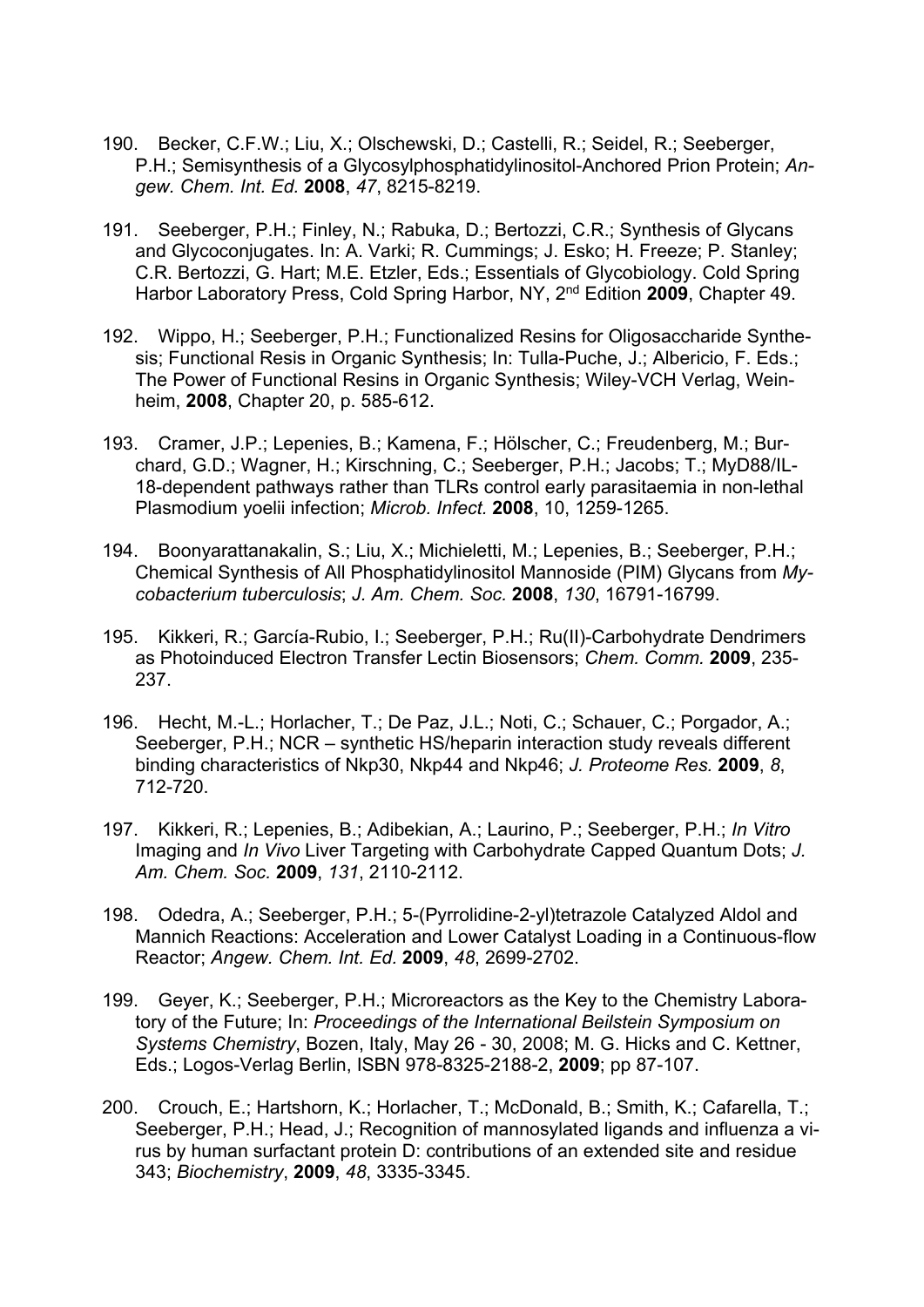190. Becker, C.F.W.; Liu, X.; Olschewski, D.; Castelli, R.; Seidel, R.; Seeberger, P.H.; Semisynthesis of a Glycosylphosphatidylinositol-Anchored Prion Protein; *Angew. Chem. Int. Ed.* **2008**, *47*, 8215-8219.

191. Seeberger, P.H.; Finley, N.; Rabuka, D.; Bertozzi, C.R.; Synthesis of Glycans and Glycoconjugates. In: A. Varki; R. Cummings; J. Esko; H. Freeze; P. Stanley; C.R. Bertozzi, G. Hart; M.E. Etzler, Eds.; Essentials of Glycobiology. Cold Spring Harbor Laboratory Press, Cold Spring Harbor, NY, 2nd Edition **2009**, Chapter 49.

192. Wippo, H.; Seeberger, P.H.; Functionalized Resins for Oligosaccharide Synthesis; Functional Resis in Organic Synthesis; In: Tulla-Puche, J.; Albericio, F. Eds.; The Power of Functional Resins in Organic Synthesis; Wiley-VCH Verlag, Weinheim, **2008**, Chapter 20, p. 585-612.

193. Cramer, J.P.; Lepenies, B.; Kamena, F.; Hölscher, C.; Freudenberg, M.; Burchard, G.D.; Wagner, H.; Kirschning, C.; Seeberger, P.H.; Jacobs; T.; MyD88/IL-18-dependent pathways rather than TLRs control early parasitaemia in non-lethal Plasmodium yoelii infection; *Microb. Infect.* **2008**, 10, 1259-1265.

194. Boonyarattanakalin, S.; Liu, X.; Michieletti, M.; Lepenies, B.; Seeberger, P.H.; Chemical Synthesis of All Phosphatidylinositol Mannoside (PIM) Glycans from *Mycobacterium tuberculosis*; *J. Am. Chem. Soc.* **2008**, *130*, 16791-16799.

195. Kikkeri, R.; García-Rubio, I.; Seeberger, P.H.; Ru(II)-Carbohydrate Dendrimers as Photoinduced Electron Transfer Lectin Biosensors; *Chem. Comm.* **2009**, 235-237.

196. Hecht, M.-L.; Horlacher, T.; De Paz, J.L.; Noti, C.; Schauer, C.; Porgador, A.; Seeberger, P.H.; NCR – synthetic HS/heparin interaction study reveals different binding characteristics of Nkp30, Nkp44 and Nkp46; *J. Proteome Res.* **2009**, *8*, 712-720.

197. Kikkeri, R.; Lepenies, B.; Adibekian, A.; Laurino, P.; Seeberger, P.H.; *In Vitro* Imaging and *In Vivo* Liver Targeting with Carbohydrate Capped Quantum Dots; *J. Am. Chem. Soc.* **2009**, *131*, 2110-2112.

198. Odedra, A.; Seeberger, P.H.; 5-(Pyrrolidine-2-yl)tetrazole Catalyzed Aldol and Mannich Reactions: Acceleration and Lower Catalyst Loading in a Continuous-flow Reactor; *Angew. Chem. Int. Ed.* **2009**, *48*, 2699-2702.

199. Geyer, K.; Seeberger, P.H.; Microreactors as the Key to the Chemistry Laboratory of the Future; In: *Proceedings of the International Beilstein Symposium on Systems Chemistry*, Bozen, Italy, May 26 - 30, 2008; M. G. Hicks and C. Kettner, Eds.; Logos-Verlag Berlin, ISBN 978-8325-2188-2, **2009**; pp 87-107.

200. Crouch, E.; Hartshorn, K.; Horlacher, T.; McDonald, B.; Smith, K.; Cafarella, T.; Seeberger, P.H.; Head, J.; Recognition of mannosylated ligands and influenza a virus by human surfactant protein D: contributions of an extended site and residue 343; *Biochemistry*, **2009**, *48*, 3335-3345.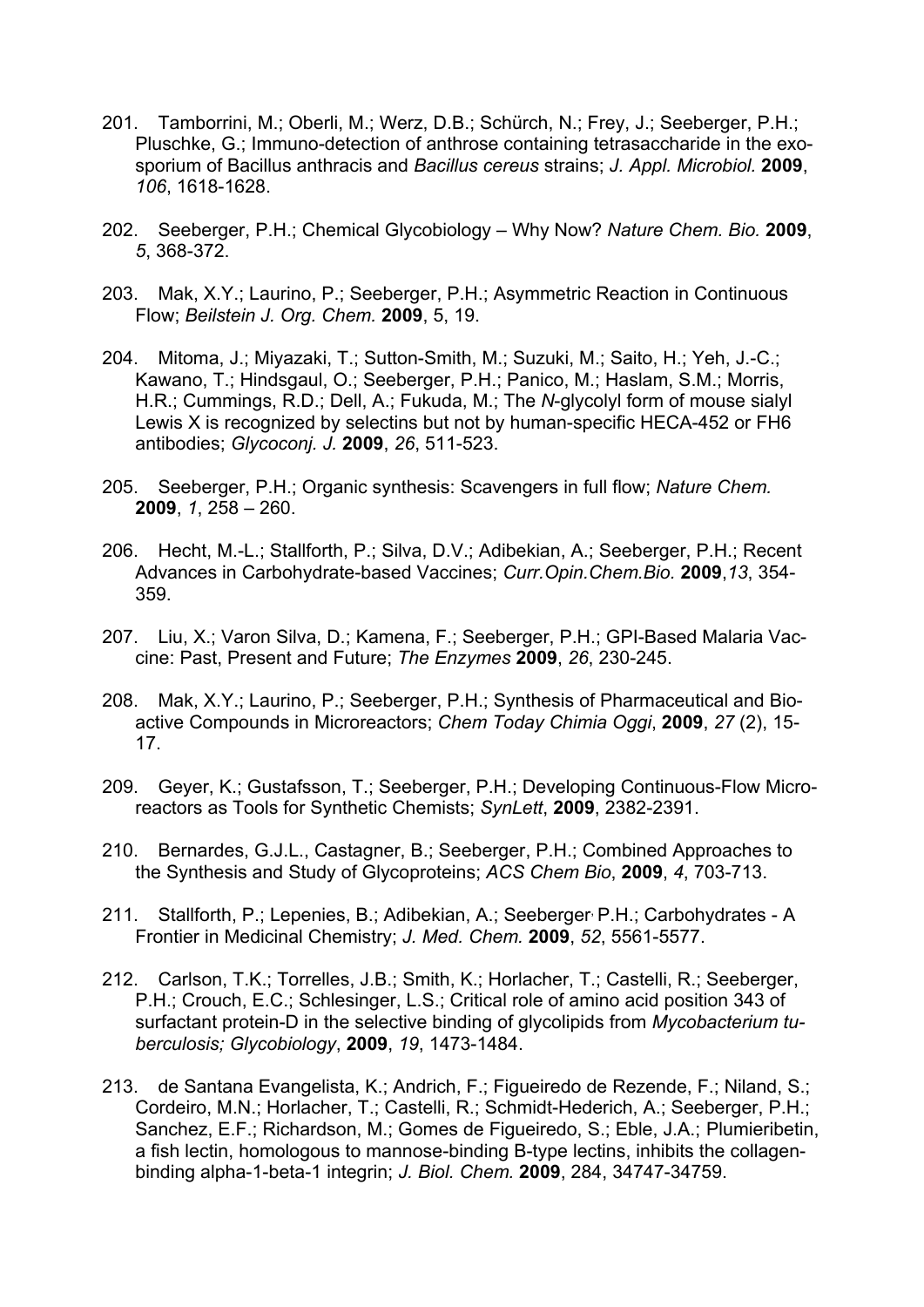201. Tamborrini, M.; Oberli, M.; Werz, D.B.; Schürch, N.; Frey, J.; Seeberger, P.H.; Pluschke, G.; Immuno-detection of anthrose containing tetrasaccharide in the exosporium of Bacillus anthracis and *Bacillus cereus* strains; *J. Appl. Microbiol.* **2009**, *106*, 1618-1628.

202. Seeberger, P.H.; Chemical Glycobiology – Why Now? *Nature Chem. Bio.* **2009**, *5*, 368-372.

203. Mak, X.Y.; Laurino, P.; Seeberger, P.H.; Asymmetric Reaction in Continuous Flow; *Beilstein J. Org. Chem.* **2009**, 5, 19.

204. Mitoma, J.; Miyazaki, T.; Sutton-Smith, M.; Suzuki, M.; Saito, H.; Yeh, J.-C.; Kawano, T.; Hindsgaul, O.; Seeberger, P.H.; Panico, M.; Haslam, S.M.; Morris, H.R.; Cummings, R.D.; Dell, A.; Fukuda, M.; The *N*-glycolyl form of mouse sialyl Lewis X is recognized by selectins but not by human-specific HECA-452 or FH6 antibodies; *Glycoconj. J.* **2009**, *26*, 511-523.

205. Seeberger, P.H.; Organic synthesis: Scavengers in full flow; *Nature Chem.* **2009**, *1*, 258 – 260.

206. Hecht, M.-L.; Stallforth, P.; Silva, D.V.; Adibekian, A.; Seeberger, P.H.; Recent Advances in Carbohydrate-based Vaccines; *Curr.Opin.Chem.Bio.* **2009**,*13*, 354-359.

207. Liu, X.; Varon Silva, D.; Kamena, F.; Seeberger, P.H.; GPI-Based Malaria Vaccine: Past, Present and Future; *The Enzymes* **2009**, *26*, 230-245.

208. Mak, X.Y.; Laurino, P.; Seeberger, P.H.; Synthesis of Pharmaceutical and Bioactive Compounds in Microreactors; *Chem Today Chimia Oggi*, **2009**, *27* (2), 15-17.

209. Geyer, K.; Gustafsson, T.; Seeberger, P.H.; Developing Continuous-Flow Microreactors as Tools for Synthetic Chemists; *SynLett*, **2009**, 2382-2391.

210. Bernardes, G.J.L., Castagner, B.; Seeberger, P.H.; Combined Approaches to the Synthesis and Study of Glycoproteins; *ACS Chem Bio*, **2009**, *4*, 703-713.

211. Stallforth, P.; Lepenies, B.; Adibekian, A.; Seeberger, P.H.; Carbohydrates - A Frontier in Medicinal Chemistry; *J. Med. Chem.* **2009**, *52*, 5561-5577.

212. Carlson, T.K.; Torrelles, J.B.; Smith, K.; Horlacher, T.; Castelli, R.; Seeberger, P.H.; Crouch, E.C.; Schlesinger, L.S.; Critical role of amino acid position 343 of surfactant protein-D in the selective binding of glycolipids from *Mycobacterium tuberculosis; Glycobiology*, **2009**, *19*, 1473-1484.

213. de Santana Evangelista, K.; Andrich, F.; Figueiredo de Rezende, F.; Niland, S.; Cordeiro, M.N.; Horlacher, T.; Castelli, R.; Schmidt-Hederich, A.; Seeberger, P.H.; Sanchez, E.F.; Richardson, M.; Gomes de Figueiredo, S.; Eble, J.A.; Plumieribetin, a fish lectin, homologous to mannose-binding B-type lectins, inhibits the collagen-binding alpha-1-beta-1 integrin; *J. Biol. Chem.* **2009**, 284, 34747-34759.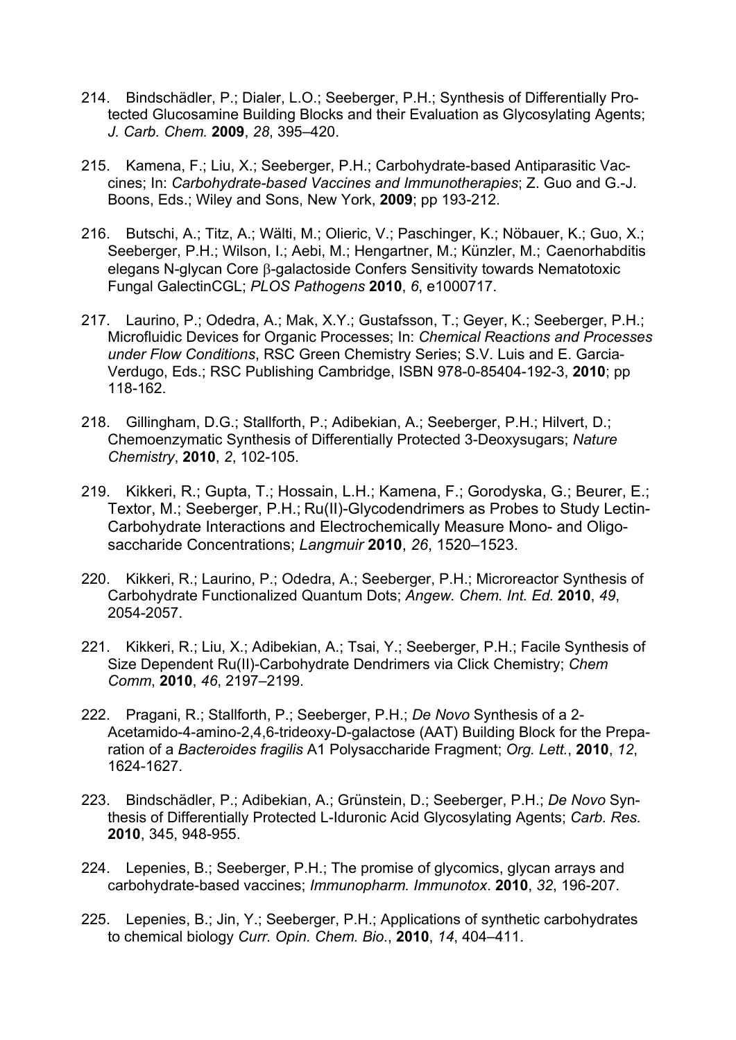214. Bindschädler, P.; Dialer, L.O.; Seeberger, P.H.; Synthesis of Differentially Protected Glucosamine Building Blocks and their Evaluation as Glycosylating Agents; *J. Carb. Chem.* **2009**, *28*, 395–420.

215. Kamena, F.; Liu, X.; Seeberger, P.H.; Carbohydrate-based Antiparasitic Vaccines; In: *Carbohydrate-based Vaccines and Immunotherapies*; Z. Guo and G.-J. Boons, Eds.; Wiley and Sons, New York, **2009**; pp 193-212.

216. Butschi, A.; Titz, A.; Wälti, M.; Olieric, V.; Paschinger, K.; Nöbauer, K.; Guo, X.; Seeberger, P.H.; Wilson, I.; Aebi, M.; Hengartner, M.; Künzler, M.; Caenorhabditis elegans N-glycan Core β-galactoside Confers Sensitivity towards Nematotoxic Fungal GalectinCGL; *PLOS Pathogens* **2010**, *6*, e1000717.

217. Laurino, P.; Odedra, A.; Mak, X.Y.; Gustafsson, T.; Geyer, K.; Seeberger, P.H.; Microfluidic Devices for Organic Processes; In: *Chemical Reactions and Processes under Flow Conditions*, RSC Green Chemistry Series; S.V. Luis and E. Garcia-Verdugo, Eds.; RSC Publishing Cambridge, ISBN 978-0-85404-192-3, **2010**; pp 118-162.

218. Gillingham, D.G.; Stallforth, P.; Adibekian, A.; Seeberger, P.H.; Hilvert, D.; Chemoenzymatic Synthesis of Differentially Protected 3-Deoxysugars; *Nature Chemistry*, **2010**, *2*, 102-105.

219. Kikkeri, R.; Gupta, T.; Hossain, L.H.; Kamena, F.; Gorodyska, G.; Beurer, E.; Textor, M.; Seeberger, P.H.; Ru(II)-Glycodendrimers as Probes to Study Lectin-Carbohydrate Interactions and Electrochemically Measure Mono- and Oligosaccharide Concentrations; *Langmuir* **2010**, *26*, 1520–1523.

220. Kikkeri, R.; Laurino, P.; Odedra, A.; Seeberger, P.H.; Microreactor Synthesis of Carbohydrate Functionalized Quantum Dots; *Angew. Chem. Int. Ed.* **2010**, *49*, 2054-2057.

221. Kikkeri, R.; Liu, X.; Adibekian, A.; Tsai, Y.; Seeberger, P.H.; Facile Synthesis of Size Dependent Ru(II)-Carbohydrate Dendrimers via Click Chemistry; *Chem Comm*, **2010**, *46*, 2197–2199.

222. Pragani, R.; Stallforth, P.; Seeberger, P.H.; *De Novo* Synthesis of a 2-Acetamido-4-amino-2,4,6-trideoxy-D-galactose (AAT) Building Block for the Preparation of a *Bacteroides fragilis* A1 Polysaccharide Fragment; *Org. Lett.*, **2010**, *12*, 1624-1627.

223. Bindschädler, P.; Adibekian, A.; Grünstein, D.; Seeberger, P.H.; *De Novo* Synthesis of Differentially Protected L-Iduronic Acid Glycosylating Agents; *Carb. Res.* **2010**, 345, 948-955.

224. Lepenies, B.; Seeberger, P.H.; The promise of glycomics, glycan arrays and carbohydrate-based vaccines; *Immunopharm. Immunotox*. **2010**, *32*, 196-207.

225. Lepenies, B.; Jin, Y.; Seeberger, P.H.; Applications of synthetic carbohydrates to chemical biology *Curr. Opin. Chem. Bio.*, **2010**, *14*, 404–411.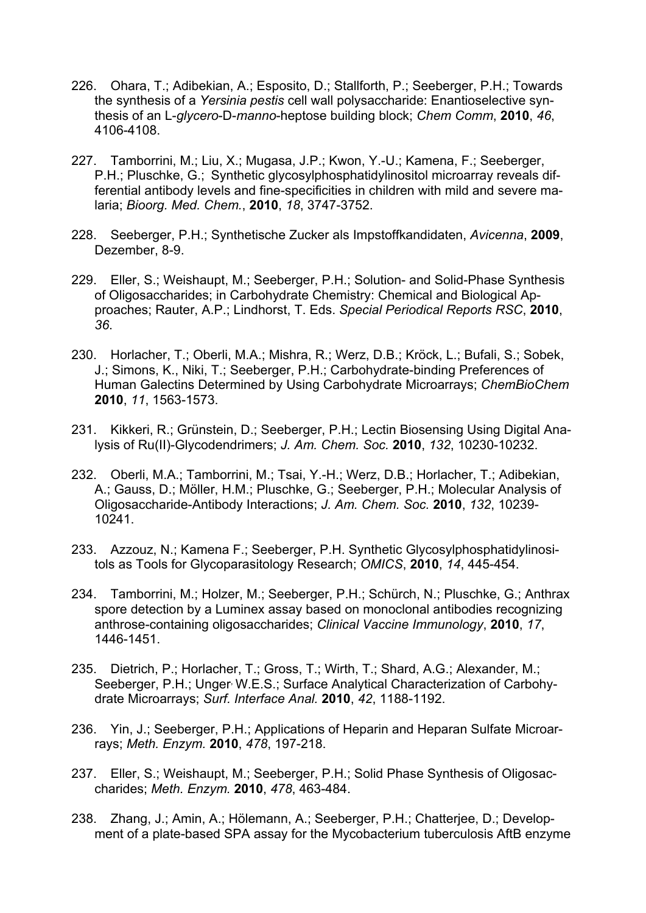226. Ohara, T.; Adibekian, A.; Esposito, D.; Stallforth, P.; Seeberger, P.H.; Towards the synthesis of a *Yersinia pestis* cell wall polysaccharide: Enantioselective synthesis of an L-*glycero*-D-*manno*-heptose building block; *Chem Comm*, **2010**, *46*, 4106-4108.

227. Tamborrini, M.; Liu, X.; Mugasa, J.P.; Kwon, Y.-U.; Kamena, F.; Seeberger, P.H.; Pluschke, G.; Synthetic glycosylphosphatidylinositol microarray reveals differential antibody levels and fine-specificities in children with mild and severe malaria; *Bioorg. Med. Chem.*, **2010**, *18*, 3747-3752.

228. Seeberger, P.H.; Synthetische Zucker als Impstoffkandidaten, *Avicenna*, **2009**, Dezember, 8-9.

229. Eller, S.; Weishaupt, M.; Seeberger, P.H.; Solution- and Solid-Phase Synthesis of Oligosaccharides; in Carbohydrate Chemistry: Chemical and Biological Approaches; Rauter, A.P.; Lindhorst, T. Eds. *Special Periodical Reports RSC*, **2010**, *36*.

230. Horlacher, T.; Oberli, M.A.; Mishra, R.; Werz, D.B.; Kröck, L.; Bufali, S.; Sobek, J.; Simons, K., Niki, T.; Seeberger, P.H.; Carbohydrate-binding Preferences of Human Galectins Determined by Using Carbohydrate Microarrays; *ChemBioChem* **2010**, *11*, 1563-1573.

231. Kikkeri, R.; Grünstein, D.; Seeberger, P.H.; Lectin Biosensing Using Digital Analysis of Ru(II)-Glycodendrimers; *J. Am. Chem. Soc.* **2010**, *132*, 10230-10232.

232. Oberli, M.A.; Tamborrini, M.; Tsai, Y.-H.; Werz, D.B.; Horlacher, T.; Adibekian, A.; Gauss, D.; Möller, H.M.; Pluschke, G.; Seeberger, P.H.; Molecular Analysis of Oligosaccharide-Antibody Interactions; *J. Am. Chem. Soc.* **2010**, *132*, 10239-10241.

233. Azzouz, N.; Kamena F.; Seeberger, P.H. Synthetic Glycosylphosphatidylinositols as Tools for Glycoparasitology Research; *OMICS*, **2010**, *14*, 445-454.

234. Tamborrini, M.; Holzer, M.; Seeberger, P.H.; Schürch, N.; Pluschke, G.; Anthrax spore detection by a Luminex assay based on monoclonal antibodies recognizing anthrose-containing oligosaccharides; *Clinical Vaccine Immunology*, **2010**, *17*, 1446-1451.

235. Dietrich, P.; Horlacher, T.; Gross, T.; Wirth, T.; Shard, A.G.; Alexander, M.; Seeberger, P.H.; Unger, W.E.S.; Surface Analytical Characterization of Carbohydrate Microarrays; *Surf. Interface Anal.* **2010**, *42*, 1188-1192.

236. Yin, J.; Seeberger, P.H.; Applications of Heparin and Heparan Sulfate Microarrays; *Meth. Enzym.* **2010**, *478*, 197-218.

237. Eller, S.; Weishaupt, M.; Seeberger, P.H.; Solid Phase Synthesis of Oligosaccharides; *Meth. Enzym.* **2010**, *478*, 463-484.

238. Zhang, J.; Amin, A.; Hölemann, A.; Seeberger, P.H.; Chatterjee, D.; Development of a plate-based SPA assay for the Mycobacterium tuberculosis AftB enzyme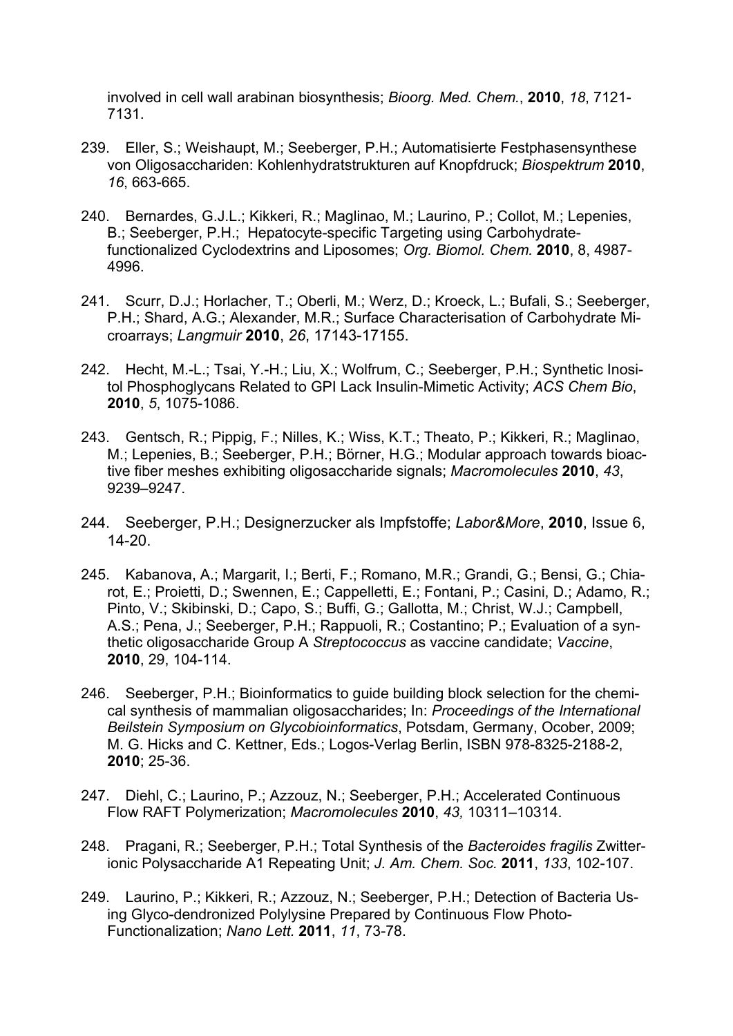involved in cell wall arabinan biosynthesis; *Bioorg. Med. Chem.*, **2010**, *18*, 7121-7131.

239. Eller, S.; Weishaupt, M.; Seeberger, P.H.; Automatisierte Festphasensynthese von Oligosacchariden: Kohlenhydratstrukturen auf Knopfdruck; *Biospektrum* **2010**, *16*, 663-665.

240. Bernardes, G.J.L.; Kikkeri, R.; Maglinao, M.; Laurino, P.; Collot, M.; Lepenies, B.; Seeberger, P.H.; Hepatocyte-specific Targeting using Carbohydrate-functionalized Cyclodextrins and Liposomes; *Org. Biomol. Chem.* **2010**, 8, 4987-4996.

241. Scurr, D.J.; Horlacher, T.; Oberli, M.; Werz, D.; Kroeck, L.; Bufali, S.; Seeberger, P.H.; Shard, A.G.; Alexander, M.R.; Surface Characterisation of Carbohydrate Microarrays; *Langmuir* **2010**, *26*, 17143-17155.

242. Hecht, M.-L.; Tsai, Y.-H.; Liu, X.; Wolfrum, C.; Seeberger, P.H.; Synthetic Inositol Phosphoglycans Related to GPI Lack Insulin-Mimetic Activity; *ACS Chem Bio*, **2010**, *5*, 1075-1086.

243. Gentsch, R.; Pippig, F.; Nilles, K.; Wiss, K.T.; Theato, P.; Kikkeri, R.; Maglinao, M.; Lepenies, B.; Seeberger, P.H.; Börner, H.G.; Modular approach towards bioactive fiber meshes exhibiting oligosaccharide signals; *Macromolecules* **2010**, *43*, 9239–9247.

244. Seeberger, P.H.; Designerzucker als Impfstoffe; *Labor&More*, **2010**, Issue 6, 14-20.

245. Kabanova, A.; Margarit, I.; Berti, F.; Romano, M.R.; Grandi, G.; Bensi, G.; Chiarot, E.; Proietti, D.; Swennen, E.; Cappelletti, E.; Fontani, P.; Casini, D.; Adamo, R.; Pinto, V.; Skibinski, D.; Capo, S.; Buffi, G.; Gallotta, M.; Christ, W.J.; Campbell, A.S.; Pena, J.; Seeberger, P.H.; Rappuoli, R.; Costantino; P.; Evaluation of a synthetic oligosaccharide Group A *Streptococcus* as vaccine candidate; *Vaccine*, **2010**, 29, 104-114.

246. Seeberger, P.H.; Bioinformatics to guide building block selection for the chemical synthesis of mammalian oligosaccharides; In: *Proceedings of the International Beilstein Symposium on Glycobioinformatics*, Potsdam, Germany, Ocober, 2009; M. G. Hicks and C. Kettner, Eds.; Logos-Verlag Berlin, ISBN 978-8325-2188-2, **2010**; 25-36.

247. Diehl, C.; Laurino, P.; Azzouz, N.; Seeberger, P.H.; Accelerated Continuous Flow RAFT Polymerization; *Macromolecules* **2010**, *43,* 10311–10314.

248. Pragani, R.; Seeberger, P.H.; Total Synthesis of the *Bacteroides fragilis* Zwitterionic Polysaccharide A1 Repeating Unit; *J. Am. Chem. Soc.* **2011**, *133*, 102-107.

249. Laurino, P.; Kikkeri, R.; Azzouz, N.; Seeberger, P.H.; Detection of Bacteria Using Glyco-dendronized Polylysine Prepared by Continuous Flow Photo-Functionalization; *Nano Lett.* **2011**, *11*, 73-78.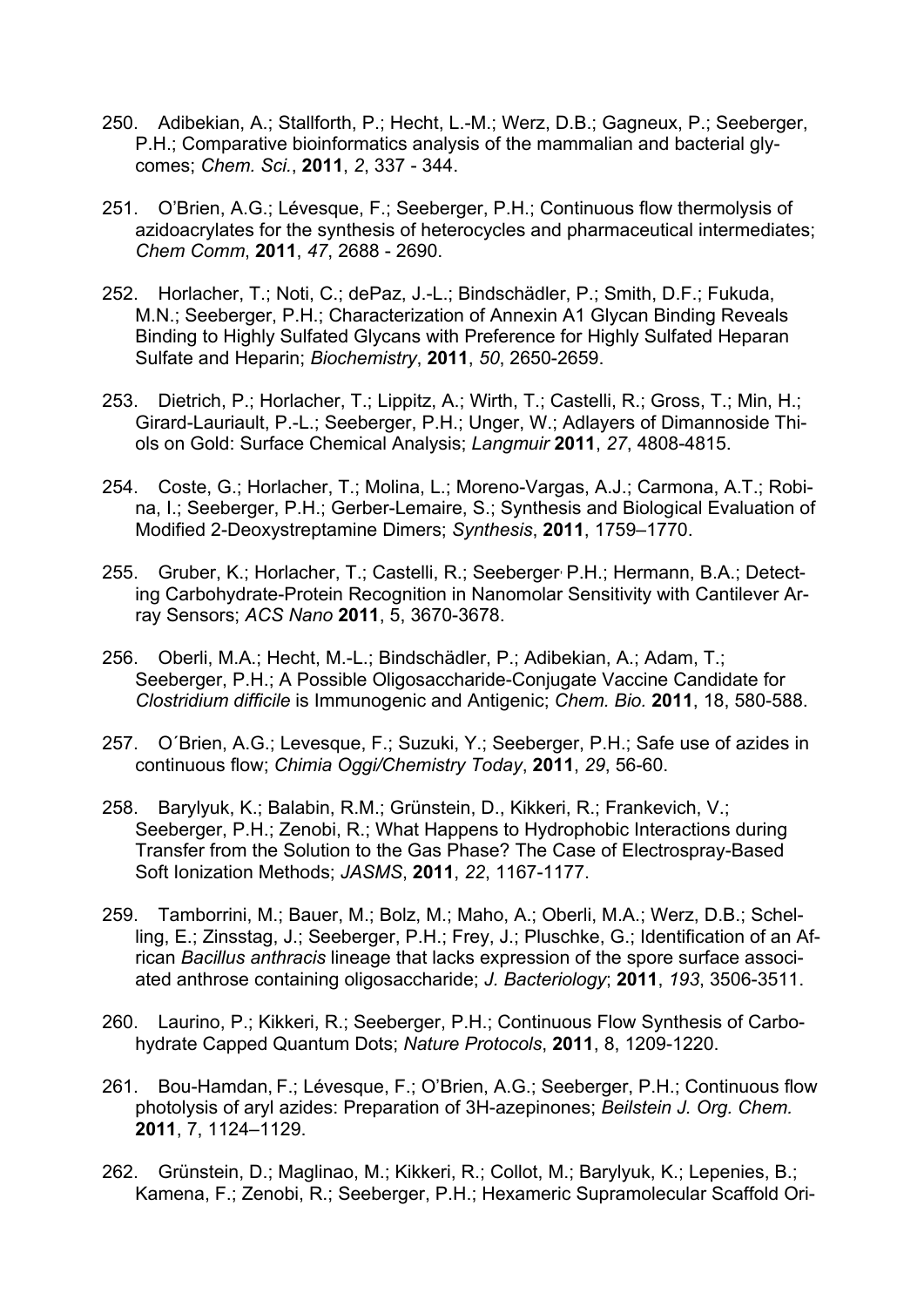250. Adibekian, A.; Stallforth, P.; Hecht, L.-M.; Werz, D.B.; Gagneux, P.; Seeberger, P.H.; Comparative bioinformatics analysis of the mammalian and bacterial glycomes; *Chem. Sci.*, **2011**, *2*, 337 - 344.

251. O'Brien, A.G.; Lévesque, F.; Seeberger, P.H.; Continuous flow thermolysis of azidoacrylates for the synthesis of heterocycles and pharmaceutical intermediates; *Chem Comm*, **2011**, *47*, 2688 - 2690.

252. Horlacher, T.; Noti, C.; dePaz, J.-L.; Bindschädler, P.; Smith, D.F.; Fukuda, M.N.; Seeberger, P.H.; Characterization of Annexin A1 Glycan Binding Reveals Binding to Highly Sulfated Glycans with Preference for Highly Sulfated Heparan Sulfate and Heparin; *Biochemistry*, **2011**, *50*, 2650-2659.

253. Dietrich, P.; Horlacher, T.; Lippitz, A.; Wirth, T.; Castelli, R.; Gross, T.; Min, H.; Girard-Lauriault, P.-L.; Seeberger, P.H.; Unger, W.; Adlayers of Dimannoside Thiols on Gold: Surface Chemical Analysis; *Langmuir* **2011**, *27*, 4808-4815.

254. Coste, G.; Horlacher, T.; Molina, L.; Moreno-Vargas, A.J.; Carmona, A.T.; Robina, I.; Seeberger, P.H.; Gerber-Lemaire, S.; Synthesis and Biological Evaluation of Modified 2-Deoxystreptamine Dimers; *Synthesis*, **2011**, 1759–1770.

255. Gruber, K.; Horlacher, T.; Castelli, R.; Seeberger, P.H.; Hermann, B.A.; Detecting Carbohydrate-Protein Recognition in Nanomolar Sensitivity with Cantilever Array Sensors; *ACS Nano* **2011**, 5, 3670-3678.

256. Oberli, M.A.; Hecht, M.-L.; Bindschädler, P.; Adibekian, A.; Adam, T.; Seeberger, P.H.; A Possible Oligosaccharide-Conjugate Vaccine Candidate for *Clostridium difficile* is Immunogenic and Antigenic; *Chem. Bio.* **2011**, 18, 580-588.

257. O´Brien, A.G.; Levesque, F.; Suzuki, Y.; Seeberger, P.H.; Safe use of azides in continuous flow; *Chimia Oggi/Chemistry Today*, **2011**, *29*, 56-60.

258. Barylyuk, K.; Balabin, R.M.; Grünstein, D., Kikkeri, R.; Frankevich, V.; Seeberger, P.H.; Zenobi, R.; What Happens to Hydrophobic Interactions during Transfer from the Solution to the Gas Phase? The Case of Electrospray-Based Soft Ionization Methods; *JASMS*, **2011**, *22*, 1167-1177.

259. Tamborrini, M.; Bauer, M.; Bolz, M.; Maho, A.; Oberli, M.A.; Werz, D.B.; Schelling, E.; Zinsstag, J.; Seeberger, P.H.; Frey, J.; Pluschke, G.; Identification of an African *Bacillus anthracis* lineage that lacks expression of the spore surface associated anthrose containing oligosaccharide; *J. Bacteriology*; **2011**, *193*, 3506-3511.

260. Laurino, P.; Kikkeri, R.; Seeberger, P.H.; Continuous Flow Synthesis of Carbohydrate Capped Quantum Dots; *Nature Protocols*, **2011**, 8, 1209-1220.

261. Bou-Hamdan, F.; Lévesque, F.; O'Brien, A.G.; Seeberger, P.H.; Continuous flow photolysis of aryl azides: Preparation of 3H-azepinones; *Beilstein J. Org. Chem.* **2011**, 7, 1124–1129.

262. Grünstein, D.; Maglinao, M.; Kikkeri, R.; Collot, M.; Barylyuk, K.; Lepenies, B.; Kamena, F.; Zenobi, R.; Seeberger, P.H.; Hexameric Supramolecular Scaffold Ori-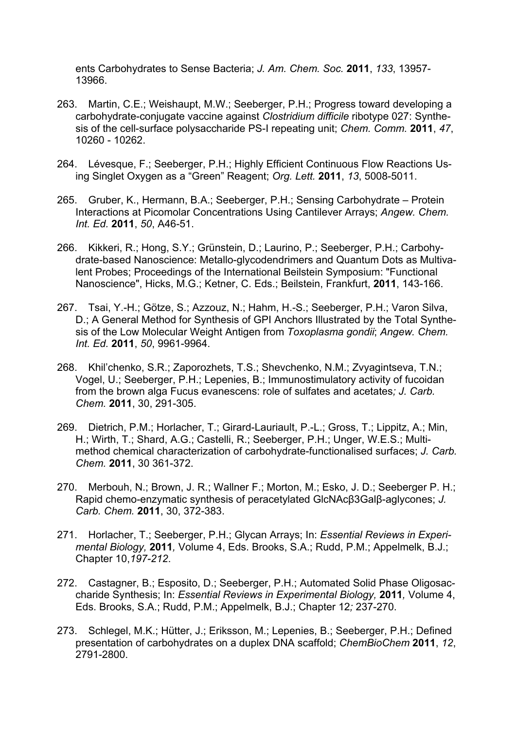ents Carbohydrates to Sense Bacteria; *J. Am. Chem. Soc.* **2011**, *133*, 13957-13966.

263. Martin, C.E.; Weishaupt, M.W.; Seeberger, P.H.; Progress toward developing a carbohydrate-conjugate vaccine against *Clostridium difficile* ribotype 027: Synthesis of the cell-surface polysaccharide PS-I repeating unit; *Chem. Comm.* **2011**, *47*, 10260 - 10262.

264. Lévesque, F.; Seeberger, P.H.; Highly Efficient Continuous Flow Reactions Using Singlet Oxygen as a “Green” Reagent; *Org. Lett.* **2011**, *13*, 5008-5011.

265. Gruber, K., Hermann, B.A.; Seeberger, P.H.; Sensing Carbohydrate – Protein Interactions at Picomolar Concentrations Using Cantilever Arrays; *Angew. Chem. Int. Ed.* **2011**, *50*, A46-51.

266. Kikkeri, R.; Hong, S.Y.; Grünstein, D.; Laurino, P.; Seeberger, P.H.; Carbohydrate-based Nanoscience: Metallo-glycodendrimers and Quantum Dots as Multivalent Probes; Proceedings of the International Beilstein Symposium: "Functional Nanoscience", Hicks, M.G.; Ketner, C. Eds.; Beilstein, Frankfurt, **2011**, 143-166.

267. Tsai, Y.-H.; Götze, S.; Azzouz, N.; Hahm, H.-S.; Seeberger, P.H.; Varon Silva, D.; A General Method for Synthesis of GPI Anchors Illustrated by the Total Synthesis of the Low Molecular Weight Antigen from *Toxoplasma gondii*; *Angew. Chem. Int. Ed.* **2011**, *50*, 9961-9964.

268. Khil’chenko, S.R.; Zaporozhets, T.S.; Shevchenko, N.M.; Zvyagintseva, T.N.; Vogel, U.; Seeberger, P.H.; Lepenies, B.; Immunostimulatory activity of fucoidan from the brown alga Fucus evanescens: role of sulfates and acetates*; J. Carb. Chem.* **2011**, 30, 291-305.

269. Dietrich, P.M.; Horlacher, T.; Girard-Lauriault, P.-L.; Gross, T.; Lippitz, A.; Min, H.; Wirth, T.; Shard, A.G.; Castelli, R.; Seeberger, P.H.; Unger, W.E.S.; Multi-method chemical characterization of carbohydrate-functionalised surfaces; *J. Carb. Chem.* **2011**, 30 361-372.

270. Merbouh, N.; Brown, J. R.; Wallner F.; Morton, M.; Esko, J. D.; Seeberger P. H.; Rapid chemo-enzymatic synthesis of peracetylated GlcNAcβ3Galβ-aglycones; *J. Carb. Chem.* **2011**, 30, 372-383.

271. Horlacher, T.; Seeberger, P.H.; Glycan Arrays; In: *Essential Reviews in Experimental Biology,* **2011***,* Volume 4, Eds. Brooks, S.A.; Rudd, P.M.; Appelmelk, B.J.; Chapter 10,*197-212*.

272. Castagner, B.; Esposito, D.; Seeberger, P.H.; Automated Solid Phase Oligosaccharide Synthesis; In: *Essential Reviews in Experimental Biology,* **2011***,* Volume 4, Eds. Brooks, S.A.; Rudd, P.M.; Appelmelk, B.J.; Chapter 12*;* 237-270.

273. Schlegel, M.K.; Hütter, J.; Eriksson, M.; Lepenies, B.; Seeberger, P.H.; Defined presentation of carbohydrates on a duplex DNA scaffold; *ChemBioChem* **2011**, *12*, 2791-2800.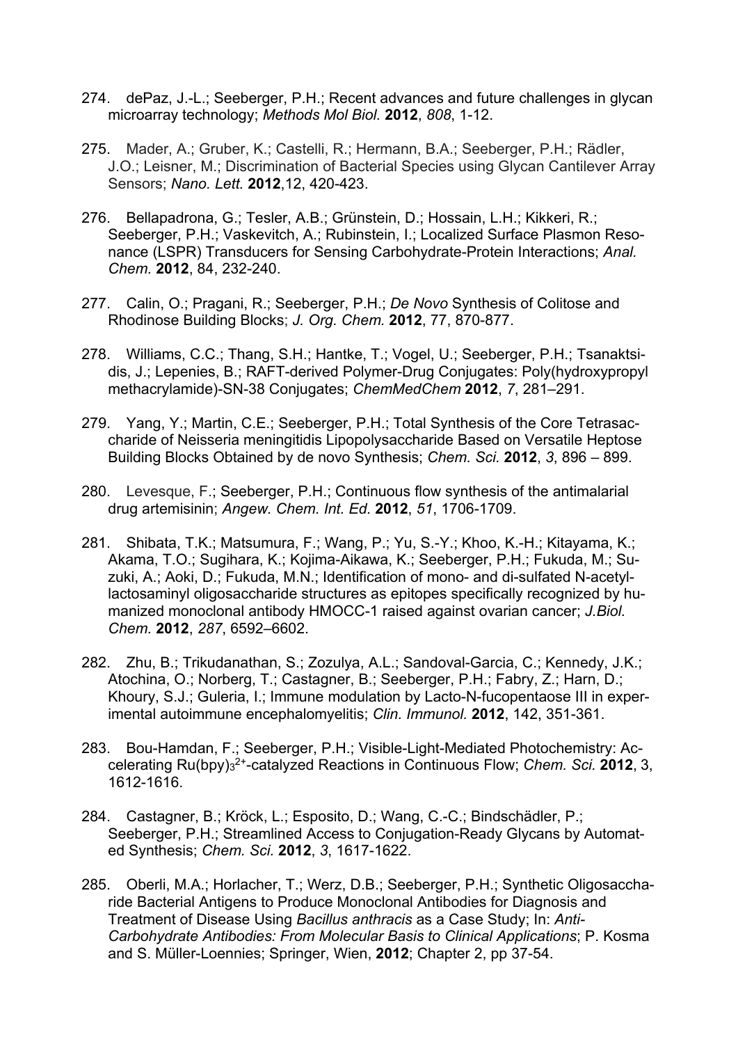274. dePaz, J.-L.; Seeberger, P.H.; Recent advances and future challenges in glycan microarray technology; *Methods Mol Biol.* **2012**, *808*, 1-12.

275. Mader, A.; Gruber, K.; Castelli, R.; Hermann, B.A.; Seeberger, P.H.; Rädler, J.O.; Leisner, M.; Discrimination of Bacterial Species using Glycan Cantilever Array Sensors; *Nano. Lett.* **2012**,12, 420-423.

276. Bellapadrona, G.; Tesler, A.B.; Grünstein, D.; Hossain, L.H.; Kikkeri, R.; Seeberger, P.H.; Vaskevitch, A.; Rubinstein, I.; Localized Surface Plasmon Resonance (LSPR) Transducers for Sensing Carbohydrate-Protein Interactions; *Anal. Chem.* **2012**, 84, 232-240.

277. Calin, O.; Pragani, R.; Seeberger, P.H.; *De Novo* Synthesis of Colitose and Rhodinose Building Blocks; *J. Org. Chem.* **2012**, 77, 870-877.

278. Williams, C.C.; Thang, S.H.; Hantke, T.; Vogel, U.; Seeberger, P.H.; Tsanaktsidis, J.; Lepenies, B.; RAFT-derived Polymer-Drug Conjugates: Poly(hydroxypropyl methacrylamide)-SN-38 Conjugates; *ChemMedChem* **2012**, *7*, 281–291.

279. Yang, Y.; Martin, C.E.; Seeberger, P.H.; Total Synthesis of the Core Tetrasaccharide of Neisseria meningitidis Lipopolysaccharide Based on Versatile Heptose Building Blocks Obtained by de novo Synthesis; *Chem. Sci.* **2012**, *3*, 896 – 899.

280. Levesque, F.; Seeberger, P.H.; Continuous flow synthesis of the antimalarial drug artemisinin; *Angew. Chem. Int. Ed.* **2012**, *51*, 1706-1709.

281. Shibata, T.K.; Matsumura, F.; Wang, P.; Yu, S.-Y.; Khoo, K.-H.; Kitayama, K.; Akama, T.O.; Sugihara, K.; Kojima-Aikawa, K.; Seeberger, P.H.; Fukuda, M.; Suzuki, A.; Aoki, D.; Fukuda, M.N.; Identification of mono- and di-sulfated N-acetyllactosaminyl oligosaccharide structures as epitopes specifically recognized by humanized monoclonal antibody HMOCC-1 raised against ovarian cancer; *J.Biol. Chem.* **2012**, *287*, 6592–6602.

282. Zhu, B.; Trikudanathan, S.; Zozulya, A.L.; Sandoval-Garcia, C.; Kennedy, J.K.; Atochina, O.; Norberg, T.; Castagner, B.; Seeberger, P.H.; Fabry, Z.; Harn, D.; Khoury, S.J.; Guleria, I.; Immune modulation by Lacto-N-fucopentaose III in experimental autoimmune encephalomyelitis; *Clin. Immunol.* **2012**, 142, 351-361.

283. Bou-Hamdan, F.; Seeberger, P.H.; Visible-Light-Mediated Photochemistry: Accelerating $Ru(bpy)_3^{2+}$-catalyzed Reactions in Continuous Flow; *Chem. Sci.* **2012**, 3, 1612-1616.

284. Castagner, B.; Kröck, L.; Esposito, D.; Wang, C.-C.; Bindschädler, P.; Seeberger, P.H.; Streamlined Access to Conjugation-Ready Glycans by Automated Synthesis; *Chem. Sci.* **2012**, *3*, 1617-1622.

285. Oberli, M.A.; Horlacher, T.; Werz, D.B.; Seeberger, P.H.; Synthetic Oligosaccharide Bacterial Antigens to Produce Monoclonal Antibodies for Diagnosis and Treatment of Disease Using *Bacillus anthracis* as a Case Study; In: *Anti-Carbohydrate Antibodies: From Molecular Basis to Clinical Applications*; P. Kosma and S. Müller-Loennies; Springer, Wien, **2012**; Chapter 2, pp 37-54.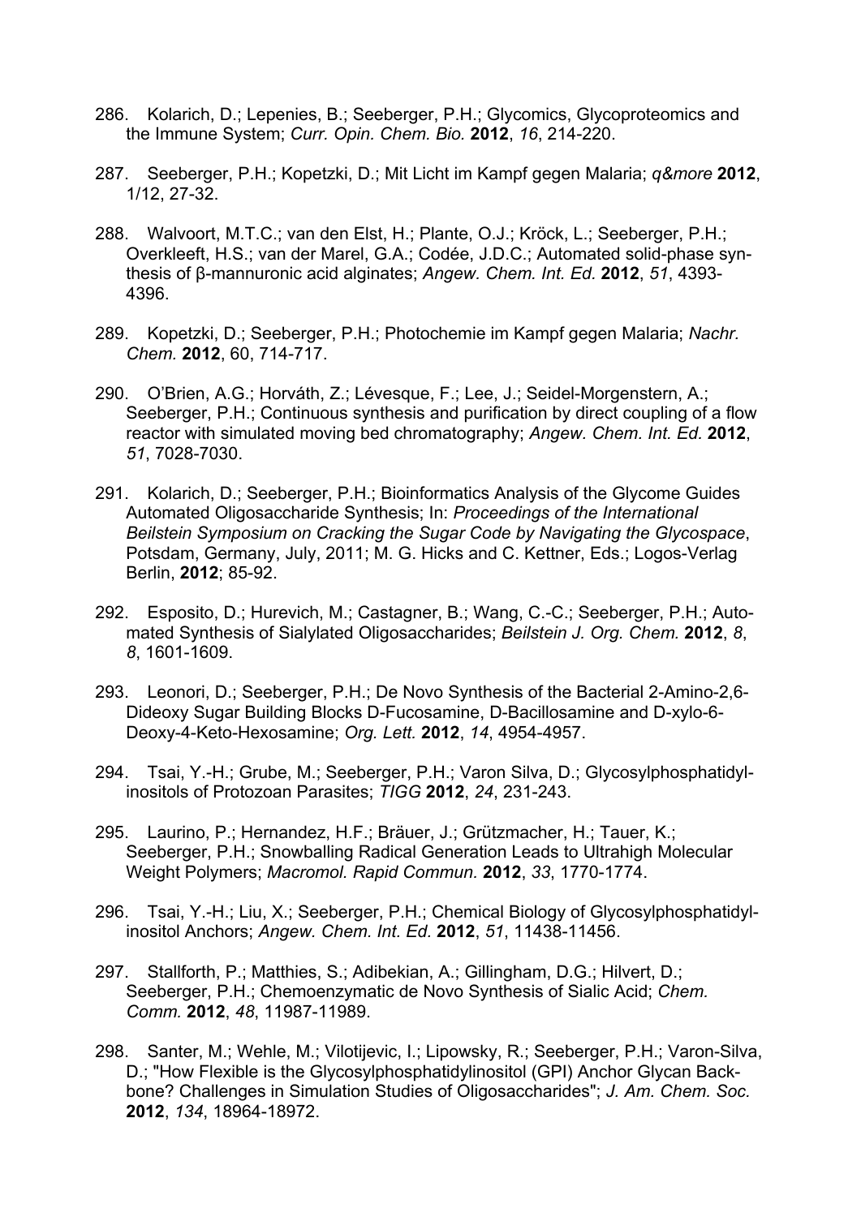286. Kolarich, D.; Lepenies, B.; Seeberger, P.H.; Glycomics, Glycoproteomics and the Immune System; *Curr. Opin. Chem. Bio.* **2012**, *16*, 214-220.

287. Seeberger, P.H.; Kopetzki, D.; Mit Licht im Kampf gegen Malaria; *q&more* **2012**, 1/12, 27-32.

288. Walvoort, M.T.C.; van den Elst, H.; Plante, O.J.; Kröck, L.; Seeberger, P.H.; Overkleeft, H.S.; van der Marel, G.A.; Codée, J.D.C.; Automated solid-phase synthesis of β-mannuronic acid alginates; *Angew. Chem. Int. Ed.* **2012**, *51*, 4393-4396.

289. Kopetzki, D.; Seeberger, P.H.; Photochemie im Kampf gegen Malaria; *Nachr. Chem.* **2012**, 60, 714-717.

290. O'Brien, A.G.; Horváth, Z.; Lévesque, F.; Lee, J.; Seidel-Morgenstern, A.; Seeberger, P.H.; Continuous synthesis and purification by direct coupling of a flow reactor with simulated moving bed chromatography; *Angew. Chem. Int. Ed.* **2012**, *51*, 7028-7030.

291. Kolarich, D.; Seeberger, P.H.; Bioinformatics Analysis of the Glycome Guides Automated Oligosaccharide Synthesis; In: *Proceedings of the International Beilstein Symposium on Cracking the Sugar Code by Navigating the Glycospace*, Potsdam, Germany, July, 2011; M. G. Hicks and C. Kettner, Eds.; Logos-Verlag Berlin, **2012**; 85-92.

292. Esposito, D.; Hurevich, M.; Castagner, B.; Wang, C.-C.; Seeberger, P.H.; Automated Synthesis of Sialylated Oligosaccharides; *Beilstein J. Org. Chem.* **2012**, *8*, *8*, 1601-1609.

293. Leonori, D.; Seeberger, P.H.; De Novo Synthesis of the Bacterial 2-Amino-2,6-Dideoxy Sugar Building Blocks D-Fucosamine, D-Bacillosamine and D-xylo-6-Deoxy-4-Keto-Hexosamine; *Org. Lett.* **2012**, *14*, 4954-4957.

294. Tsai, Y.-H.; Grube, M.; Seeberger, P.H.; Varon Silva, D.; Glycosylphosphatidylinositols of Protozoan Parasites; *TIGG* **2012**, *24*, 231-243.

295. Laurino, P.; Hernandez, H.F.; Bräuer, J.; Grützmacher, H.; Tauer, K.; Seeberger, P.H.; Snowballing Radical Generation Leads to Ultrahigh Molecular Weight Polymers; *Macromol. Rapid Commun.* **2012**, *33*, 1770-1774.

296. Tsai, Y.-H.; Liu, X.; Seeberger, P.H.; Chemical Biology of Glycosylphosphatidylinositol Anchors; *Angew. Chem. Int. Ed.* **2012**, *51*, 11438-11456.

297. Stallforth, P.; Matthies, S.; Adibekian, A.; Gillingham, D.G.; Hilvert, D.; Seeberger, P.H.; Chemoenzymatic de Novo Synthesis of Sialic Acid; *Chem. Comm.* **2012**, *48*, 11987-11989.

298. Santer, M.; Wehle, M.; Vilotijevic, I.; Lipowsky, R.; Seeberger, P.H.; Varon-Silva, D.; "How Flexible is the Glycosylphosphatidylinositol (GPI) Anchor Glycan Backbone? Challenges in Simulation Studies of Oligosaccharides"; *J. Am. Chem. Soc.* **2012**, *134*, 18964-18972.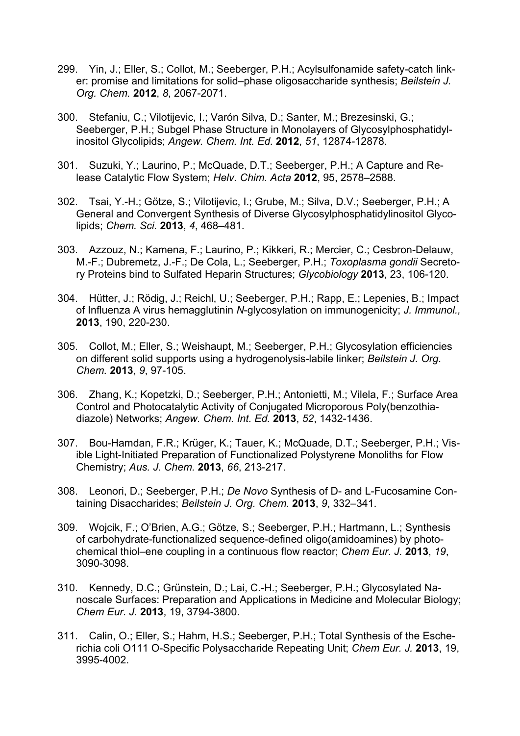299. Yin, J.; Eller, S.; Collot, M.; Seeberger, P.H.; Acylsulfonamide safety-catch linker: promise and limitations for solid–phase oligosaccharide synthesis; *Beilstein J. Org. Chem.* **2012**, *8*, 2067-2071.

300. Stefaniu, C.; Vilotijevic, I.; Varón Silva, D.; Santer, M.; Brezesinski, G.; Seeberger, P.H.; Subgel Phase Structure in Monolayers of Glycosylphosphatidylinositol Glycolipids; *Angew. Chem. Int. Ed.* **2012**, *51*, 12874-12878.

301. Suzuki, Y.; Laurino, P.; McQuade, D.T.; Seeberger, P.H.; A Capture and Release Catalytic Flow System; *Helv. Chim. Acta* **2012**, 95, 2578–2588.

302. Tsai, Y.-H.; Götze, S.; Vilotijevic, I.; Grube, M.; Silva, D.V.; Seeberger, P.H.; A General and Convergent Synthesis of Diverse Glycosylphosphatidylinositol Glycolipids; *Chem. Sci.* **2013**, *4*, 468–481.

303. Azzouz, N.; Kamena, F.; Laurino, P.; Kikkeri, R.; Mercier, C.; Cesbron-Delauw, M.-F.; Dubremetz, J.-F.; De Cola, L.; Seeberger, P.H.; *Toxoplasma gondii* Secretory Proteins bind to Sulfated Heparin Structures; *Glycobiology* **2013**, 23, 106-120.

304. Hütter, J.; Rödig, J.; Reichl, U.; Seeberger, P.H.; Rapp, E.; Lepenies, B.; Impact of Influenza A virus hemagglutinin *N*-glycosylation on immunogenicity; *J. Immunol.,* **2013**, 190, 220-230.

305. Collot, M.; Eller, S.; Weishaupt, M.; Seeberger, P.H.; Glycosylation efficiencies on different solid supports using a hydrogenolysis-labile linker; *Beilstein J. Org. Chem.* **2013**, *9*, 97-105.

306. Zhang, K.; Kopetzki, D.; Seeberger, P.H.; Antonietti, M.; Vilela, F.; Surface Area Control and Photocatalytic Activity of Conjugated Microporous Poly(benzothiadiazole) Networks; *Angew. Chem. Int. Ed.* **2013**, *52*, 1432-1436.

307. Bou-Hamdan, F.R.; Krüger, K.; Tauer, K.; McQuade, D.T.; Seeberger, P.H.; Visible Light-Initiated Preparation of Functionalized Polystyrene Monoliths for Flow Chemistry; *Aus. J. Chem.* **2013**, *66*, 213-217.

308. Leonori, D.; Seeberger, P.H.; *De Novo* Synthesis of D- and L-Fucosamine Containing Disaccharides; *Beilstein J. Org. Chem.* **2013**, *9*, 332–341.

309. Wojcik, F.; O'Brien, A.G.; Götze, S.; Seeberger, P.H.; Hartmann, L.; Synthesis of carbohydrate-functionalized sequence-defined oligo(amidoamines) by photochemical thiol–ene coupling in a continuous flow reactor; *Chem Eur. J.* **2013**, *19*, 3090-3098.

310. Kennedy, D.C.; Grünstein, D.; Lai, C.-H.; Seeberger, P.H.; Glycosylated Nanoscale Surfaces: Preparation and Applications in Medicine and Molecular Biology; *Chem Eur. J.* **2013**, 19, 3794-3800.

311. Calin, O.; Eller, S.; Hahm, H.S.; Seeberger, P.H.; Total Synthesis of the Escherichia coli O111 O-Specific Polysaccharide Repeating Unit; *Chem Eur. J.* **2013**, 19, 3995-4002.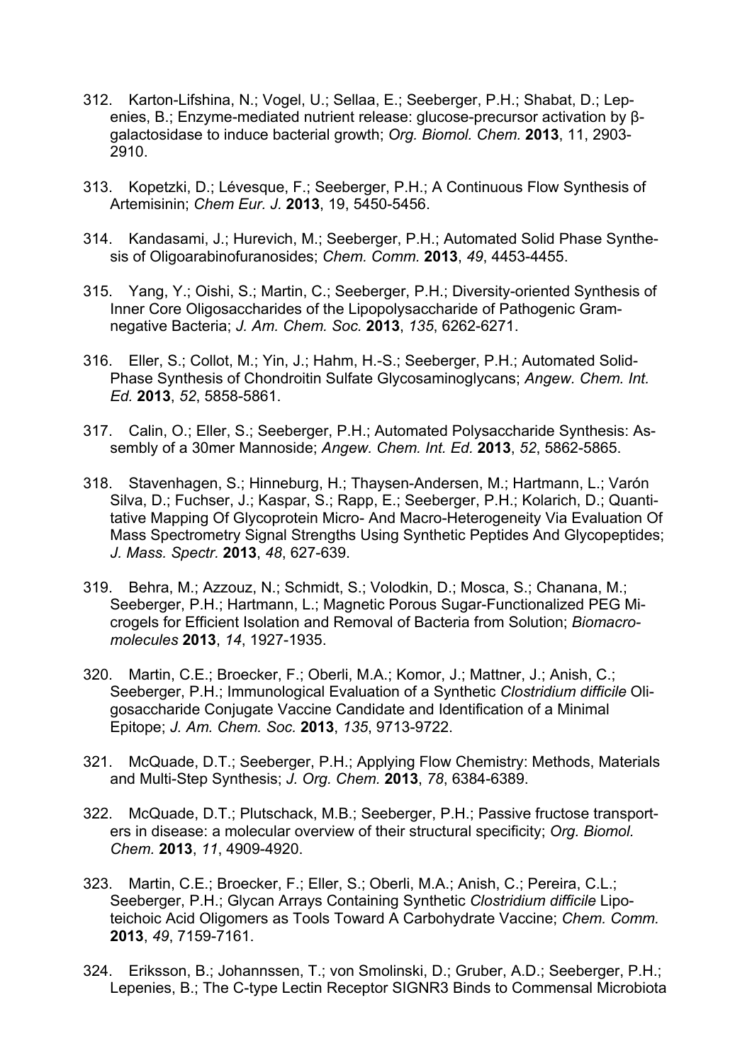312. Karton-Lifshina, N.; Vogel, U.; Sellaa, E.; Seeberger, P.H.; Shabat, D.; Lepenies, B.; Enzyme-mediated nutrient release: glucose-precursor activation by β-galactosidase to induce bacterial growth; *Org. Biomol. Chem.* **2013**, 11, 2903-2910.

313. Kopetzki, D.; Lévesque, F.; Seeberger, P.H.; A Continuous Flow Synthesis of Artemisinin; *Chem Eur. J.* **2013**, 19, 5450-5456.

314. Kandasami, J.; Hurevich, M.; Seeberger, P.H.; Automated Solid Phase Synthesis of Oligoarabinofuranosides; *Chem. Comm.* **2013**, *49*, 4453-4455.

315. Yang, Y.; Oishi, S.; Martin, C.; Seeberger, P.H.; Diversity-oriented Synthesis of Inner Core Oligosaccharides of the Lipopolysaccharide of Pathogenic Gram-negative Bacteria; *J. Am. Chem. Soc.* **2013**, *135*, 6262-6271.

316. Eller, S.; Collot, M.; Yin, J.; Hahm, H.-S.; Seeberger, P.H.; Automated Solid-Phase Synthesis of Chondroitin Sulfate Glycosaminoglycans; *Angew. Chem. Int. Ed.* **2013**, *52*, 5858-5861.

317. Calin, O.; Eller, S.; Seeberger, P.H.; Automated Polysaccharide Synthesis: Assembly of a 30mer Mannoside; *Angew. Chem. Int. Ed.* **2013**, *52*, 5862-5865.

318. Stavenhagen, S.; Hinneburg, H.; Thaysen-Andersen, M.; Hartmann, L.; Varón Silva, D.; Fuchser, J.; Kaspar, S.; Rapp, E.; Seeberger, P.H.; Kolarich, D.; Quantitative Mapping Of Glycoprotein Micro- And Macro-Heterogeneity Via Evaluation Of Mass Spectrometry Signal Strengths Using Synthetic Peptides And Glycopeptides; *J. Mass. Spectr.* **2013**, *48*, 627-639.

319. Behra, M.; Azzouz, N.; Schmidt, S.; Volodkin, D.; Mosca, S.; Chanana, M.; Seeberger, P.H.; Hartmann, L.; Magnetic Porous Sugar-Functionalized PEG Microgels for Efficient Isolation and Removal of Bacteria from Solution; *Biomacromolecules* **2013**, *14*, 1927-1935.

320. Martin, C.E.; Broecker, F.; Oberli, M.A.; Komor, J.; Mattner, J.; Anish, C.; Seeberger, P.H.; Immunological Evaluation of a Synthetic *Clostridium difficile* Oligosaccharide Conjugate Vaccine Candidate and Identification of a Minimal Epitope; *J. Am. Chem. Soc.* **2013**, *135*, 9713-9722.

321. McQuade, D.T.; Seeberger, P.H.; Applying Flow Chemistry: Methods, Materials and Multi-Step Synthesis; *J. Org. Chem.* **2013**, *78*, 6384-6389.

322. McQuade, D.T.; Plutschack, M.B.; Seeberger, P.H.; Passive fructose transporters in disease: a molecular overview of their structural specificity; *Org. Biomol. Chem.* **2013**, *11*, 4909-4920.

323. Martin, C.E.; Broecker, F.; Eller, S.; Oberli, M.A.; Anish, C.; Pereira, C.L.; Seeberger, P.H.; Glycan Arrays Containing Synthetic *Clostridium difficile* Lipoteichoic Acid Oligomers as Tools Toward A Carbohydrate Vaccine; *Chem. Comm.* **2013**, *49*, 7159-7161.

324. Eriksson, B.; Johannssen, T.; von Smolinski, D.; Gruber, A.D.; Seeberger, P.H.; Lepenies, B.; The C-type Lectin Receptor SIGNR3 Binds to Commensal Microbiota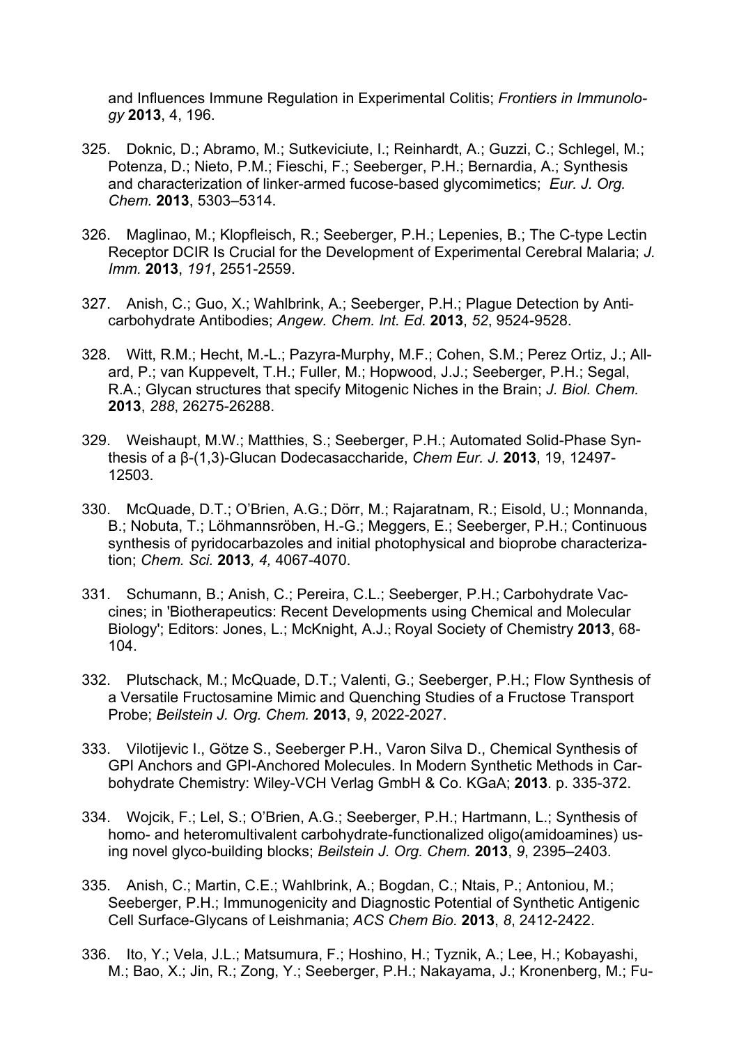and Influences Immune Regulation in Experimental Colitis; *Frontiers in Immunology* **2013**, 4, 196.

325. Doknic, D.; Abramo, M.; Sutkeviciute, I.; Reinhardt, A.; Guzzi, C.; Schlegel, M.; Potenza, D.; Nieto, P.M.; Fieschi, F.; Seeberger, P.H.; Bernardia, A.; Synthesis and characterization of linker-armed fucose-based glycomimetics; *Eur. J. Org. Chem.* **2013**, 5303–5314.

326. Maglinao, M.; Klopfleisch, R.; Seeberger, P.H.; Lepenies, B.; The C-type Lectin Receptor DCIR Is Crucial for the Development of Experimental Cerebral Malaria; *J. Imm.* **2013**, *191*, 2551-2559.

327. Anish, C.; Guo, X.; Wahlbrink, A.; Seeberger, P.H.; Plague Detection by Anti-carbohydrate Antibodies; *Angew. Chem. Int. Ed.* **2013**, *52*, 9524-9528.

328. Witt, R.M.; Hecht, M.-L.; Pazyra-Murphy, M.F.; Cohen, S.M.; Perez Ortiz, J.; Allard, P.; van Kuppevelt, T.H.; Fuller, M.; Hopwood, J.J.; Seeberger, P.H.; Segal, R.A.; Glycan structures that specify Mitogenic Niches in the Brain; *J. Biol. Chem.* **2013**, *288*, 26275-26288.

329. Weishaupt, M.W.; Matthies, S.; Seeberger, P.H.; Automated Solid-Phase Synthesis of a β-(1,3)-Glucan Dodecasaccharide, *Chem Eur. J.* **2013**, 19, 12497-12503.

330. McQuade, D.T.; O'Brien, A.G.; Dörr, M.; Rajaratnam, R.; Eisold, U.; Monnanda, B.; Nobuta, T.; Löhmannsröben, H.-G.; Meggers, E.; Seeberger, P.H.; Continuous synthesis of pyridocarbazoles and initial photophysical and bioprobe characterization; *Chem. Sci.* **2013**, *4,* 4067-4070.

331. Schumann, B.; Anish, C.; Pereira, C.L.; Seeberger, P.H.; Carbohydrate Vaccines; in 'Biotherapeutics: Recent Developments using Chemical and Molecular Biology'; Editors: Jones, L.; McKnight, A.J.; Royal Society of Chemistry **2013**, 68-104.

332. Plutschack, M.; McQuade, D.T.; Valenti, G.; Seeberger, P.H.; Flow Synthesis of a Versatile Fructosamine Mimic and Quenching Studies of a Fructose Transport Probe; *Beilstein J. Org. Chem.* **2013**, *9*, 2022-2027.

333. Vilotijevic I., Götze S., Seeberger P.H., Varon Silva D., Chemical Synthesis of GPI Anchors and GPI-Anchored Molecules. In Modern Synthetic Methods in Carbohydrate Chemistry: Wiley-VCH Verlag GmbH & Co. KGaA; **2013**. p. 335-372.

334. Wojcik, F.; Lel, S.; O'Brien, A.G.; Seeberger, P.H.; Hartmann, L.; Synthesis of homo- and heteromultivalent carbohydrate-functionalized oligo(amidoamines) using novel glyco-building blocks; *Beilstein J. Org. Chem.* **2013**, *9*, 2395–2403.

335. Anish, C.; Martin, C.E.; Wahlbrink, A.; Bogdan, C.; Ntais, P.; Antoniou, M.; Seeberger, P.H.; Immunogenicity and Diagnostic Potential of Synthetic Antigenic Cell Surface-Glycans of Leishmania; *ACS Chem Bio.* **2013**, *8*, 2412-2422.

336. Ito, Y.; Vela, J.L.; Matsumura, F.; Hoshino, H.; Tyznik, A.; Lee, H.; Kobayashi, M.; Bao, X.; Jin, R.; Zong, Y.; Seeberger, P.H.; Nakayama, J.; Kronenberg, M.; Fu-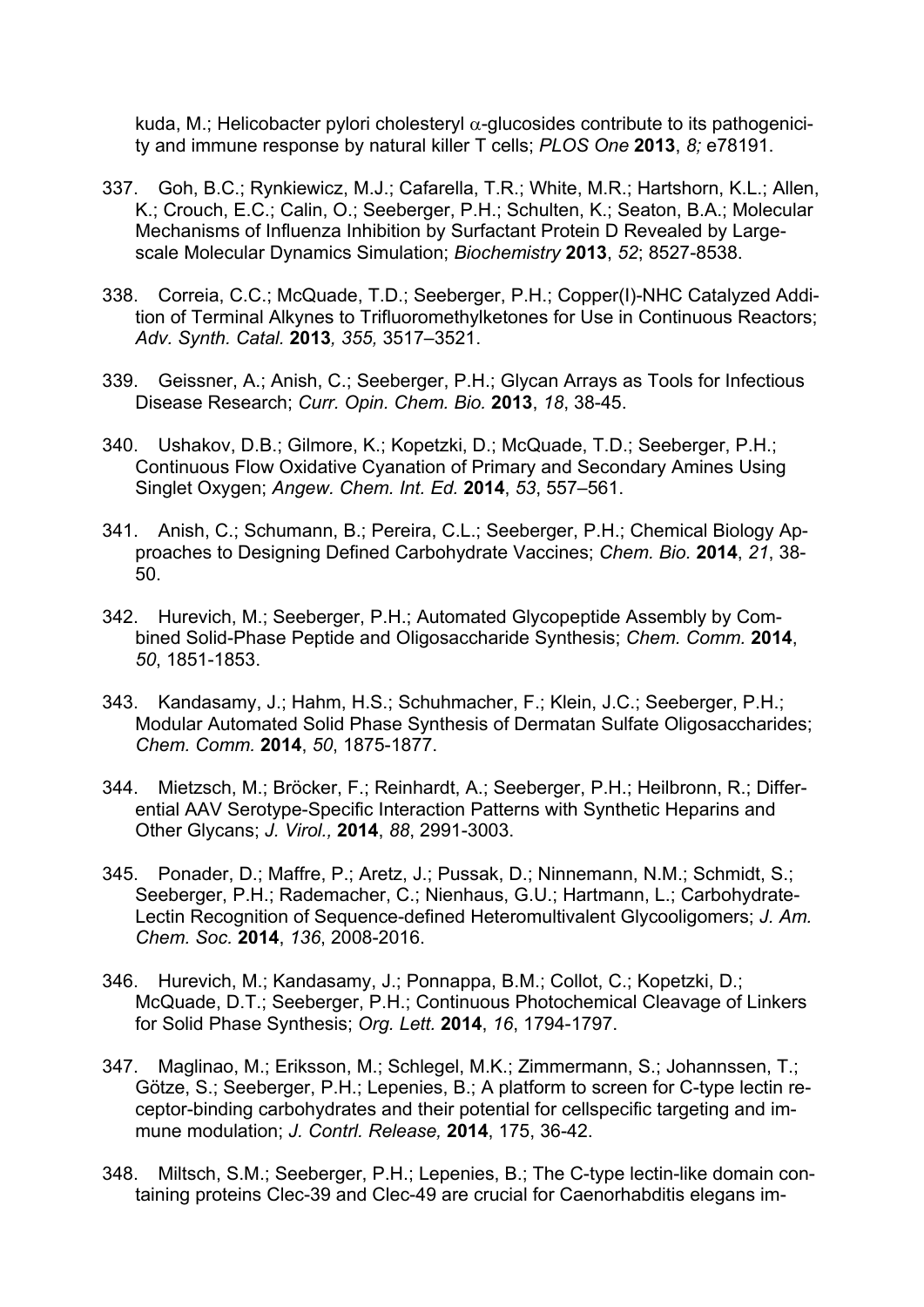kuda, M.; Helicobacter pylori cholesteryl $\alpha$-glucosides contribute to its pathogenicity and immune response by natural killer T cells; *PLOS One* **2013**, *8;* e78191.

337. Goh, B.C.; Rynkiewicz, M.J.; Cafarella, T.R.; White, M.R.; Hartshorn, K.L.; Allen, K.; Crouch, E.C.; Calin, O.; Seeberger, P.H.; Schulten, K.; Seaton, B.A.; Molecular Mechanisms of Influenza Inhibition by Surfactant Protein D Revealed by Large-scale Molecular Dynamics Simulation; *Biochemistry* **2013**, *52*; 8527-8538.

338. Correia, C.C.; McQuade, T.D.; Seeberger, P.H.; Copper(I)-NHC Catalyzed Addition of Terminal Alkynes to Trifluoromethylketones for Use in Continuous Reactors; *Adv. Synth. Catal.* **2013***, 355,* 3517–3521.

339. Geissner, A.; Anish, C.; Seeberger, P.H.; Glycan Arrays as Tools for Infectious Disease Research; *Curr. Opin. Chem. Bio.* **2013**, *18*, 38-45.

340. Ushakov, D.B.; Gilmore, K.; Kopetzki, D.; McQuade, T.D.; Seeberger, P.H.; Continuous Flow Oxidative Cyanation of Primary and Secondary Amines Using Singlet Oxygen; *Angew. Chem. Int. Ed.* **2014**, *53*, 557–561.

341. Anish, C.; Schumann, B.; Pereira, C.L.; Seeberger, P.H.; Chemical Biology Approaches to Designing Defined Carbohydrate Vaccines; *Chem. Bio.* **2014**, *21*, 38-50.

342. Hurevich, M.; Seeberger, P.H.; Automated Glycopeptide Assembly by Combined Solid-Phase Peptide and Oligosaccharide Synthesis; *Chem. Comm.* **2014**, *50*, 1851-1853.

343. Kandasamy, J.; Hahm, H.S.; Schuhmacher, F.; Klein, J.C.; Seeberger, P.H.; Modular Automated Solid Phase Synthesis of Dermatan Sulfate Oligosaccharides; *Chem. Comm.* **2014**, *50*, 1875-1877.

344. Mietzsch, M.; Bröcker, F.; Reinhardt, A.; Seeberger, P.H.; Heilbronn, R.; Differential AAV Serotype-Specific Interaction Patterns with Synthetic Heparins and Other Glycans; *J. Virol.,* **2014**, *88*, 2991-3003.

345. Ponader, D.; Maffre, P.; Aretz, J.; Pussak, D.; Ninnemann, N.M.; Schmidt, S.; Seeberger, P.H.; Rademacher, C.; Nienhaus, G.U.; Hartmann, L.; Carbohydrate-Lectin Recognition of Sequence-defined Heteromultivalent Glycooligomers; *J. Am. Chem. Soc.* **2014**, *136*, 2008-2016.

346. Hurevich, M.; Kandasamy, J.; Ponnappa, B.M.; Collot, C.; Kopetzki, D.; McQuade, D.T.; Seeberger, P.H.; Continuous Photochemical Cleavage of Linkers for Solid Phase Synthesis; *Org. Lett.* **2014**, *16*, 1794-1797.

347. Maglinao, M.; Eriksson, M.; Schlegel, M.K.; Zimmermann, S.; Johannssen, T.; Götze, S.; Seeberger, P.H.; Lepenies, B.; A platform to screen for C-type lectin receptor-binding carbohydrates and their potential for cellspecific targeting and immune modulation; *J. Contrl. Release,* **2014**, 175, 36-42.

348. Miltsch, S.M.; Seeberger, P.H.; Lepenies, B.; The C-type lectin-like domain containing proteins Clec-39 and Clec-49 are crucial for Caenorhabditis elegans im-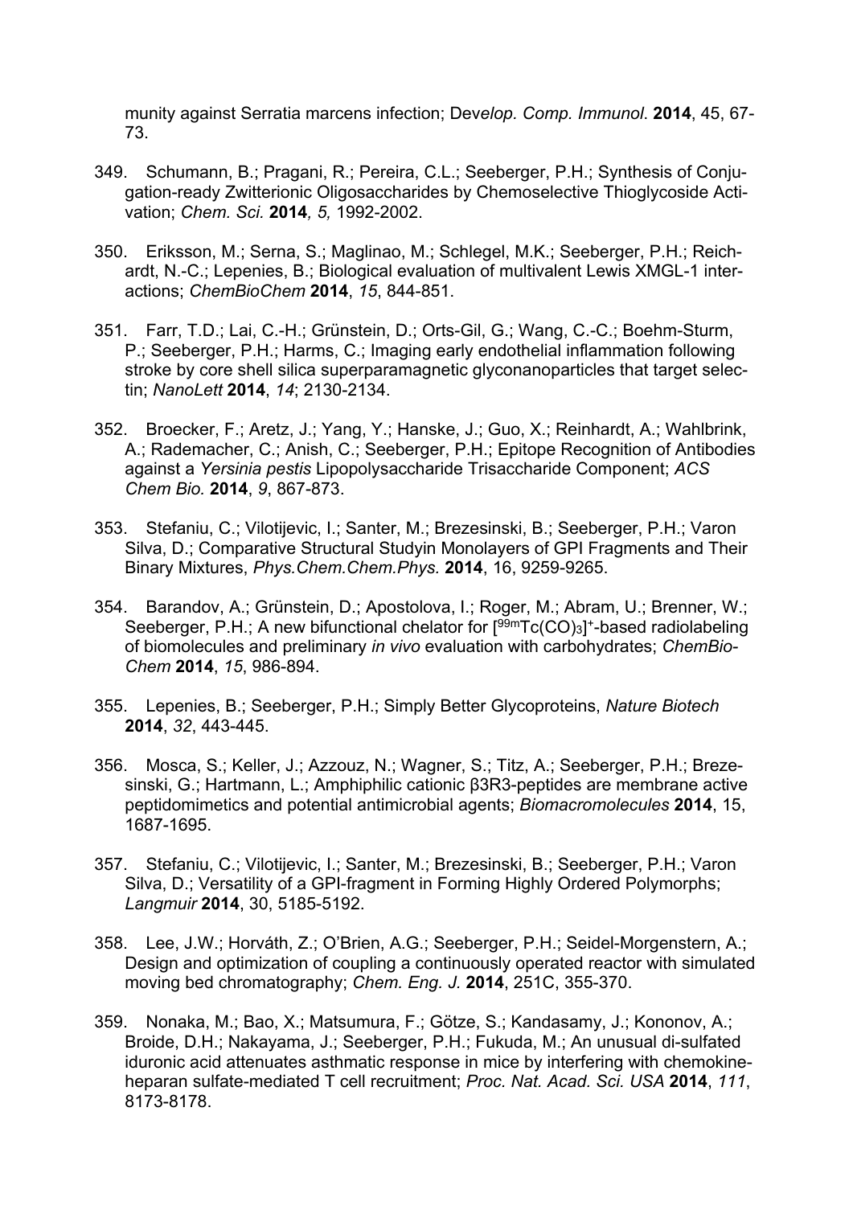munity against Serratia marcens infection; D*evelop. Comp. Immunol*. **2014**, 45, 67-73.

349. Schumann, B.; Pragani, R.; Pereira, C.L.; Seeberger, P.H.; Synthesis of Conjugation-ready Zwitterionic Oligosaccharides by Chemoselective Thioglycoside Activation; *Chem. Sci.* **2014***, 5,* 1992-2002.

350. Eriksson, M.; Serna, S.; Maglinao, M.; Schlegel, M.K.; Seeberger, P.H.; Reichardt, N.-C.; Lepenies, B.; Biological evaluation of multivalent Lewis XMGL-1 interactions; *ChemBioChem* **2014**, *15*, 844-851.

351. Farr, T.D.; Lai, C.-H.; Grünstein, D.; Orts-Gil, G.; Wang, C.-C.; Boehm-Sturm, P.; Seeberger, P.H.; Harms, C.; Imaging early endothelial inflammation following stroke by core shell silica superparamagnetic glyconanoparticles that target selectin; *NanoLett* **2014**, *14*; 2130-2134.

352. Broecker, F.; Aretz, J.; Yang, Y.; Hanske, J.; Guo, X.; Reinhardt, A.; Wahlbrink, A.; Rademacher, C.; Anish, C.; Seeberger, P.H.; Epitope Recognition of Antibodies against a *Yersinia pestis* Lipopolysaccharide Trisaccharide Component; *ACS Chem Bio.* **2014**, *9*, 867-873.

353. Stefaniu, C.; Vilotijevic, I.; Santer, M.; Brezesinski, B.; Seeberger, P.H.; Varon Silva, D.; Comparative Structural Studyin Monolayers of GPI Fragments and Their Binary Mixtures, *Phys.Chem.Chem.Phys.* **2014**, 16, 9259-9265.

354. Barandov, A.; Grünstein, D.; Apostolova, I.; Roger, M.; Abram, U.; Brenner, W.; Seeberger, P.H.; A new bifunctional chelator for $[^{99m}Tc(CO)_3]^+$-based radiolabeling of biomolecules and preliminary *in vivo* evaluation with carbohydrates; *ChemBioChem* **2014**, *15*, 986-894.

355. Lepenies, B.; Seeberger, P.H.; Simply Better Glycoproteins, *Nature Biotech* **2014**, *32*, 443-445.

356. Mosca, S.; Keller, J.; Azzouz, N.; Wagner, S.; Titz, A.; Seeberger, P.H.; Brezesinski, G.; Hartmann, L.; Amphiphilic cationic β3R3-peptides are membrane active peptidomimetics and potential antimicrobial agents; *Biomacromolecules* **2014**, 15, 1687-1695.

357. Stefaniu, C.; Vilotijevic, I.; Santer, M.; Brezesinski, B.; Seeberger, P.H.; Varon Silva, D.; Versatility of a GPI-fragment in Forming Highly Ordered Polymorphs; *Langmuir* **2014**, 30, 5185-5192.

358. Lee, J.W.; Horváth, Z.; O'Brien, A.G.; Seeberger, P.H.; Seidel-Morgenstern, A.; Design and optimization of coupling a continuously operated reactor with simulated moving bed chromatography; *Chem. Eng. J.* **2014**, 251C, 355-370.

359. Nonaka, M.; Bao, X.; Matsumura, F.; Götze, S.; Kandasamy, J.; Kononov, A.; Broide, D.H.; Nakayama, J.; Seeberger, P.H.; Fukuda, M.; An unusual di-sulfated iduronic acid attenuates asthmatic response in mice by interfering with chemokine-heparan sulfate-mediated T cell recruitment; *Proc. Nat. Acad. Sci. USA* **2014**, *111*, 8173-8178.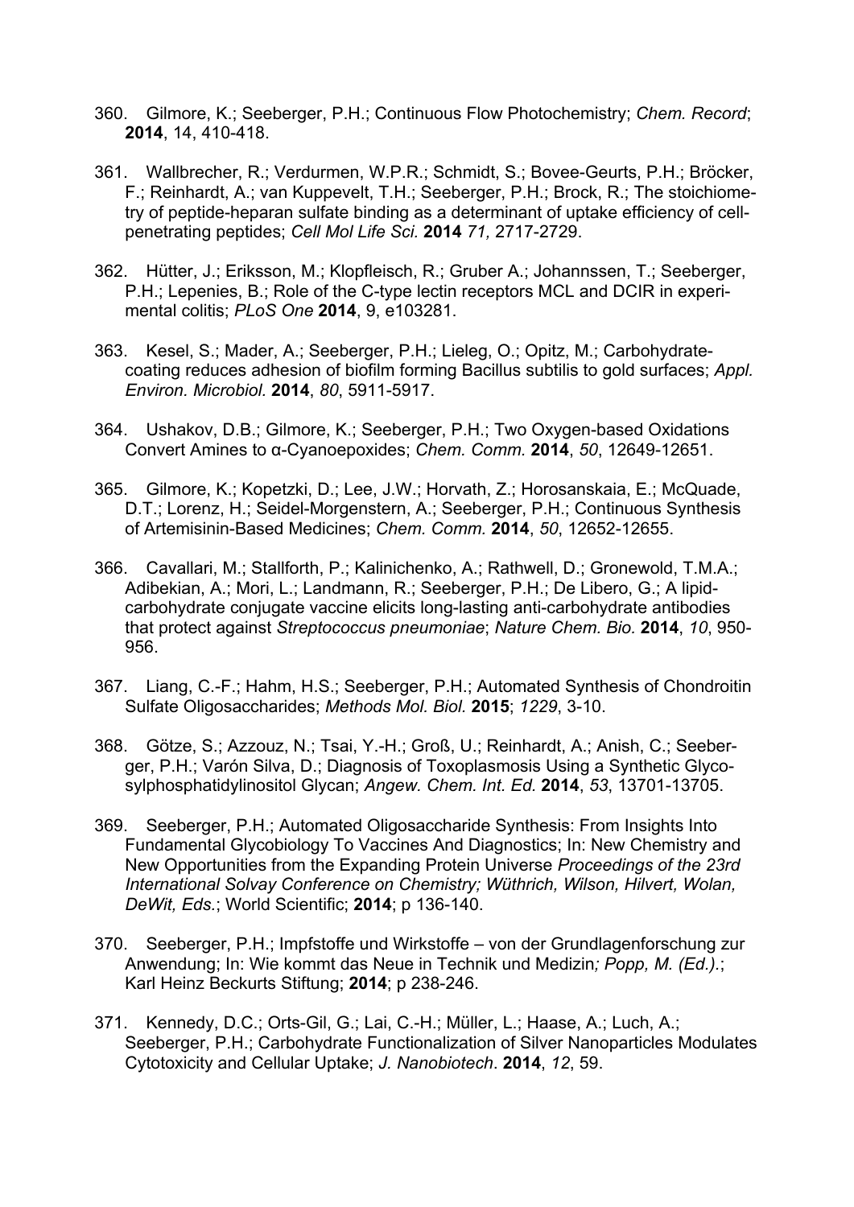360. Gilmore, K.; Seeberger, P.H.; Continuous Flow Photochemistry; *Chem. Record*; **2014**, 14, 410-418.

361. Wallbrecher, R.; Verdurmen, W.P.R.; Schmidt, S.; Bovee-Geurts, P.H.; Bröcker, F.; Reinhardt, A.; van Kuppevelt, T.H.; Seeberger, P.H.; Brock, R.; The stoichiometry of peptide-heparan sulfate binding as a determinant of uptake efficiency of cell-penetrating peptides; *Cell Mol Life Sci.* **2014** *71,* 2717-2729.

362. Hütter, J.; Eriksson, M.; Klopfleisch, R.; Gruber A.; Johannssen, T.; Seeberger, P.H.; Lepenies, B.; Role of the C-type lectin receptors MCL and DCIR in experimental colitis; *PLoS One* **2014**, 9, e103281.

363. Kesel, S.; Mader, A.; Seeberger, P.H.; Lieleg, O.; Opitz, M.; Carbohydrate-coating reduces adhesion of biofilm forming Bacillus subtilis to gold surfaces; *Appl. Environ. Microbiol.* **2014**, *80*, 5911-5917.

364. Ushakov, D.B.; Gilmore, K.; Seeberger, P.H.; Two Oxygen-based Oxidations Convert Amines to α-Cyanoepoxides; *Chem. Comm.* **2014**, *50*, 12649-12651.

365. Gilmore, K.; Kopetzki, D.; Lee, J.W.; Horvath, Z.; Horosanskaia, E.; McQuade, D.T.; Lorenz, H.; Seidel-Morgenstern, A.; Seeberger, P.H.; Continuous Synthesis of Artemisinin-Based Medicines; *Chem. Comm.* **2014**, *50*, 12652-12655.

366. Cavallari, M.; Stallforth, P.; Kalinichenko, A.; Rathwell, D.; Gronewold, T.M.A.; Adibekian, A.; Mori, L.; Landmann, R.; Seeberger, P.H.; De Libero, G.; A lipid-carbohydrate conjugate vaccine elicits long-lasting anti-carbohydrate antibodies that protect against *Streptococcus pneumoniae*; *Nature Chem. Bio.* **2014**, *10*, 950-956.

367. Liang, C.-F.; Hahm, H.S.; Seeberger, P.H.; Automated Synthesis of Chondroitin Sulfate Oligosaccharides; *Methods Mol. Biol.* **2015**; *1229*, 3-10.

368. Götze, S.; Azzouz, N.; Tsai, Y.-H.; Groß, U.; Reinhardt, A.; Anish, C.; Seeberger, P.H.; Varón Silva, D.; Diagnosis of Toxoplasmosis Using a Synthetic Glycosylphosphatidylinositol Glycan; *Angew. Chem. Int. Ed.* **2014**, *53*, 13701-13705.

369. Seeberger, P.H.; Automated Oligosaccharide Synthesis: From Insights Into Fundamental Glycobiology To Vaccines And Diagnostics; In: New Chemistry and New Opportunities from the Expanding Protein Universe *Proceedings of the 23rd International Solvay Conference on Chemistry; Wüthrich, Wilson, Hilvert, Wolan, DeWit, Eds.*; World Scientific; **2014**; p 136-140.

370. Seeberger, P.H.; Impfstoffe und Wirkstoffe – von der Grundlagenforschung zur Anwendung; In: Wie kommt das Neue in Technik und Medizin*; Popp, M. (Ed.).*; Karl Heinz Beckurts Stiftung; **2014**; p 238-246.

371. Kennedy, D.C.; Orts-Gil, G.; Lai, C.-H.; Müller, L.; Haase, A.; Luch, A.; Seeberger, P.H.; Carbohydrate Functionalization of Silver Nanoparticles Modulates Cytotoxicity and Cellular Uptake; *J. Nanobiotech*. **2014**, *12*, 59.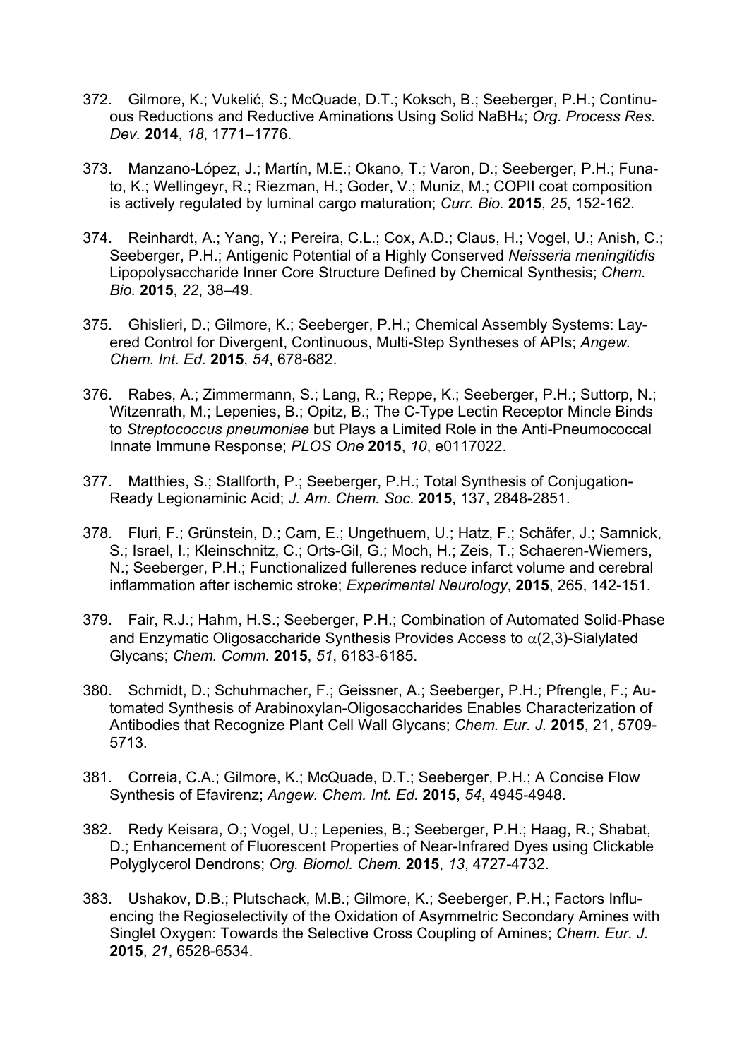372. Gilmore, K.; Vukelić, S.; McQuade, D.T.; Koksch, B.; Seeberger, P.H.; Continuous Reductions and Reductive Aminations Using Solid $NaBH_4$; *Org. Process Res. Dev.* **2014**, *18*, 1771–1776.

373. Manzano-López, J.; Martín, M.E.; Okano, T.; Varon, D.; Seeberger, P.H.; Funato, K.; Wellingeyr, R.; Riezman, H.; Goder, V.; Muniz, M.; COPII coat composition is actively regulated by luminal cargo maturation; *Curr. Bio.* **2015**, *25*, 152-162.

374. Reinhardt, A.; Yang, Y.; Pereira, C.L.; Cox, A.D.; Claus, H.; Vogel, U.; Anish, C.; Seeberger, P.H.; Antigenic Potential of a Highly Conserved *Neisseria meningitidis* Lipopolysaccharide Inner Core Structure Defined by Chemical Synthesis; *Chem. Bio.* **2015**, *22*, 38–49.

375. Ghislieri, D.; Gilmore, K.; Seeberger, P.H.; Chemical Assembly Systems: Layered Control for Divergent, Continuous, Multi-Step Syntheses of APIs; *Angew. Chem. Int. Ed.* **2015**, *54*, 678-682.

376. Rabes, A.; Zimmermann, S.; Lang, R.; Reppe, K.; Seeberger, P.H.; Suttorp, N.; Witzenrath, M.; Lepenies, B.; Opitz, B.; The C-Type Lectin Receptor Mincle Binds to *Streptococcus pneumoniae* but Plays a Limited Role in the Anti-Pneumococcal Innate Immune Response; *PLOS One* **2015**, *10*, e0117022.

377. Matthies, S.; Stallforth, P.; Seeberger, P.H.; Total Synthesis of Conjugation-Ready Legionaminic Acid; *J. Am. Chem. Soc.* **2015**, 137, 2848-2851.

378. Fluri, F.; Grünstein, D.; Cam, E.; Ungethuem, U.; Hatz, F.; Schäfer, J.; Samnick, S.; Israel, I.; Kleinschnitz, C.; Orts-Gil, G.; Moch, H.; Zeis, T.; Schaeren-Wiemers, N.; Seeberger, P.H.; Functionalized fullerenes reduce infarct volume and cerebral inflammation after ischemic stroke; *Experimental Neurology*, **2015**, 265, 142-151.

379. Fair, R.J.; Hahm, H.S.; Seeberger, P.H.; Combination of Automated Solid-Phase and Enzymatic Oligosaccharide Synthesis Provides Access to $\alpha$(2,3)-Sialylated Glycans; *Chem. Comm.* **2015**, *51*, 6183-6185.

380. Schmidt, D.; Schuhmacher, F.; Geissner, A.; Seeberger, P.H.; Pfrengle, F.; Automated Synthesis of Arabinoxylan-Oligosaccharides Enables Characterization of Antibodies that Recognize Plant Cell Wall Glycans; *Chem. Eur. J.* **2015**, 21, 5709-5713.

381. Correia, C.A.; Gilmore, K.; McQuade, D.T.; Seeberger, P.H.; A Concise Flow Synthesis of Efavirenz; *Angew. Chem. Int. Ed.* **2015**, *54*, 4945-4948.

382. Redy Keisara, O.; Vogel, U.; Lepenies, B.; Seeberger, P.H.; Haag, R.; Shabat, D.; Enhancement of Fluorescent Properties of Near-Infrared Dyes using Clickable Polyglycerol Dendrons; *Org. Biomol. Chem.* **2015**, *13*, 4727-4732.

383. Ushakov, D.B.; Plutschack, M.B.; Gilmore, K.; Seeberger, P.H.; Factors Influencing the Regioselectivity of the Oxidation of Asymmetric Secondary Amines with Singlet Oxygen: Towards the Selective Cross Coupling of Amines; *Chem. Eur. J.* **2015**, *21*, 6528-6534.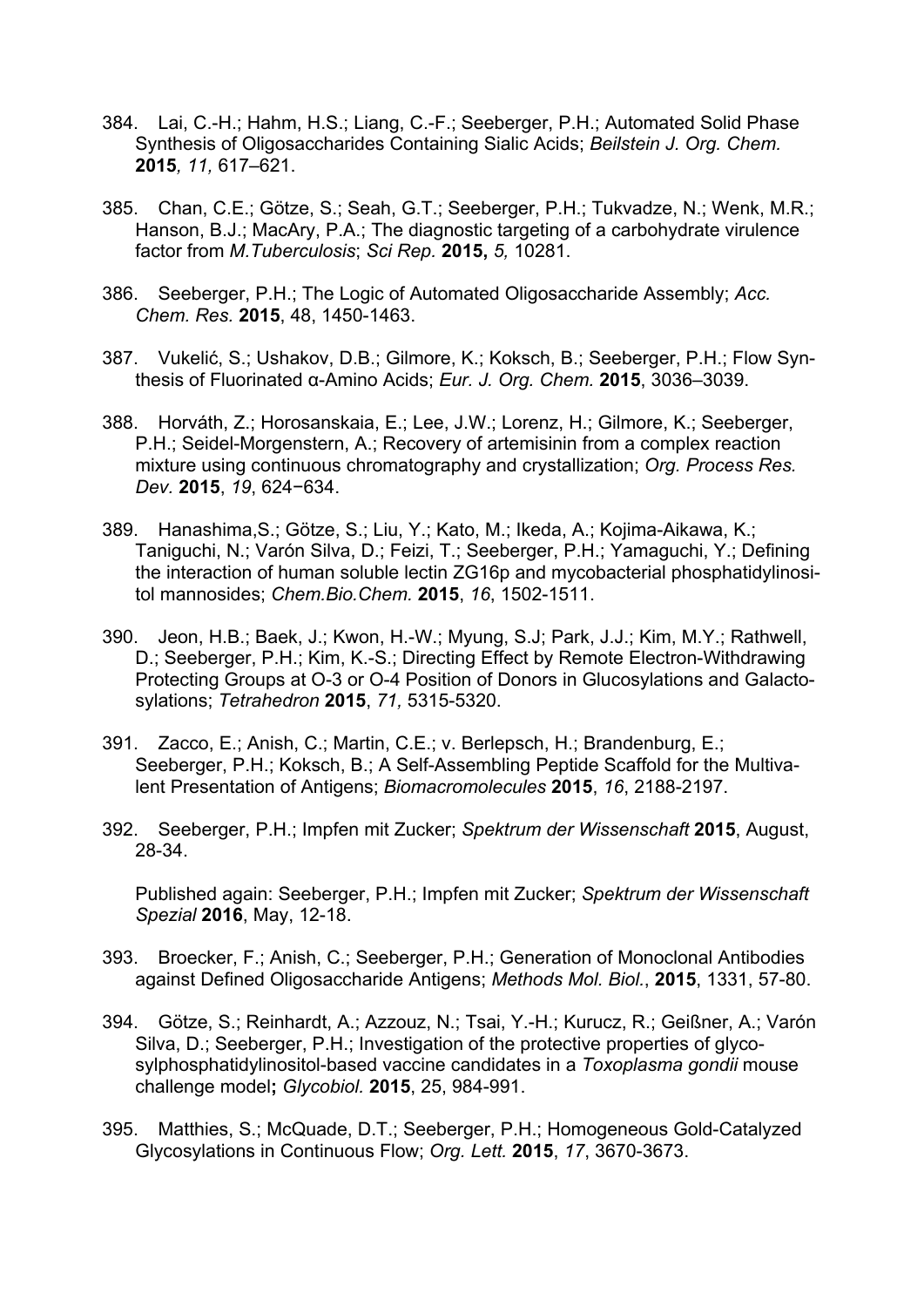384. Lai, C.-H.; Hahm, H.S.; Liang, C.-F.; Seeberger, P.H.; Automated Solid Phase Synthesis of Oligosaccharides Containing Sialic Acids; *Beilstein J. Org. Chem.* **2015***, 11,* 617–621.

385. Chan, C.E.; Götze, S.; Seah, G.T.; Seeberger, P.H.; Tukvadze, N.; Wenk, M.R.; Hanson, B.J.; MacAry, P.A.; The diagnostic targeting of a carbohydrate virulence factor from *M.Tuberculosis*; *Sci Rep.* **2015,** *5,* 10281.

386. Seeberger, P.H.; The Logic of Automated Oligosaccharide Assembly; *Acc. Chem. Res.* **2015**, 48, 1450-1463.

387. Vukelić, S.; Ushakov, D.B.; Gilmore, K.; Koksch, B.; Seeberger, P.H.; Flow Synthesis of Fluorinated α-Amino Acids; *Eur. J. Org. Chem.* **2015**, 3036–3039.

388. Horváth, Z.; Horosanskaia, E.; Lee, J.W.; Lorenz, H.; Gilmore, K.; Seeberger, P.H.; Seidel-Morgenstern, A.; Recovery of artemisinin from a complex reaction mixture using continuous chromatography and crystallization; *Org. Process Res. Dev.* **2015**, *19*, 624−634.

389. Hanashima,S.; Götze, S.; Liu, Y.; Kato, M.; Ikeda, A.; Kojima-Aikawa, K.; Taniguchi, N.; Varón Silva, D.; Feizi, T.; Seeberger, P.H.; Yamaguchi, Y.; Defining the interaction of human soluble lectin ZG16p and mycobacterial phosphatidylinositol mannosides; *Chem.Bio.Chem.* **2015**, *16*, 1502-1511.

390. Jeon, H.B.; Baek, J.; Kwon, H.-W.; Myung, S.J; Park, J.J.; Kim, M.Y.; Rathwell, D.; Seeberger, P.H.; Kim, K.-S.; Directing Effect by Remote Electron-Withdrawing Protecting Groups at O-3 or O-4 Position of Donors in Glucosylations and Galactosylations; *Tetrahedron* **2015**, *71,* 5315-5320.

391. Zacco, E.; Anish, C.; Martin, C.E.; v. Berlepsch, H.; Brandenburg, E.; Seeberger, P.H.; Koksch, B.; A Self-Assembling Peptide Scaffold for the Multivalent Presentation of Antigens; *Biomacromolecules* **2015**, *16*, 2188-2197.

392. Seeberger, P.H.; Impfen mit Zucker; *Spektrum der Wissenschaft* **2015**, August, 28-34.

    Published again: Seeberger, P.H.; Impfen mit Zucker; *Spektrum der Wissenschaft Spezial* **2016**, May, 12-18.

393. Broecker, F.; Anish, C.; Seeberger, P.H.; Generation of Monoclonal Antibodies against Defined Oligosaccharide Antigens; *Methods Mol. Biol.*, **2015**, 1331, 57-80.

394. Götze, S.; Reinhardt, A.; Azzouz, N.; Tsai, Y.-H.; Kurucz, R.; Geißner, A.; Varón Silva, D.; Seeberger, P.H.; Investigation of the protective properties of glycosylphosphatidylinositol-based vaccine candidates in a *Toxoplasma gondii* mouse challenge model**;** *Glycobiol.* **2015**, 25, 984-991.

395. Matthies, S.; McQuade, D.T.; Seeberger, P.H.; Homogeneous Gold-Catalyzed Glycosylations in Continuous Flow; *Org. Lett.* **2015**, *17*, 3670-3673.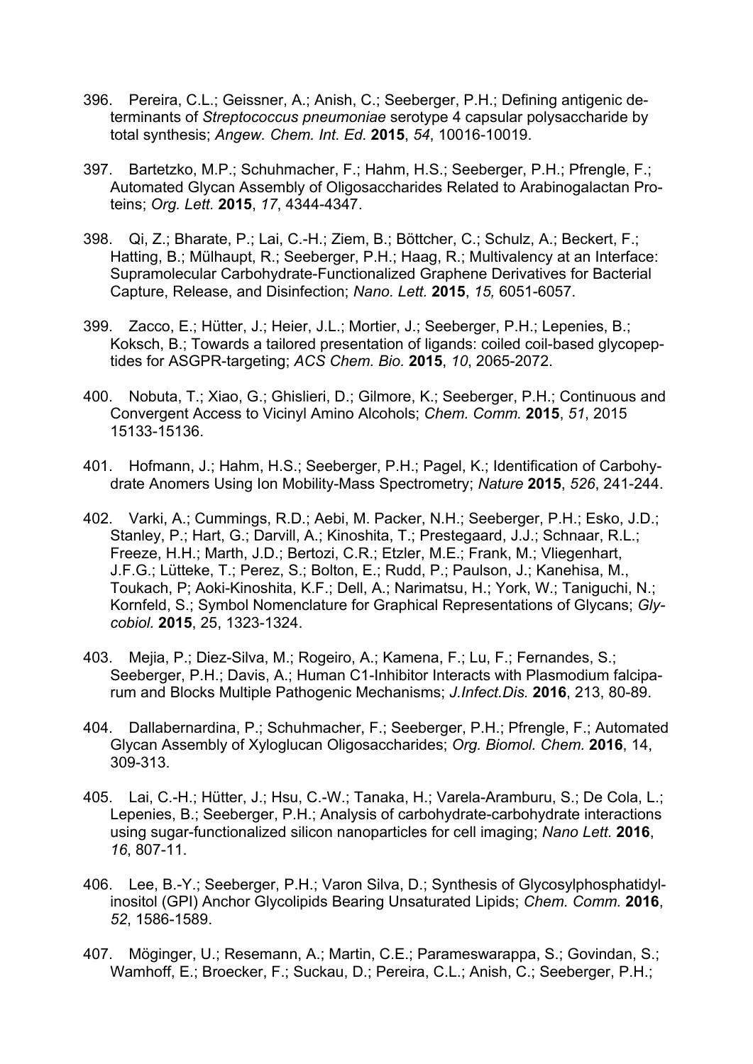396. Pereira, C.L.; Geissner, A.; Anish, C.; Seeberger, P.H.; Defining antigenic determinants of *Streptococcus pneumoniae* serotype 4 capsular polysaccharide by total synthesis; *Angew. Chem. Int. Ed.* **2015**, *54*, 10016-10019.

397. Bartetzko, M.P.; Schuhmacher, F.; Hahm, H.S.; Seeberger, P.H.; Pfrengle, F.; Automated Glycan Assembly of Oligosaccharides Related to Arabinogalactan Proteins; *Org. Lett.* **2015**, *17*, 4344-4347.

398. Qi, Z.; Bharate, P.; Lai, C.-H.; Ziem, B.; Böttcher, C.; Schulz, A.; Beckert, F.; Hatting, B.; Mülhaupt, R.; Seeberger, P.H.; Haag, R.; Multivalency at an Interface: Supramolecular Carbohydrate-Functionalized Graphene Derivatives for Bacterial Capture, Release, and Disinfection; *Nano. Lett.* **2015**, *15,* 6051-6057.

399. Zacco, E.; Hütter, J.; Heier, J.L.; Mortier, J.; Seeberger, P.H.; Lepenies, B.; Koksch, B.; Towards a tailored presentation of ligands: coiled coil-based glycopeptides for ASGPR-targeting; *ACS Chem. Bio.* **2015**, *10*, 2065-2072.

400. Nobuta, T.; Xiao, G.; Ghislieri, D.; Gilmore, K.; Seeberger, P.H.; Continuous and Convergent Access to Vicinyl Amino Alcohols; *Chem. Comm.* **2015**, *51*, 2015 15133-15136.

401. Hofmann, J.; Hahm, H.S.; Seeberger, P.H.; Pagel, K.; Identification of Carbohydrate Anomers Using Ion Mobility-Mass Spectrometry; *Nature* **2015**, *526*, 241-244.

402. Varki, A.; Cummings, R.D.; Aebi, M. Packer, N.H.; Seeberger, P.H.; Esko, J.D.; Stanley, P.; Hart, G.; Darvill, A.; Kinoshita, T.; Prestegaard, J.J.; Schnaar, R.L.; Freeze, H.H.; Marth, J.D.; Bertozi, C.R.; Etzler, M.E.; Frank, M.; Vliegenhart, J.F.G.; Lütteke, T.; Perez, S.; Bolton, E.; Rudd, P.; Paulson, J.; Kanehisa, M., Toukach, P; Aoki-Kinoshita, K.F.; Dell, A.; Narimatsu, H.; York, W.; Taniguchi, N.; Kornfeld, S.; Symbol Nomenclature for Graphical Representations of Glycans; *Glycobiol.* **2015**, 25, 1323-1324.

403. Mejia, P.; Diez-Silva, M.; Rogeiro, A.; Kamena, F.; Lu, F.; Fernandes, S.; Seeberger, P.H.; Davis, A.; Human C1-Inhibitor Interacts with Plasmodium falciparum and Blocks Multiple Pathogenic Mechanisms; *J.Infect.Dis.* **2016**, 213, 80-89.

404. Dallabernardina, P.; Schuhmacher, F.; Seeberger, P.H.; Pfrengle, F.; Automated Glycan Assembly of Xyloglucan Oligosaccharides; *Org. Biomol. Chem.* **2016**, 14, 309-313.

405. Lai, C.-H.; Hütter, J.; Hsu, C.-W.; Tanaka, H.; Varela-Aramburu, S.; De Cola, L.; Lepenies, B.; Seeberger, P.H.; Analysis of carbohydrate-carbohydrate interactions using sugar-functionalized silicon nanoparticles for cell imaging; *Nano Lett.* **2016**, *16*, 807-11.

406. Lee, B.-Y.; Seeberger, P.H.; Varon Silva, D.; Synthesis of Glycosylphosphatidylinositol (GPI) Anchor Glycolipids Bearing Unsaturated Lipids; *Chem. Comm.* **2016**, *52*, 1586-1589.

407. Möginger, U.; Resemann, A.; Martin, C.E.; Parameswarappa, S.; Govindan, S.; Wamhoff, E.; Broecker, F.; Suckau, D.; Pereira, C.L.; Anish, C.; Seeberger, P.H.;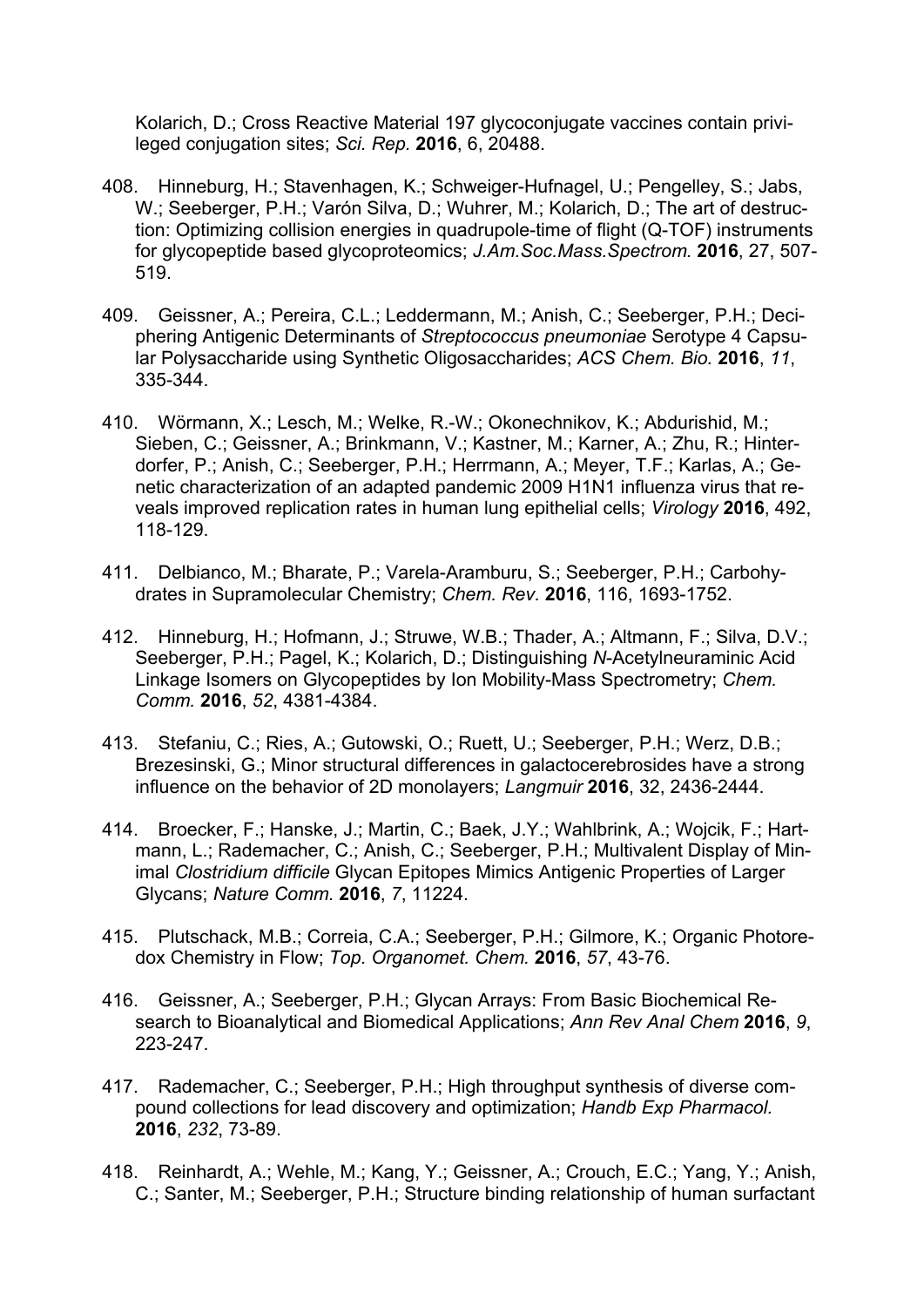Kolarich, D.; Cross Reactive Material 197 glycoconjugate vaccines contain privileged conjugation sites; *Sci. Rep.* **2016**, 6, 20488.

408. Hinneburg, H.; Stavenhagen, K.; Schweiger-Hufnagel, U.; Pengelley, S.; Jabs, W.; Seeberger, P.H.; Varón Silva, D.; Wuhrer, M.; Kolarich, D.; The art of destruction: Optimizing collision energies in quadrupole-time of flight (Q-TOF) instruments for glycopeptide based glycoproteomics; *J.Am.Soc.Mass.Spectrom.* **2016**, 27, 507-519.

409. Geissner, A.; Pereira, C.L.; Leddermann, M.; Anish, C.; Seeberger, P.H.; Deciphering Antigenic Determinants of *Streptococcus pneumoniae* Serotype 4 Capsular Polysaccharide using Synthetic Oligosaccharides; *ACS Chem. Bio.* **2016**, *11*, 335-344.

410. Wörmann, X.; Lesch, M.; Welke, R.-W.; Okonechnikov, K.; Abdurishid, M.; Sieben, C.; Geissner, A.; Brinkmann, V.; Kastner, M.; Karner, A.; Zhu, R.; Hinterdorfer, P.; Anish, C.; Seeberger, P.H.; Herrmann, A.; Meyer, T.F.; Karlas, A.; Genetic characterization of an adapted pandemic 2009 H1N1 influenza virus that reveals improved replication rates in human lung epithelial cells; *Virology* **2016**, 492, 118-129.

411. Delbianco, M.; Bharate, P.; Varela-Aramburu, S.; Seeberger, P.H.; Carbohydrates in Supramolecular Chemistry; *Chem. Rev.* **2016**, 116, 1693-1752.

412. Hinneburg, H.; Hofmann, J.; Struwe, W.B.; Thader, A.; Altmann, F.; Silva, D.V.; Seeberger, P.H.; Pagel, K.; Kolarich, D.; Distinguishing *N*-Acetylneuraminic Acid Linkage Isomers on Glycopeptides by Ion Mobility-Mass Spectrometry; *Chem. Comm.* **2016**, *52*, 4381-4384.

413. Stefaniu, C.; Ries, A.; Gutowski, O.; Ruett, U.; Seeberger, P.H.; Werz, D.B.; Brezesinski, G.; Minor structural differences in galactocerebrosides have a strong influence on the behavior of 2D monolayers; *Langmuir* **2016**, 32, 2436-2444.

414. Broecker, F.; Hanske, J.; Martin, C.; Baek, J.Y.; Wahlbrink, A.; Wojcik, F.; Hartmann, L.; Rademacher, C.; Anish, C.; Seeberger, P.H.; Multivalent Display of Minimal *Clostridium difficile* Glycan Epitopes Mimics Antigenic Properties of Larger Glycans; *Nature Comm.* **2016**, *7*, 11224.

415. Plutschack, M.B.; Correia, C.A.; Seeberger, P.H.; Gilmore, K.; Organic Photoredox Chemistry in Flow; *Top. Organomet. Chem.* **2016**, *57*, 43-76.

416. Geissner, A.; Seeberger, P.H.; Glycan Arrays: From Basic Biochemical Research to Bioanalytical and Biomedical Applications; *Ann Rev Anal Chem* **2016**, *9*, 223-247.

417. Rademacher, C.; Seeberger, P.H.; High throughput synthesis of diverse compound collections for lead discovery and optimization; *Handb Exp Pharmacol.* **2016**, *232*, 73-89.

418. Reinhardt, A.; Wehle, M.; Kang, Y.; Geissner, A.; Crouch, E.C.; Yang, Y.; Anish, C.; Santer, M.; Seeberger, P.H.; Structure binding relationship of human surfactant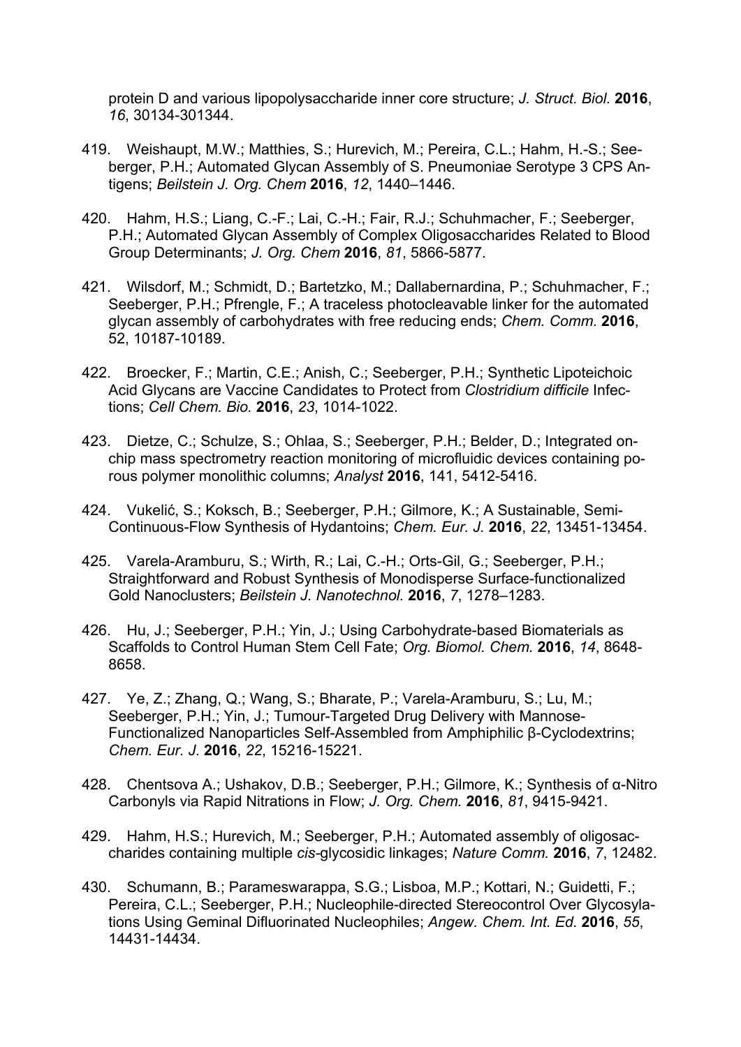protein D and various lipopolysaccharide inner core structure; *J. Struct. Biol.* **2016**, *16*, 30134-301344.

419. Weishaupt, M.W.; Matthies, S.; Hurevich, M.; Pereira, C.L.; Hahm, H.-S.; Seeberger, P.H.; Automated Glycan Assembly of S. Pneumoniae Serotype 3 CPS Antigens; *Beilstein J. Org. Chem* **2016**, *12*, 1440–1446.

420. Hahm, H.S.; Liang, C.-F.; Lai, C.-H.; Fair, R.J.; Schuhmacher, F.; Seeberger, P.H.; Automated Glycan Assembly of Complex Oligosaccharides Related to Blood Group Determinants; *J. Org. Chem* **2016**, *81*, 5866-5877.

421. Wilsdorf, M.; Schmidt, D.; Bartetzko, M.; Dallabernardina, P.; Schuhmacher, F.; Seeberger, P.H.; Pfrengle, F.; A traceless photocleavable linker for the automated glycan assembly of carbohydrates with free reducing ends; *Chem. Comm.* **2016**, 52, 10187-10189.

422. Broecker, F.; Martin, C.E.; Anish, C.; Seeberger, P.H.; Synthetic Lipoteichoic Acid Glycans are Vaccine Candidates to Protect from *Clostridium difficile* Infections; *Cell Chem. Bio.* **2016**, *23*, 1014-1022.

423. Dietze, C.; Schulze, S.; Ohlaa, S.; Seeberger, P.H.; Belder, D.; Integrated on-chip mass spectrometry reaction monitoring of microfluidic devices containing porous polymer monolithic columns; *Analyst* **2016**, 141, 5412-5416.

424. Vukelić, S.; Koksch, B.; Seeberger, P.H.; Gilmore, K.; A Sustainable, Semi-Continuous-Flow Synthesis of Hydantoins; *Chem. Eur. J.* **2016**, *22*, 13451-13454.

425. Varela-Aramburu, S.; Wirth, R.; Lai, C.-H.; Orts-Gil, G.; Seeberger, P.H.; Straightforward and Robust Synthesis of Monodisperse Surface-functionalized Gold Nanoclusters; *Beilstein J. Nanotechnol.* **2016**, *7*, 1278–1283.

426. Hu, J.; Seeberger, P.H.; Yin, J.; Using Carbohydrate-based Biomaterials as Scaffolds to Control Human Stem Cell Fate; *Org. Biomol. Chem.* **2016**, *14*, 8648-8658.

427. Ye, Z.; Zhang, Q.; Wang, S.; Bharate, P.; Varela-Aramburu, S.; Lu, M.; Seeberger, P.H.; Yin, J.; Tumour-Targeted Drug Delivery with Mannose-Functionalized Nanoparticles Self-Assembled from Amphiphilic β-Cyclodextrins; *Chem. Eur. J.* **2016**, *22*, 15216-15221.

428. Chentsova A.; Ushakov, D.B.; Seeberger, P.H.; Gilmore, K.; Synthesis of α-Nitro Carbonyls via Rapid Nitrations in Flow; *J. Org. Chem.* **2016**, *81*, 9415-9421.

429. Hahm, H.S.; Hurevich, M.; Seeberger, P.H.; Automated assembly of oligosaccharides containing multiple *cis*-glycosidic linkages; *Nature Comm.* **2016**, *7*, 12482.

430. Schumann, B.; Parameswarappa, S.G.; Lisboa, M.P.; Kottari, N.; Guidetti, F.; Pereira, C.L.; Seeberger, P.H.; Nucleophile-directed Stereocontrol Over Glycosylations Using Geminal Difluorinated Nucleophiles; *Angew. Chem. Int. Ed.* **2016**, *55*, 14431-14434.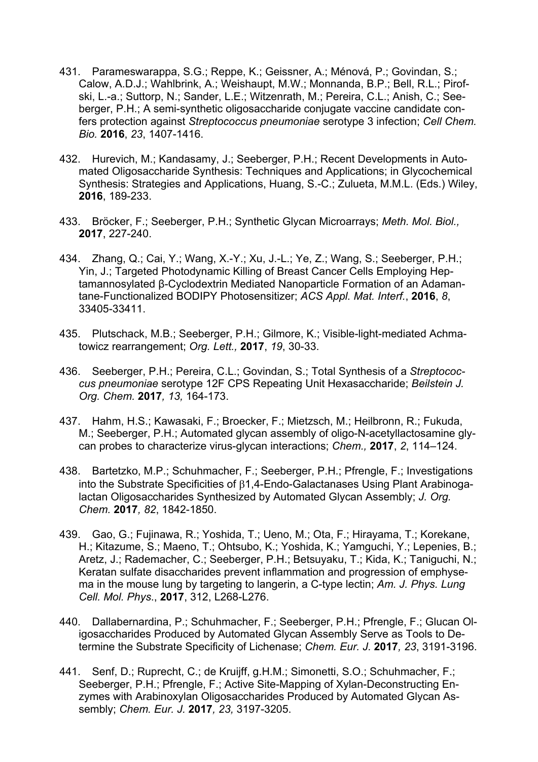431. Parameswarappa, S.G.; Reppe, K.; Geissner, A.; Ménová, P.; Govindan, S.; Calow, A.D.J.; Wahlbrink, A.; Weishaupt, M.W.; Monnanda, B.P.; Bell, R.L.; Pirofski, L.-a.; Suttorp, N.; Sander, L.E.; Witzenrath, M.; Pereira, C.L.; Anish, C.; Seeberger, P.H.; A semi-synthetic oligosaccharide conjugate vaccine candidate confers protection against *Streptococcus pneumoniae* serotype 3 infection; *Cell Chem. Bio.* **2016**, *23*, 1407-1416.

432. Hurevich, M.; Kandasamy, J.; Seeberger, P.H.; Recent Developments in Automated Oligosaccharide Synthesis: Techniques and Applications; in Glycochemical Synthesis: Strategies and Applications, Huang, S.-C.; Zulueta, M.M.L. (Eds.) Wiley, **2016**, 189-233.

433. Bröcker, F.; Seeberger, P.H.; Synthetic Glycan Microarrays; *Meth. Mol. Biol.,* **2017**, 227-240.

434. Zhang, Q.; Cai, Y.; Wang, X.-Y.; Xu, J.-L.; Ye, Z.; Wang, S.; Seeberger, P.H.; Yin, J.; Targeted Photodynamic Killing of Breast Cancer Cells Employing Heptamannosylated β-Cyclodextrin Mediated Nanoparticle Formation of an Adamantane-Functionalized BODIPY Photosensitizer; *ACS Appl. Mat. Interf.*, **2016**, *8*, 33405-33411.

435. Plutschack, M.B.; Seeberger, P.H.; Gilmore, K.; Visible-light-mediated Achmatowicz rearrangement; *Org. Lett.,* **2017**, *19*, 30-33.

436. Seeberger, P.H.; Pereira, C.L.; Govindan, S.; Total Synthesis of a *Streptococcus pneumoniae* serotype 12F CPS Repeating Unit Hexasaccharide; *Beilstein J. Org. Chem.* **2017***, 13,* 164-173.

437. Hahm, H.S.; Kawasaki, F.; Broecker, F.; Mietzsch, M.; Heilbronn, R.; Fukuda, M.; Seeberger, P.H.; Automated glycan assembly of oligo-N-acetyllactosamine glycan probes to characterize virus-glycan interactions; *Chem.,* **2017**, *2*, 114–124.

438. Bartetzko, M.P.; Schuhmacher, F.; Seeberger, P.H.; Pfrengle, F.; Investigations into the Substrate Specificities of β1,4-Endo-Galactanases Using Plant Arabinogalactan Oligosaccharides Synthesized by Automated Glycan Assembly; *J. Org. Chem.* **2017***, 82*, 1842-1850.

439. Gao, G.; Fujinawa, R.; Yoshida, T.; Ueno, M.; Ota, F.; Hirayama, T.; Korekane, H.; Kitazume, S.; Maeno, T.; Ohtsubo, K.; Yoshida, K.; Yamguchi, Y.; Lepenies, B.; Aretz, J.; Rademacher, C.; Seeberger, P.H.; Betsuyaku, T.; Kida, K.; Taniguchi, N.; Keratan sulfate disaccharides prevent inflammation and progression of emphysema in the mouse lung by targeting to langerin, a C-type lectin; *Am. J. Phys. Lung Cell. Mol. Phys*., **2017**, 312, L268-L276.

440. Dallabernardina, P.; Schuhmacher, F.; Seeberger, P.H.; Pfrengle, F.; Glucan Oligosaccharides Produced by Automated Glycan Assembly Serve as Tools to Determine the Substrate Specificity of Lichenase; *Chem. Eur. J.* **2017***, 23*, 3191-3196.

441. Senf, D.; Ruprecht, C.; de Kruijff, g.H.M.; Simonetti, S.O.; Schuhmacher, F.; Seeberger, P.H.; Pfrengle, F.; Active Site-Mapping of Xylan-Deconstructing Enzymes with Arabinoxylan Oligosaccharides Produced by Automated Glycan Assembly; *Chem. Eur. J.* **2017***, 23,* 3197-3205.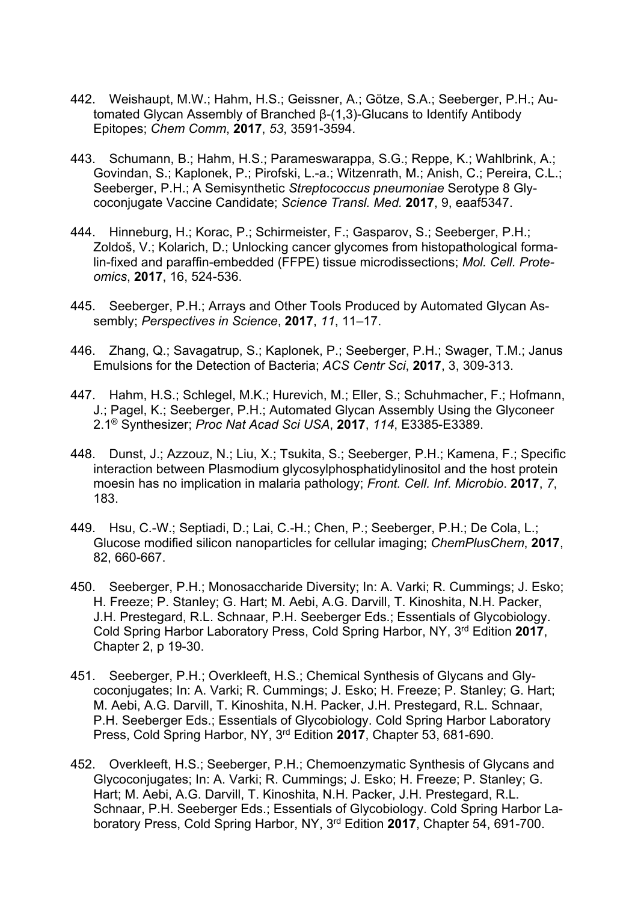442. Weishaupt, M.W.; Hahm, H.S.; Geissner, A.; Götze, S.A.; Seeberger, P.H.; Automated Glycan Assembly of Branched β-(1,3)-Glucans to Identify Antibody Epitopes; *Chem Comm*, **2017**, *53*, 3591-3594.

443. Schumann, B.; Hahm, H.S.; Parameswarappa, S.G.; Reppe, K.; Wahlbrink, A.; Govindan, S.; Kaplonek, P.; Pirofski, L.-a.; Witzenrath, M.; Anish, C.; Pereira, C.L.; Seeberger, P.H.; A Semisynthetic *Streptococcus pneumoniae* Serotype 8 Glycoconjugate Vaccine Candidate; *Science Transl. Med.* **2017**, 9, eaaf5347.

444. Hinneburg, H.; Korac, P.; Schirmeister, F.; Gasparov, S.; Seeberger, P.H.; Zoldoš, V.; Kolarich, D.; Unlocking cancer glycomes from histopathological formalin-fixed and paraffin-embedded (FFPE) tissue microdissections; *Mol. Cell. Proteomics*, **2017**, 16, 524-536.

445. Seeberger, P.H.; Arrays and Other Tools Produced by Automated Glycan Assembly; *Perspectives in Science*, **2017**, *11*, 11–17.

446. Zhang, Q.; Savagatrup, S.; Kaplonek, P.; Seeberger, P.H.; Swager, T.M.; Janus Emulsions for the Detection of Bacteria; *ACS Centr Sci*, **2017**, 3, 309-313.

447. Hahm, H.S.; Schlegel, M.K.; Hurevich, M.; Eller, S.; Schuhmacher, F.; Hofmann, J.; Pagel, K.; Seeberger, P.H.; Automated Glycan Assembly Using the Glyconeer 2.1® Synthesizer; *Proc Nat Acad Sci USA*, **2017**, *114*, E3385-E3389.

448. Dunst, J.; Azzouz, N.; Liu, X.; Tsukita, S.; Seeberger, P.H.; Kamena, F.; Specific interaction between Plasmodium glycosylphosphatidylinositol and the host protein moesin has no implication in malaria pathology; *Front. Cell. Inf. Microbio*. **2017**, *7*, 183.

449. Hsu, C.-W.; Septiadi, D.; Lai, C.-H.; Chen, P.; Seeberger, P.H.; De Cola, L.; Glucose modified silicon nanoparticles for cellular imaging; *ChemPlusChem*, **2017**, 82, 660-667.

450. Seeberger, P.H.; Monosaccharide Diversity; In: A. Varki; R. Cummings; J. Esko; H. Freeze; P. Stanley; G. Hart; M. Aebi, A.G. Darvill, T. Kinoshita, N.H. Packer, J.H. Prestegard, R.L. Schnaar, P.H. Seeberger Eds.; Essentials of Glycobiology. Cold Spring Harbor Laboratory Press, Cold Spring Harbor, NY, 3rd Edition **2017**, Chapter 2, p 19-30.

451. Seeberger, P.H.; Overkleeft, H.S.; Chemical Synthesis of Glycans and Glycoconjugates; In: A. Varki; R. Cummings; J. Esko; H. Freeze; P. Stanley; G. Hart; M. Aebi, A.G. Darvill, T. Kinoshita, N.H. Packer, J.H. Prestegard, R.L. Schnaar, P.H. Seeberger Eds.; Essentials of Glycobiology. Cold Spring Harbor Laboratory Press, Cold Spring Harbor, NY, 3rd Edition **2017**, Chapter 53, 681-690.

452. Overkleeft, H.S.; Seeberger, P.H.; Chemoenzymatic Synthesis of Glycans and Glycoconjugates; In: A. Varki; R. Cummings; J. Esko; H. Freeze; P. Stanley; G. Hart; M. Aebi, A.G. Darvill, T. Kinoshita, N.H. Packer, J.H. Prestegard, R.L. Schnaar, P.H. Seeberger Eds.; Essentials of Glycobiology. Cold Spring Harbor Laboratory Press, Cold Spring Harbor, NY, 3rd Edition **2017**, Chapter 54, 691-700.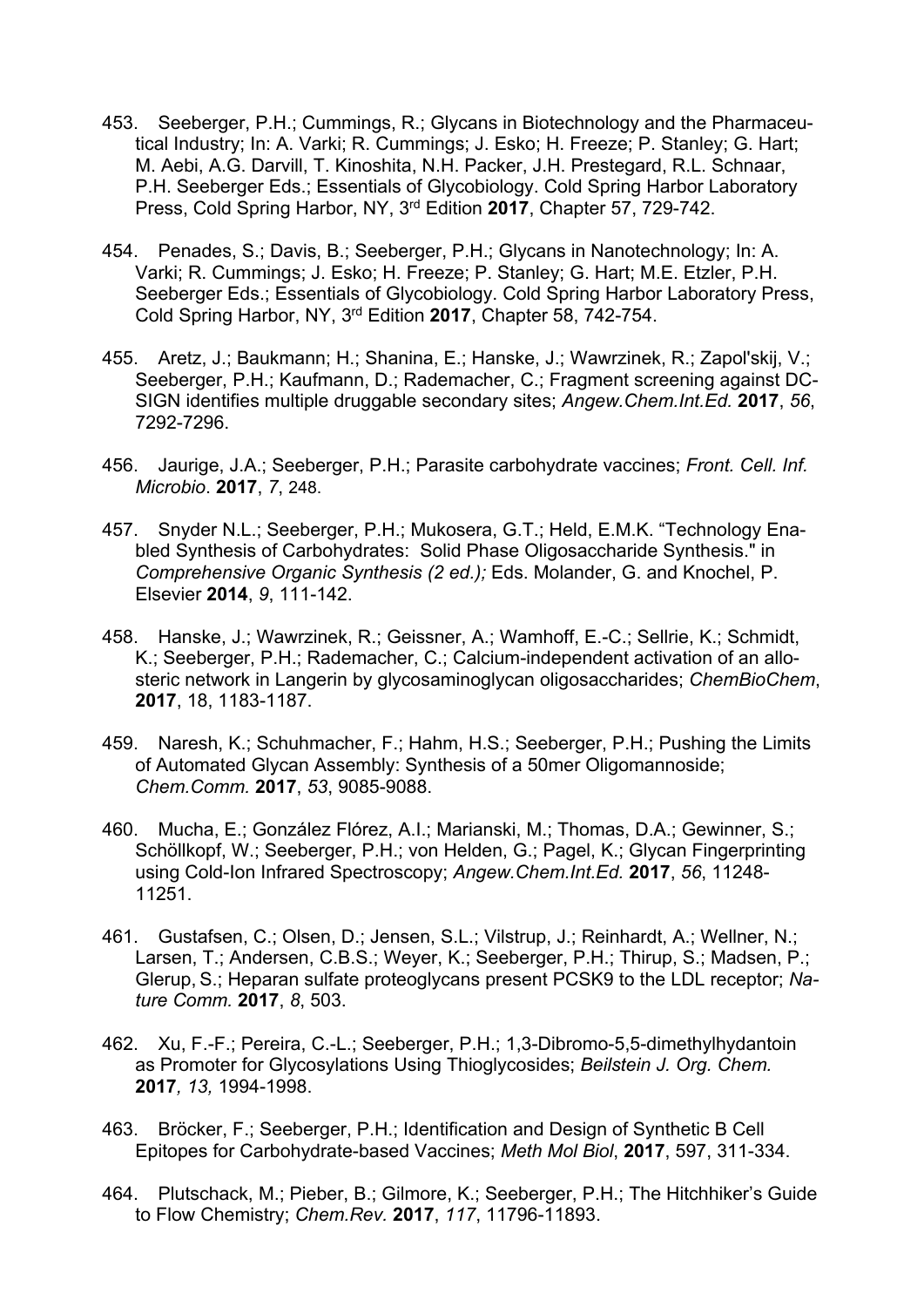453. Seeberger, P.H.; Cummings, R.; Glycans in Biotechnology and the Pharmaceutical Industry; In: A. Varki; R. Cummings; J. Esko; H. Freeze; P. Stanley; G. Hart; M. Aebi, A.G. Darvill, T. Kinoshita, N.H. Packer, J.H. Prestegard, R.L. Schnaar, P.H. Seeberger Eds.; Essentials of Glycobiology. Cold Spring Harbor Laboratory Press, Cold Spring Harbor, NY, 3rd Edition **2017**, Chapter 57, 729-742.

454. Penades, S.; Davis, B.; Seeberger, P.H.; Glycans in Nanotechnology; In: A. Varki; R. Cummings; J. Esko; H. Freeze; P. Stanley; G. Hart; M.E. Etzler, P.H. Seeberger Eds.; Essentials of Glycobiology. Cold Spring Harbor Laboratory Press, Cold Spring Harbor, NY, 3rd Edition **2017**, Chapter 58, 742-754.

455. Aretz, J.; Baukmann; H.; Shanina, E.; Hanske, J.; Wawrzinek, R.; Zapol'skij, V.; Seeberger, P.H.; Kaufmann, D.; Rademacher, C.; Fragment screening against DC-SIGN identifies multiple druggable secondary sites; *Angew.Chem.Int.Ed.* **2017**, *56*, 7292-7296.

456. Jaurige, J.A.; Seeberger, P.H.; Parasite carbohydrate vaccines; *Front. Cell. Inf. Microbio.* **2017**, *7*, 248.

457. Snyder N.L.; Seeberger, P.H.; Mukosera, G.T.; Held, E.M.K. "Technology Enabled Synthesis of Carbohydrates: Solid Phase Oligosaccharide Synthesis." in *Comprehensive Organic Synthesis (2 ed.);* Eds. Molander, G. and Knochel, P. Elsevier **2014**, *9*, 111-142.

458. Hanske, J.; Wawrzinek, R.; Geissner, A.; Wamhoff, E.-C.; Sellrie, K.; Schmidt, K.; Seeberger, P.H.; Rademacher, C.; Calcium-independent activation of an allosteric network in Langerin by glycosaminoglycan oligosaccharides; *ChemBioChem*, **2017**, 18, 1183-1187.

459. Naresh, K.; Schuhmacher, F.; Hahm, H.S.; Seeberger, P.H.; Pushing the Limits of Automated Glycan Assembly: Synthesis of a 50mer Oligomannoside; *Chem.Comm.* **2017**, *53*, 9085-9088.

460. Mucha, E.; González Flórez, A.I.; Marianski, M.; Thomas, D.A.; Gewinner, S.; Schöllkopf, W.; Seeberger, P.H.; von Helden, G.; Pagel, K.; Glycan Fingerprinting using Cold-Ion Infrared Spectroscopy; *Angew.Chem.Int.Ed.* **2017**, *56*, 11248-11251.

461. Gustafsen, C.; Olsen, D.; Jensen, S.L.; Vilstrup, J.; Reinhardt, A.; Wellner, N.; Larsen, T.; Andersen, C.B.S.; Weyer, K.; Seeberger, P.H.; Thirup, S.; Madsen, P.; Glerup, S.; Heparan sulfate proteoglycans present PCSK9 to the LDL receptor; *Nature Comm.* **2017**, *8*, 503.

462. Xu, F.-F.; Pereira, C.-L.; Seeberger, P.H.; 1,3-Dibromo-5,5-dimethylhydantoin as Promoter for Glycosylations Using Thioglycosides; *Beilstein J. Org. Chem.* **2017***, 13,* 1994-1998.

463. Bröcker, F.; Seeberger, P.H.; Identification and Design of Synthetic B Cell Epitopes for Carbohydrate-based Vaccines; *Meth Mol Biol*, **2017**, 597, 311-334.

464. Plutschack, M.; Pieber, B.; Gilmore, K.; Seeberger, P.H.; The Hitchhiker's Guide to Flow Chemistry; *Chem.Rev.* **2017**, *117*, 11796-11893.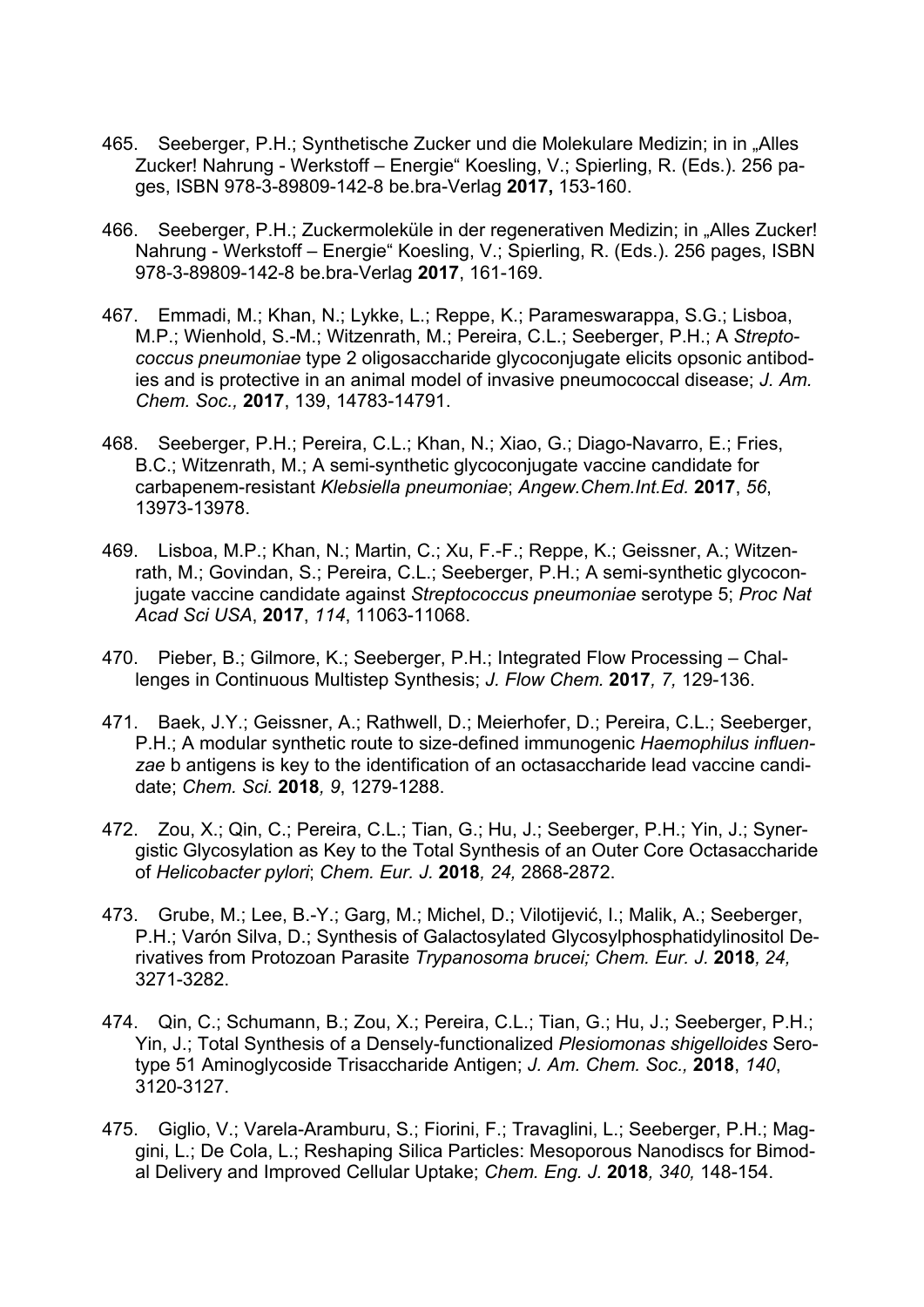465. Seeberger, P.H.; Synthetische Zucker und die Molekulare Medizin; in in „Alles Zucker! Nahrung - Werkstoff – Energie“ Koesling, V.; Spierling, R. (Eds.). 256 pages, ISBN 978-3-89809-142-8 be.bra-Verlag **2017,** 153-160.

466. Seeberger, P.H.; Zuckermoleküle in der regenerativen Medizin; in „Alles Zucker! Nahrung - Werkstoff – Energie“ Koesling, V.; Spierling, R. (Eds.). 256 pages, ISBN 978-3-89809-142-8 be.bra-Verlag **2017**, 161-169.

467. Emmadi, M.; Khan, N.; Lykke, L.; Reppe, K.; Parameswarappa, S.G.; Lisboa, M.P.; Wienhold, S.-M.; Witzenrath, M.; Pereira, C.L.; Seeberger, P.H.; A *Streptococcus pneumoniae* type 2 oligosaccharide glycoconjugate elicits opsonic antibodies and is protective in an animal model of invasive pneumococcal disease; *J. Am. Chem. Soc.,* **2017**, 139, 14783-14791.

468. Seeberger, P.H.; Pereira, C.L.; Khan, N.; Xiao, G.; Diago-Navarro, E.; Fries, B.C.; Witzenrath, M.; A semi-synthetic glycoconjugate vaccine candidate for carbapenem-resistant *Klebsiella pneumoniae*; *Angew.Chem.Int.Ed.* **2017**, *56*, 13973-13978.

469. Lisboa, M.P.; Khan, N.; Martin, C.; Xu, F.-F.; Reppe, K.; Geissner, A.; Witzenrath, M.; Govindan, S.; Pereira, C.L.; Seeberger, P.H.; A semi-synthetic glycoconjugate vaccine candidate against *Streptococcus pneumoniae* serotype 5; *Proc Nat Acad Sci USA*, **2017**, *114*, 11063-11068.

470. Pieber, B.; Gilmore, K.; Seeberger, P.H.; Integrated Flow Processing – Challenges in Continuous Multistep Synthesis; *J. Flow Chem.* **2017***, 7,* 129-136.

471. Baek, J.Y.; Geissner, A.; Rathwell, D.; Meierhofer, D.; Pereira, C.L.; Seeberger, P.H.; A modular synthetic route to size-defined immunogenic *Haemophilus influenzae* b antigens is key to the identification of an octasaccharide lead vaccine candidate; *Chem. Sci.* **2018***, 9*, 1279-1288.

472. Zou, X.; Qin, C.; Pereira, C.L.; Tian, G.; Hu, J.; Seeberger, P.H.; Yin, J.; Synergistic Glycosylation as Key to the Total Synthesis of an Outer Core Octasaccharide of *Helicobacter pylori*; *Chem. Eur. J.* **2018***, 24,* 2868-2872.

473. Grube, M.; Lee, B.-Y.; Garg, M.; Michel, D.; Vilotijević, I.; Malik, A.; Seeberger, P.H.; Varón Silva, D.; Synthesis of Galactosylated Glycosylphosphatidylinositol Derivatives from Protozoan Parasite *Trypanosoma brucei; Chem. Eur. J.* **2018***, 24,* 3271-3282.

474. Qin, C.; Schumann, B.; Zou, X.; Pereira, C.L.; Tian, G.; Hu, J.; Seeberger, P.H.; Yin, J.; Total Synthesis of a Densely-functionalized *Plesiomonas shigelloides* Serotype 51 Aminoglycoside Trisaccharide Antigen; *J. Am. Chem. Soc.,* **2018**, *140*, 3120-3127.

475. Giglio, V.; Varela-Aramburu, S.; Fiorini, F.; Travaglini, L.; Seeberger, P.H.; Maggini, L.; De Cola, L.; Reshaping Silica Particles: Mesoporous Nanodiscs for Bimodal Delivery and Improved Cellular Uptake; *Chem. Eng. J.* **2018***, 340,* 148-154.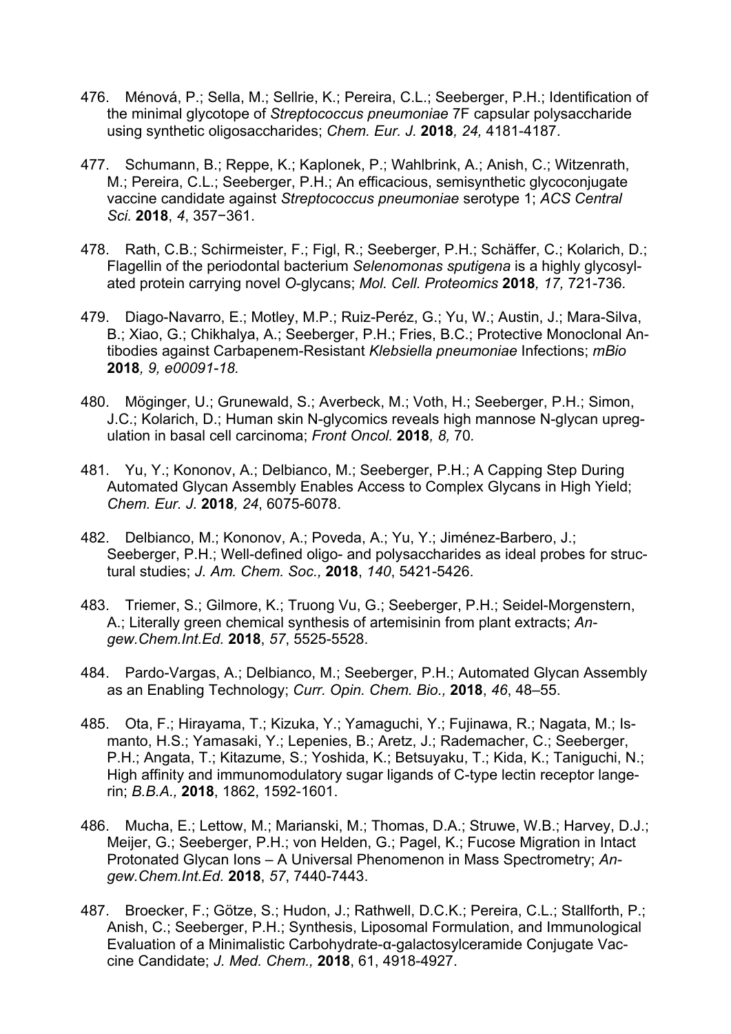476. Ménová, P.; Sella, M.; Sellrie, K.; Pereira, C.L.; Seeberger, P.H.; Identification of the minimal glycotope of *Streptococcus pneumoniae* 7F capsular polysaccharide using synthetic oligosaccharides; *Chem. Eur. J.* **2018***, 24,* 4181-4187.

477. Schumann, B.; Reppe, K.; Kaplonek, P.; Wahlbrink, A.; Anish, C.; Witzenrath, M.; Pereira, C.L.; Seeberger, P.H.; An efficacious, semisynthetic glycoconjugate vaccine candidate against *Streptococcus pneumoniae* serotype 1; *ACS Central Sci.* **2018**, *4*, 357−361.

478. Rath, C.B.; Schirmeister, F.; Figl, R.; Seeberger, P.H.; Schäffer, C.; Kolarich, D.; Flagellin of the periodontal bacterium *Selenomonas sputigena* is a highly glycosylated protein carrying novel *O*-glycans; *Mol. Cell. Proteomics* **2018***, 17,* 721-736.

479. Diago-Navarro, E.; Motley, M.P.; Ruiz-Peréz, G.; Yu, W.; Austin, J.; Mara-Silva, B.; Xiao, G.; Chikhalya, A.; Seeberger, P.H.; Fries, B.C.; Protective Monoclonal Antibodies against Carbapenem-Resistant *Klebsiella pneumoniae* Infections; *mBio* **2018***, 9, e00091-18.*

480. Möginger, U.; Grunewald, S.; Averbeck, M.; Voth, H.; Seeberger, P.H.; Simon, J.C.; Kolarich, D.; Human skin N-glycomics reveals high mannose N-glycan upregulation in basal cell carcinoma; *Front Oncol.* **2018***, 8,* 70.

481. Yu, Y.; Kononov, A.; Delbianco, M.; Seeberger, P.H.; A Capping Step During Automated Glycan Assembly Enables Access to Complex Glycans in High Yield; *Chem. Eur. J.* **2018***, 24*, 6075-6078.

482. Delbianco, M.; Kononov, A.; Poveda, A.; Yu, Y.; Jiménez-Barbero, J.; Seeberger, P.H.; Well-defined oligo- and polysaccharides as ideal probes for structural studies; *J. Am. Chem. Soc.,* **2018**, *140*, 5421-5426.

483. Triemer, S.; Gilmore, K.; Truong Vu, G.; Seeberger, P.H.; Seidel-Morgenstern, A.; Literally green chemical synthesis of artemisinin from plant extracts; *Angew.Chem.Int.Ed.* **2018**, *57*, 5525-5528.

484. Pardo-Vargas, A.; Delbianco, M.; Seeberger, P.H.; Automated Glycan Assembly as an Enabling Technology; *Curr. Opin. Chem. Bio.,* **2018**, *46*, 48–55.

485. Ota, F.; Hirayama, T.; Kizuka, Y.; Yamaguchi, Y.; Fujinawa, R.; Nagata, M.; Ismanto, H.S.; Yamasaki, Y.; Lepenies, B.; Aretz, J.; Rademacher, C.; Seeberger, P.H.; Angata, T.; Kitazume, S.; Yoshida, K.; Betsuyaku, T.; Kida, K.; Taniguchi, N.; High affinity and immunomodulatory sugar ligands of C-type lectin receptor langerin; *B.B.A.,* **2018**, 1862, 1592-1601.

486. Mucha, E.; Lettow, M.; Marianski, M.; Thomas, D.A.; Struwe, W.B.; Harvey, D.J.; Meijer, G.; Seeberger, P.H.; von Helden, G.; Pagel, K.; Fucose Migration in Intact Protonated Glycan Ions – A Universal Phenomenon in Mass Spectrometry; *Angew.Chem.Int.Ed.* **2018**, *57*, 7440-7443.

487. Broecker, F.; Götze, S.; Hudon, J.; Rathwell, D.C.K.; Pereira, C.L.; Stallforth, P.; Anish, C.; Seeberger, P.H.; Synthesis, Liposomal Formulation, and Immunological Evaluation of a Minimalistic Carbohydrate-α-galactosylceramide Conjugate Vaccine Candidate; *J. Med. Chem.,* **2018**, 61, 4918-4927.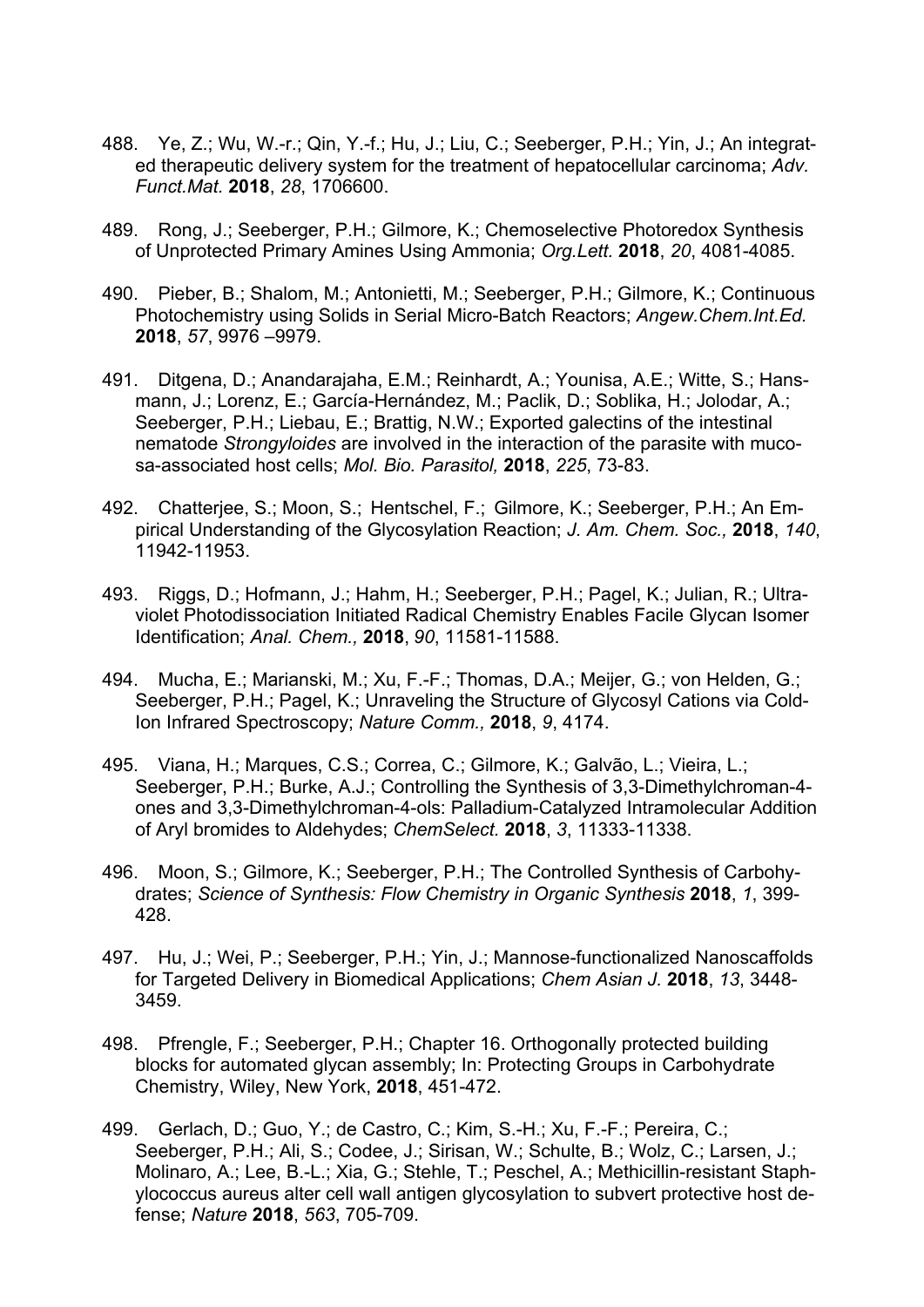488. Ye, Z.; Wu, W.-r.; Qin, Y.-f.; Hu, J.; Liu, C.; Seeberger, P.H.; Yin, J.; An integrated therapeutic delivery system for the treatment of hepatocellular carcinoma; *Adv. Funct.Mat.* **2018**, *28*, 1706600.

489. Rong, J.; Seeberger, P.H.; Gilmore, K.; Chemoselective Photoredox Synthesis of Unprotected Primary Amines Using Ammonia; *Org.Lett.* **2018**, *20*, 4081-4085.

490. Pieber, B.; Shalom, M.; Antonietti, M.; Seeberger, P.H.; Gilmore, K.; Continuous Photochemistry using Solids in Serial Micro-Batch Reactors; *Angew.Chem.Int.Ed.* **2018**, *57*, 9976 –9979.

491. Ditgena, D.; Anandarajaha, E.M.; Reinhardt, A.; Younisa, A.E.; Witte, S.; Hansmann, J.; Lorenz, E.; García-Hernández, M.; Paclik, D.; Soblika, H.; Jolodar, A.; Seeberger, P.H.; Liebau, E.; Brattig, N.W.; Exported galectins of the intestinal nematode *Strongyloides* are involved in the interaction of the parasite with mucosa-associated host cells; *Mol. Bio. Parasitol,* **2018**, *225*, 73-83.

492. Chatterjee, S.; Moon, S.; Hentschel, F.; Gilmore, K.; Seeberger, P.H.; An Empirical Understanding of the Glycosylation Reaction; *J. Am. Chem. Soc.,* **2018**, *140*, 11942-11953.

493. Riggs, D.; Hofmann, J.; Hahm, H.; Seeberger, P.H.; Pagel, K.; Julian, R.; Ultraviolet Photodissociation Initiated Radical Chemistry Enables Facile Glycan Isomer Identification; *Anal. Chem.,* **2018**, *90*, 11581-11588.

494. Mucha, E.; Marianski, M.; Xu, F.-F.; Thomas, D.A.; Meijer, G.; von Helden, G.; Seeberger, P.H.; Pagel, K.; Unraveling the Structure of Glycosyl Cations via Cold-Ion Infrared Spectroscopy; *Nature Comm.,* **2018**, *9*, 4174.

495. Viana, H.; Marques, C.S.; Correa, C.; Gilmore, K.; Galvão, L.; Vieira, L.; Seeberger, P.H.; Burke, A.J.; Controlling the Synthesis of 3,3-Dimethylchroman-4-ones and 3,3-Dimethylchroman-4-ols: Palladium-Catalyzed Intramolecular Addition of Aryl bromides to Aldehydes; *ChemSelect.* **2018**, *3*, 11333-11338.

496. Moon, S.; Gilmore, K.; Seeberger, P.H.; The Controlled Synthesis of Carbohydrates; *Science of Synthesis: Flow Chemistry in Organic Synthesis* **2018**, *1*, 399-428.

497. Hu, J.; Wei, P.; Seeberger, P.H.; Yin, J.; Mannose-functionalized Nanoscaffolds for Targeted Delivery in Biomedical Applications; *Chem Asian J.* **2018**, *13*, 3448-3459.

498. Pfrengle, F.; Seeberger, P.H.; Chapter 16. Orthogonally protected building blocks for automated glycan assembly; In: Protecting Groups in Carbohydrate Chemistry, Wiley, New York, **2018**, 451-472.

499. Gerlach, D.; Guo, Y.; de Castro, C.; Kim, S.-H.; Xu, F.-F.; Pereira, C.; Seeberger, P.H.; Ali, S.; Codee, J.; Sirisan, W.; Schulte, B.; Wolz, C.; Larsen, J.; Molinaro, A.; Lee, B.-L.; Xia, G.; Stehle, T.; Peschel, A.; Methicillin-resistant Staphylococcus aureus alter cell wall antigen glycosylation to subvert protective host defense; *Nature* **2018**, *563*, 705-709.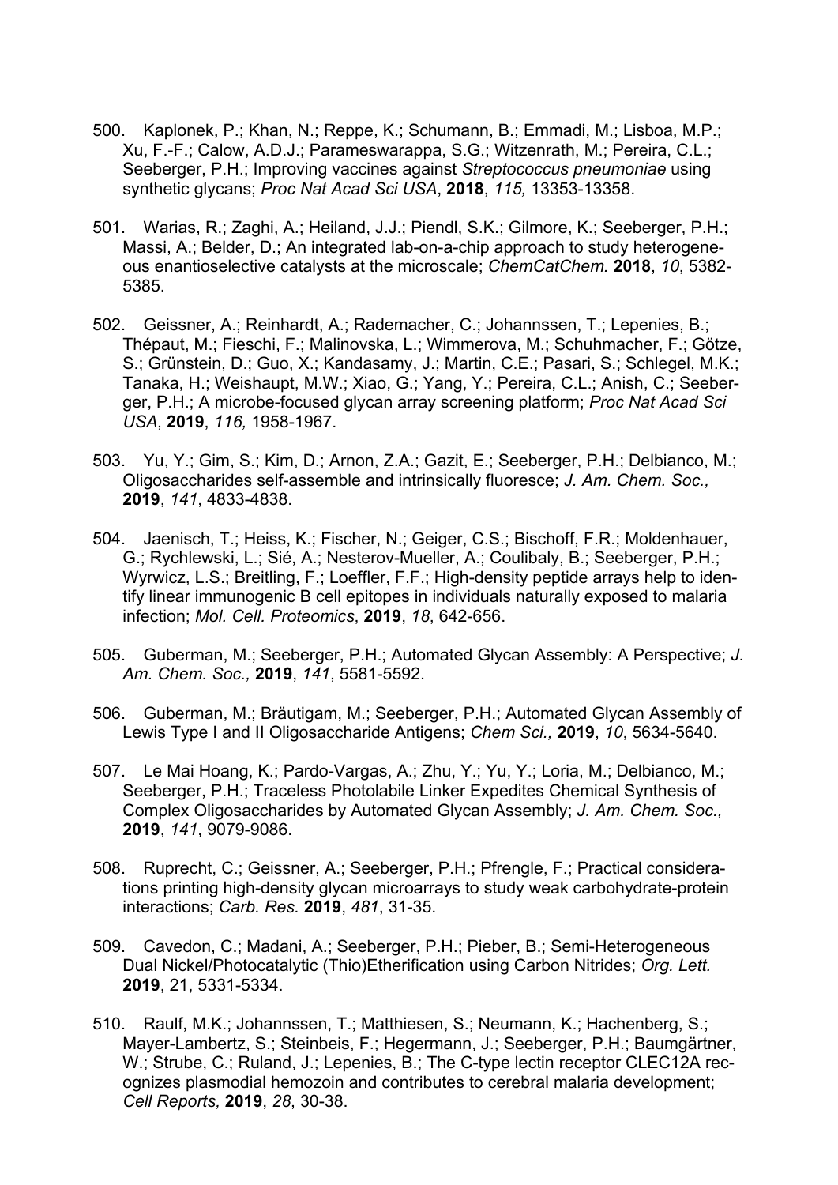500. Kaplonek, P.; Khan, N.; Reppe, K.; Schumann, B.; Emmadi, M.; Lisboa, M.P.; Xu, F.-F.; Calow, A.D.J.; Parameswarappa, S.G.; Witzenrath, M.; Pereira, C.L.; Seeberger, P.H.; Improving vaccines against *Streptococcus pneumoniae* using synthetic glycans; *Proc Nat Acad Sci USA*, **2018**, *115,* 13353-13358.

501. Warias, R.; Zaghi, A.; Heiland, J.J.; Piendl, S.K.; Gilmore, K.; Seeberger, P.H.; Massi, A.; Belder, D.; An integrated lab-on-a-chip approach to study heterogeneous enantioselective catalysts at the microscale; *ChemCatChem.* **2018**, *10*, 5382-5385.

502. Geissner, A.; Reinhardt, A.; Rademacher, C.; Johannssen, T.; Lepenies, B.; Thépaut, M.; Fieschi, F.; Malinovska, L.; Wimmerova, M.; Schuhmacher, F.; Götze, S.; Grünstein, D.; Guo, X.; Kandasamy, J.; Martin, C.E.; Pasari, S.; Schlegel, M.K.; Tanaka, H.; Weishaupt, M.W.; Xiao, G.; Yang, Y.; Pereira, C.L.; Anish, C.; Seeberger, P.H.; A microbe-focused glycan array screening platform; *Proc Nat Acad Sci USA*, **2019**, *116,* 1958-1967.

503. Yu, Y.; Gim, S.; Kim, D.; Arnon, Z.A.; Gazit, E.; Seeberger, P.H.; Delbianco, M.; Oligosaccharides self-assemble and intrinsically fluoresce; *J. Am. Chem. Soc.,* **2019**, *141*, 4833-4838.

504. Jaenisch, T.; Heiss, K.; Fischer, N.; Geiger, C.S.; Bischoff, F.R.; Moldenhauer, G.; Rychlewski, L.; Sié, A.; Nesterov-Mueller, A.; Coulibaly, B.; Seeberger, P.H.; Wyrwicz, L.S.; Breitling, F.; Loeffler, F.F.; High-density peptide arrays help to identify linear immunogenic B cell epitopes in individuals naturally exposed to malaria infection; *Mol. Cell. Proteomics*, **2019**, *18*, 642-656.

505. Guberman, M.; Seeberger, P.H.; Automated Glycan Assembly: A Perspective; *J. Am. Chem. Soc.,* **2019**, *141*, 5581-5592.

506. Guberman, M.; Bräutigam, M.; Seeberger, P.H.; Automated Glycan Assembly of Lewis Type I and II Oligosaccharide Antigens; *Chem Sci.,* **2019**, *10*, 5634-5640.

507. Le Mai Hoang, K.; Pardo-Vargas, A.; Zhu, Y.; Yu, Y.; Loria, M.; Delbianco, M.; Seeberger, P.H.; Traceless Photolabile Linker Expedites Chemical Synthesis of Complex Oligosaccharides by Automated Glycan Assembly; *J. Am. Chem. Soc.,* **2019**, *141*, 9079-9086.

508. Ruprecht, C.; Geissner, A.; Seeberger, P.H.; Pfrengle, F.; Practical considerations printing high-density glycan microarrays to study weak carbohydrate-protein interactions; *Carb. Res.* **2019**, *481*, 31-35.

509. Cavedon, C.; Madani, A.; Seeberger, P.H.; Pieber, B.; Semi-Heterogeneous Dual Nickel/Photocatalytic (Thio)Etherification using Carbon Nitrides; *Org. Lett.* **2019**, 21, 5331-5334.

510. Raulf, M.K.; Johannssen, T.; Matthiesen, S.; Neumann, K.; Hachenberg, S.; Mayer-Lambertz, S.; Steinbeis, F.; Hegermann, J.; Seeberger, P.H.; Baumgärtner, W.; Strube, C.; Ruland, J.; Lepenies, B.; The C-type lectin receptor CLEC12A recognizes plasmodial hemozoin and contributes to cerebral malaria development; *Cell Reports,* **2019**, *28*, 30-38.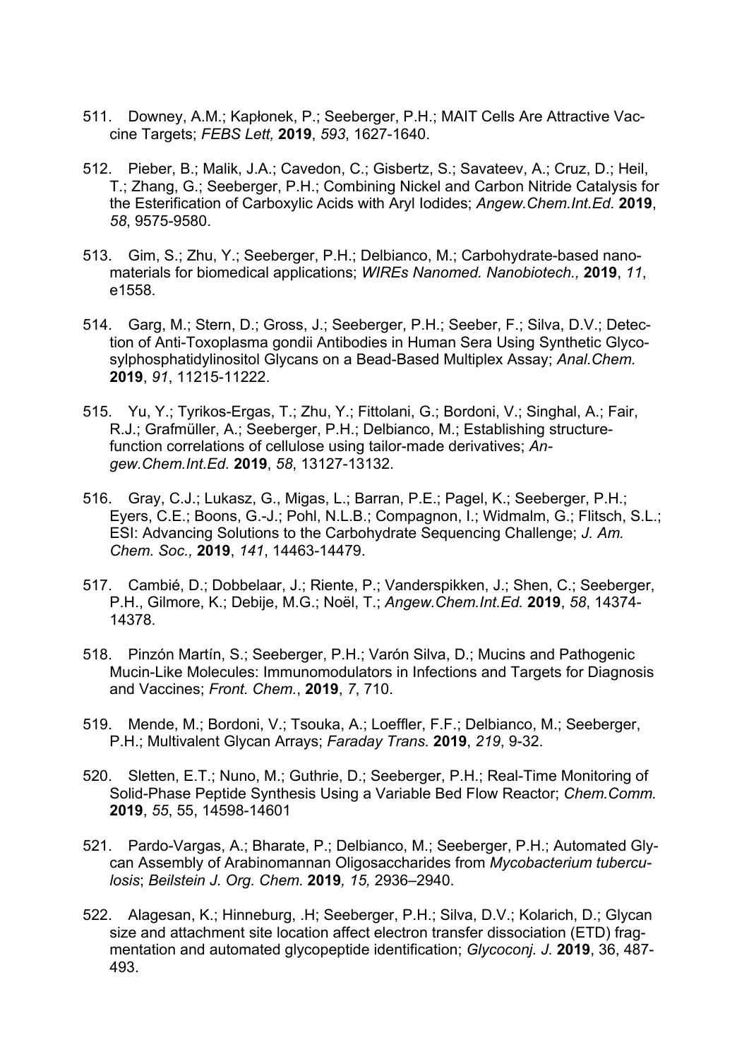511. Downey, A.M.; Kapłonek, P.; Seeberger, P.H.; MAIT Cells Are Attractive Vaccine Targets; *FEBS Lett,* **2019**, *593*, 1627-1640.

512. Pieber, B.; Malik, J.A.; Cavedon, C.; Gisbertz, S.; Savateev, A.; Cruz, D.; Heil, T.; Zhang, G.; Seeberger, P.H.; Combining Nickel and Carbon Nitride Catalysis for the Esterification of Carboxylic Acids with Aryl Iodides; *Angew.Chem.Int.Ed.* **2019**, *58*, 9575-9580.

513. Gim, S.; Zhu, Y.; Seeberger, P.H.; Delbianco, M.; Carbohydrate-based nanomaterials for biomedical applications; *WIREs Nanomed. Nanobiotech.,* **2019**, *11*, e1558.

514. Garg, M.; Stern, D.; Gross, J.; Seeberger, P.H.; Seeber, F.; Silva, D.V.; Detection of Anti-Toxoplasma gondii Antibodies in Human Sera Using Synthetic Glycosylphosphatidylinositol Glycans on a Bead-Based Multiplex Assay; *Anal.Chem.* **2019**, *91*, 11215-11222.

515. Yu, Y.; Tyrikos-Ergas, T.; Zhu, Y.; Fittolani, G.; Bordoni, V.; Singhal, A.; Fair, R.J.; Grafmüller, A.; Seeberger, P.H.; Delbianco, M.; Establishing structure-function correlations of cellulose using tailor-made derivatives; *Angew.Chem.Int.Ed.* **2019**, *58*, 13127-13132.

516. Gray, C.J.; Lukasz, G., Migas, L.; Barran, P.E.; Pagel, K.; Seeberger, P.H.; Eyers, C.E.; Boons, G.-J.; Pohl, N.L.B.; Compagnon, I.; Widmalm, G.; Flitsch, S.L.; ESI: Advancing Solutions to the Carbohydrate Sequencing Challenge; *J. Am. Chem. Soc.,* **2019**, *141*, 14463-14479.

517. Cambié, D.; Dobbelaar, J.; Riente, P.; Vanderspikken, J.; Shen, C.; Seeberger, P.H., Gilmore, K.; Debije, M.G.; Noël, T.; *Angew.Chem.Int.Ed.* **2019**, *58*, 14374-14378.

518. Pinzón Martín, S.; Seeberger, P.H.; Varón Silva, D.; Mucins and Pathogenic Mucin-Like Molecules: Immunomodulators in Infections and Targets for Diagnosis and Vaccines; *Front. Chem.*, **2019**, *7*, 710.

519. Mende, M.; Bordoni, V.; Tsouka, A.; Loeffler, F.F.; Delbianco, M.; Seeberger, P.H.; Multivalent Glycan Arrays; *Faraday Trans.* **2019**, *219*, 9-32.

520. Sletten, E.T.; Nuno, M.; Guthrie, D.; Seeberger, P.H.; Real-Time Monitoring of Solid-Phase Peptide Synthesis Using a Variable Bed Flow Reactor; *Chem.Comm.* **2019**, *55*, 55, 14598-14601

521. Pardo-Vargas, A.; Bharate, P.; Delbianco, M.; Seeberger, P.H.; Automated Glycan Assembly of Arabinomannan Oligosaccharides from *Mycobacterium tuberculosis*; *Beilstein J. Org. Chem.* **2019***, 15,* 2936–2940.

522. Alagesan, K.; Hinneburg, .H; Seeberger, P.H.; Silva, D.V.; Kolarich, D.; Glycan size and attachment site location affect electron transfer dissociation (ETD) fragmentation and automated glycopeptide identification; *Glycoconj. J.* **2019**, 36, 487-493.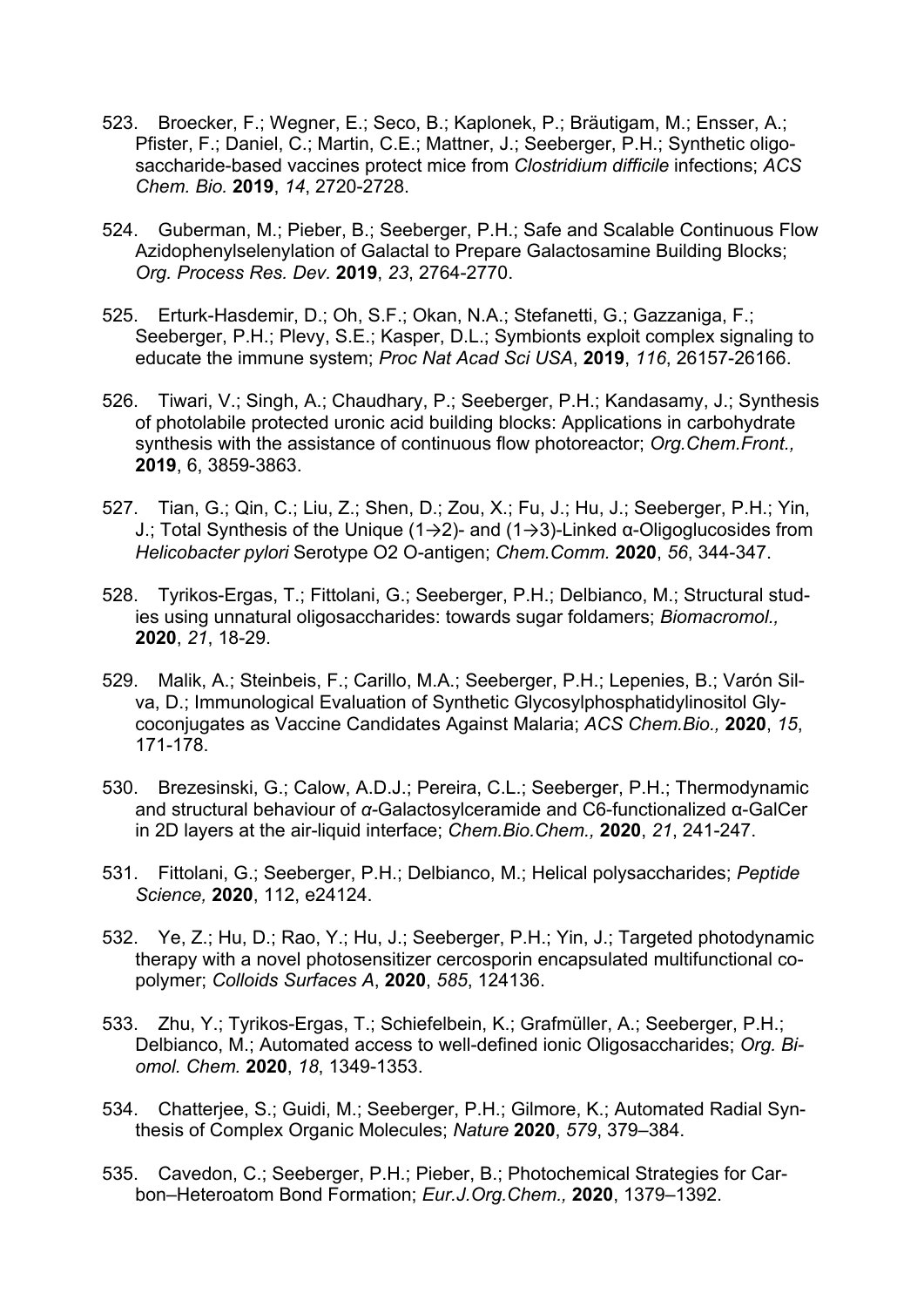523. Broecker, F.; Wegner, E.; Seco, B.; Kaplonek, P.; Bräutigam, M.; Ensser, A.; Pfister, F.; Daniel, C.; Martin, C.E.; Mattner, J.; Seeberger, P.H.; Synthetic oligosaccharide-based vaccines protect mice from *Clostridium difficile* infections; *ACS Chem. Bio.* **2019**, *14*, 2720-2728.

524. Guberman, M.; Pieber, B.; Seeberger, P.H.; Safe and Scalable Continuous Flow Azidophenylselenylation of Galactal to Prepare Galactosamine Building Blocks; *Org. Process Res. Dev.* **2019**, *23*, 2764-2770.

525. Erturk-Hasdemir, D.; Oh, S.F.; Okan, N.A.; Stefanetti, G.; Gazzaniga, F.; Seeberger, P.H.; Plevy, S.E.; Kasper, D.L.; Symbionts exploit complex signaling to educate the immune system; *Proc Nat Acad Sci USA*, **2019**, *116*, 26157-26166.

526. Tiwari, V.; Singh, A.; Chaudhary, P.; Seeberger, P.H.; Kandasamy, J.; Synthesis of photolabile protected uronic acid building blocks: Applications in carbohydrate synthesis with the assistance of continuous flow photoreactor; *Org.Chem.Front.,* **2019**, 6, 3859-3863.

527. Tian, G.; Qin, C.; Liu, Z.; Shen, D.; Zou, X.; Fu, J.; Hu, J.; Seeberger, P.H.; Yin, J.; Total Synthesis of the Unique (1→2)- and (1→3)-Linked α-Oligoglucosides from *Helicobacter pylori* Serotype O2 O-antigen; *Chem.Comm.* **2020**, *56*, 344-347.

528. Tyrikos-Ergas, T.; Fittolani, G.; Seeberger, P.H.; Delbianco, M.; Structural studies using unnatural oligosaccharides: towards sugar foldamers; *Biomacromol.,* **2020**, *21*, 18-29.

529. Malik, A.; Steinbeis, F.; Carillo, M.A.; Seeberger, P.H.; Lepenies, B.; Varón Silva, D.; Immunological Evaluation of Synthetic Glycosylphosphatidylinositol Glycoconjugates as Vaccine Candidates Against Malaria; *ACS Chem.Bio.,* **2020**, *15*, 171-178.

530. Brezesinski, G.; Calow, A.D.J.; Pereira, C.L.; Seeberger, P.H.; Thermodynamic and structural behaviour of *α*-Galactosylceramide and C6-functionalized α-GalCer in 2D layers at the air-liquid interface; *Chem.Bio.Chem.,* **2020**, *21*, 241-247.

531. Fittolani, G.; Seeberger, P.H.; Delbianco, M.; Helical polysaccharides; *Peptide Science,* **2020**, 112, e24124.

532. Ye, Z.; Hu, D.; Rao, Y.; Hu, J.; Seeberger, P.H.; Yin, J.; Targeted photodynamic therapy with a novel photosensitizer cercosporin encapsulated multifunctional copolymer; *Colloids Surfaces A*, **2020**, *585*, 124136.

533. Zhu, Y.; Tyrikos-Ergas, T.; Schiefelbein, K.; Grafmüller, A.; Seeberger, P.H.; Delbianco, M.; Automated access to well-defined ionic Oligosaccharides; *Org. Biomol. Chem.* **2020**, *18*, 1349-1353.

534. Chatterjee, S.; Guidi, M.; Seeberger, P.H.; Gilmore, K.; Automated Radial Synthesis of Complex Organic Molecules; *Nature* **2020**, *579*, 379–384.

535. Cavedon, C.; Seeberger, P.H.; Pieber, B.; Photochemical Strategies for Carbon–Heteroatom Bond Formation; *Eur.J.Org.Chem.,* **2020**, 1379–1392.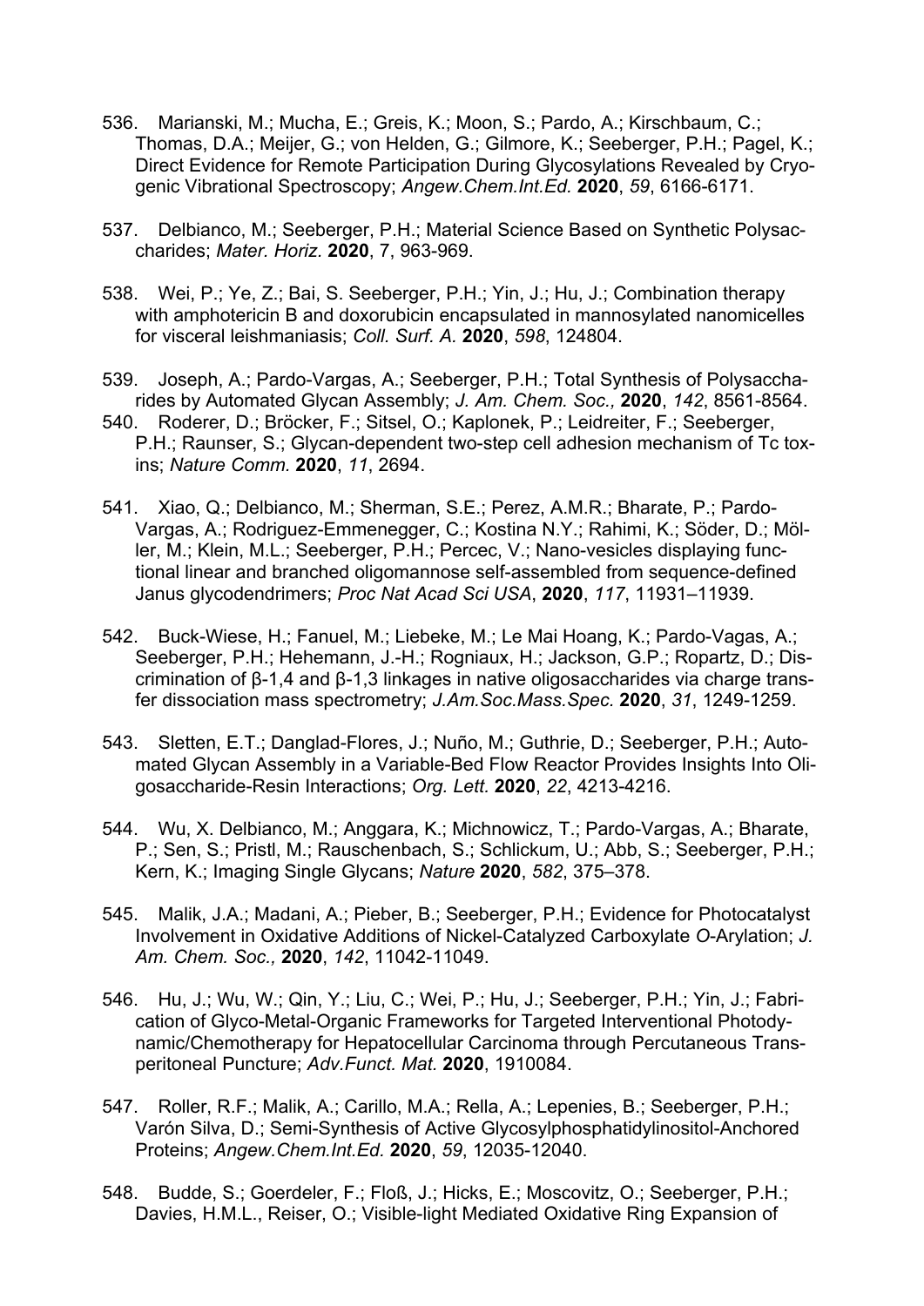536. Marianski, M.; Mucha, E.; Greis, K.; Moon, S.; Pardo, A.; Kirschbaum, C.; Thomas, D.A.; Meijer, G.; von Helden, G.; Gilmore, K.; Seeberger, P.H.; Pagel, K.; Direct Evidence for Remote Participation During Glycosylations Revealed by Cryogenic Vibrational Spectroscopy; *Angew.Chem.Int.Ed.* **2020**, *59*, 6166-6171.

537. Delbianco, M.; Seeberger, P.H.; Material Science Based on Synthetic Polysaccharides; *Mater. Horiz.* **2020**, 7, 963-969.

538. Wei, P.; Ye, Z.; Bai, S. Seeberger, P.H.; Yin, J.; Hu, J.; Combination therapy with amphotericin B and doxorubicin encapsulated in mannosylated nanomicelles for visceral leishmaniasis; *Coll. Surf. A.* **2020**, *598*, 124804.

539. Joseph, A.; Pardo-Vargas, A.; Seeberger, P.H.; Total Synthesis of Polysaccharides by Automated Glycan Assembly; *J. Am. Chem. Soc.,* **2020**, *142*, 8561-8564.

540. Roderer, D.; Bröcker, F.; Sitsel, O.; Kaplonek, P.; Leidreiter, F.; Seeberger, P.H.; Raunser, S.; Glycan-dependent two-step cell adhesion mechanism of Tc toxins; *Nature Comm.* **2020**, *11*, 2694.

541. Xiao, Q.; Delbianco, M.; Sherman, S.E.; Perez, A.M.R.; Bharate, P.; Pardo-Vargas, A.; Rodriguez-Emmenegger, C.; Kostina N.Y.; Rahimi, K.; Söder, D.; Möller, M.; Klein, M.L.; Seeberger, P.H.; Percec, V.; Nano-vesicles displaying functional linear and branched oligomannose self-assembled from sequence-defined Janus glycodendrimers; *Proc Nat Acad Sci USA*, **2020**, *117*, 11931–11939.

542. Buck-Wiese, H.; Fanuel, M.; Liebeke, M.; Le Mai Hoang, K.; Pardo-Vagas, A.; Seeberger, P.H.; Hehemann, J.-H.; Rogniaux, H.; Jackson, G.P.; Ropartz, D.; Discrimination of β-1,4 and β-1,3 linkages in native oligosaccharides via charge transfer dissociation mass spectrometry; *J.Am.Soc.Mass.Spec.* **2020**, *31*, 1249-1259.

543. Sletten, E.T.; Danglad-Flores, J.; Nuño, M.; Guthrie, D.; Seeberger, P.H.; Automated Glycan Assembly in a Variable-Bed Flow Reactor Provides Insights Into Oligosaccharide-Resin Interactions; *Org. Lett.* **2020**, *22*, 4213-4216.

544. Wu, X. Delbianco, M.; Anggara, K.; Michnowicz, T.; Pardo-Vargas, A.; Bharate, P.; Sen, S.; Pristl, M.; Rauschenbach, S.; Schlickum, U.; Abb, S.; Seeberger, P.H.; Kern, K.; Imaging Single Glycans; *Nature* **2020**, *582*, 375–378.

545. Malik, J.A.; Madani, A.; Pieber, B.; Seeberger, P.H.; Evidence for Photocatalyst Involvement in Oxidative Additions of Nickel-Catalyzed Carboxylate *O*-Arylation; *J. Am. Chem. Soc.,* **2020**, *142*, 11042-11049.

546. Hu, J.; Wu, W.; Qin, Y.; Liu, C.; Wei, P.; Hu, J.; Seeberger, P.H.; Yin, J.; Fabrication of Glyco-Metal-Organic Frameworks for Targeted Interventional Photodynamic/Chemotherapy for Hepatocellular Carcinoma through Percutaneous Transperitoneal Puncture; *Adv.Funct. Mat.* **2020**, 1910084.

547. Roller, R.F.; Malik, A.; Carillo, M.A.; Rella, A.; Lepenies, B.; Seeberger, P.H.; Varón Silva, D.; Semi-Synthesis of Active Glycosylphosphatidylinositol-Anchored Proteins; *Angew.Chem.Int.Ed.* **2020**, *59*, 12035-12040.

548. Budde, S.; Goerdeler, F.; Floß, J.; Hicks, E.; Moscovitz, O.; Seeberger, P.H.; Davies, H.M.L., Reiser, O.; Visible-light Mediated Oxidative Ring Expansion of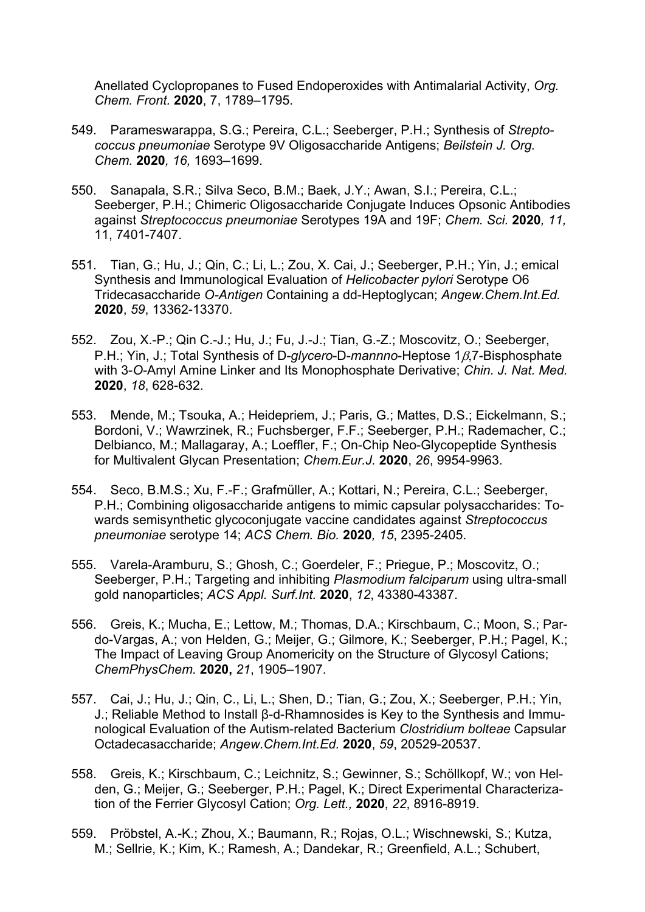Anellated Cyclopropanes to Fused Endoperoxides with Antimalarial Activity, *Org. Chem. Front.* **2020**, 7, 1789–1795.

549. Parameswarappa, S.G.; Pereira, C.L.; Seeberger, P.H.; Synthesis of *Streptococcus pneumoniae* Serotype 9V Oligosaccharide Antigens; *Beilstein J. Org. Chem.* **2020***, 16,* 1693–1699.

550. Sanapala, S.R.; Silva Seco, B.M.; Baek, J.Y.; Awan, S.I.; Pereira, C.L.; Seeberger, P.H.; Chimeric Oligosaccharide Conjugate Induces Opsonic Antibodies against *Streptococcus pneumoniae* Serotypes 19A and 19F; *Chem. Sci.* **2020***, 11,* 11, 7401-7407.

551. Tian, G.; Hu, J.; Qin, C.; Li, L.; Zou, X. Cai, J.; Seeberger, P.H.; Yin, J.; emical Synthesis and Immunological Evaluation of *Helicobacter pylori* Serotype O6 Tridecasaccharide *O-Antigen* Containing a dd-Heptoglycan; *Angew.Chem.Int.Ed.* **2020**, *59*, 13362-13370.

552. Zou, X.-P.; Qin C.-J.; Hu, J.; Fu, J.-J.; Tian, G.-Z.; Moscovitz, O.; Seeberger, P.H.; Yin, J.; Total Synthesis of D-*glycero*-D-*mannno*-Heptose 1$\beta$,7-Bisphosphate with 3-*O*-Amyl Amine Linker and Its Monophosphate Derivative; *Chin. J. Nat. Med.* **2020**, *18*, 628-632.

553. Mende, M.; Tsouka, A.; Heidepriem, J.; Paris, G.; Mattes, D.S.; Eickelmann, S.; Bordoni, V.; Wawrzinek, R.; Fuchsberger, F.F.; Seeberger, P.H.; Rademacher, C.; Delbianco, M.; Mallagaray, A.; Loeffler, F.; On-Chip Neo-Glycopeptide Synthesis for Multivalent Glycan Presentation; *Chem.Eur.J.* **2020**, *26*, 9954-9963.

554. Seco, B.M.S.; Xu, F.-F.; Grafmüller, A.; Kottari, N.; Pereira, C.L.; Seeberger, P.H.; Combining oligosaccharide antigens to mimic capsular polysaccharides: Towards semisynthetic glycoconjugate vaccine candidates against *Streptococcus pneumoniae* serotype 14; *ACS Chem. Bio.* **2020***, 15*, 2395-2405.

555. Varela-Aramburu, S.; Ghosh, C.; Goerdeler, F.; Priegue, P.; Moscovitz, O.; Seeberger, P.H.; Targeting and inhibiting *Plasmodium falciparum* using ultra-small gold nanoparticles; *ACS Appl. Surf.Int.* **2020**, *12*, 43380-43387.

556. Greis, K.; Mucha, E.; Lettow, M.; Thomas, D.A.; Kirschbaum, C.; Moon, S.; Pardo-Vargas, A.; von Helden, G.; Meijer, G.; Gilmore, K.; Seeberger, P.H.; Pagel, K.; The Impact of Leaving Group Anomericity on the Structure of Glycosyl Cations; *ChemPhysChem.* **2020,** *21*, 1905–1907.

557. Cai, J.; Hu, J.; Qin, C., Li, L.; Shen, D.; Tian, G.; Zou, X.; Seeberger, P.H.; Yin, J.; Reliable Method to Install β-d-Rhamnosides is Key to the Synthesis and Immunological Evaluation of the Autism-related Bacterium *Clostridium bolteae* Capsular Octadecasaccharide; *Angew.Chem.Int.Ed.* **2020**, *59*, 20529-20537.

558. Greis, K.; Kirschbaum, C.; Leichnitz, S.; Gewinner, S.; Schöllkopf, W.; von Helden, G.; Meijer, G.; Seeberger, P.H.; Pagel, K.; Direct Experimental Characterization of the Ferrier Glycosyl Cation; *Org. Lett.,* **2020**, *22*, 8916-8919.

559. Pröbstel, A.-K.; Zhou, X.; Baumann, R.; Rojas, O.L.; Wischnewski, S.; Kutza, M.; Sellrie, K.; Kim, K.; Ramesh, A.; Dandekar, R.; Greenfield, A.L.; Schubert,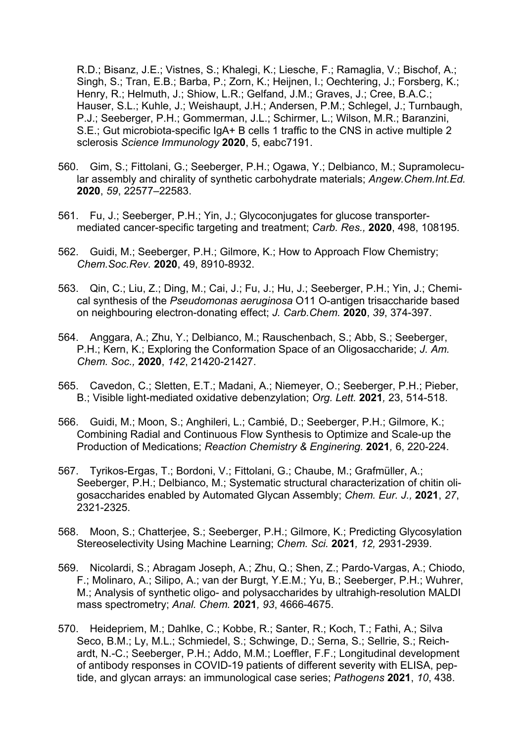R.D.; Bisanz, J.E.; Vistnes, S.; Khalegi, K.; Liesche, F.; Ramaglia, V.; Bischof, A.; Singh, S.; Tran, E.B.; Barba, P.; Zorn, K.; Heijnen, I.; Oechtering, J.; Forsberg, K.; Henry, R.; Helmuth, J.; Shiow, L.R.; Gelfand, J.M.; Graves, J.; Cree, B.A.C.; Hauser, S.L.; Kuhle, J.; Weishaupt, J.H.; Andersen, P.M.; Schlegel, J.; Turnbaugh, P.J.; Seeberger, P.H.; Gommerman, J.L.; Schirmer, L.; Wilson, M.R.; Baranzini, S.E.; Gut microbiota-specific IgA+ B cells 1 traffic to the CNS in active multiple 2 sclerosis *Science Immunology* **2020**, 5, eabc7191.

560. Gim, S.; Fittolani, G.; Seeberger, P.H.; Ogawa, Y.; Delbianco, M.; Supramolecular assembly and chirality of synthetic carbohydrate materials; *Angew.Chem.Int.Ed.* **2020**, *59*, 22577–22583.

561. Fu, J.; Seeberger, P.H.; Yin, J.; Glycoconjugates for glucose transporter-mediated cancer-specific targeting and treatment; *Carb. Res.,* **2020**, 498, 108195.

562. Guidi, M.; Seeberger, P.H.; Gilmore, K.; How to Approach Flow Chemistry; *Chem.Soc.Rev.* **2020**, 49, 8910-8932.

563. Qin, C.; Liu, Z.; Ding, M.; Cai, J.; Fu, J.; Hu, J.; Seeberger, P.H.; Yin, J.; Chemical synthesis of the *Pseudomonas aeruginosa* O11 O-antigen trisaccharide based on neighbouring electron-donating effect; *J. Carb.Chem.* **2020**, *39*, 374-397.

564. Anggara, A.; Zhu, Y.; Delbianco, M.; Rauschenbach, S.; Abb, S.; Seeberger, P.H.; Kern, K.; Exploring the Conformation Space of an Oligosaccharide; *J. Am. Chem. Soc.,* **2020**, *142*, 21420-21427.

565. Cavedon, C.; Sletten, E.T.; Madani, A.; Niemeyer, O.; Seeberger, P.H.; Pieber, B.; Visible light-mediated oxidative debenzylation; *Org. Lett.* **2021***,* 23, 514-518.

566. Guidi, M.; Moon, S.; Anghileri, L.; Cambié, D.; Seeberger, P.H.; Gilmore, K.; Combining Radial and Continuous Flow Synthesis to Optimize and Scale-up the Production of Medications; *Reaction Chemistry & Enginering.* **2021***,* 6, 220-224.

567. Tyrikos-Ergas, T.; Bordoni, V.; Fittolani, G.; Chaube, M.; Grafmüller, A.; Seeberger, P.H.; Delbianco, M.; Systematic structural characterization of chitin oligosaccharides enabled by Automated Glycan Assembly; *Chem. Eur. J.,* **2021**, *27*, 2321-2325.

568. Moon, S.; Chatterjee, S.; Seeberger, P.H.; Gilmore, K.; Predicting Glycosylation Stereoselectivity Using Machine Learning; *Chem. Sci.* **2021***, 12,* 2931-2939.

569. Nicolardi, S.; Abragam Joseph, A.; Zhu, Q.; Shen, Z.; Pardo-Vargas, A.; Chiodo, F.; Molinaro, A.; Silipo, A.; van der Burgt, Y.E.M.; Yu, B.; Seeberger, P.H.; Wuhrer, M.; Analysis of synthetic oligo- and polysaccharides by ultrahigh-resolution MALDI mass spectrometry; *Anal. Chem.* **2021***, 93*, 4666-4675.

570. Heidepriem, M.; Dahlke, C.; Kobbe, R.; Santer, R.; Koch, T.; Fathi, A.; Silva Seco, B.M.; Ly, M.L.; Schmiedel, S.; Schwinge, D.; Serna, S.; Sellrie, S.; Reichardt, N.-C.; Seeberger, P.H.; Addo, M.M.; Loeffler, F.F.; Longitudinal development of antibody responses in COVID-19 patients of different severity with ELISA, peptide, and glycan arrays: an immunological case series; *Pathogens* **2021**, *10*, 438.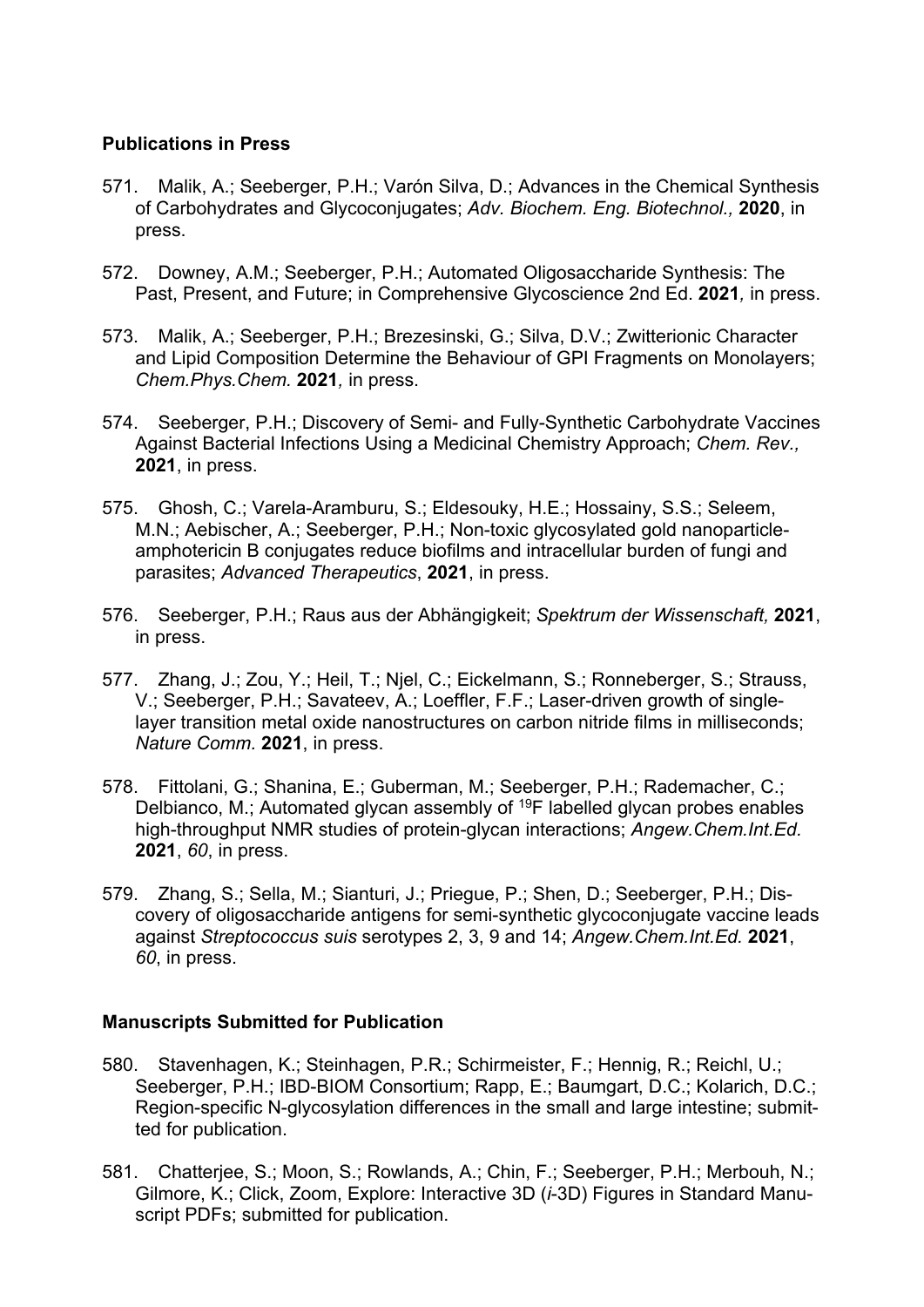**Publications in Press**

571. Malik, A.; Seeberger, P.H.; Varón Silva, D.; Advances in the Chemical Synthesis of Carbohydrates and Glycoconjugates; *Adv. Biochem. Eng. Biotechnol.,* **2020**, in press.

572. Downey, A.M.; Seeberger, P.H.; Automated Oligosaccharide Synthesis: The Past, Present, and Future; in Comprehensive Glycoscience 2nd Ed. **2021***,* in press.

573. Malik, A.; Seeberger, P.H.; Brezesinski, G.; Silva, D.V.; Zwitterionic Character and Lipid Composition Determine the Behaviour of GPI Fragments on Monolayers; *Chem.Phys.Chem.* **2021***,* in press.

574. Seeberger, P.H.; Discovery of Semi- and Fully-Synthetic Carbohydrate Vaccines Against Bacterial Infections Using a Medicinal Chemistry Approach; *Chem. Rev.,* **2021**, in press.

575. Ghosh, C.; Varela-Aramburu, S.; Eldesouky, H.E.; Hossainy, S.S.; Seleem, M.N.; Aebischer, A.; Seeberger, P.H.; Non-toxic glycosylated gold nanoparticle-amphotericin B conjugates reduce biofilms and intracellular burden of fungi and parasites; *Advanced Therapeutics*, **2021**, in press.

576. Seeberger, P.H.; Raus aus der Abhängigkeit; *Spektrum der Wissenschaft,* **2021**, in press.

577. Zhang, J.; Zou, Y.; Heil, T.; Njel, C.; Eickelmann, S.; Ronneberger, S.; Strauss, V.; Seeberger, P.H.; Savateev, A.; Loeffler, F.F.; Laser-driven growth of single-layer transition metal oxide nanostructures on carbon nitride films in milliseconds; *Nature Comm.* **2021**, in press.

578. Fittolani, G.; Shanina, E.; Guberman, M.; Seeberger, P.H.; Rademacher, C.; Delbianco, M.; Automated glycan assembly of $^{19}$F labelled glycan probes enables high-throughput NMR studies of protein-glycan interactions; *Angew.Chem.Int.Ed.* **2021**, *60*, in press.

579. Zhang, S.; Sella, M.; Sianturi, J.; Priegue, P.; Shen, D.; Seeberger, P.H.; Discovery of oligosaccharide antigens for semi-synthetic glycoconjugate vaccine leads against *Streptococcus suis* serotypes 2, 3, 9 and 14; *Angew.Chem.Int.Ed.* **2021**, *60*, in press.

**Manuscripts Submitted for Publication**

580. Stavenhagen, K.; Steinhagen, P.R.; Schirmeister, F.; Hennig, R.; Reichl, U.; Seeberger, P.H.; IBD-BIOM Consortium; Rapp, E.; Baumgart, D.C.; Kolarich, D.C.; Region-specific N-glycosylation differences in the small and large intestine; submitted for publication.

581. Chatterjee, S.; Moon, S.; Rowlands, A.; Chin, F.; Seeberger, P.H.; Merbouh, N.; Gilmore, K.; Click, Zoom, Explore: Interactive 3D (*i*-3D) Figures in Standard Manuscript PDFs; submitted for publication.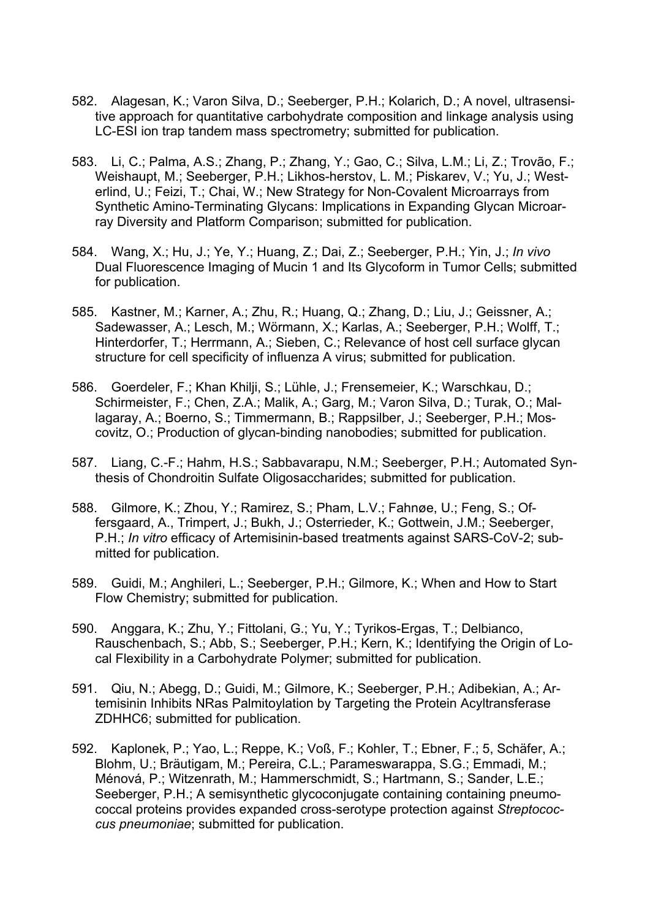582. Alagesan, K.; Varon Silva, D.; Seeberger, P.H.; Kolarich, D.; A novel, ultrasensitive approach for quantitative carbohydrate composition and linkage analysis using LC-ESI ion trap tandem mass spectrometry; submitted for publication.

583. Li, C.; Palma, A.S.; Zhang, P.; Zhang, Y.; Gao, C.; Silva, L.M.; Li, Z.; Trovão, F.; Weishaupt, M.; Seeberger, P.H.; Likhos-herstov, L. M.; Piskarev, V.; Yu, J.; Westerlind, U.; Feizi, T.; Chai, W.; New Strategy for Non-Covalent Microarrays from Synthetic Amino-Terminating Glycans: Implications in Expanding Glycan Microarray Diversity and Platform Comparison; submitted for publication.

584. Wang, X.; Hu, J.; Ye, Y.; Huang, Z.; Dai, Z.; Seeberger, P.H.; Yin, J.; *In vivo* Dual Fluorescence Imaging of Mucin 1 and Its Glycoform in Tumor Cells; submitted for publication.

585. Kastner, M.; Karner, A.; Zhu, R.; Huang, Q.; Zhang, D.; Liu, J.; Geissner, A.; Sadewasser, A.; Lesch, M.; Wörmann, X.; Karlas, A.; Seeberger, P.H.; Wolff, T.; Hinterdorfer, T.; Herrmann, A.; Sieben, C.; Relevance of host cell surface glycan structure for cell specificity of influenza A virus; submitted for publication.

586. Goerdeler, F.; Khan Khilji, S.; Lühle, J.; Frensemeier, K.; Warschkau, D.; Schirmeister, F.; Chen, Z.A.; Malik, A.; Garg, M.; Varon Silva, D.; Turak, O.; Mallagaray, A.; Boerno, S.; Timmermann, B.; Rappsilber, J.; Seeberger, P.H.; Moscovitz, O.; Production of glycan-binding nanobodies; submitted for publication.

587. Liang, C.-F.; Hahm, H.S.; Sabbavarapu, N.M.; Seeberger, P.H.; Automated Synthesis of Chondroitin Sulfate Oligosaccharides; submitted for publication.

588. Gilmore, K.; Zhou, Y.; Ramirez, S.; Pham, L.V.; Fahnøe, U.; Feng, S.; Offersgaard, A., Trimpert, J.; Bukh, J.; Osterrieder, K.; Gottwein, J.M.; Seeberger, P.H.; *In vitro* efficacy of Artemisinin-based treatments against SARS-CoV-2; submitted for publication.

589. Guidi, M.; Anghileri, L.; Seeberger, P.H.; Gilmore, K.; When and How to Start Flow Chemistry; submitted for publication.

590. Anggara, K.; Zhu, Y.; Fittolani, G.; Yu, Y.; Tyrikos-Ergas, T.; Delbianco, Rauschenbach, S.; Abb, S.; Seeberger, P.H.; Kern, K.; Identifying the Origin of Local Flexibility in a Carbohydrate Polymer; submitted for publication.

591. Qiu, N.; Abegg, D.; Guidi, M.; Gilmore, K.; Seeberger, P.H.; Adibekian, A.; Artemisinin Inhibits NRas Palmitoylation by Targeting the Protein Acyltransferase ZDHHC6; submitted for publication.

592. Kaplonek, P.; Yao, L.; Reppe, K.; Voß, F.; Kohler, T.; Ebner, F.; 5, Schäfer, A.; Blohm, U.; Bräutigam, M.; Pereira, C.L.; Parameswarappa, S.G.; Emmadi, M.; Ménová, P.; Witzenrath, M.; Hammerschmidt, S.; Hartmann, S.; Sander, L.E.; Seeberger, P.H.; A semisynthetic glycoconjugate containing containing pneumococcal proteins provides expanded cross-serotype protection against *Streptococcus pneumoniae*; submitted for publication.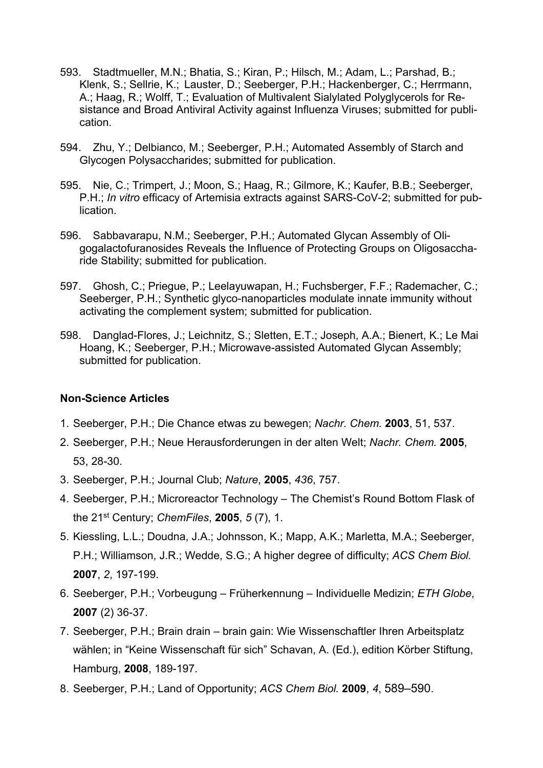593. Stadtmueller, M.N.; Bhatia, S.; Kiran, P.; Hilsch, M.; Adam, L.; Parshad, B.; Klenk, S.; Sellrie, K.; Lauster, D.; Seeberger, P.H.; Hackenberger, C.; Herrmann, A.; Haag, R.; Wolff, T.; Evaluation of Multivalent Sialylated Polyglycerols for Resistance and Broad Antiviral Activity against Influenza Viruses; submitted for publication.

594. Zhu, Y.; Delbianco, M.; Seeberger, P.H.; Automated Assembly of Starch and Glycogen Polysaccharides; submitted for publication.

595. Nie, C.; Trimpert, J.; Moon, S.; Haag, R.; Gilmore, K.; Kaufer, B.B.; Seeberger, P.H.; *In vitro* efficacy of Artemisia extracts against SARS-CoV-2; submitted for publication.

596. Sabbavarapu, N.M.; Seeberger, P.H.; Automated Glycan Assembly of Oligogalactofuranosides Reveals the Influence of Protecting Groups on Oligosaccharide Stability; submitted for publication.

597. Ghosh, C.; Priegue, P.; Leelayuwapan, H.; Fuchsberger, F.F.; Rademacher, C.; Seeberger, P.H.; Synthetic glyco-nanoparticles modulate innate immunity without activating the complement system; submitted for publication.

598. Danglad-Flores, J.; Leichnitz, S.; Sletten, E.T.; Joseph, A.A.; Bienert, K.; Le Mai Hoang, K.; Seeberger, P.H.; Microwave-assisted Automated Glycan Assembly; submitted for publication.

**Non-Science Articles**

1. Seeberger, P.H.; Die Chance etwas zu bewegen; *Nachr. Chem.* **2003**, 51, 537.
2. Seeberger, P.H.; Neue Herausforderungen in der alten Welt; *Nachr. Chem.* **2005**, 53, 28-30.
3. Seeberger, P.H.; Journal Club; *Nature*, **2005**, *436*, 757.
4. Seeberger, P.H.; Microreactor Technology – The Chemist's Round Bottom Flask of the 21st Century; *ChemFiles*, **2005**, *5* (7), 1.
5. Kiessling, L.L.; Doudna, J.A.; Johnsson, K.; Mapp, A.K.; Marletta, M.A.; Seeberger, P.H.; Williamson, J.R.; Wedde, S.G.; A higher degree of difficulty; *ACS Chem Biol.* **2007**, *2*, 197-199.
6. Seeberger, P.H.; Vorbeugung – Früherkennung – Individuelle Medizin; *ETH Globe*, **2007** (2) 36-37.
7. Seeberger, P.H.; Brain drain – brain gain: Wie Wissenschaftler Ihren Arbeitsplatz wählen; in "Keine Wissenschaft für sich" Schavan, A. (Ed.), edition Körber Stiftung, Hamburg, **2008**, 189-197.
8. Seeberger, P.H.; Land of Opportunity; *ACS Chem Biol.* **2009**, *4*, 589–590.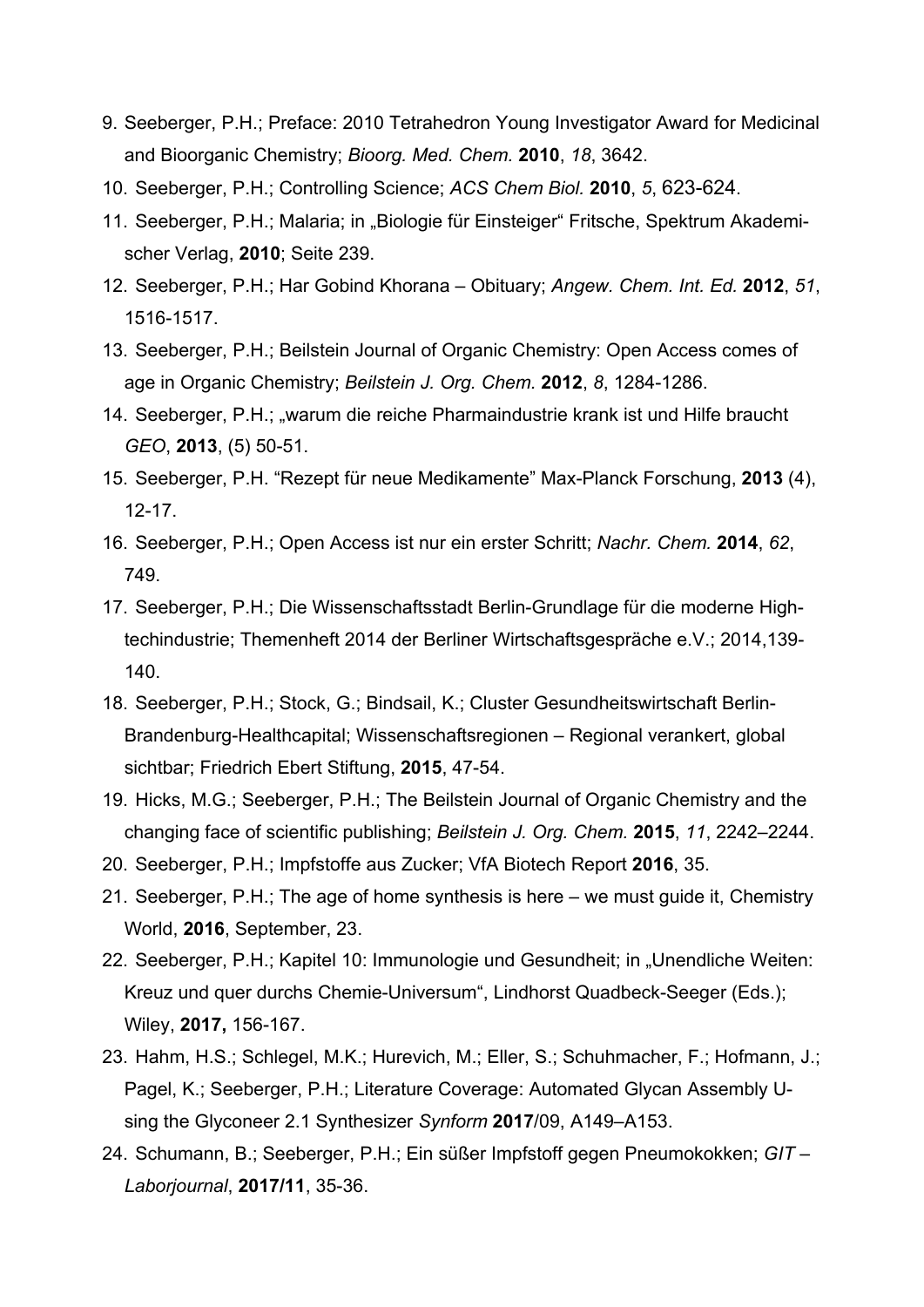9. Seeberger, P.H.; Preface: 2010 Tetrahedron Young Investigator Award for Medicinal and Bioorganic Chemistry; *Bioorg. Med. Chem.* **2010**, *18*, 3642.
10. Seeberger, P.H.; Controlling Science; *ACS Chem Biol.* **2010**, *5*, 623-624.
11. Seeberger, P.H.; Malaria; in „Biologie für Einsteiger“ Fritsche, Spektrum Akademischer Verlag, **2010**; Seite 239.
12. Seeberger, P.H.; Har Gobind Khorana – Obituary; *Angew. Chem. Int. Ed.* **2012**, *51*, 1516-1517.
13. Seeberger, P.H.; Beilstein Journal of Organic Chemistry: Open Access comes of age in Organic Chemistry; *Beilstein J. Org. Chem.* **2012**, *8*, 1284-1286.
14. Seeberger, P.H.; „warum die reiche Pharmaindustrie krank ist und Hilfe braucht *GEO*, **2013**, (5) 50-51.
15. Seeberger, P.H. “Rezept für neue Medikamente” Max-Planck Forschung, **2013** (4), 12-17.
16. Seeberger, P.H.; Open Access ist nur ein erster Schritt; *Nachr. Chem.* **2014**, *62*, 749.
17. Seeberger, P.H.; Die Wissenschaftsstadt Berlin-Grundlage für die moderne Hightechindustrie; Themenheft 2014 der Berliner Wirtschaftsgespräche e.V.; 2014,139-140.
18. Seeberger, P.H.; Stock, G.; Bindsail, K.; Cluster Gesundheitswirtschaft Berlin-Brandenburg-Healthcapital; Wissenschaftsregionen – Regional verankert, global sichtbar; Friedrich Ebert Stiftung, **2015**, 47-54.
19. Hicks, M.G.; Seeberger, P.H.; The Beilstein Journal of Organic Chemistry and the changing face of scientific publishing; *Beilstein J. Org. Chem.* **2015**, *11*, 2242–2244.
20. Seeberger, P.H.; Impfstoffe aus Zucker; VfA Biotech Report **2016**, 35.
21. Seeberger, P.H.; The age of home synthesis is here – we must guide it, Chemistry World, **2016**, September, 23.
22. Seeberger, P.H.; Kapitel 10: Immunologie und Gesundheit; in „Unendliche Weiten: Kreuz und quer durchs Chemie-Universum“, Lindhorst Quadbeck-Seeger (Eds.); Wiley, **2017,** 156-167.
23. Hahm, H.S.; Schlegel, M.K.; Hurevich, M.; Eller, S.; Schuhmacher, F.; Hofmann, J.; Pagel, K.; Seeberger, P.H.; Literature Coverage: Automated Glycan Assembly Using the Glyconeer 2.1 Synthesizer *Synform* **2017**/09, A149–A153.
24. Schumann, B.; Seeberger, P.H.; Ein süßer Impfstoff gegen Pneumokokken; *GIT – Laborjournal*, **2017/11**, 35-36.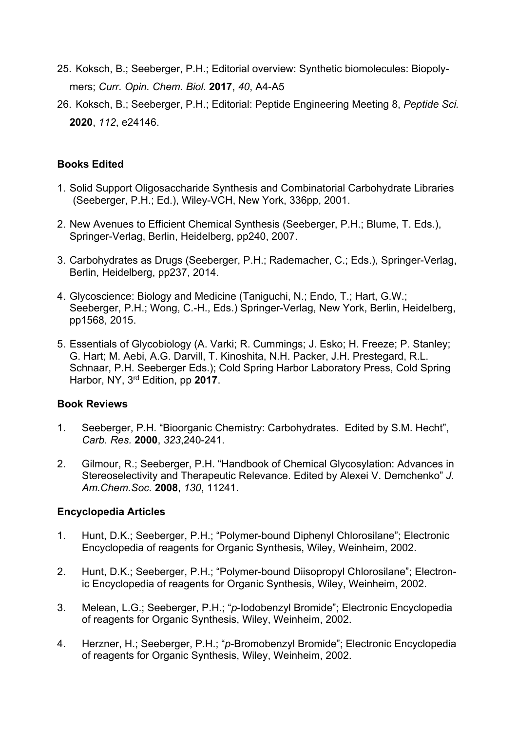25. Koksch, B.; Seeberger, P.H.; Editorial overview: Synthetic biomolecules: Biopolymers; *Curr. Opin. Chem. Biol.* **2017**, *40*, A4-A5
26. Koksch, B.; Seeberger, P.H.; Editorial: Peptide Engineering Meeting 8, *Peptide Sci.* **2020**, *112*, e24146.

### Books Edited

1. Solid Support Oligosaccharide Synthesis and Combinatorial Carbohydrate Libraries (Seeberger, P.H.; Ed.), Wiley-VCH, New York, 336pp, 2001.
2. New Avenues to Efficient Chemical Synthesis (Seeberger, P.H.; Blume, T. Eds.), Springer-Verlag, Berlin, Heidelberg, pp240, 2007.
3. Carbohydrates as Drugs (Seeberger, P.H.; Rademacher, C.; Eds.), Springer-Verlag, Berlin, Heidelberg, pp237, 2014.
4. Glycoscience: Biology and Medicine (Taniguchi, N.; Endo, T.; Hart, G.W.; Seeberger, P.H.; Wong, C.-H., Eds.) Springer-Verlag, New York, Berlin, Heidelberg, pp1568, 2015.
5. Essentials of Glycobiology (A. Varki; R. Cummings; J. Esko; H. Freeze; P. Stanley; G. Hart; M. Aebi, A.G. Darvill, T. Kinoshita, N.H. Packer, J.H. Prestegard, R.L. Schnaar, P.H. Seeberger Eds.); Cold Spring Harbor Laboratory Press, Cold Spring Harbor, NY, 3rd Edition, pp **2017**.

### Book Reviews

1. Seeberger, P.H. "Bioorganic Chemistry: Carbohydrates. Edited by S.M. Hecht", *Carb. Res.* **2000**, *323*,240-241.
2. Gilmour, R.; Seeberger, P.H. "Handbook of Chemical Glycosylation: Advances in Stereoselectivity and Therapeutic Relevance. Edited by Alexei V. Demchenko" *J. Am.Chem.Soc.* **2008**, *130*, 11241.

### Encyclopedia Articles

1. Hunt, D.K.; Seeberger, P.H.; "Polymer-bound Diphenyl Chlorosilane"; Electronic Encyclopedia of reagents for Organic Synthesis, Wiley, Weinheim, 2002.
2. Hunt, D.K.; Seeberger, P.H.; "Polymer-bound Diisopropyl Chlorosilane"; Electronic Encyclopedia of reagents for Organic Synthesis, Wiley, Weinheim, 2002.
3. Melean, L.G.; Seeberger, P.H.; "*p*-Iodobenzyl Bromide"; Electronic Encyclopedia of reagents for Organic Synthesis, Wiley, Weinheim, 2002.
4. Herzner, H.; Seeberger, P.H.; "*p*-Bromobenzyl Bromide"; Electronic Encyclopedia of reagents for Organic Synthesis, Wiley, Weinheim, 2002.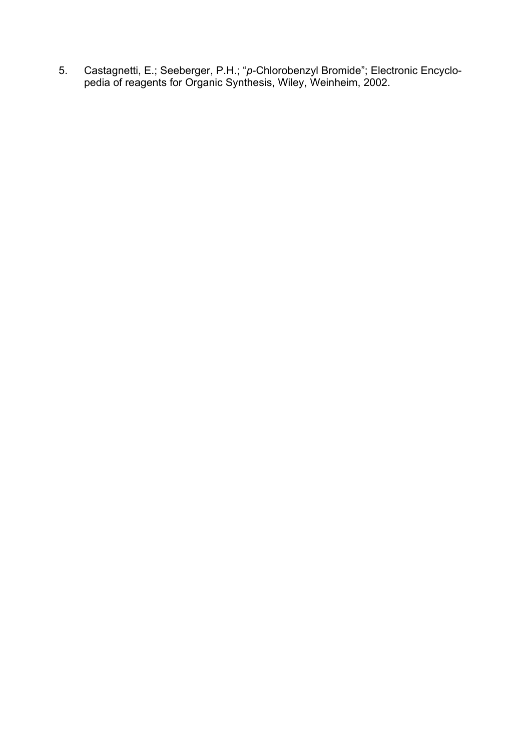5. Castagnetti, E.; Seeberger, P.H.; "*p*-Chlorobenzyl Bromide"; Electronic Encyclopedia of reagents for Organic Synthesis, Wiley, Weinheim, 2002.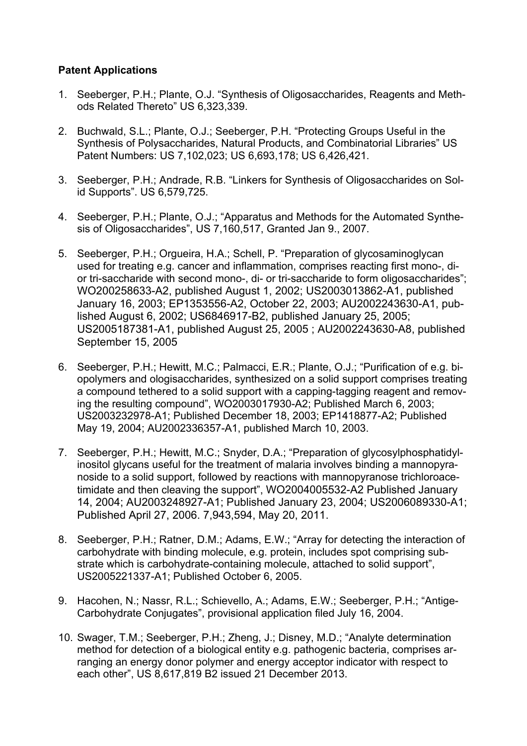**Patent Applications**

1. Seeberger, P.H.; Plante, O.J. "Synthesis of Oligosaccharides, Reagents and Methods Related Thereto" US 6,323,339.

2. Buchwald, S.L.; Plante, O.J.; Seeberger, P.H. "Protecting Groups Useful in the Synthesis of Polysaccharides, Natural Products, and Combinatorial Libraries" US Patent Numbers: US 7,102,023; US 6,693,178; US 6,426,421.

3. Seeberger, P.H.; Andrade, R.B. "Linkers for Synthesis of Oligosaccharides on Solid Supports". US 6,579,725.

4. Seeberger, P.H.; Plante, O.J.; "Apparatus and Methods for the Automated Synthesis of Oligosaccharides", US 7,160,517, Granted Jan 9., 2007.

5. Seeberger, P.H.; Orgueira, H.A.; Schell, P. "Preparation of glycosaminoglycan used for treating e.g. cancer and inflammation, comprises reacting first mono-, di- or tri-saccharide with second mono-, di- or tri-saccharide to form oligosaccharides"; WO200258633-A2, published August 1, 2002; US2003013862-A1, published January 16, 2003; EP1353556-A2, October 22, 2003; AU2002243630-A1, published August 6, 2002; US6846917-B2, published January 25, 2005; US2005187381-A1, published August 25, 2005 ; AU2002243630-A8, published September 15, 2005

6. Seeberger, P.H.; Hewitt, M.C.; Palmacci, E.R.; Plante, O.J.; "Purification of e.g. biopolymers and ologisaccharides, synthesized on a solid support comprises treating a compound tethered to a solid support with a capping-tagging reagent and removing the resulting compound", WO2003017930-A2; Published March 6, 2003; US2003232978-A1; Published December 18, 2003; EP1418877-A2; Published May 19, 2004; AU2002336357-A1, published March 10, 2003.

7. Seeberger, P.H.; Hewitt, M.C.; Snyder, D.A.; "Preparation of glycosylphosphatidylinositol glycans useful for the treatment of malaria involves binding a mannopyranoside to a solid support, followed by reactions with mannopyranose trichloroacetimidate and then cleaving the support", WO2004005532-A2 Published January 14, 2004; AU2003248927-A1; Published January 23, 2004; US2006089330-A1; Published April 27, 2006. 7,943,594, May 20, 2011.

8. Seeberger, P.H.; Ratner, D.M.; Adams, E.W.; "Array for detecting the interaction of carbohydrate with binding molecule, e.g. protein, includes spot comprising substrate which is carbohydrate-containing molecule, attached to solid support", US2005221337-A1; Published October 6, 2005.

9. Hacohen, N.; Nassr, R.L.; Schievello, A.; Adams, E.W.; Seeberger, P.H.; "Antige-Carbohydrate Conjugates", provisional application filed July 16, 2004.

10. Swager, T.M.; Seeberger, P.H.; Zheng, J.; Disney, M.D.; "Analyte determination method for detection of a biological entity e.g. pathogenic bacteria, comprises arranging an energy donor polymer and energy acceptor indicator with respect to each other", US 8,617,819 B2 issued 21 December 2013.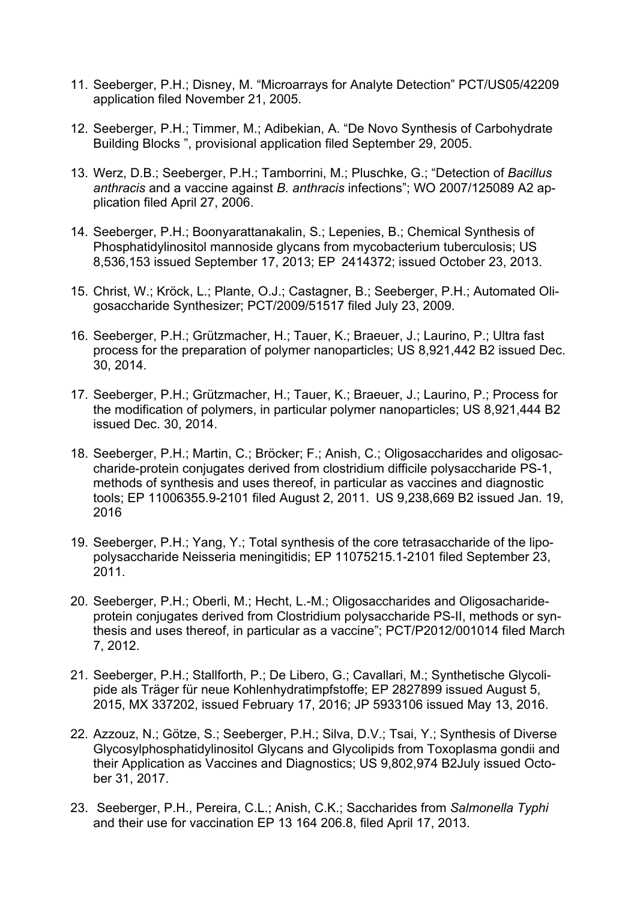11. Seeberger, P.H.; Disney, M. “Microarrays for Analyte Detection” PCT/US05/42209 application filed November 21, 2005.

12. Seeberger, P.H.; Timmer, M.; Adibekian, A. “De Novo Synthesis of Carbohydrate Building Blocks ”, provisional application filed September 29, 2005.

13. Werz, D.B.; Seeberger, P.H.; Tamborrini, M.; Pluschke, G.; “Detection of *Bacillus anthracis* and a vaccine against *B. anthracis* infections”; WO 2007/125089 A2 application filed April 27, 2006.

14. Seeberger, P.H.; Boonyarattanakalin, S.; Lepenies, B.; Chemical Synthesis of Phosphatidylinositol mannoside glycans from mycobacterium tuberculosis; US 8,536,153 issued September 17, 2013; EP 2414372; issued October 23, 2013.

15. Christ, W.; Kröck, L.; Plante, O.J.; Castagner, B.; Seeberger, P.H.; Automated Oligosaccharide Synthesizer; PCT/2009/51517 filed July 23, 2009.

16. Seeberger, P.H.; Grützmacher, H.; Tauer, K.; Braeuer, J.; Laurino, P.; Ultra fast process for the preparation of polymer nanoparticles; US 8,921,442 B2 issued Dec. 30, 2014.

17. Seeberger, P.H.; Grützmacher, H.; Tauer, K.; Braeuer, J.; Laurino, P.; Process for the modification of polymers, in particular polymer nanoparticles; US 8,921,444 B2 issued Dec. 30, 2014.

18. Seeberger, P.H.; Martin, C.; Bröcker; F.; Anish, C.; Oligosaccharides and oligosaccharide-protein conjugates derived from clostridium difficile polysaccharide PS-1, methods of synthesis and uses thereof, in particular as vaccines and diagnostic tools; EP 11006355.9-2101 filed August 2, 2011. US 9,238,669 B2 issued Jan. 19, 2016

19. Seeberger, P.H.; Yang, Y.; Total synthesis of the core tetrasaccharide of the lipopolysaccharide Neisseria meningitidis; EP 11075215.1-2101 filed September 23, 2011.

20. Seeberger, P.H.; Oberli, M.; Hecht, L.-M.; Oligosaccharides and Oligosacharide-protein conjugates derived from Clostridium polysaccharide PS-II, methods or synthesis and uses thereof, in particular as a vaccine”; PCT/P2012/001014 filed March 7, 2012.

21. Seeberger, P.H.; Stallforth, P.; De Libero, G.; Cavallari, M.; Synthetische Glycolipide als Träger für neue Kohlenhydratimpfstoffe; EP 2827899 issued August 5, 2015, MX 337202, issued February 17, 2016; JP 5933106 issued May 13, 2016.

22. Azzouz, N.; Götze, S.; Seeberger, P.H.; Silva, D.V.; Tsai, Y.; Synthesis of Diverse Glycosylphosphatidylinositol Glycans and Glycolipids from Toxoplasma gondii and their Application as Vaccines and Diagnostics; US 9,802,974 B2July issued October 31, 2017.

23. Seeberger, P.H., Pereira, C.L.; Anish, C.K.; Saccharides from *Salmonella Typhi* and their use for vaccination EP 13 164 206.8, filed April 17, 2013.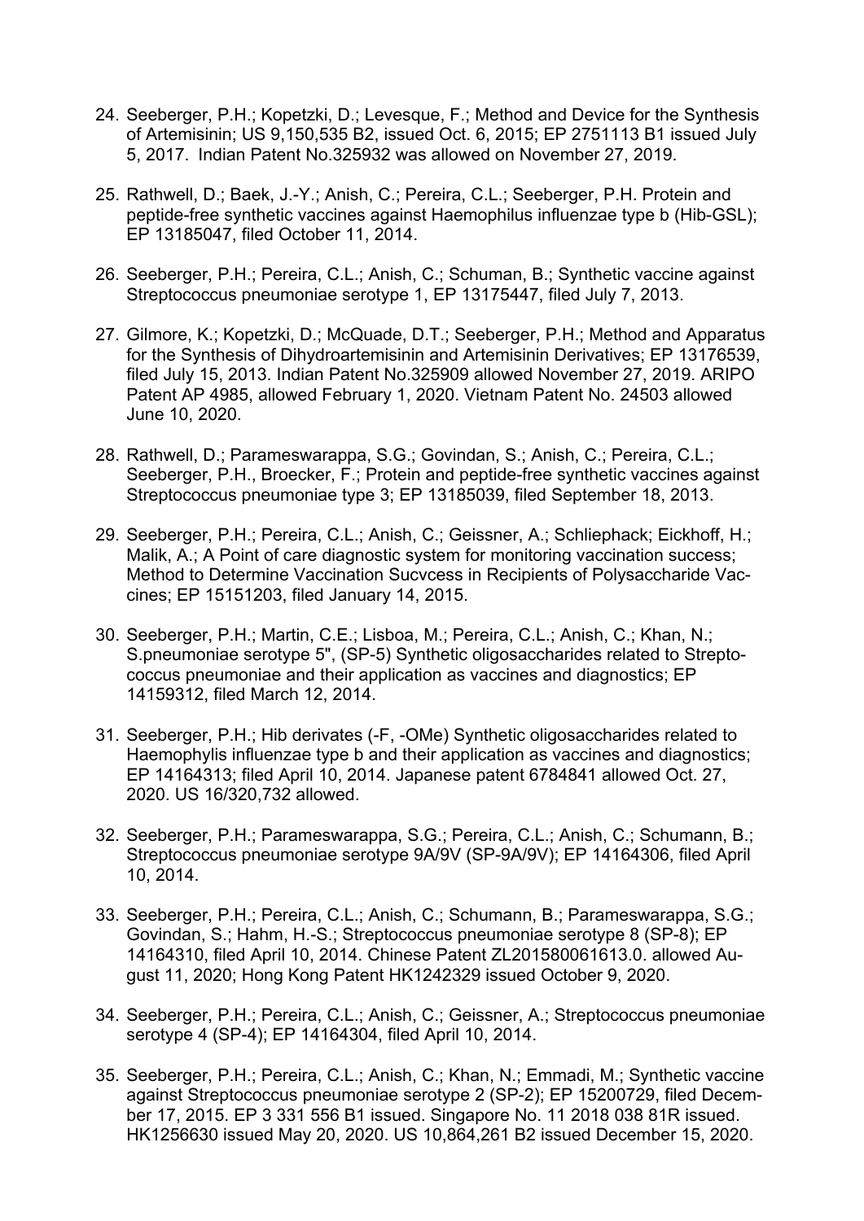24. Seeberger, P.H.; Kopetzki, D.; Levesque, F.; Method and Device for the Synthesis of Artemisinin; US 9,150,535 B2, issued Oct. 6, 2015; EP 2751113 B1 issued July 5, 2017. Indian Patent No.325932 was allowed on November 27, 2019.

25. Rathwell, D.; Baek, J.-Y.; Anish, C.; Pereira, C.L.; Seeberger, P.H. Protein and peptide-free synthetic vaccines against Haemophilus influenzae type b (Hib-GSL); EP 13185047, filed October 11, 2014.

26. Seeberger, P.H.; Pereira, C.L.; Anish, C.; Schuman, B.; Synthetic vaccine against Streptococcus pneumoniae serotype 1, EP 13175447, filed July 7, 2013.

27. Gilmore, K.; Kopetzki, D.; McQuade, D.T.; Seeberger, P.H.; Method and Apparatus for the Synthesis of Dihydroartemisinin and Artemisinin Derivatives; EP 13176539, filed July 15, 2013. Indian Patent No.325909 allowed November 27, 2019. ARIPO Patent AP 4985, allowed February 1, 2020. Vietnam Patent No. 24503 allowed June 10, 2020.

28. Rathwell, D.; Parameswarappa, S.G.; Govindan, S.; Anish, C.; Pereira, C.L.; Seeberger, P.H., Broecker, F.; Protein and peptide-free synthetic vaccines against Streptococcus pneumoniae type 3; EP 13185039, filed September 18, 2013.

29. Seeberger, P.H.; Pereira, C.L.; Anish, C.; Geissner, A.; Schliephack; Eickhoff, H.; Malik, A.; A Point of care diagnostic system for monitoring vaccination success; Method to Determine Vaccination Sucvcess in Recipients of Polysaccharide Vaccines; EP 15151203, filed January 14, 2015.

30. Seeberger, P.H.; Martin, C.E.; Lisboa, M.; Pereira, C.L.; Anish, C.; Khan, N.; S.pneumoniae serotype 5", (SP-5) Synthetic oligosaccharides related to Streptococcus pneumoniae and their application as vaccines and diagnostics; EP 14159312, filed March 12, 2014.

31. Seeberger, P.H.; Hib derivates (-F, -OMe) Synthetic oligosaccharides related to Haemophylis influenzae type b and their application as vaccines and diagnostics; EP 14164313; filed April 10, 2014. Japanese patent 6784841 allowed Oct. 27, 2020. US 16/320,732 allowed.

32. Seeberger, P.H.; Parameswarappa, S.G.; Pereira, C.L.; Anish, C.; Schumann, B.; Streptococcus pneumoniae serotype 9A/9V (SP-9A/9V); EP 14164306, filed April 10, 2014.

33. Seeberger, P.H.; Pereira, C.L.; Anish, C.; Schumann, B.; Parameswarappa, S.G.; Govindan, S.; Hahm, H.-S.; Streptococcus pneumoniae serotype 8 (SP-8); EP 14164310, filed April 10, 2014. Chinese Patent ZL201580061613.0. allowed August 11, 2020; Hong Kong Patent HK1242329 issued October 9, 2020.

34. Seeberger, P.H.; Pereira, C.L.; Anish, C.; Geissner, A.; Streptococcus pneumoniae serotype 4 (SP-4); EP 14164304, filed April 10, 2014.

35. Seeberger, P.H.; Pereira, C.L.; Anish, C.; Khan, N.; Emmadi, M.; Synthetic vaccine against Streptococcus pneumoniae serotype 2 (SP-2); EP 15200729, filed December 17, 2015. EP 3 331 556 B1 issued. Singapore No. 11 2018 038 81R issued. HK1256630 issued May 20, 2020. US 10,864,261 B2 issued December 15, 2020.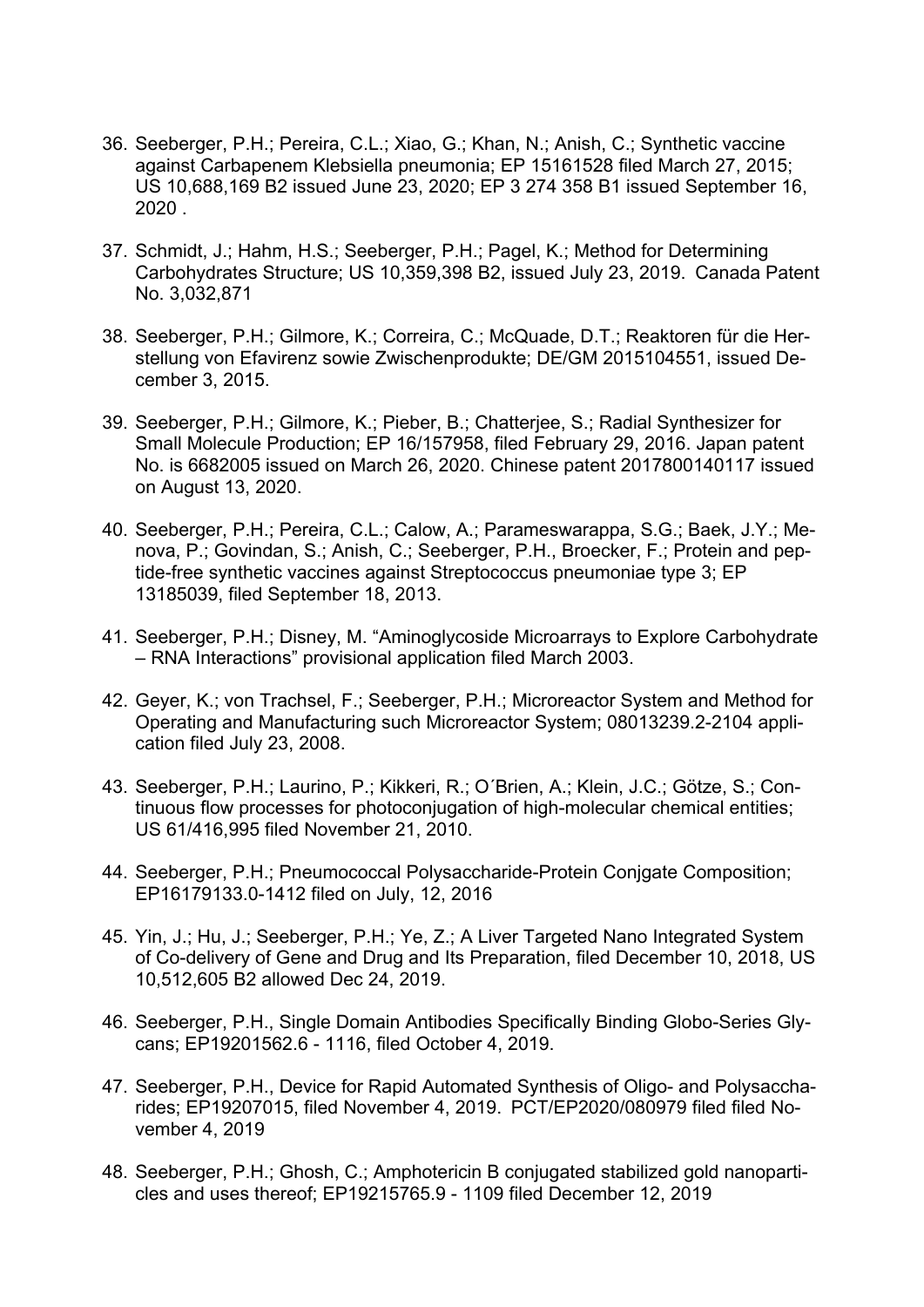36. Seeberger, P.H.; Pereira, C.L.; Xiao, G.; Khan, N.; Anish, C.; Synthetic vaccine against Carbapenem Klebsiella pneumonia; EP 15161528 filed March 27, 2015; US 10,688,169 B2 issued June 23, 2020; EP 3 274 358 B1 issued September 16, 2020 .

37. Schmidt, J.; Hahm, H.S.; Seeberger, P.H.; Pagel, K.; Method for Determining Carbohydrates Structure; US 10,359,398 B2, issued July 23, 2019. Canada Patent No. 3,032,871

38. Seeberger, P.H.; Gilmore, K.; Correira, C.; McQuade, D.T.; Reaktoren für die Herstellung von Efavirenz sowie Zwischenprodukte; DE/GM 2015104551, issued December 3, 2015.

39. Seeberger, P.H.; Gilmore, K.; Pieber, B.; Chatterjee, S.; Radial Synthesizer for Small Molecule Production; EP 16/157958, filed February 29, 2016. Japan patent No. is 6682005 issued on March 26, 2020. Chinese patent 2017800140117 issued on August 13, 2020.

40. Seeberger, P.H.; Pereira, C.L.; Calow, A.; Parameswarappa, S.G.; Baek, J.Y.; Menova, P.; Govindan, S.; Anish, C.; Seeberger, P.H., Broecker, F.; Protein and peptide-free synthetic vaccines against Streptococcus pneumoniae type 3; EP 13185039, filed September 18, 2013.

41. Seeberger, P.H.; Disney, M. “Aminoglycoside Microarrays to Explore Carbohydrate – RNA Interactions” provisional application filed March 2003.

42. Geyer, K.; von Trachsel, F.; Seeberger, P.H.; Microreactor System and Method for Operating and Manufacturing such Microreactor System; 08013239.2-2104 application filed July 23, 2008.

43. Seeberger, P.H.; Laurino, P.; Kikkeri, R.; O´Brien, A.; Klein, J.C.; Götze, S.; Continuous flow processes for photoconjugation of high-molecular chemical entities; US 61/416,995 filed November 21, 2010.

44. Seeberger, P.H.; Pneumococcal Polysaccharide-Protein Conjgate Composition; EP16179133.0-1412 filed on July, 12, 2016

45. Yin, J.; Hu, J.; Seeberger, P.H.; Ye, Z.; A Liver Targeted Nano Integrated System of Co-delivery of Gene and Drug and Its Preparation, filed December 10, 2018, US 10,512,605 B2 allowed Dec 24, 2019.

46. Seeberger, P.H., Single Domain Antibodies Specifically Binding Globo-Series Glycans; EP19201562.6 - 1116, filed October 4, 2019.

47. Seeberger, P.H., Device for Rapid Automated Synthesis of Oligo- and Polysaccharides; EP19207015, filed November 4, 2019. PCT/EP2020/080979 filed filed November 4, 2019

48. Seeberger, P.H.; Ghosh, C.; Amphotericin B conjugated stabilized gold nanoparticles and uses thereof; EP19215765.9 - 1109 filed December 12, 2019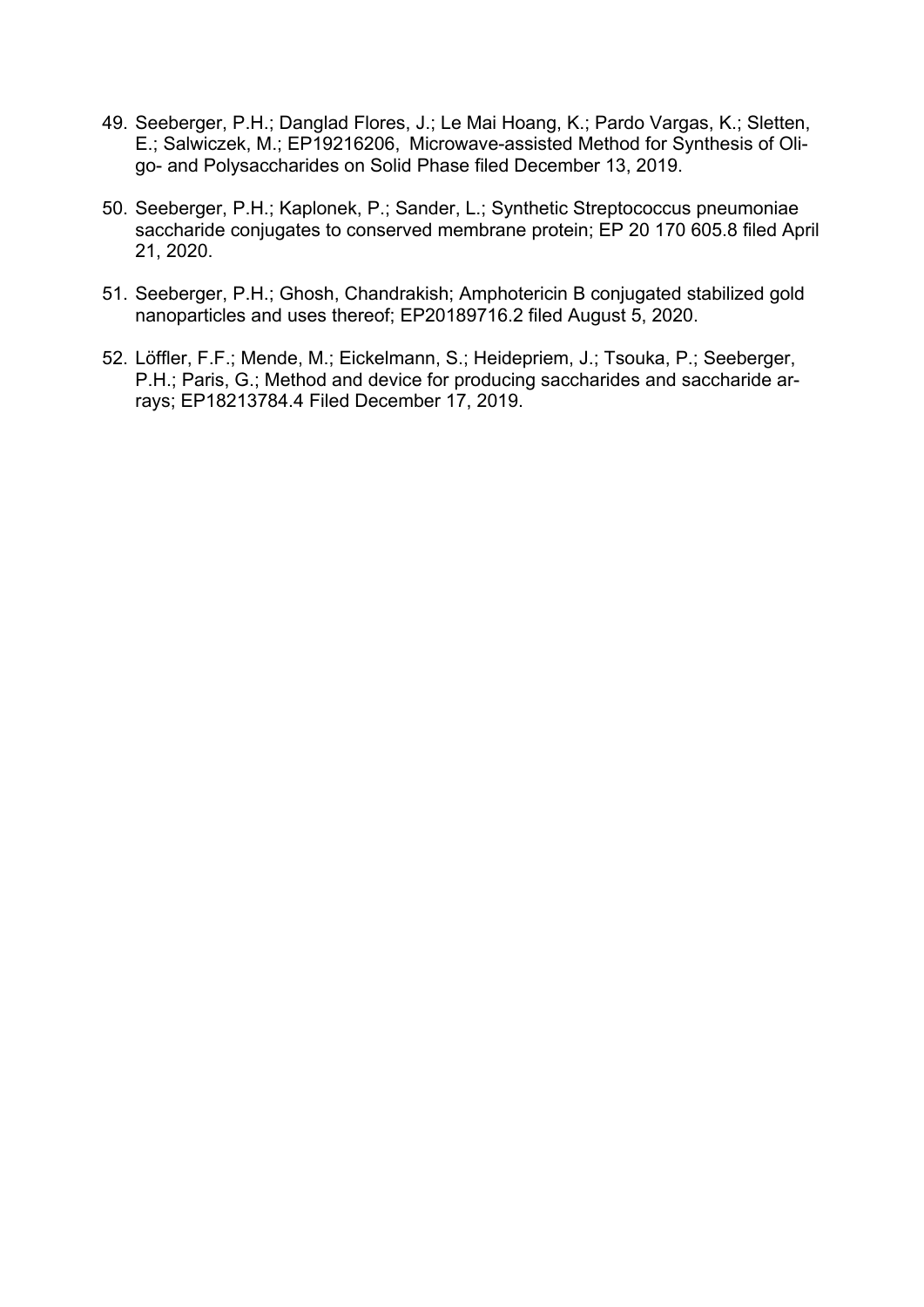49. Seeberger, P.H.; Danglad Flores, J.; Le Mai Hoang, K.; Pardo Vargas, K.; Sletten, E.; Salwiczek, M.; EP19216206, Microwave-assisted Method for Synthesis of Oligo- and Polysaccharides on Solid Phase filed December 13, 2019.

50. Seeberger, P.H.; Kaplonek, P.; Sander, L.; Synthetic Streptococcus pneumoniae saccharide conjugates to conserved membrane protein; EP 20 170 605.8 filed April 21, 2020.

51. Seeberger, P.H.; Ghosh, Chandrakish; Amphotericin B conjugated stabilized gold nanoparticles and uses thereof; EP20189716.2 filed August 5, 2020.

52. Löffler, F.F.; Mende, M.; Eickelmann, S.; Heidepriem, J.; Tsouka, P.; Seeberger, P.H.; Paris, G.; Method and device for producing saccharides and saccharide arrays; EP18213784.4 Filed December 17, 2019.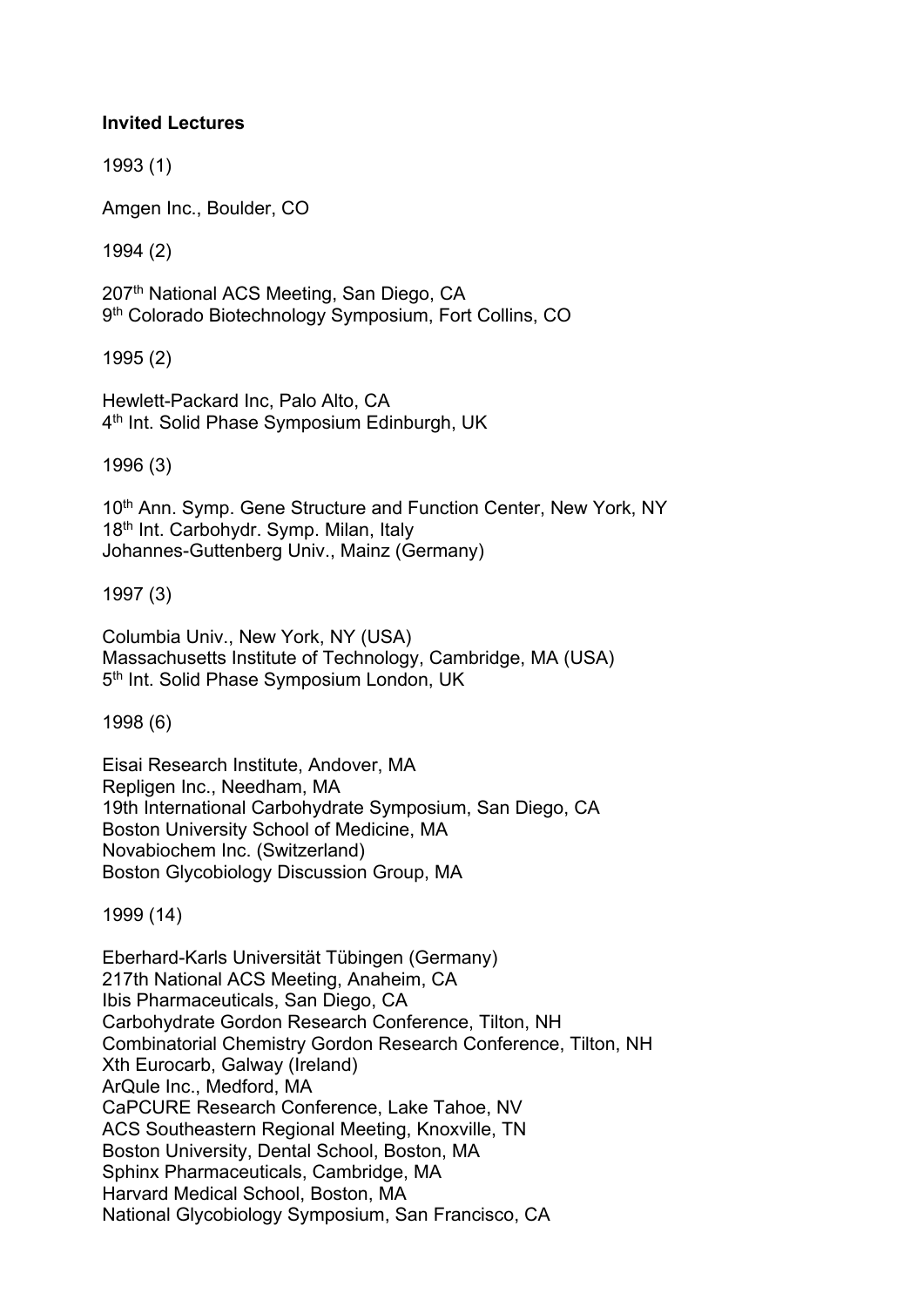**Invited Lectures**

1993 (1)

Amgen Inc., Boulder, CO

1994 (2)

207th National ACS Meeting, San Diego, CA
9th Colorado Biotechnology Symposium, Fort Collins, CO

1995 (2)

Hewlett-Packard Inc, Palo Alto, CA
4th Int. Solid Phase Symposium Edinburgh, UK

1996 (3)

10th Ann. Symp. Gene Structure and Function Center, New York, NY
18th Int. Carbohydr. Symp. Milan, Italy
Johannes-Guttenberg Univ., Mainz (Germany)

1997 (3)

Columbia Univ., New York, NY (USA)
Massachusetts Institute of Technology, Cambridge, MA (USA)
5th Int. Solid Phase Symposium London, UK

1998 (6)

Eisai Research Institute, Andover, MA
Repligen Inc., Needham, MA
19th International Carbohydrate Symposium, San Diego, CA
Boston University School of Medicine, MA
Novabiochem Inc. (Switzerland)
Boston Glycobiology Discussion Group, MA

1999 (14)

Eberhard-Karls Universität Tübingen (Germany)
217th National ACS Meeting, Anaheim, CA
Ibis Pharmaceuticals, San Diego, CA
Carbohydrate Gordon Research Conference, Tilton, NH
Combinatorial Chemistry Gordon Research Conference, Tilton, NH
Xth Eurocarb, Galway (Ireland)
ArQule Inc., Medford, MA
CaPCURE Research Conference, Lake Tahoe, NV
ACS Southeastern Regional Meeting, Knoxville, TN
Boston University, Dental School, Boston, MA
Sphinx Pharmaceuticals, Cambridge, MA
Harvard Medical School, Boston, MA
National Glycobiology Symposium, San Francisco, CA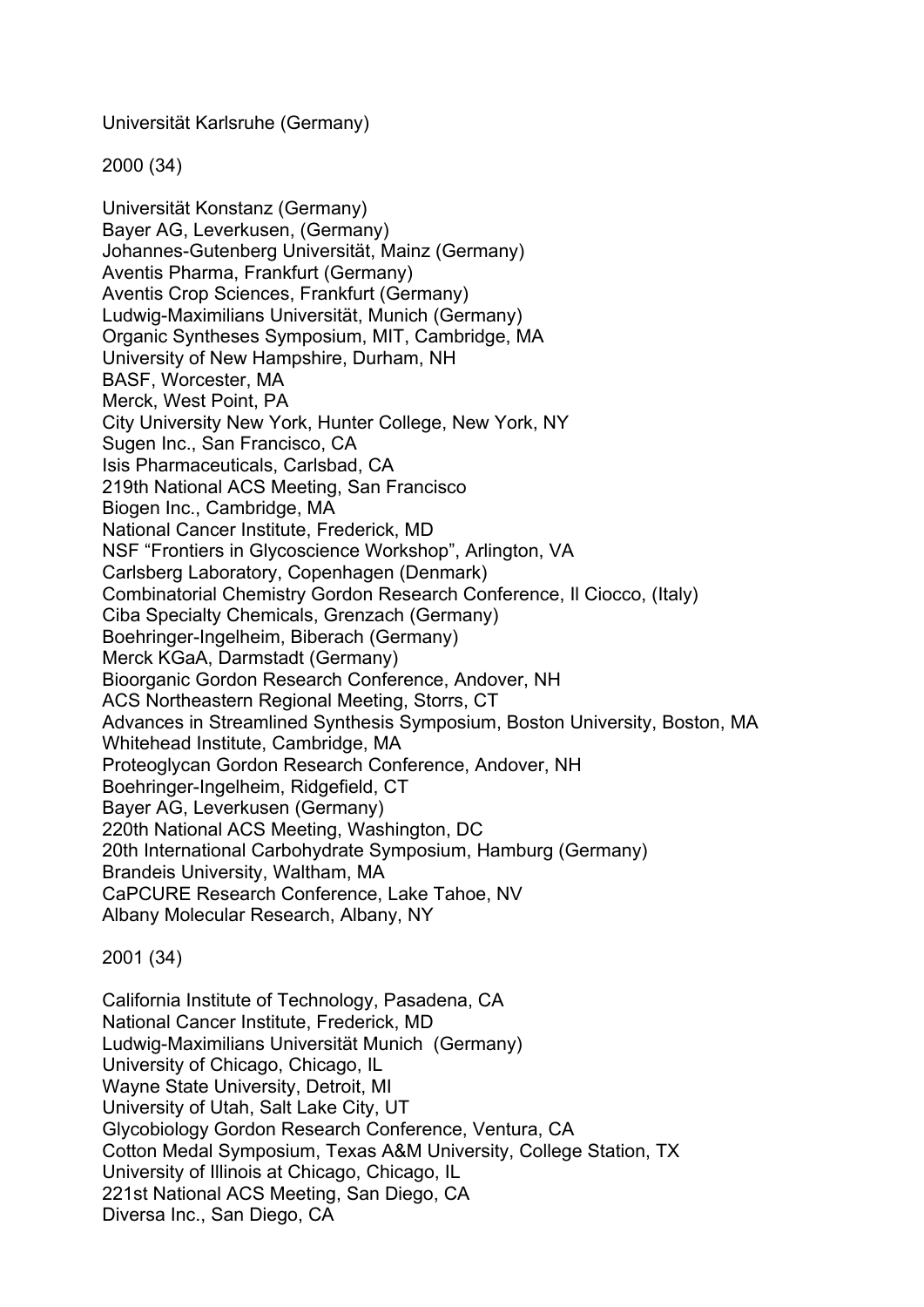Universität Karlsruhe (Germany)

2000 (34)

Universität Konstanz (Germany)
Bayer AG, Leverkusen, (Germany)
Johannes-Gutenberg Universität, Mainz (Germany)
Aventis Pharma, Frankfurt (Germany)
Aventis Crop Sciences, Frankfurt (Germany)
Ludwig-Maximilians Universität, Munich (Germany)
Organic Syntheses Symposium, MIT, Cambridge, MA
University of New Hampshire, Durham, NH
BASF, Worcester, MA
Merck, West Point, PA
City University New York, Hunter College, New York, NY
Sugen Inc., San Francisco, CA
Isis Pharmaceuticals, Carlsbad, CA
219th National ACS Meeting, San Francisco
Biogen Inc., Cambridge, MA
National Cancer Institute, Frederick, MD
NSF "Frontiers in Glycoscience Workshop", Arlington, VA
Carlsberg Laboratory, Copenhagen (Denmark)
Combinatorial Chemistry Gordon Research Conference, Il Ciocco, (Italy)
Ciba Specialty Chemicals, Grenzach (Germany)
Boehringer-Ingelheim, Biberach (Germany)
Merck KGaA, Darmstadt (Germany)
Bioorganic Gordon Research Conference, Andover, NH
ACS Northeastern Regional Meeting, Storrs, CT
Advances in Streamlined Synthesis Symposium, Boston University, Boston, MA
Whitehead Institute, Cambridge, MA
Proteoglycan Gordon Research Conference, Andover, NH
Boehringer-Ingelheim, Ridgefield, CT
Bayer AG, Leverkusen (Germany)
220th National ACS Meeting, Washington, DC
20th International Carbohydrate Symposium, Hamburg (Germany)
Brandeis University, Waltham, MA
CaPCURE Research Conference, Lake Tahoe, NV
Albany Molecular Research, Albany, NY

2001 (34)

California Institute of Technology, Pasadena, CA
National Cancer Institute, Frederick, MD
Ludwig-Maximilians Universität Munich (Germany)
University of Chicago, Chicago, IL
Wayne State University, Detroit, MI
University of Utah, Salt Lake City, UT
Glycobiology Gordon Research Conference, Ventura, CA
Cotton Medal Symposium, Texas A&M University, College Station, TX
University of Illinois at Chicago, Chicago, IL
221st National ACS Meeting, San Diego, CA
Diversa Inc., San Diego, CA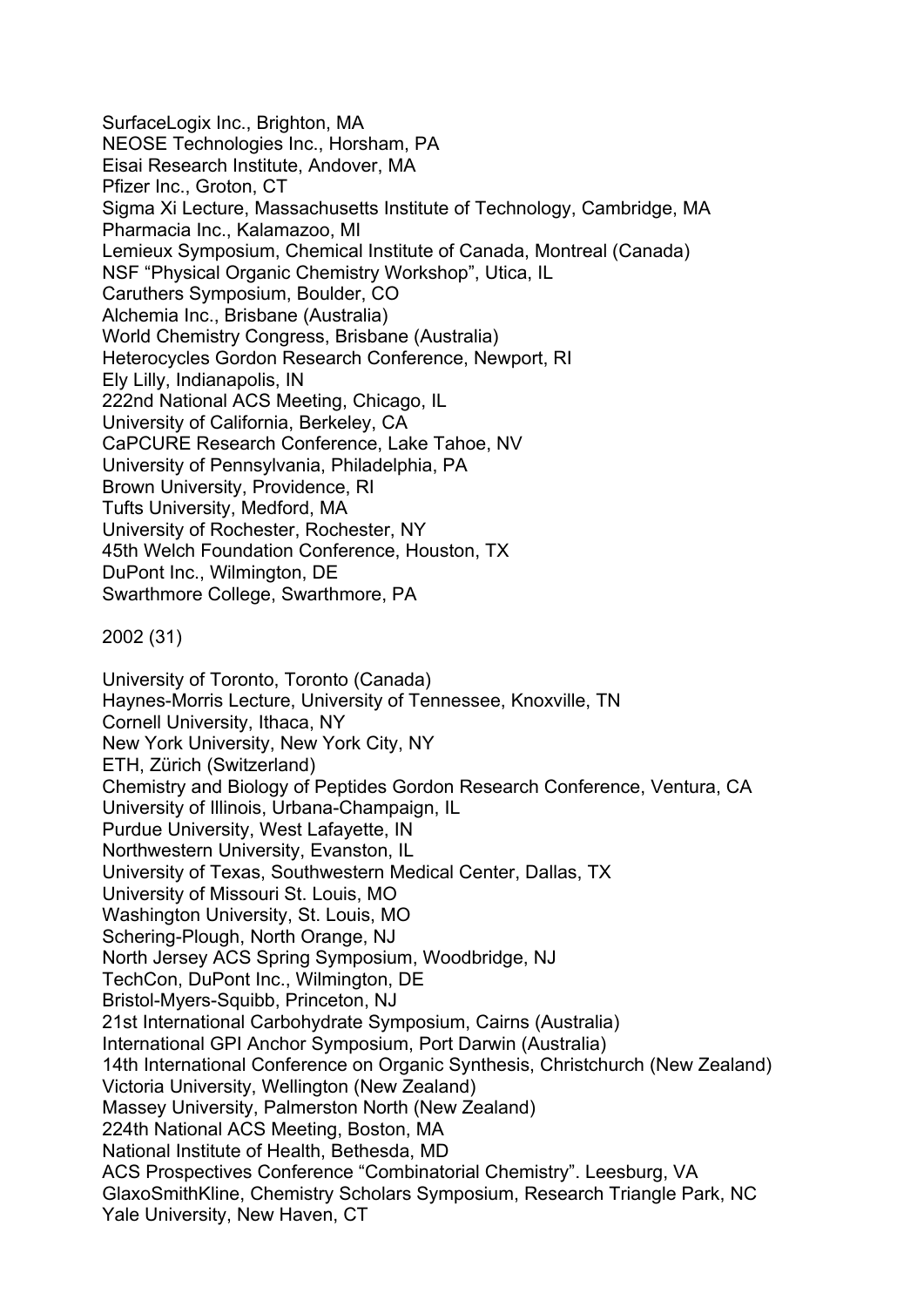SurfaceLogix Inc., Brighton, MA
NEOSE Technologies Inc., Horsham, PA
Eisai Research Institute, Andover, MA
Pfizer Inc., Groton, CT
Sigma Xi Lecture, Massachusetts Institute of Technology, Cambridge, MA
Pharmacia Inc., Kalamazoo, MI
Lemieux Symposium, Chemical Institute of Canada, Montreal (Canada)
NSF “Physical Organic Chemistry Workshop”, Utica, IL
Caruthers Symposium, Boulder, CO
Alchemia Inc., Brisbane (Australia)
World Chemistry Congress, Brisbane (Australia)
Heterocycles Gordon Research Conference, Newport, RI
Ely Lilly, Indianapolis, IN
222nd National ACS Meeting, Chicago, IL
University of California, Berkeley, CA
CaPCURE Research Conference, Lake Tahoe, NV
University of Pennsylvania, Philadelphia, PA
Brown University, Providence, RI
Tufts University, Medford, MA
University of Rochester, Rochester, NY
45th Welch Foundation Conference, Houston, TX
DuPont Inc., Wilmington, DE
Swarthmore College, Swarthmore, PA

2002 (31)

University of Toronto, Toronto (Canada)
Haynes-Morris Lecture, University of Tennessee, Knoxville, TN
Cornell University, Ithaca, NY
New York University, New York City, NY
ETH, Zürich (Switzerland)
Chemistry and Biology of Peptides Gordon Research Conference, Ventura, CA
University of Illinois, Urbana-Champaign, IL
Purdue University, West Lafayette, IN
Northwestern University, Evanston, IL
University of Texas, Southwestern Medical Center, Dallas, TX
University of Missouri St. Louis, MO
Washington University, St. Louis, MO
Schering-Plough, North Orange, NJ
North Jersey ACS Spring Symposium, Woodbridge, NJ
TechCon, DuPont Inc., Wilmington, DE
Bristol-Myers-Squibb, Princeton, NJ
21st International Carbohydrate Symposium, Cairns (Australia)
International GPI Anchor Symposium, Port Darwin (Australia)
14th International Conference on Organic Synthesis, Christchurch (New Zealand)
Victoria University, Wellington (New Zealand)
Massey University, Palmerston North (New Zealand)
224th National ACS Meeting, Boston, MA
National Institute of Health, Bethesda, MD
ACS Prospectives Conference “Combinatorial Chemistry”. Leesburg, VA
GlaxoSmithKline, Chemistry Scholars Symposium, Research Triangle Park, NC
Yale University, New Haven, CT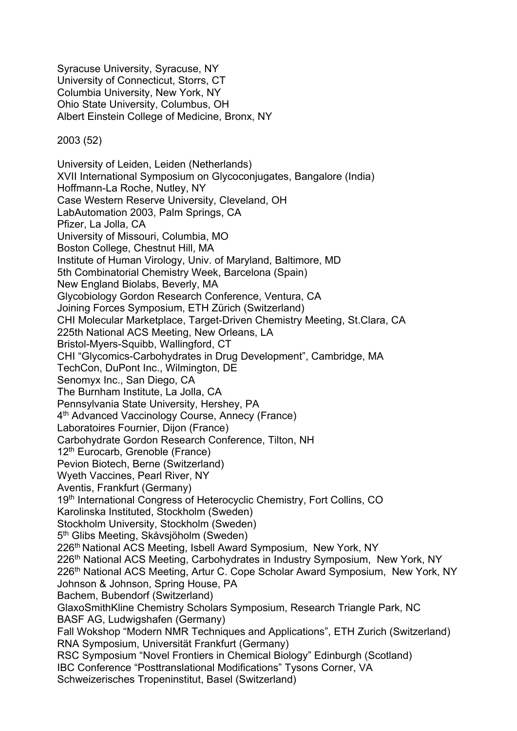Syracuse University, Syracuse, NY
University of Connecticut, Storrs, CT
Columbia University, New York, NY
Ohio State University, Columbus, OH
Albert Einstein College of Medicine, Bronx, NY

2003 (52)

University of Leiden, Leiden (Netherlands)
XVII International Symposium on Glycoconjugates, Bangalore (India)
Hoffmann-La Roche, Nutley, NY
Case Western Reserve University, Cleveland, OH
LabAutomation 2003, Palm Springs, CA
Pfizer, La Jolla, CA
University of Missouri, Columbia, MO
Boston College, Chestnut Hill, MA
Institute of Human Virology, Univ. of Maryland, Baltimore, MD
5th Combinatorial Chemistry Week, Barcelona (Spain)
New England Biolabs, Beverly, MA
Glycobiology Gordon Research Conference, Ventura, CA
Joining Forces Symposium, ETH Zürich (Switzerland)
CHI Molecular Marketplace, Target-Driven Chemistry Meeting, St.Clara, CA
225th National ACS Meeting, New Orleans, LA
Bristol-Myers-Squibb, Wallingford, CT
CHI “Glycomics-Carbohydrates in Drug Development”, Cambridge, MA
TechCon, DuPont Inc., Wilmington, DE
Senomyx Inc., San Diego, CA
The Burnham Institute, La Jolla, CA
Pennsylvania State University, Hershey, PA
4th Advanced Vaccinology Course, Annecy (France)
Laboratoires Fournier, Dijon (France)
Carbohydrate Gordon Research Conference, Tilton, NH
12th Eurocarb, Grenoble (France)
Pevion Biotech, Berne (Switzerland)
Wyeth Vaccines, Pearl River, NY
Aventis, Frankfurt (Germany)
19th International Congress of Heterocyclic Chemistry, Fort Collins, CO
Karolinska Instituted, Stockholm (Sweden)
Stockholm University, Stockholm (Sweden)
5th Glibs Meeting, Skåvsjöholm (Sweden)
226th National ACS Meeting, Isbell Award Symposium, New York, NY
226th National ACS Meeting, Carbohydrates in Industry Symposium, New York, NY
226th National ACS Meeting, Artur C. Cope Scholar Award Symposium, New York, NY
Johnson & Johnson, Spring House, PA
Bachem, Bubendorf (Switzerland)
GlaxoSmithKline Chemistry Scholars Symposium, Research Triangle Park, NC
BASF AG, Ludwigshafen (Germany)
Fall Wokshop “Modern NMR Techniques and Applications”, ETH Zurich (Switzerland)
RNA Symposium, Universität Frankfurt (Germany)
RSC Symposium “Novel Frontiers in Chemical Biology” Edinburgh (Scotland)
IBC Conference “Posttranslational Modifications” Tysons Corner, VA
Schweizerisches Tropeninstitut, Basel (Switzerland)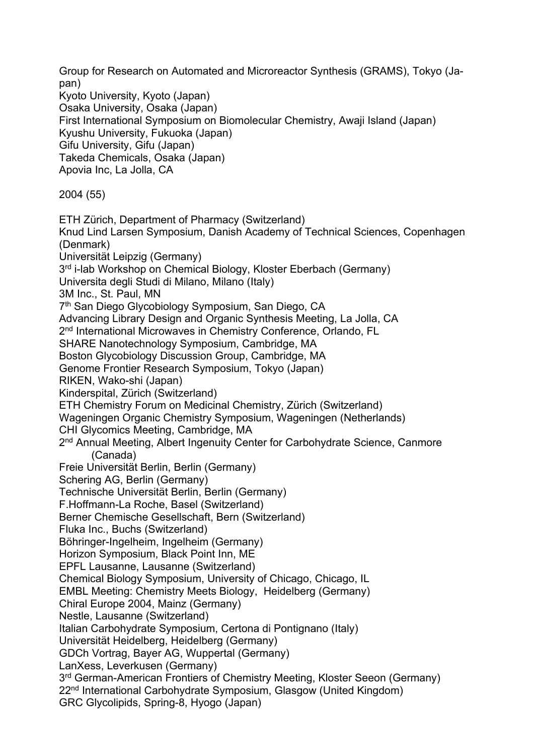Group for Research on Automated and Microreactor Synthesis (GRAMS), Tokyo (Japan)
Kyoto University, Kyoto (Japan)
Osaka University, Osaka (Japan)
First International Symposium on Biomolecular Chemistry, Awaji Island (Japan)
Kyushu University, Fukuoka (Japan)
Gifu University, Gifu (Japan)
Takeda Chemicals, Osaka (Japan)
Apovia Inc, La Jolla, CA

2004 (55)

ETH Zürich, Department of Pharmacy (Switzerland)
Knud Lind Larsen Symposium, Danish Academy of Technical Sciences, Copenhagen (Denmark)
Universität Leipzig (Germany)
3rd i-lab Workshop on Chemical Biology, Kloster Eberbach (Germany)
Universita degli Studi di Milano, Milano (Italy)
3M Inc., St. Paul, MN
7th San Diego Glycobiology Symposium, San Diego, CA
Advancing Library Design and Organic Synthesis Meeting, La Jolla, CA
2nd International Microwaves in Chemistry Conference, Orlando, FL
SHARE Nanotechnology Symposium, Cambridge, MA
Boston Glycobiology Discussion Group, Cambridge, MA
Genome Frontier Research Symposium, Tokyo (Japan)
RIKEN, Wako-shi (Japan)
Kinderspital, Zürich (Switzerland)
ETH Chemistry Forum on Medicinal Chemistry, Zürich (Switzerland)
Wageningen Organic Chemistry Symposium, Wageningen (Netherlands)
CHI Glycomics Meeting, Cambridge, MA
2nd Annual Meeting, Albert Ingenuity Center for Carbohydrate Science, Canmore (Canada)
Freie Universität Berlin, Berlin (Germany)
Schering AG, Berlin (Germany)
Technische Universität Berlin, Berlin (Germany)
F.Hoffmann-La Roche, Basel (Switzerland)
Berner Chemische Gesellschaft, Bern (Switzerland)
Fluka Inc., Buchs (Switzerland)
Böhringer-Ingelheim, Ingelheim (Germany)
Horizon Symposium, Black Point Inn, ME
EPFL Lausanne, Lausanne (Switzerland)
Chemical Biology Symposium, University of Chicago, Chicago, IL
EMBL Meeting: Chemistry Meets Biology, Heidelberg (Germany)
Chiral Europe 2004, Mainz (Germany)
Nestle, Lausanne (Switzerland)
Italian Carbohydrate Symposium, Certona di Pontignano (Italy)
Universität Heidelberg, Heidelberg (Germany)
GDCh Vortrag, Bayer AG, Wuppertal (Germany)
LanXess, Leverkusen (Germany)
3rd German-American Frontiers of Chemistry Meeting, Kloster Seeon (Germany)
22nd International Carbohydrate Symposium, Glasgow (United Kingdom)
GRC Glycolipids, Spring-8, Hyogo (Japan)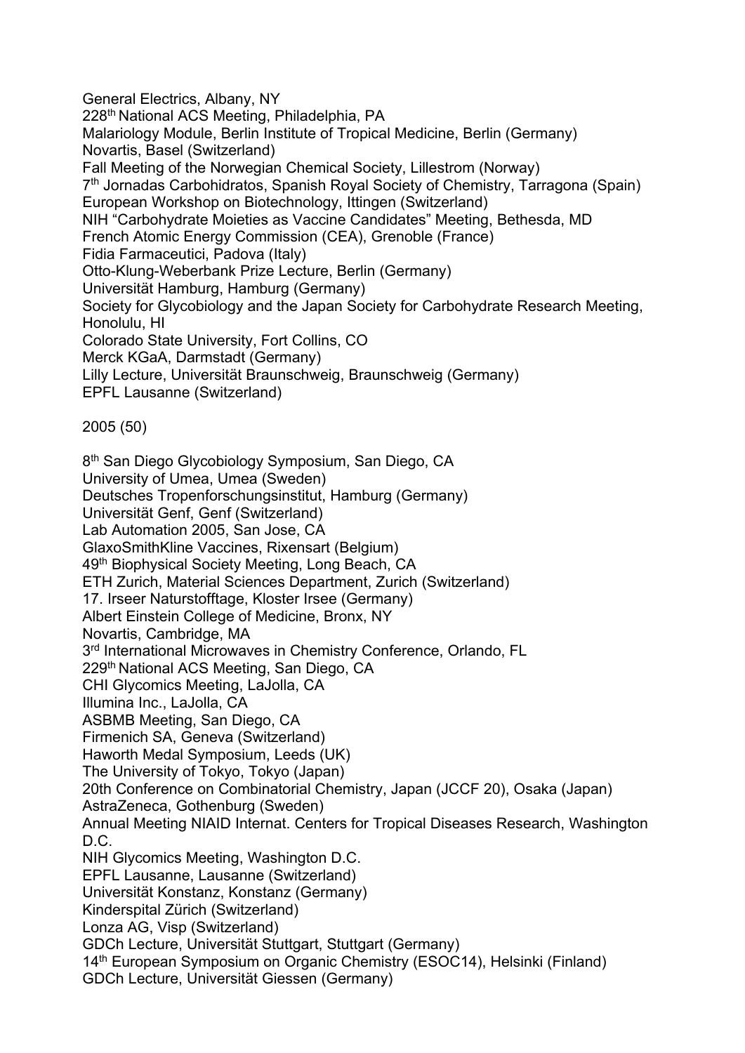General Electrics, Albany, NY
228th National ACS Meeting, Philadelphia, PA
Malariology Module, Berlin Institute of Tropical Medicine, Berlin (Germany)
Novartis, Basel (Switzerland)
Fall Meeting of the Norwegian Chemical Society, Lillestrom (Norway)
7th Jornadas Carbohidratos, Spanish Royal Society of Chemistry, Tarragona (Spain)
European Workshop on Biotechnology, Ittingen (Switzerland)
NIH “Carbohydrate Moieties as Vaccine Candidates” Meeting, Bethesda, MD
French Atomic Energy Commission (CEA), Grenoble (France)
Fidia Farmaceutici, Padova (Italy)
Otto-Klung-Weberbank Prize Lecture, Berlin (Germany)
Universität Hamburg, Hamburg (Germany)
Society for Glycobiology and the Japan Society for Carbohydrate Research Meeting, Honolulu, HI
Colorado State University, Fort Collins, CO
Merck KGaA, Darmstadt (Germany)
Lilly Lecture, Universität Braunschweig, Braunschweig (Germany)
EPFL Lausanne (Switzerland)

2005 (50)

8th San Diego Glycobiology Symposium, San Diego, CA
University of Umea, Umea (Sweden)
Deutsches Tropenforschungsinstitut, Hamburg (Germany)
Universität Genf, Genf (Switzerland)
Lab Automation 2005, San Jose, CA
GlaxoSmithKline Vaccines, Rixensart (Belgium)
49th Biophysical Society Meeting, Long Beach, CA
ETH Zurich, Material Sciences Department, Zurich (Switzerland)
17. Irseer Naturstofftage, Kloster Irsee (Germany)
Albert Einstein College of Medicine, Bronx, NY
Novartis, Cambridge, MA
3rd International Microwaves in Chemistry Conference, Orlando, FL
229th National ACS Meeting, San Diego, CA
CHI Glycomics Meeting, LaJolla, CA
Illumina Inc., LaJolla, CA
ASBMB Meeting, San Diego, CA
Firmenich SA, Geneva (Switzerland)
Haworth Medal Symposium, Leeds (UK)
The University of Tokyo, Tokyo (Japan)
20th Conference on Combinatorial Chemistry, Japan (JCCF 20), Osaka (Japan)
AstraZeneca, Gothenburg (Sweden)
Annual Meeting NIAID Internat. Centers for Tropical Diseases Research, Washington D.C.
NIH Glycomics Meeting, Washington D.C.
EPFL Lausanne, Lausanne (Switzerland)
Universität Konstanz, Konstanz (Germany)
Kinderspital Zürich (Switzerland)
Lonza AG, Visp (Switzerland)
GDCh Lecture, Universität Stuttgart, Stuttgart (Germany)
14th European Symposium on Organic Chemistry (ESOC14), Helsinki (Finland)
GDCh Lecture, Universität Giessen (Germany)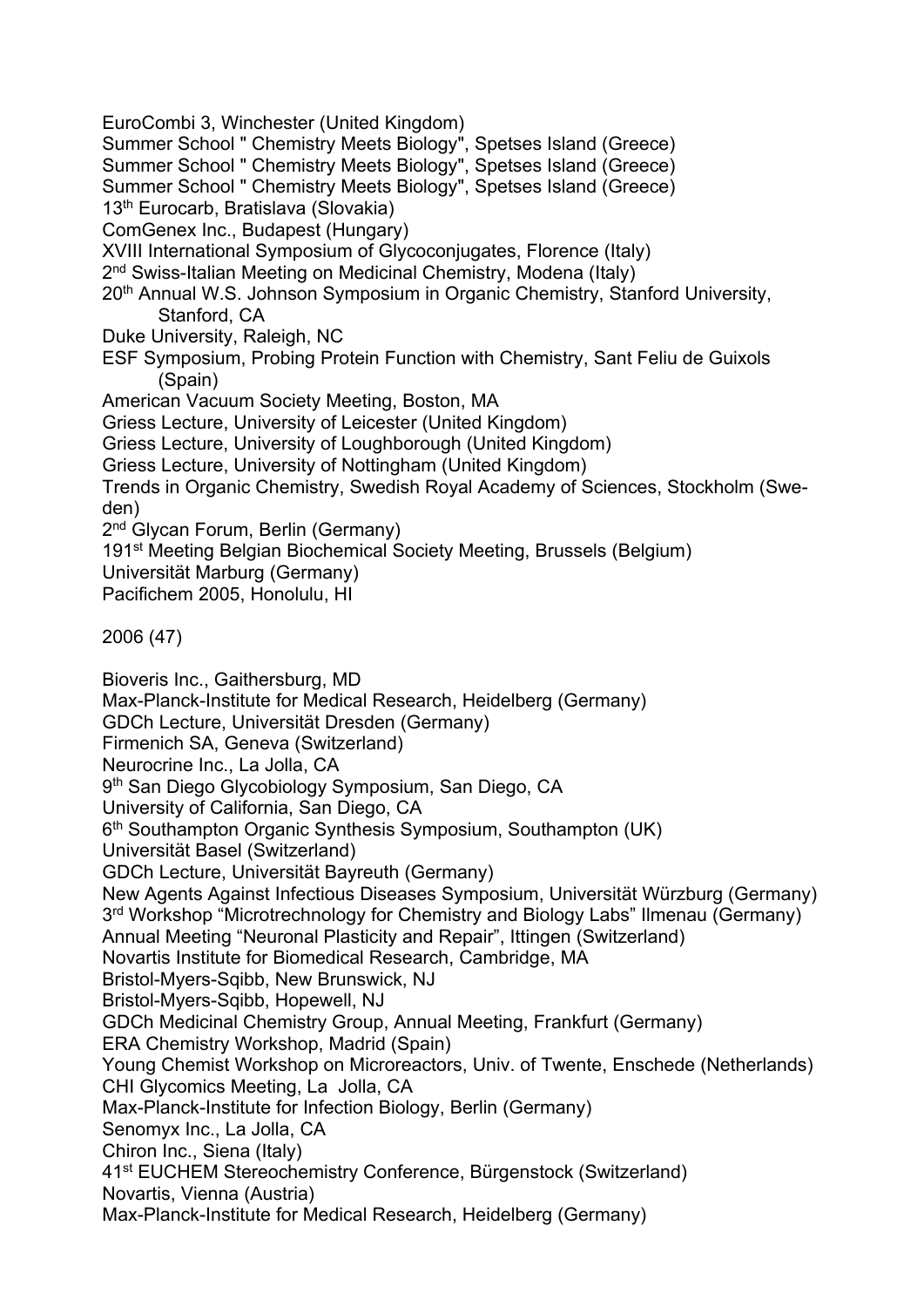EuroCombi 3, Winchester (United Kingdom)
Summer School " Chemistry Meets Biology", Spetses Island (Greece)
Summer School " Chemistry Meets Biology", Spetses Island (Greece)
Summer School " Chemistry Meets Biology", Spetses Island (Greece)
13th Eurocarb, Bratislava (Slovakia)
ComGenex Inc., Budapest (Hungary)
XVIII International Symposium of Glycoconjugates, Florence (Italy)
2nd Swiss-Italian Meeting on Medicinal Chemistry, Modena (Italy)
20th Annual W.S. Johnson Symposium in Organic Chemistry, Stanford University, Stanford, CA
Duke University, Raleigh, NC
ESF Symposium, Probing Protein Function with Chemistry, Sant Feliu de Guixols (Spain)
American Vacuum Society Meeting, Boston, MA
Griess Lecture, University of Leicester (United Kingdom)
Griess Lecture, University of Loughborough (United Kingdom)
Griess Lecture, University of Nottingham (United Kingdom)
Trends in Organic Chemistry, Swedish Royal Academy of Sciences, Stockholm (Sweden)
2nd Glycan Forum, Berlin (Germany)
191st Meeting Belgian Biochemical Society Meeting, Brussels (Belgium)
Universität Marburg (Germany)
Pacifichem 2005, Honolulu, HI

2006 (47)

Bioveris Inc., Gaithersburg, MD
Max-Planck-Institute for Medical Research, Heidelberg (Germany)
GDCh Lecture, Universität Dresden (Germany)
Firmenich SA, Geneva (Switzerland)
Neurocrine Inc., La Jolla, CA
9th San Diego Glycobiology Symposium, San Diego, CA
University of California, San Diego, CA
6th Southampton Organic Synthesis Symposium, Southampton (UK)
Universität Basel (Switzerland)
GDCh Lecture, Universität Bayreuth (Germany)
New Agents Against Infectious Diseases Symposium, Universität Würzburg (Germany)
3rd Workshop "Microtrechnology for Chemistry and Biology Labs" Ilmenau (Germany)
Annual Meeting "Neuronal Plasticity and Repair", Ittingen (Switzerland)
Novartis Institute for Biomedical Research, Cambridge, MA
Bristol-Myers-Sqibb, New Brunswick, NJ
Bristol-Myers-Sqibb, Hopewell, NJ
GDCh Medicinal Chemistry Group, Annual Meeting, Frankfurt (Germany)
ERA Chemistry Workshop, Madrid (Spain)
Young Chemist Workshop on Microreactors, Univ. of Twente, Enschede (Netherlands)
CHI Glycomics Meeting, La Jolla, CA
Max-Planck-Institute for Infection Biology, Berlin (Germany)
Senomyx Inc., La Jolla, CA
Chiron Inc., Siena (Italy)
41st EUCHEM Stereochemistry Conference, Bürgenstock (Switzerland)
Novartis, Vienna (Austria)
Max-Planck-Institute for Medical Research, Heidelberg (Germany)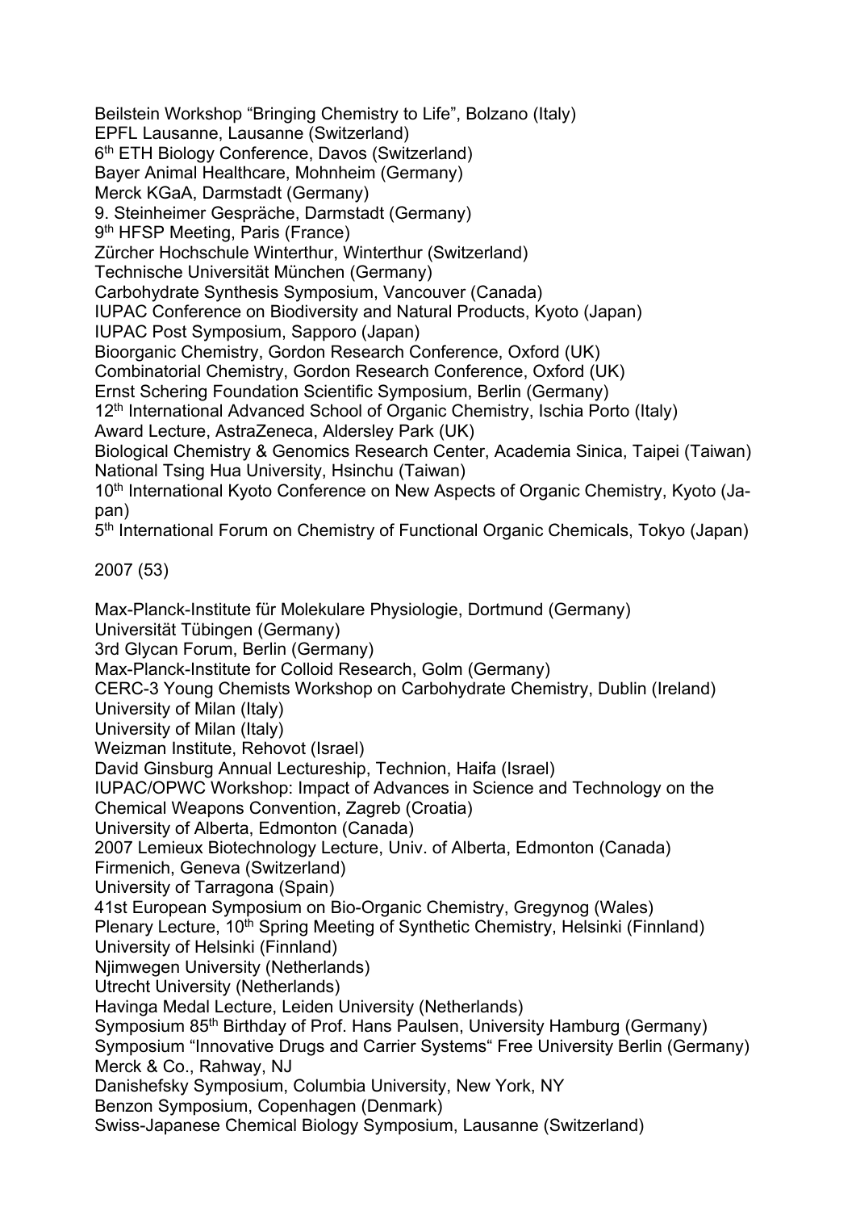Beilstein Workshop “Bringing Chemistry to Life”, Bolzano (Italy)
EPFL Lausanne, Lausanne (Switzerland)
6th ETH Biology Conference, Davos (Switzerland)
Bayer Animal Healthcare, Mohnheim (Germany)
Merck KGaA, Darmstadt (Germany)
9. Steinheimer Gespräche, Darmstadt (Germany)
9th HFSP Meeting, Paris (France)
Zürcher Hochschule Winterthur, Winterthur (Switzerland)
Technische Universität München (Germany)
Carbohydrate Synthesis Symposium, Vancouver (Canada)
IUPAC Conference on Biodiversity and Natural Products, Kyoto (Japan)
IUPAC Post Symposium, Sapporo (Japan)
Bioorganic Chemistry, Gordon Research Conference, Oxford (UK)
Combinatorial Chemistry, Gordon Research Conference, Oxford (UK)
Ernst Schering Foundation Scientific Symposium, Berlin (Germany)
12th International Advanced School of Organic Chemistry, Ischia Porto (Italy)
Award Lecture, AstraZeneca, Aldersley Park (UK)
Biological Chemistry & Genomics Research Center, Academia Sinica, Taipei (Taiwan)
National Tsing Hua University, Hsinchu (Taiwan)
10th International Kyoto Conference on New Aspects of Organic Chemistry, Kyoto (Japan)
5th International Forum on Chemistry of Functional Organic Chemicals, Tokyo (Japan)

2007 (53)

Max-Planck-Institute für Molekulare Physiologie, Dortmund (Germany)
Universität Tübingen (Germany)
3rd Glycan Forum, Berlin (Germany)
Max-Planck-Institute for Colloid Research, Golm (Germany)
CERC-3 Young Chemists Workshop on Carbohydrate Chemistry, Dublin (Ireland)
University of Milan (Italy)
University of Milan (Italy)
Weizman Institute, Rehovot (Israel)
David Ginsburg Annual Lectureship, Technion, Haifa (Israel)
IUPAC/OPWC Workshop: Impact of Advances in Science and Technology on the Chemical Weapons Convention, Zagreb (Croatia)
University of Alberta, Edmonton (Canada)
2007 Lemieux Biotechnology Lecture, Univ. of Alberta, Edmonton (Canada)
Firmenich, Geneva (Switzerland)
University of Tarragona (Spain)
41st European Symposium on Bio-Organic Chemistry, Gregynog (Wales)
Plenary Lecture, 10th Spring Meeting of Synthetic Chemistry, Helsinki (Finnland)
University of Helsinki (Finnland)
Njimwegen University (Netherlands)
Utrecht University (Netherlands)
Havinga Medal Lecture, Leiden University (Netherlands)
Symposium 85th Birthday of Prof. Hans Paulsen, University Hamburg (Germany)
Symposium “Innovative Drugs and Carrier Systems“ Free University Berlin (Germany)
Merck & Co., Rahway, NJ
Danishefsky Symposium, Columbia University, New York, NY
Benzon Symposium, Copenhagen (Denmark)
Swiss-Japanese Chemical Biology Symposium, Lausanne (Switzerland)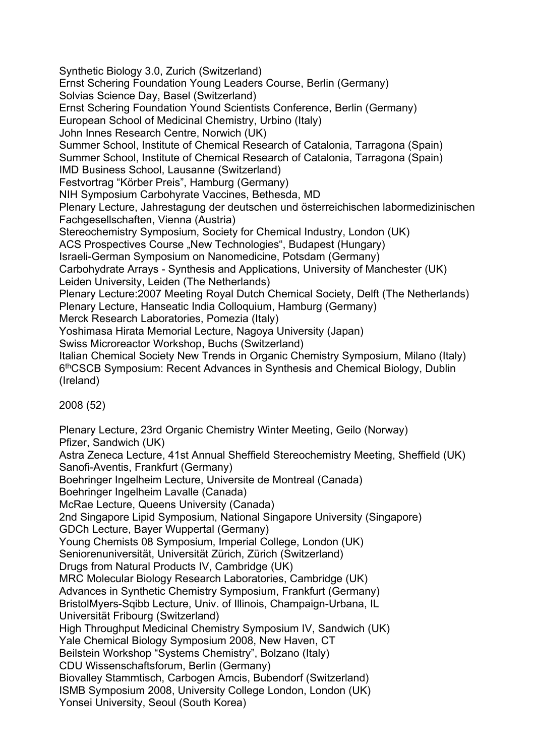Synthetic Biology 3.0, Zurich (Switzerland)
Ernst Schering Foundation Young Leaders Course, Berlin (Germany)
Solvias Science Day, Basel (Switzerland)
Ernst Schering Foundation Yound Scientists Conference, Berlin (Germany)
European School of Medicinal Chemistry, Urbino (Italy)
John Innes Research Centre, Norwich (UK)
Summer School, Institute of Chemical Research of Catalonia, Tarragona (Spain)
Summer School, Institute of Chemical Research of Catalonia, Tarragona (Spain)
IMD Business School, Lausanne (Switzerland)
Festvortrag "Körber Preis", Hamburg (Germany)
NIH Symposium Carbohyrate Vaccines, Bethesda, MD
Plenary Lecture, Jahrestagung der deutschen und österreichischen labormedizinischen Fachgesellschaften, Vienna (Austria)
Stereochemistry Symposium, Society for Chemical Industry, London (UK)
ACS Prospectives Course „New Technologies", Budapest (Hungary)
Israeli-German Symposium on Nanomedicine, Potsdam (Germany)
Carbohydrate Arrays - Synthesis and Applications, University of Manchester (UK)
Leiden University, Leiden (The Netherlands)
Plenary Lecture:2007 Meeting Royal Dutch Chemical Society, Delft (The Netherlands)
Plenary Lecture, Hanseatic India Colloquium, Hamburg (Germany)
Merck Research Laboratories, Pomezia (Italy)
Yoshimasa Hirata Memorial Lecture, Nagoya University (Japan)
Swiss Microreactor Workshop, Buchs (Switzerland)
Italian Chemical Society New Trends in Organic Chemistry Symposium, Milano (Italy)
6thCSCB Symposium: Recent Advances in Synthesis and Chemical Biology, Dublin (Ireland)

2008 (52)

Plenary Lecture, 23rd Organic Chemistry Winter Meeting, Geilo (Norway)
Pfizer, Sandwich (UK)
Astra Zeneca Lecture, 41st Annual Sheffield Stereochemistry Meeting, Sheffield (UK)
Sanofi-Aventis, Frankfurt (Germany)
Boehringer Ingelheim Lecture, Universite de Montreal (Canada)
Boehringer Ingelheim Lavalle (Canada)
McRae Lecture, Queens University (Canada)
2nd Singapore Lipid Symposium, National Singapore University (Singapore)
GDCh Lecture, Bayer Wuppertal (Germany)
Young Chemists 08 Symposium, Imperial College, London (UK)
Seniorenuniversität, Universität Zürich, Zürich (Switzerland)
Drugs from Natural Products IV, Cambridge (UK)
MRC Molecular Biology Research Laboratories, Cambridge (UK)
Advances in Synthetic Chemistry Symposium, Frankfurt (Germany)
BristolMyers-Sqibb Lecture, Univ. of Illinois, Champaign-Urbana, IL
Universität Fribourg (Switzerland)
High Throughput Medicinal Chemistry Symposium IV, Sandwich (UK)
Yale Chemical Biology Symposium 2008, New Haven, CT
Beilstein Workshop "Systems Chemistry", Bolzano (Italy)
CDU Wissenschaftsforum, Berlin (Germany)
Biovalley Stammtisch, Carbogen Amcis, Bubendorf (Switzerland)
ISMB Symposium 2008, University College London, London (UK)
Yonsei University, Seoul (South Korea)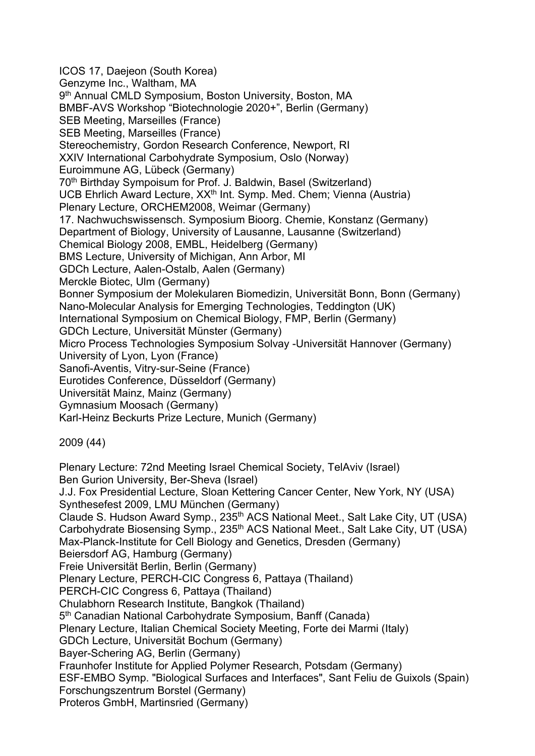ICOS 17, Daejeon (South Korea)  
Genzyme Inc., Waltham, MA  
9th Annual CMLD Symposium, Boston University, Boston, MA  
BMBF-AVS Workshop "Biotechnologie 2020+", Berlin (Germany)  
SEB Meeting, Marseilles (France)  
SEB Meeting, Marseilles (France)  
Stereochemistry, Gordon Research Conference, Newport, RI  
XXIV International Carbohydrate Symposium, Oslo (Norway)  
Euroimmune AG, Lübeck (Germany)  
70th Birthday Sympoisum for Prof. J. Baldwin, Basel (Switzerland)  
UCB Ehrlich Award Lecture, XXth Int. Symp. Med. Chem; Vienna (Austria)  
Plenary Lecture, ORCHEM2008, Weimar (Germany)  
17. Nachwuchswissensch. Symposium Bioorg. Chemie, Konstanz (Germany)  
Department of Biology, University of Lausanne, Lausanne (Switzerland)  
Chemical Biology 2008, EMBL, Heidelberg (Germany)  
BMS Lecture, University of Michigan, Ann Arbor, MI  
GDCh Lecture, Aalen-Ostalb, Aalen (Germany)  
Merckle Biotec, Ulm (Germany)  
Bonner Symposium der Molekularen Biomedizin, Universität Bonn, Bonn (Germany)  
Nano-Molecular Analysis for Emerging Technologies, Teddington (UK)  
International Symposium on Chemical Biology, FMP, Berlin (Germany)  
GDCh Lecture, Universität Münster (Germany)  
Micro Process Technologies Symposium Solvay -Universität Hannover (Germany)  
University of Lyon, Lyon (France)  
Sanofi-Aventis, Vitry-sur-Seine (France)  
Eurotides Conference, Düsseldorf (Germany)  
Universität Mainz, Mainz (Germany)  
Gymnasium Moosach (Germany)  
Karl-Heinz Beckurts Prize Lecture, Munich (Germany)

2009 (44)

Plenary Lecture: 72nd Meeting Israel Chemical Society, TelAviv (Israel)  
Ben Gurion University, Ber-Sheva (Israel)  
J.J. Fox Presidential Lecture, Sloan Kettering Cancer Center, New York, NY (USA)  
Synthesefest 2009, LMU München (Germany)  
Claude S. Hudson Award Symp., 235th ACS National Meet., Salt Lake City, UT (USA)  
Carbohydrate Biosensing Symp., 235th ACS National Meet., Salt Lake City, UT (USA)  
Max-Planck-Institute for Cell Biology and Genetics, Dresden (Germany)  
Beiersdorf AG, Hamburg (Germany)  
Freie Universität Berlin, Berlin (Germany)  
Plenary Lecture, PERCH-CIC Congress 6, Pattaya (Thailand)  
PERCH-CIC Congress 6, Pattaya (Thailand)  
Chulabhorn Research Institute, Bangkok (Thailand)  
5th Canadian National Carbohydrate Symposium, Banff (Canada)  
Plenary Lecture, Italian Chemical Society Meeting, Forte dei Marmi (Italy)  
GDCh Lecture, Universität Bochum (Germany)  
Bayer-Schering AG, Berlin (Germany)  
Fraunhofer Institute for Applied Polymer Research, Potsdam (Germany)  
ESF-EMBO Symp. "Biological Surfaces and Interfaces", Sant Feliu de Guixols (Spain)  
Forschungszentrum Borstel (Germany)  
Proteros GmbH, Martinsried (Germany)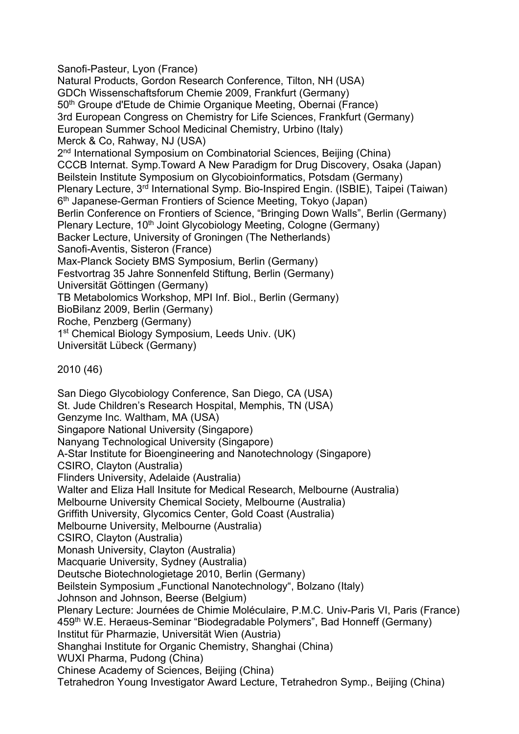Sanofi-Pasteur, Lyon (France)
Natural Products, Gordon Research Conference, Tilton, NH (USA)
GDCh Wissenschaftsforum Chemie 2009, Frankfurt (Germany)
50th Groupe d'Etude de Chimie Organique Meeting, Obernai (France)
3rd European Congress on Chemistry for Life Sciences, Frankfurt (Germany)
European Summer School Medicinal Chemistry, Urbino (Italy)
Merck & Co, Rahway, NJ (USA)
2nd International Symposium on Combinatorial Sciences, Beijing (China)
CCCB Internat. Symp.Toward A New Paradigm for Drug Discovery, Osaka (Japan)
Beilstein Institute Symposium on Glycobioinformatics, Potsdam (Germany)
Plenary Lecture, 3rd International Symp. Bio-Inspired Engin. (ISBIE), Taipei (Taiwan)
6th Japanese-German Frontiers of Science Meeting, Tokyo (Japan)
Berlin Conference on Frontiers of Science, "Bringing Down Walls", Berlin (Germany)
Plenary Lecture, 10th Joint Glycobiology Meeting, Cologne (Germany)
Backer Lecture, University of Groningen (The Netherlands)
Sanofi-Aventis, Sisteron (France)
Max-Planck Society BMS Symposium, Berlin (Germany)
Festvortrag 35 Jahre Sonnenfeld Stiftung, Berlin (Germany)
Universität Göttingen (Germany)
TB Metabolomics Workshop, MPI Inf. Biol., Berlin (Germany)
BioBilanz 2009, Berlin (Germany)
Roche, Penzberg (Germany)
1st Chemical Biology Symposium, Leeds Univ. (UK)
Universität Lübeck (Germany)

2010 (46)

San Diego Glycobiology Conference, San Diego, CA (USA)
St. Jude Children's Research Hospital, Memphis, TN (USA)
Genzyme Inc. Waltham, MA (USA)
Singapore National University (Singapore)
Nanyang Technological University (Singapore)
A-Star Institute for Bioengineering and Nanotechnology (Singapore)
CSIRO, Clayton (Australia)
Flinders University, Adelaide (Australia)
Walter and Eliza Hall Insitute for Medical Research, Melbourne (Australia)
Melbourne University Chemical Society, Melbourne (Australia)
Griffith University, Glycomics Center, Gold Coast (Australia)
Melbourne University, Melbourne (Australia)
CSIRO, Clayton (Australia)
Monash University, Clayton (Australia)
Macquarie University, Sydney (Australia)
Deutsche Biotechnologietage 2010, Berlin (Germany)
Beilstein Symposium „Functional Nanotechnology", Bolzano (Italy)
Johnson and Johnson, Beerse (Belgium)
Plenary Lecture: Journées de Chimie Moléculaire, P.M.C. Univ-Paris VI, Paris (France)
459th W.E. Heraeus-Seminar "Biodegradable Polymers", Bad Honneff (Germany)
Institut für Pharmazie, Universität Wien (Austria)
Shanghai Institute for Organic Chemistry, Shanghai (China)
WUXI Pharma, Pudong (China)
Chinese Academy of Sciences, Beijing (China)
Tetrahedron Young Investigator Award Lecture, Tetrahedron Symp., Beijing (China)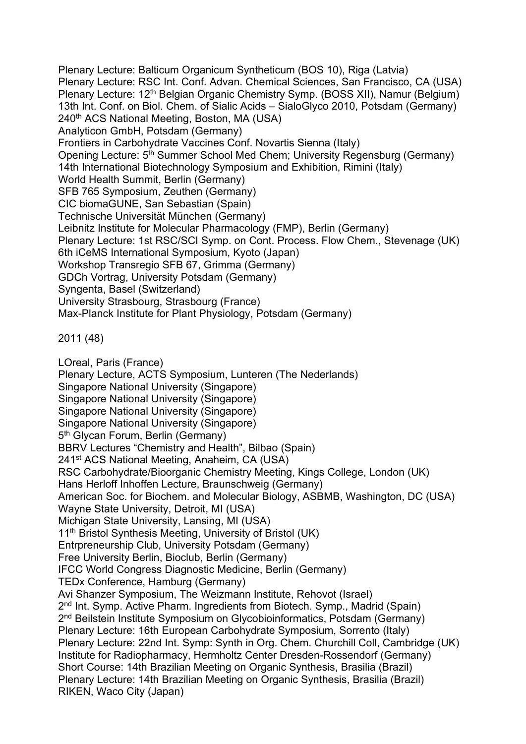Plenary Lecture: Balticum Organicum Syntheticum (BOS 10), Riga (Latvia)
Plenary Lecture: RSC Int. Conf. Advan. Chemical Sciences, San Francisco, CA (USA)
Plenary Lecture: 12th Belgian Organic Chemistry Symp. (BOSS XII), Namur (Belgium)
13th Int. Conf. on Biol. Chem. of Sialic Acids – SialoGlyco 2010, Potsdam (Germany)
240th ACS National Meeting, Boston, MA (USA)
Analyticon GmbH, Potsdam (Germany)
Frontiers in Carbohydrate Vaccines Conf. Novartis Sienna (Italy)
Opening Lecture: 5th Summer School Med Chem; University Regensburg (Germany)
14th International Biotechnology Symposium and Exhibition, Rimini (Italy)
World Health Summit, Berlin (Germany)
SFB 765 Symposium, Zeuthen (Germany)
CIC biomaGUNE, San Sebastian (Spain)
Technische Universität München (Germany)
Leibnitz Institute for Molecular Pharmacology (FMP), Berlin (Germany)
Plenary Lecture: 1st RSC/SCI Symp. on Cont. Process. Flow Chem., Stevenage (UK)
6th iCeMS International Symposium, Kyoto (Japan)
Workshop Transregio SFB 67, Grimma (Germany)
GDCh Vortrag, University Potsdam (Germany)
Syngenta, Basel (Switzerland)
University Strasbourg, Strasbourg (France)
Max-Planck Institute for Plant Physiology, Potsdam (Germany)

2011 (48)

LOreal, Paris (France)
Plenary Lecture, ACTS Symposium, Lunteren (The Nederlands)
Singapore National University (Singapore)
Singapore National University (Singapore)
Singapore National University (Singapore)
Singapore National University (Singapore)
5th Glycan Forum, Berlin (Germany)
BBRV Lectures "Chemistry and Health", Bilbao (Spain)
241st ACS National Meeting, Anaheim, CA (USA)
RSC Carbohydrate/Bioorganic Chemistry Meeting, Kings College, London (UK)
Hans Herloff Inhoffen Lecture, Braunschweig (Germany)
American Soc. for Biochem. and Molecular Biology, ASBMB, Washington, DC (USA)
Wayne State University, Detroit, MI (USA)
Michigan State University, Lansing, MI (USA)
11th Bristol Synthesis Meeting, University of Bristol (UK)
Entrpreneurship Club, University Potsdam (Germany)
Free University Berlin, Bioclub, Berlin (Germany)
IFCC World Congress Diagnostic Medicine, Berlin (Germany)
TEDx Conference, Hamburg (Germany)
Avi Shanzer Symposium, The Weizmann Institute, Rehovot (Israel)
2nd Int. Symp. Active Pharm. Ingredients from Biotech. Symp., Madrid (Spain)
2nd Beilstein Institute Symposium on Glycobioinformatics, Potsdam (Germany)
Plenary Lecture: 16th European Carbohydrate Symposium, Sorrento (Italy)
Plenary Lecture: 22nd Int. Symp: Synth in Org. Chem. Churchill Coll, Cambridge (UK)
Institute for Radiopharmacy, Hermholtz Center Dresden-Rossendorf (Germany)
Short Course: 14th Brazilian Meeting on Organic Synthesis, Brasilia (Brazil)
Plenary Lecture: 14th Brazilian Meeting on Organic Synthesis, Brasilia (Brazil)
RIKEN, Waco City (Japan)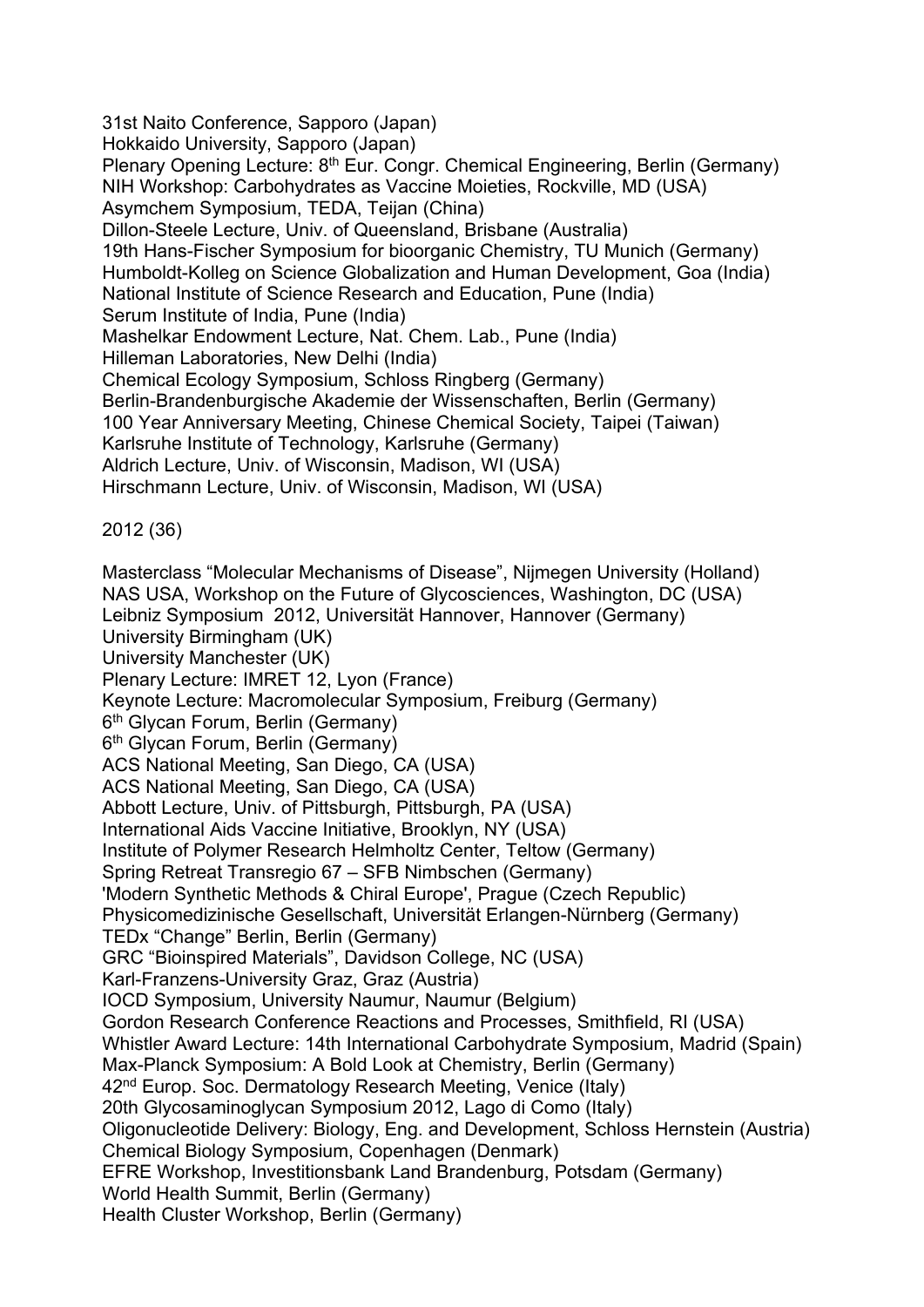31st Naito Conference, Sapporo (Japan)
Hokkaido University, Sapporo (Japan)
Plenary Opening Lecture: 8th Eur. Congr. Chemical Engineering, Berlin (Germany)
NIH Workshop: Carbohydrates as Vaccine Moieties, Rockville, MD (USA)
Asymchem Symposium, TEDA, Teijan (China)
Dillon-Steele Lecture, Univ. of Queensland, Brisbane (Australia)
19th Hans-Fischer Symposium for bioorganic Chemistry, TU Munich (Germany)
Humboldt-Kolleg on Science Globalization and Human Development, Goa (India)
National Institute of Science Research and Education, Pune (India)
Serum Institute of India, Pune (India)
Mashelkar Endowment Lecture, Nat. Chem. Lab., Pune (India)
Hilleman Laboratories, New Delhi (India)
Chemical Ecology Symposium, Schloss Ringberg (Germany)
Berlin-Brandenburgische Akademie der Wissenschaften, Berlin (Germany)
100 Year Anniversary Meeting, Chinese Chemical Society, Taipei (Taiwan)
Karlsruhe Institute of Technology, Karlsruhe (Germany)
Aldrich Lecture, Univ. of Wisconsin, Madison, WI (USA)
Hirschmann Lecture, Univ. of Wisconsin, Madison, WI (USA)

2012 (36)

Masterclass "Molecular Mechanisms of Disease", Nijmegen University (Holland)
NAS USA, Workshop on the Future of Glycosciences, Washington, DC (USA)
Leibniz Symposium 2012, Universität Hannover, Hannover (Germany)
University Birmingham (UK)
University Manchester (UK)
Plenary Lecture: IMRET 12, Lyon (France)
Keynote Lecture: Macromolecular Symposium, Freiburg (Germany)
6th Glycan Forum, Berlin (Germany)
6th Glycan Forum, Berlin (Germany)
ACS National Meeting, San Diego, CA (USA)
ACS National Meeting, San Diego, CA (USA)
Abbott Lecture, Univ. of Pittsburgh, Pittsburgh, PA (USA)
International Aids Vaccine Initiative, Brooklyn, NY (USA)
Institute of Polymer Research Helmholtz Center, Teltow (Germany)
Spring Retreat Transregio 67 – SFB Nimbschen (Germany)
'Modern Synthetic Methods & Chiral Europe', Prague (Czech Republic)
Physicomedizinische Gesellschaft, Universität Erlangen-Nürnberg (Germany)
TEDx "Change" Berlin, Berlin (Germany)
GRC "Bioinspired Materials", Davidson College, NC (USA)
Karl-Franzens-University Graz, Graz (Austria)
IOCD Symposium, University Naumur, Naumur (Belgium)
Gordon Research Conference Reactions and Processes, Smithfield, RI (USA)
Whistler Award Lecture: 14th International Carbohydrate Symposium, Madrid (Spain)
Max-Planck Symposium: A Bold Look at Chemistry, Berlin (Germany)
42nd Europ. Soc. Dermatology Research Meeting, Venice (Italy)
20th Glycosaminoglycan Symposium 2012, Lago di Como (Italy)
Oligonucleotide Delivery: Biology, Eng. and Development, Schloss Hernstein (Austria)
Chemical Biology Symposium, Copenhagen (Denmark)
EFRE Workshop, Investitionsbank Land Brandenburg, Potsdam (Germany)
World Health Summit, Berlin (Germany)
Health Cluster Workshop, Berlin (Germany)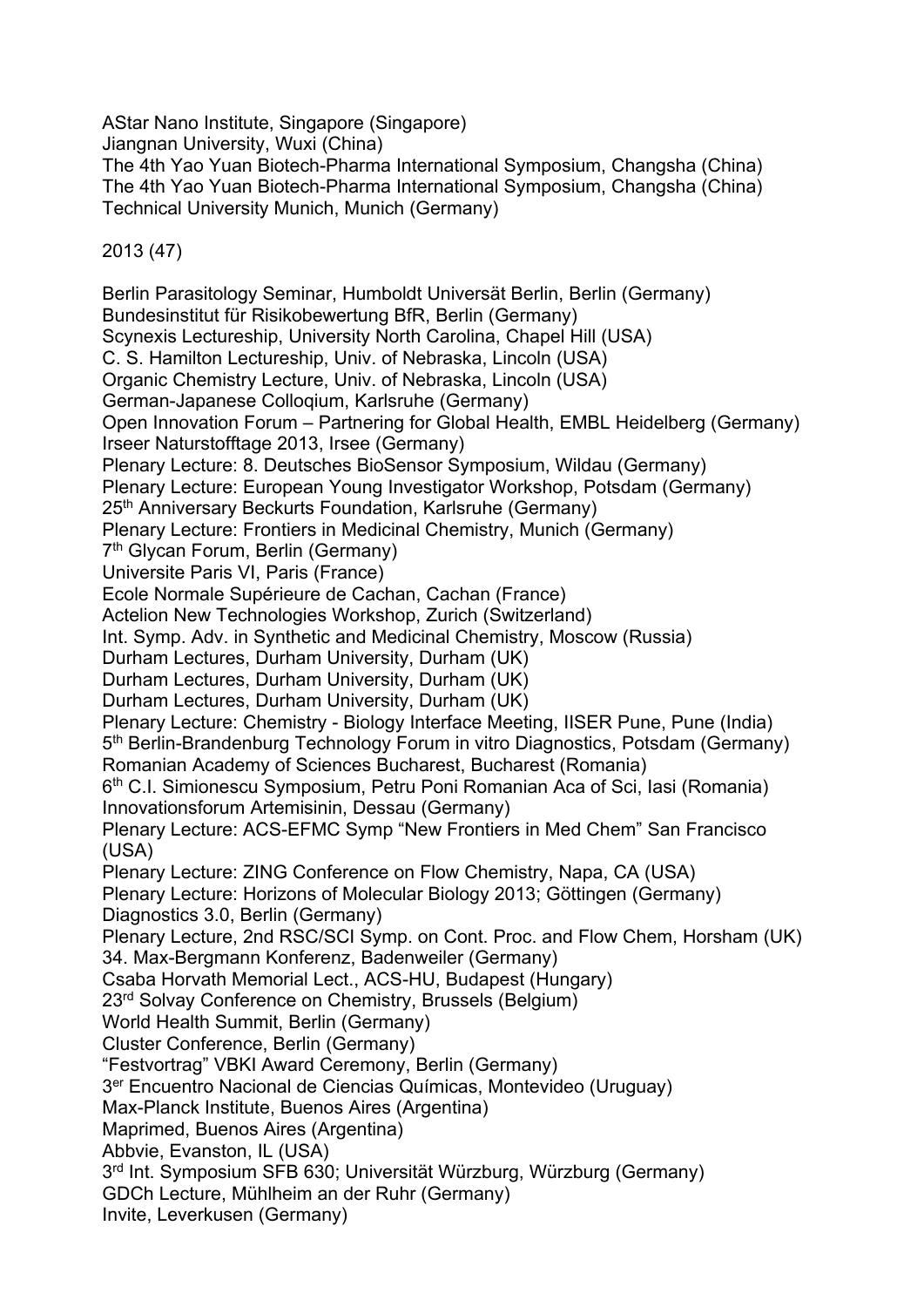AStar Nano Institute, Singapore (Singapore)
Jiangnan University, Wuxi (China)
The 4th Yao Yuan Biotech-Pharma International Symposium, Changsha (China)
The 4th Yao Yuan Biotech-Pharma International Symposium, Changsha (China)
Technical University Munich, Munich (Germany)

2013 (47)

Berlin Parasitology Seminar, Humboldt Universät Berlin, Berlin (Germany)
Bundesinstitut für Risikobewertung BfR, Berlin (Germany)
Scynexis Lectureship, University North Carolina, Chapel Hill (USA)
C. S. Hamilton Lectureship, Univ. of Nebraska, Lincoln (USA)
Organic Chemistry Lecture, Univ. of Nebraska, Lincoln (USA)
German-Japanese Colloqium, Karlsruhe (Germany)
Open Innovation Forum – Partnering for Global Health, EMBL Heidelberg (Germany)
Irseer Naturstofftage 2013, Irsee (Germany)
Plenary Lecture: 8. Deutsches BioSensor Symposium, Wildau (Germany)
Plenary Lecture: European Young Investigator Workshop, Potsdam (Germany)
25th Anniversary Beckurts Foundation, Karlsruhe (Germany)
Plenary Lecture: Frontiers in Medicinal Chemistry, Munich (Germany)
7th Glycan Forum, Berlin (Germany)
Universite Paris VI, Paris (France)
Ecole Normale Supérieure de Cachan, Cachan (France)
Actelion New Technologies Workshop, Zurich (Switzerland)
Int. Symp. Adv. in Synthetic and Medicinal Chemistry, Moscow (Russia)
Durham Lectures, Durham University, Durham (UK)
Durham Lectures, Durham University, Durham (UK)
Durham Lectures, Durham University, Durham (UK)
Plenary Lecture: Chemistry - Biology Interface Meeting, IISER Pune, Pune (India)
5th Berlin-Brandenburg Technology Forum in vitro Diagnostics, Potsdam (Germany)
Romanian Academy of Sciences Bucharest, Bucharest (Romania)
6th C.I. Simionescu Symposium, Petru Poni Romanian Aca of Sci, Iasi (Romania)
Innovationsforum Artemisinin, Dessau (Germany)
Plenary Lecture: ACS-EFMC Symp "New Frontiers in Med Chem" San Francisco (USA)
Plenary Lecture: ZING Conference on Flow Chemistry, Napa, CA (USA)
Plenary Lecture: Horizons of Molecular Biology 2013; Göttingen (Germany)
Diagnostics 3.0, Berlin (Germany)
Plenary Lecture, 2nd RSC/SCI Symp. on Cont. Proc. and Flow Chem, Horsham (UK)
34. Max-Bergmann Konferenz, Badenweiler (Germany)
Csaba Horvath Memorial Lect., ACS-HU, Budapest (Hungary)
23rd Solvay Conference on Chemistry, Brussels (Belgium)
World Health Summit, Berlin (Germany)
Cluster Conference, Berlin (Germany)
"Festvortrag" VBKI Award Ceremony, Berlin (Germany)
3er Encuentro Nacional de Ciencias Químicas, Montevideo (Uruguay)
Max-Planck Institute, Buenos Aires (Argentina)
Maprimed, Buenos Aires (Argentina)
Abbvie, Evanston, IL (USA)
3rd Int. Symposium SFB 630; Universität Würzburg, Würzburg (Germany)
GDCh Lecture, Mühlheim an der Ruhr (Germany)
Invite, Leverkusen (Germany)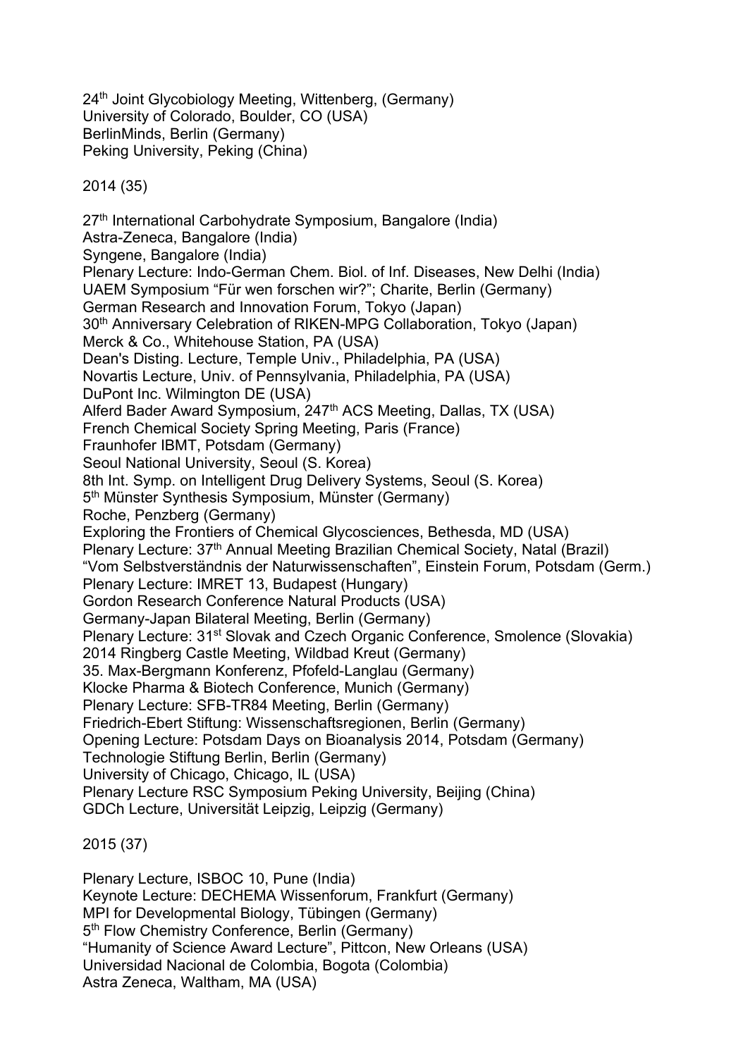24th Joint Glycobiology Meeting, Wittenberg, (Germany)
University of Colorado, Boulder, CO (USA)
BerlinMinds, Berlin (Germany)
Peking University, Peking (China)

2014 (35)

27th International Carbohydrate Symposium, Bangalore (India)
Astra-Zeneca, Bangalore (India)
Syngene, Bangalore (India)
Plenary Lecture: Indo-German Chem. Biol. of Inf. Diseases, New Delhi (India)
UAEM Symposium "Für wen forschen wir?"; Charite, Berlin (Germany)
German Research and Innovation Forum, Tokyo (Japan)
30th Anniversary Celebration of RIKEN-MPG Collaboration, Tokyo (Japan)
Merck & Co., Whitehouse Station, PA (USA)
Dean's Disting. Lecture, Temple Univ., Philadelphia, PA (USA)
Novartis Lecture, Univ. of Pennsylvania, Philadelphia, PA (USA)
DuPont Inc. Wilmington DE (USA)
Alferd Bader Award Symposium, 247th ACS Meeting, Dallas, TX (USA)
French Chemical Society Spring Meeting, Paris (France)
Fraunhofer IBMT, Potsdam (Germany)
Seoul National University, Seoul (S. Korea)
8th Int. Symp. on Intelligent Drug Delivery Systems, Seoul (S. Korea)
5th Münster Synthesis Symposium, Münster (Germany)
Roche, Penzberg (Germany)
Exploring the Frontiers of Chemical Glycosciences, Bethesda, MD (USA)
Plenary Lecture: 37th Annual Meeting Brazilian Chemical Society, Natal (Brazil)
"Vom Selbstverständnis der Naturwissenschaften", Einstein Forum, Potsdam (Germ.)
Plenary Lecture: IMRET 13, Budapest (Hungary)
Gordon Research Conference Natural Products (USA)
Germany-Japan Bilateral Meeting, Berlin (Germany)
Plenary Lecture: 31st Slovak and Czech Organic Conference, Smolence (Slovakia)
2014 Ringberg Castle Meeting, Wildbad Kreut (Germany)
35. Max-Bergmann Konferenz, Pfofeld-Langlau (Germany)
Klocke Pharma & Biotech Conference, Munich (Germany)
Plenary Lecture: SFB-TR84 Meeting, Berlin (Germany)
Friedrich-Ebert Stiftung: Wissenschaftsregionen, Berlin (Germany)
Opening Lecture: Potsdam Days on Bioanalysis 2014, Potsdam (Germany)
Technologie Stiftung Berlin, Berlin (Germany)
University of Chicago, Chicago, IL (USA)
Plenary Lecture RSC Symposium Peking University, Beijing (China)
GDCh Lecture, Universität Leipzig, Leipzig (Germany)

2015 (37)

Plenary Lecture, ISBOC 10, Pune (India)
Keynote Lecture: DECHEMA Wissenforum, Frankfurt (Germany)
MPI for Developmental Biology, Tübingen (Germany)
5th Flow Chemistry Conference, Berlin (Germany)
"Humanity of Science Award Lecture", Pittcon, New Orleans (USA)
Universidad Nacional de Colombia, Bogota (Colombia)
Astra Zeneca, Waltham, MA (USA)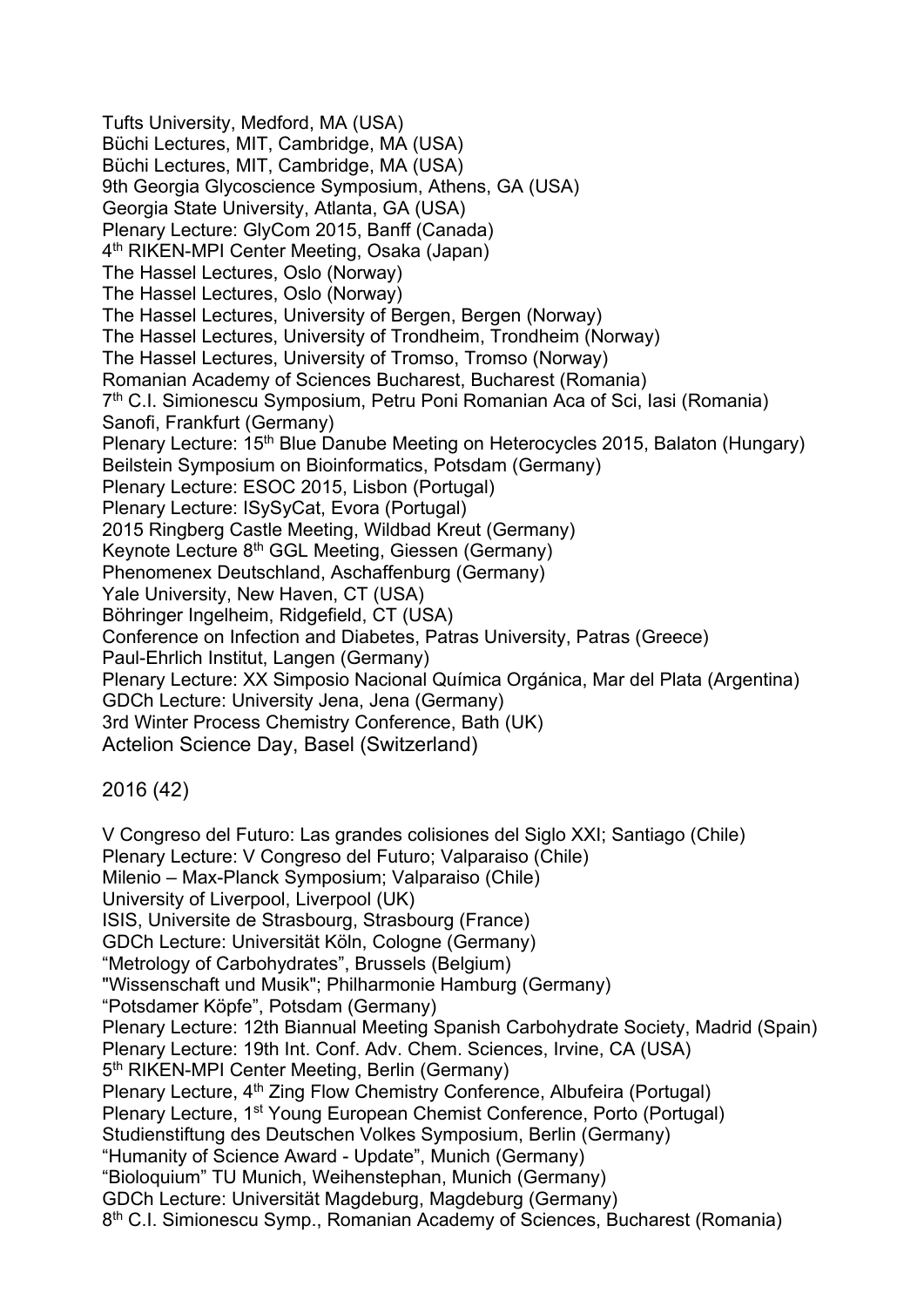Tufts University, Medford, MA (USA)
Büchi Lectures, MIT, Cambridge, MA (USA)
Büchi Lectures, MIT, Cambridge, MA (USA)
9th Georgia Glycoscience Symposium, Athens, GA (USA)
Georgia State University, Atlanta, GA (USA)
Plenary Lecture: GlyCom 2015, Banff (Canada)
4th RIKEN-MPI Center Meeting, Osaka (Japan)
The Hassel Lectures, Oslo (Norway)
The Hassel Lectures, Oslo (Norway)
The Hassel Lectures, University of Bergen, Bergen (Norway)
The Hassel Lectures, University of Trondheim, Trondheim (Norway)
The Hassel Lectures, University of Tromso, Tromso (Norway)
Romanian Academy of Sciences Bucharest, Bucharest (Romania)
7th C.I. Simionescu Symposium, Petru Poni Romanian Aca of Sci, Iasi (Romania)
Sanofi, Frankfurt (Germany)
Plenary Lecture: 15th Blue Danube Meeting on Heterocycles 2015, Balaton (Hungary)
Beilstein Symposium on Bioinformatics, Potsdam (Germany)
Plenary Lecture: ESOC 2015, Lisbon (Portugal)
Plenary Lecture: ISySyCat, Evora (Portugal)
2015 Ringberg Castle Meeting, Wildbad Kreut (Germany)
Keynote Lecture 8th GGL Meeting, Giessen (Germany)
Phenomenex Deutschland, Aschaffenburg (Germany)
Yale University, New Haven, CT (USA)
Böhringer Ingelheim, Ridgefield, CT (USA)
Conference on Infection and Diabetes, Patras University, Patras (Greece)
Paul-Ehrlich Institut, Langen (Germany)
Plenary Lecture: XX Simposio Nacional Química Orgánica, Mar del Plata (Argentina)
GDCh Lecture: University Jena, Jena (Germany)
3rd Winter Process Chemistry Conference, Bath (UK)
Actelion Science Day, Basel (Switzerland)

2016 (42)

V Congreso del Futuro: Las grandes colisiones del Siglo XXI; Santiago (Chile)
Plenary Lecture: V Congreso del Futuro; Valparaiso (Chile)
Milenio – Max-Planck Symposium; Valparaiso (Chile)
University of Liverpool, Liverpool (UK)
ISIS, Universite de Strasbourg, Strasbourg (France)
GDCh Lecture: Universität Köln, Cologne (Germany)
"Metrology of Carbohydrates", Brussels (Belgium)
"Wissenschaft und Musik"; Philharmonie Hamburg (Germany)
"Potsdamer Köpfe", Potsdam (Germany)
Plenary Lecture: 12th Biannual Meeting Spanish Carbohydrate Society, Madrid (Spain)
Plenary Lecture: 19th Int. Conf. Adv. Chem. Sciences, Irvine, CA (USA)
5th RIKEN-MPI Center Meeting, Berlin (Germany)
Plenary Lecture, 4th Zing Flow Chemistry Conference, Albufeira (Portugal)
Plenary Lecture, 1st Young European Chemist Conference, Porto (Portugal)
Studienstiftung des Deutschen Volkes Symposium, Berlin (Germany)
"Humanity of Science Award - Update", Munich (Germany)
"Bioloquium" TU Munich, Weihenstephan, Munich (Germany)
GDCh Lecture: Universität Magdeburg, Magdeburg (Germany)
8th C.I. Simionescu Symp., Romanian Academy of Sciences, Bucharest (Romania)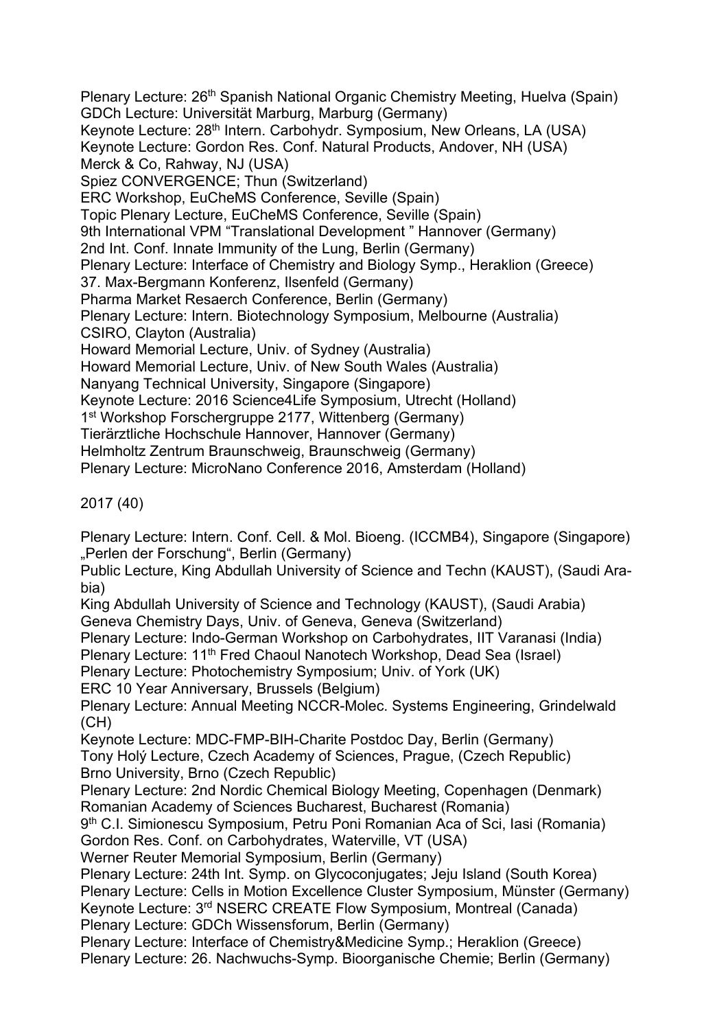Plenary Lecture: 26th Spanish National Organic Chemistry Meeting, Huelva (Spain)
GDCh Lecture: Universität Marburg, Marburg (Germany)
Keynote Lecture: 28th Intern. Carbohydr. Symposium, New Orleans, LA (USA)
Keynote Lecture: Gordon Res. Conf. Natural Products, Andover, NH (USA)
Merck & Co, Rahway, NJ (USA)
Spiez CONVERGENCE; Thun (Switzerland)
ERC Workshop, EuCheMS Conference, Seville (Spain)
Topic Plenary Lecture, EuCheMS Conference, Seville (Spain)
9th International VPM "Translational Development " Hannover (Germany)
2nd Int. Conf. Innate Immunity of the Lung, Berlin (Germany)
Plenary Lecture: Interface of Chemistry and Biology Symp., Heraklion (Greece)
37. Max-Bergmann Konferenz, Ilsenfeld (Germany)
Pharma Market Resaerch Conference, Berlin (Germany)
Plenary Lecture: Intern. Biotechnology Symposium, Melbourne (Australia)
CSIRO, Clayton (Australia)
Howard Memorial Lecture, Univ. of Sydney (Australia)
Howard Memorial Lecture, Univ. of New South Wales (Australia)
Nanyang Technical University, Singapore (Singapore)
Keynote Lecture: 2016 Science4Life Symposium, Utrecht (Holland)
1st Workshop Forschergruppe 2177, Wittenberg (Germany)
Tierärztliche Hochschule Hannover, Hannover (Germany)
Helmholtz Zentrum Braunschweig, Braunschweig (Germany)
Plenary Lecture: MicroNano Conference 2016, Amsterdam (Holland)

2017 (40)

Plenary Lecture: Intern. Conf. Cell. & Mol. Bioeng. (ICCMB4), Singapore (Singapore)
„Perlen der Forschung", Berlin (Germany)
Public Lecture, King Abdullah University of Science and Techn (KAUST), (Saudi Arabia)
King Abdullah University of Science and Technology (KAUST), (Saudi Arabia)
Geneva Chemistry Days, Univ. of Geneva, Geneva (Switzerland)
Plenary Lecture: Indo-German Workshop on Carbohydrates, IIT Varanasi (India)
Plenary Lecture: 11th Fred Chaoul Nanotech Workshop, Dead Sea (Israel)
Plenary Lecture: Photochemistry Symposium; Univ. of York (UK)
ERC 10 Year Anniversary, Brussels (Belgium)
Plenary Lecture: Annual Meeting NCCR-Molec. Systems Engineering, Grindelwald (CH)
Keynote Lecture: MDC-FMP-BIH-Charite Postdoc Day, Berlin (Germany)
Tony Holý Lecture, Czech Academy of Sciences, Prague, (Czech Republic)
Brno University, Brno (Czech Republic)
Plenary Lecture: 2nd Nordic Chemical Biology Meeting, Copenhagen (Denmark)
Romanian Academy of Sciences Bucharest, Bucharest (Romania)
9th C.I. Simionescu Symposium, Petru Poni Romanian Aca of Sci, Iasi (Romania)
Gordon Res. Conf. on Carbohydrates, Waterville, VT (USA)
Werner Reuter Memorial Symposium, Berlin (Germany)
Plenary Lecture: 24th Int. Symp. on Glycoconjugates; Jeju Island (South Korea)
Plenary Lecture: Cells in Motion Excellence Cluster Symposium, Münster (Germany)
Keynote Lecture: 3rd NSERC CREATE Flow Symposium, Montreal (Canada)
Plenary Lecture: GDCh Wissensforum, Berlin (Germany)
Plenary Lecture: Interface of Chemistry&Medicine Symp.; Heraklion (Greece)
Plenary Lecture: 26. Nachwuchs-Symp. Bioorganische Chemie; Berlin (Germany)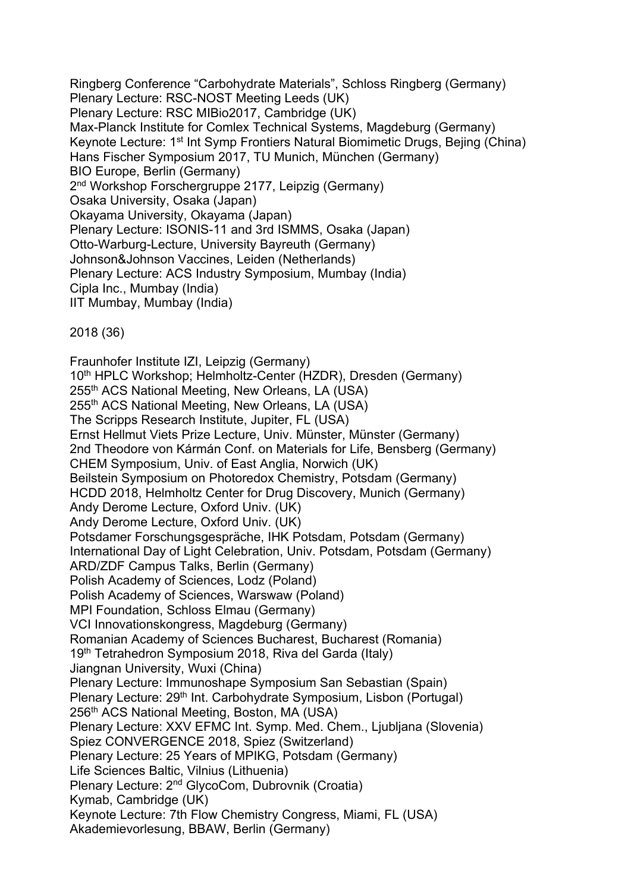Ringberg Conference "Carbohydrate Materials", Schloss Ringberg (Germany)
Plenary Lecture: RSC-NOST Meeting Leeds (UK)
Plenary Lecture: RSC MIBio2017, Cambridge (UK)
Max-Planck Institute for Comlex Technical Systems, Magdeburg (Germany)
Keynote Lecture: 1st Int Symp Frontiers Natural Biomimetic Drugs, Bejing (China)
Hans Fischer Symposium 2017, TU Munich, München (Germany)
BIO Europe, Berlin (Germany)
2nd Workshop Forschergruppe 2177, Leipzig (Germany)
Osaka University, Osaka (Japan)
Okayama University, Okayama (Japan)
Plenary Lecture: ISONIS-11 and 3rd ISMMS, Osaka (Japan)
Otto-Warburg-Lecture, University Bayreuth (Germany)
Johnson&Johnson Vaccines, Leiden (Netherlands)
Plenary Lecture: ACS Industry Symposium, Mumbay (India)
Cipla Inc., Mumbay (India)
IIT Mumbay, Mumbay (India)

2018 (36)

Fraunhofer Institute IZI, Leipzig (Germany)
10th HPLC Workshop; Helmholtz-Center (HZDR), Dresden (Germany)
255th ACS National Meeting, New Orleans, LA (USA)
255th ACS National Meeting, New Orleans, LA (USA)
The Scripps Research Institute, Jupiter, FL (USA)
Ernst Hellmut Viets Prize Lecture, Univ. Münster, Münster (Germany)
2nd Theodore von Kármán Conf. on Materials for Life, Bensberg (Germany)
CHEM Symposium, Univ. of East Anglia, Norwich (UK)
Beilstein Symposium on Photoredox Chemistry, Potsdam (Germany)
HCDD 2018, Helmholtz Center for Drug Discovery, Munich (Germany)
Andy Derome Lecture, Oxford Univ. (UK)
Andy Derome Lecture, Oxford Univ. (UK)
Potsdamer Forschungsgespräche, IHK Potsdam, Potsdam (Germany)
International Day of Light Celebration, Univ. Potsdam, Potsdam (Germany)
ARD/ZDF Campus Talks, Berlin (Germany)
Polish Academy of Sciences, Lodz (Poland)
Polish Academy of Sciences, Warswaw (Poland)
MPI Foundation, Schloss Elmau (Germany)
VCI Innovationskongress, Magdeburg (Germany)
Romanian Academy of Sciences Bucharest, Bucharest (Romania)
19th Tetrahedron Symposium 2018, Riva del Garda (Italy)
Jiangnan University, Wuxi (China)
Plenary Lecture: Immunoshape Symposium San Sebastian (Spain)
Plenary Lecture: 29th Int. Carbohydrate Symposium, Lisbon (Portugal)
256th ACS National Meeting, Boston, MA (USA)
Plenary Lecture: XXV EFMC Int. Symp. Med. Chem., Ljubljana (Slovenia)
Spiez CONVERGENCE 2018, Spiez (Switzerland)
Plenary Lecture: 25 Years of MPIKG, Potsdam (Germany)
Life Sciences Baltic, Vilnius (Lithuenia)
Plenary Lecture: 2nd GlycoCom, Dubrovnik (Croatia)
Kymab, Cambridge (UK)
Keynote Lecture: 7th Flow Chemistry Congress, Miami, FL (USA)
Akademievorlesung, BBAW, Berlin (Germany)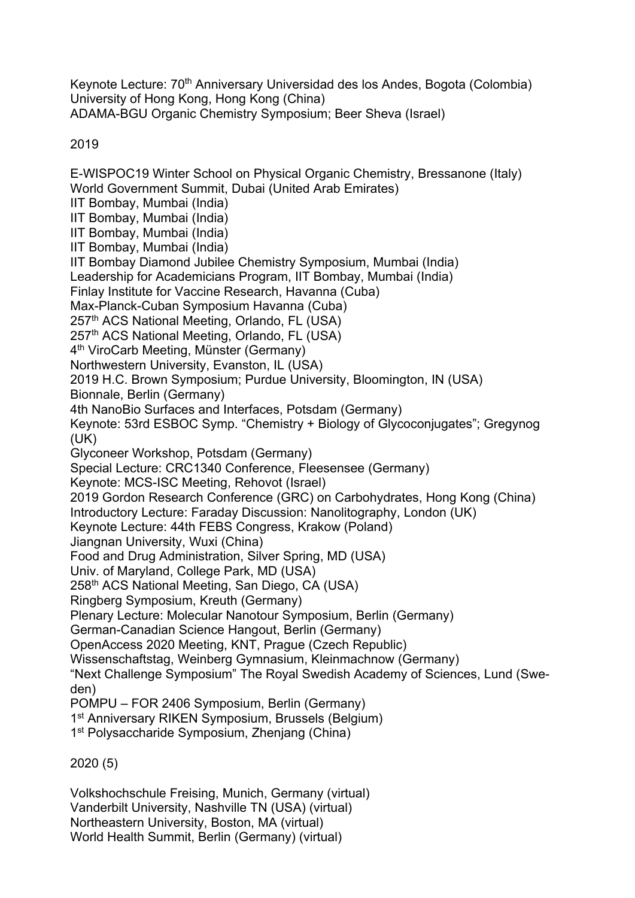Keynote Lecture: 70th Anniversary Universidad des los Andes, Bogota (Colombia)
University of Hong Kong, Hong Kong (China)
ADAMA-BGU Organic Chemistry Symposium; Beer Sheva (Israel)

2019

E-WISPOC19 Winter School on Physical Organic Chemistry, Bressanone (Italy)
World Government Summit, Dubai (United Arab Emirates)
IIT Bombay, Mumbai (India)
IIT Bombay, Mumbai (India)
IIT Bombay, Mumbai (India)
IIT Bombay, Mumbai (India)
IIT Bombay Diamond Jubilee Chemistry Symposium, Mumbai (India)
Leadership for Academicians Program, IIT Bombay, Mumbai (India)
Finlay Institute for Vaccine Research, Havanna (Cuba)
Max-Planck-Cuban Symposium Havanna (Cuba)
257th ACS National Meeting, Orlando, FL (USA)
257th ACS National Meeting, Orlando, FL (USA)
4th ViroCarb Meeting, Münster (Germany)
Northwestern University, Evanston, IL (USA)
2019 H.C. Brown Symposium; Purdue University, Bloomington, IN (USA)
Bionnale, Berlin (Germany)
4th NanoBio Surfaces and Interfaces, Potsdam (Germany)
Keynote: 53rd ESBOC Symp. “Chemistry + Biology of Glycoconjugates”; Gregynog (UK)
Glyconeer Workshop, Potsdam (Germany)
Special Lecture: CRC1340 Conference, Fleesensee (Germany)
Keynote: MCS-ISC Meeting, Rehovot (Israel)
2019 Gordon Research Conference (GRC) on Carbohydrates, Hong Kong (China)
Introductory Lecture: Faraday Discussion: Nanolitography, London (UK)
Keynote Lecture: 44th FEBS Congress, Krakow (Poland)
Jiangnan University, Wuxi (China)
Food and Drug Administration, Silver Spring, MD (USA)
Univ. of Maryland, College Park, MD (USA)
258th ACS National Meeting, San Diego, CA (USA)
Ringberg Symposium, Kreuth (Germany)
Plenary Lecture: Molecular Nanotour Symposium, Berlin (Germany)
German-Canadian Science Hangout, Berlin (Germany)
OpenAccess 2020 Meeting, KNT, Prague (Czech Republic)
Wissenschaftstag, Weinberg Gymnasium, Kleinmachnow (Germany)
“Next Challenge Symposium” The Royal Swedish Academy of Sciences, Lund (Sweden)
POMPU – FOR 2406 Symposium, Berlin (Germany)
1st Anniversary RIKEN Symposium, Brussels (Belgium)
1st Polysaccharide Symposium, Zhenjang (China)

2020 (5)

Volkshochschule Freising, Munich, Germany (virtual)
Vanderbilt University, Nashville TN (USA) (virtual)
Northeastern University, Boston, MA (virtual)
World Health Summit, Berlin (Germany) (virtual)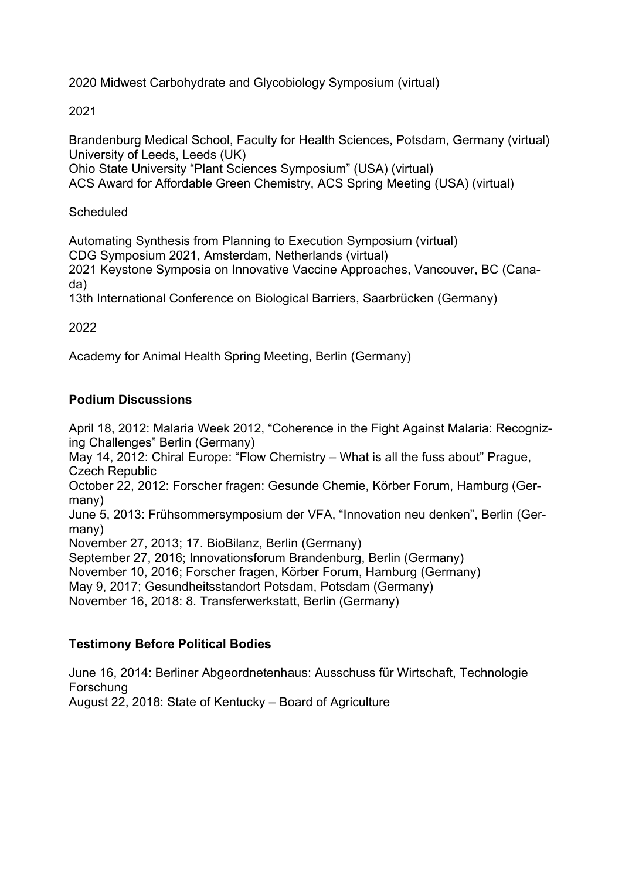2020 Midwest Carbohydrate and Glycobiology Symposium (virtual)

2021

Brandenburg Medical School, Faculty for Health Sciences, Potsdam, Germany (virtual)
University of Leeds, Leeds (UK)
Ohio State University "Plant Sciences Symposium" (USA) (virtual)
ACS Award for Affordable Green Chemistry, ACS Spring Meeting (USA) (virtual)

Scheduled

Automating Synthesis from Planning to Execution Symposium (virtual)
CDG Symposium 2021, Amsterdam, Netherlands (virtual)
2021 Keystone Symposia on Innovative Vaccine Approaches, Vancouver, BC (Canada)
13th International Conference on Biological Barriers, Saarbrücken (Germany)

2022

Academy for Animal Health Spring Meeting, Berlin (Germany)

**Podium Discussions**

April 18, 2012: Malaria Week 2012, "Coherence in the Fight Against Malaria: Recognizing Challenges" Berlin (Germany)
May 14, 2012: Chiral Europe: "Flow Chemistry – What is all the fuss about" Prague, Czech Republic
October 22, 2012: Forscher fragen: Gesunde Chemie, Körber Forum, Hamburg (Germany)
June 5, 2013: Frühsommersymposium der VFA, "Innovation neu denken", Berlin (Germany)
November 27, 2013; 17. BioBilanz, Berlin (Germany)
September 27, 2016; Innovationsforum Brandenburg, Berlin (Germany)
November 10, 2016; Forscher fragen, Körber Forum, Hamburg (Germany)
May 9, 2017; Gesundheitsstandort Potsdam, Potsdam (Germany)
November 16, 2018: 8. Transferwerkstatt, Berlin (Germany)

**Testimony Before Political Bodies**

June 16, 2014: Berliner Abgeordnetenhaus: Ausschuss für Wirtschaft, Technologie Forschung
August 22, 2018: State of Kentucky – Board of Agriculture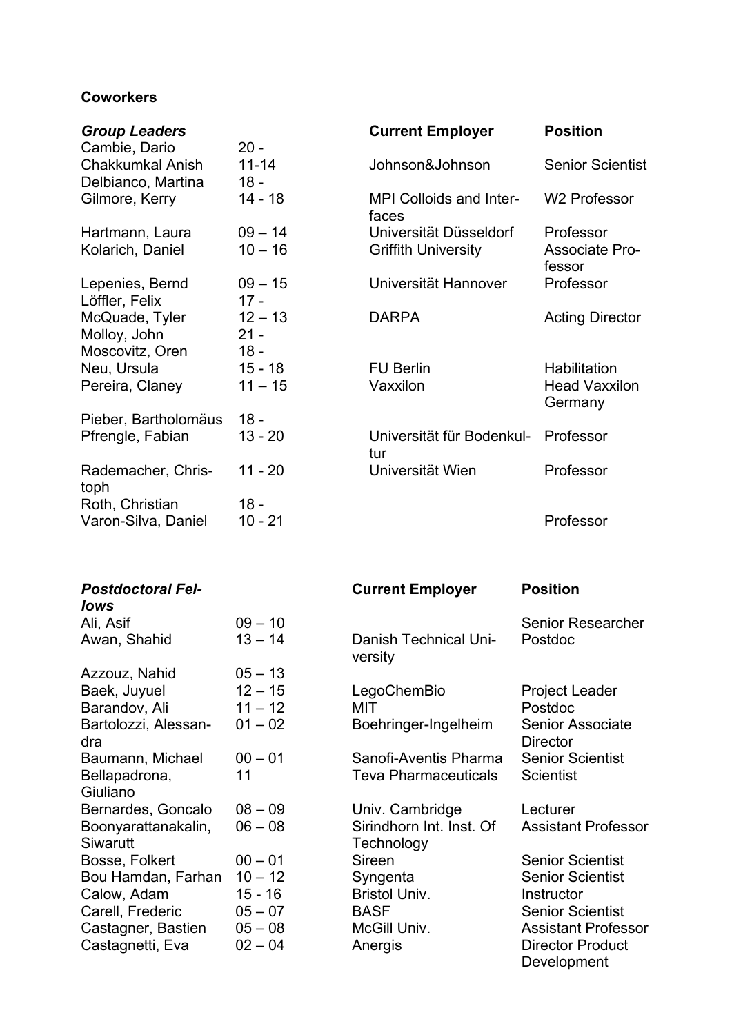**Coworkers**

| *Group Leaders* | | Current Employer | Position |
|---|---|---|---|
| Cambie, Dario | 20 - | | |
| Chakkumkal Anish | 11-14 | Johnson&Johnson | Senior Scientist |
| Delbianco, Martina | 18 - | | |
| Gilmore, Kerry | 14 - 18 | MPI Colloids and Interfaces | W2 Professor |
| Hartmann, Laura | 09 – 14 | Universität Düsseldorf | Professor |
| Kolarich, Daniel | 10 – 16 | Griffith University | Associate Professor |
| Lepenies, Bernd | 09 – 15 | Universität Hannover | Professor |
| Löffler, Felix | 17 - | | |
| McQuade, Tyler | 12 – 13 | DARPA | Acting Director |
| Molloy, John | 21 - | | |
| Moscovitz, Oren | 18 - | | |
| Neu, Ursula | 15 - 18 | FU Berlin | Habilitation |
| Pereira, Claney | 11 – 15 | Vaxxilon | Head Vaxxilon Germany |
| Pieber, Bartholomäus | 18 - | | |
| Pfrengle, Fabian | 13 - 20 | Universität für Bodenkultur | Professor |
| Rademacher, Christoph | 11 - 20 | Universität Wien | Professor |
| Roth, Christian | 18 - | | |
| Varon-Silva, Daniel | 10 - 21 | | Professor |

| *Postdoctoral Fellows* | | Current Employer | Position |
|---|---|---|---|
| Ali, Asif | 09 – 10 | | Senior Researcher |
| Awan, Shahid | 13 – 14 | Danish Technical University | Postdoc |
| Azzouz, Nahid | 05 – 13 | | |
| Baek, Juyuel | 12 – 15 | LegoChemBio | Project Leader |
| Barandov, Ali | 11 – 12 | MIT | Postdoc |
| Bartolozzi, Alessandra | 01 – 02 | Boehringer-Ingelheim | Senior Associate Director |
| Baumann, Michael | 00 – 01 | Sanofi-Aventis Pharma | Senior Scientist |
| Bellapadrona, Giuliano | 11 | Teva Pharmaceuticals | Scientist |
| Bernardes, Goncalo | 08 – 09 | Univ. Cambridge | Lecturer |
| Boonyarattanakalin, Siwarutt | 06 – 08 | Sirindhorn Int. Inst. Of Technology | Assistant Professor |
| Bosse, Folkert | 00 – 01 | Sireen | Senior Scientist |
| Bou Hamdan, Farhan | 10 – 12 | Syngenta | Senior Scientist |
| Calow, Adam | 15 - 16 | Bristol Univ. | Instructor |
| Carell, Frederic | 05 – 07 | BASF | Senior Scientist |
| Castagner, Bastien | 05 – 08 | McGill Univ. | Assistant Professor |
| Castagnetti, Eva | 02 – 04 | Anergis | Director Product Development |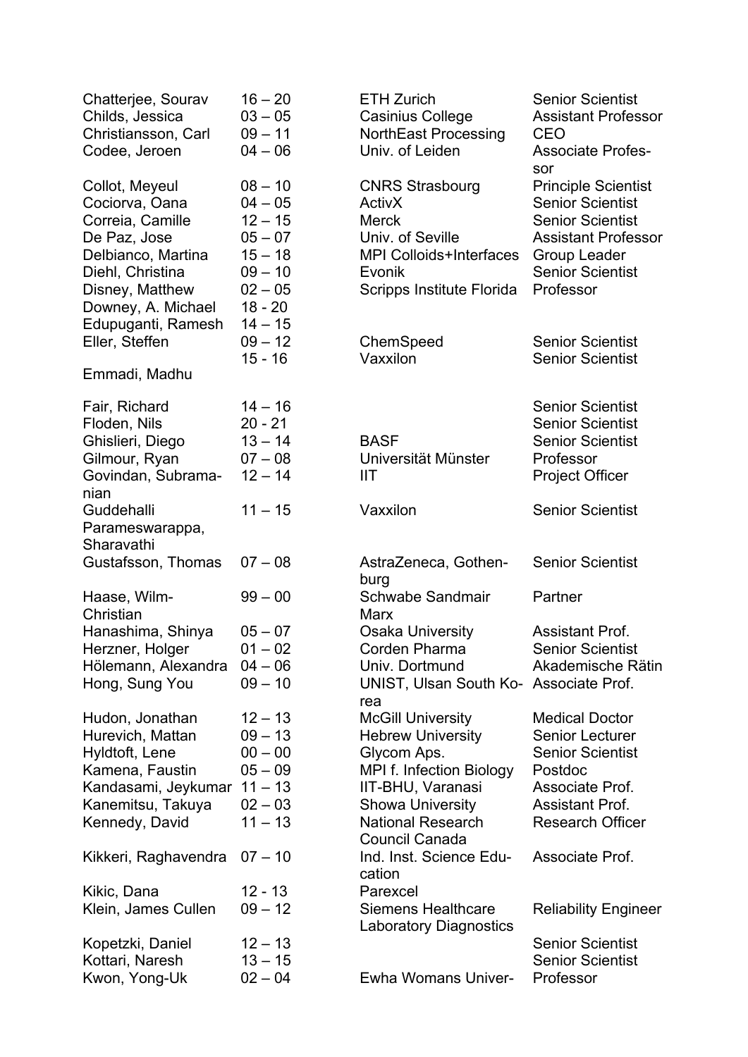| | | | |
|---|---|---|---|
| Chatterjee, Sourav | 16 – 20 | ETH Zurich | Senior Scientist |
| Childs, Jessica | 03 – 05 | Casinius College | Assistant Professor |
| Christiansson, Carl | 09 – 11 | NorthEast Processing | CEO |
| Codee, Jeroen | 04 – 06 | Univ. of Leiden | Associate Professor |
| Collot, Meyeul | 08 – 10 | CNRS Strasbourg | Principle Scientist |
| Cociorva, Oana | 04 – 05 | ActivX | Senior Scientist |
| Correia, Camille | 12 – 15 | Merck | Senior Scientist |
| De Paz, Jose | 05 – 07 | Univ. of Seville | Assistant Professor |
| Delbianco, Martina | 15 – 18 | MPI Colloids+Interfaces | Group Leader |
| Diehl, Christina | 09 – 10 | Evonik | Senior Scientist |
| Disney, Matthew | 02 – 05 | Scripps Institute Florida | Professor |
| Downey, A. Michael | 18 - 20 | | |
| Edupuganti, Ramesh | 14 – 15 | | |
| Eller, Steffen | 09 – 12 | ChemSpeed | Senior Scientist |
| Emmadi, Madhu | 15 - 16 | Vaxxilon | Senior Scientist |
| Fair, Richard | 14 – 16 | | Senior Scientist |
| Floden, Nils | 20 - 21 | | Senior Scientist |
| Ghislieri, Diego | 13 – 14 | BASF | Senior Scientist |
| Gilmour, Ryan | 07 – 08 | Universität Münster | Professor |
| Govindan, Subramanian | 12 – 14 | IIT | Project Officer |
| Guddehalli Parameswarappa, Sharavathi | 11 – 15 | Vaxxilon | Senior Scientist |
| Gustafsson, Thomas | 07 – 08 | AstraZeneca, Gothenburg | Senior Scientist |
| Haase, Wilm-Christian | 99 – 00 | Schwabe Sandmair Marx | Partner |
| Hanashima, Shinya | 05 – 07 | Osaka University | Assistant Prof. |
| Herzner, Holger | 01 – 02 | Corden Pharma | Senior Scientist |
| Hölemann, Alexandra | 04 – 06 | Univ. Dortmund | Akademische Rätin |
| Hong, Sung You | 09 – 10 | UNIST, Ulsan South Korea | Associate Prof. |
| Hudon, Jonathan | 12 – 13 | McGill University | Medical Doctor |
| Hurevich, Mattan | 09 – 13 | Hebrew University | Senior Lecturer |
| Hyldtoft, Lene | 00 – 00 | Glycom Aps. | Senior Scientist |
| Kamena, Faustin | 05 – 09 | MPI f. Infection Biology | Postdoc |
| Kandasami, Jeykumar | 11 – 13 | IIT-BHU, Varanasi | Associate Prof. |
| Kanemitsu, Takuya | 02 – 03 | Showa University | Assistant Prof. |
| Kennedy, David | 11 – 13 | National Research Council Canada | Research Officer |
| Kikkeri, Raghavendra | 07 – 10 | Ind. Inst. Science Education | Associate Prof. |
| Kikic, Dana | 12 - 13 | Parexcel | |
| Klein, James Cullen | 09 – 12 | Siemens Healthcare Laboratory Diagnostics | Reliability Engineer |
| Kopetzki, Daniel | 12 – 13 | | Senior Scientist |
| Kottari, Naresh | 13 – 15 | | Senior Scientist |
| Kwon, Yong-Uk | 02 – 04 | Ewha Womans Univer- | Professor |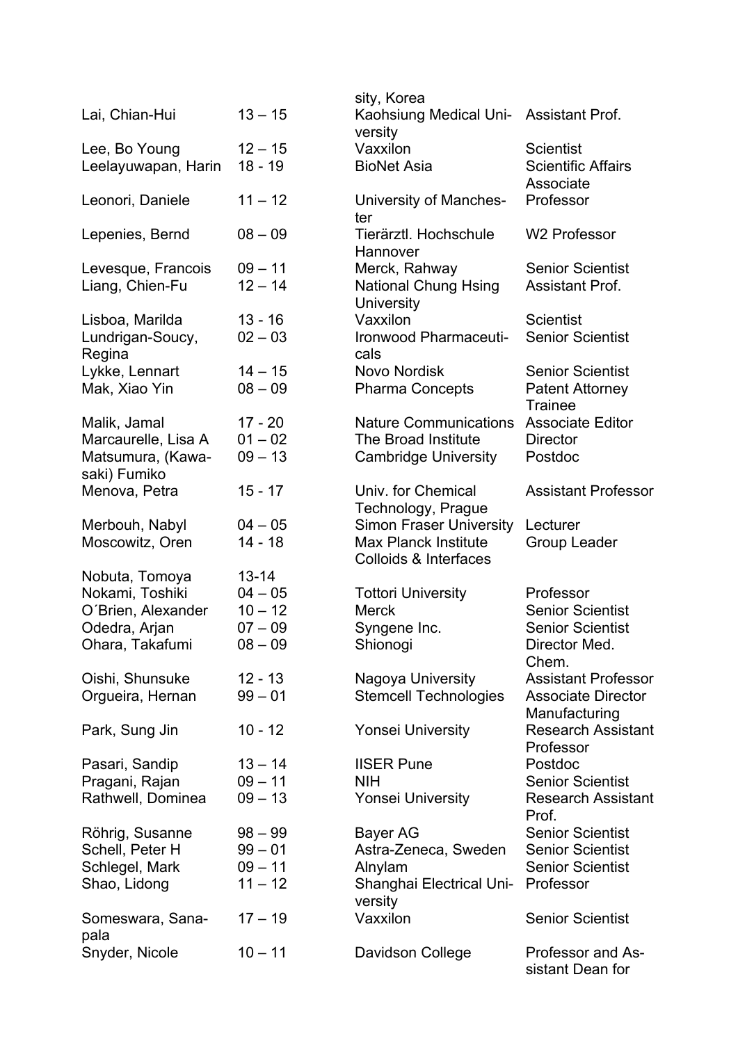| | | | |
|---|---|---|---|
| | | sity, Korea | |
| Lai, Chian-Hui | 13 – 15 | Kaohsiung Medical University | Assistant Prof. |
| Lee, Bo Young | 12 – 15 | Vaxxilon | Scientist |
| Leelayuwapan, Harin | 18 - 19 | BioNet Asia | Scientific Affairs Associate |
| Leonori, Daniele | 11 – 12 | University of Manchester | Professor |
| Lepenies, Bernd | 08 – 09 | Tierärztl. Hochschule Hannover | W2 Professor |
| Levesque, Francois | 09 – 11 | Merck, Rahway | Senior Scientist |
| Liang, Chien-Fu | 12 – 14 | National Chung Hsing University | Assistant Prof. |
| Lisboa, Marilda | 13 - 16 | Vaxxilon | Scientist |
| Lundrigan-Soucy, Regina | 02 – 03 | Ironwood Pharmaceuticals | Senior Scientist |
| Lykke, Lennart | 14 – 15 | Novo Nordisk | Senior Scientist |
| Mak, Xiao Yin | 08 – 09 | Pharma Concepts | Patent Attorney Trainee |
| Malik, Jamal | 17 - 20 | Nature Communications | Associate Editor |
| Marcaurelle, Lisa A | 01 – 02 | The Broad Institute | Director |
| Matsumura, (Kawasaki) Fumiko | 09 – 13 | Cambridge University | Postdoc |
| Menova, Petra | 15 - 17 | Univ. for Chemical Technology, Prague | Assistant Professor |
| Merbouh, Nabyl | 04 – 05 | Simon Fraser University | Lecturer |
| Moscowitz, Oren | 14 - 18 | Max Planck Institute Colloids & Interfaces | Group Leader |
| Nobuta, Tomoya | 13-14 | | |
| Nokami, Toshiki | 04 – 05 | Tottori University | Professor |
| O´Brien, Alexander | 10 – 12 | Merck | Senior Scientist |
| Odedra, Arjan | 07 – 09 | Syngene Inc. | Senior Scientist |
| Ohara, Takafumi | 08 – 09 | Shionogi | Director Med. Chem. |
| Oishi, Shunsuke | 12 - 13 | Nagoya University | Assistant Professor |
| Orgueira, Hernan | 99 – 01 | Stemcell Technologies | Associate Director Manufacturing |
| Park, Sung Jin | 10 - 12 | Yonsei University | Research Assistant Professor |
| Pasari, Sandip | 13 – 14 | IISER Pune | Postdoc |
| Pragani, Rajan | 09 – 11 | NIH | Senior Scientist |
| Rathwell, Dominea | 09 – 13 | Yonsei University | Research Assistant Prof. |
| Röhrig, Susanne | 98 – 99 | Bayer AG | Senior Scientist |
| Schell, Peter H | 99 – 01 | Astra-Zeneca, Sweden | Senior Scientist |
| Schlegel, Mark | 09 – 11 | Alnylam | Senior Scientist |
| Shao, Lidong | 11 – 12 | Shanghai Electrical University | Professor |
| Someswara, Sanapala | 17 – 19 | Vaxxilon | Senior Scientist |
| Snyder, Nicole | 10 – 11 | Davidson College | Professor and Assistant Dean for |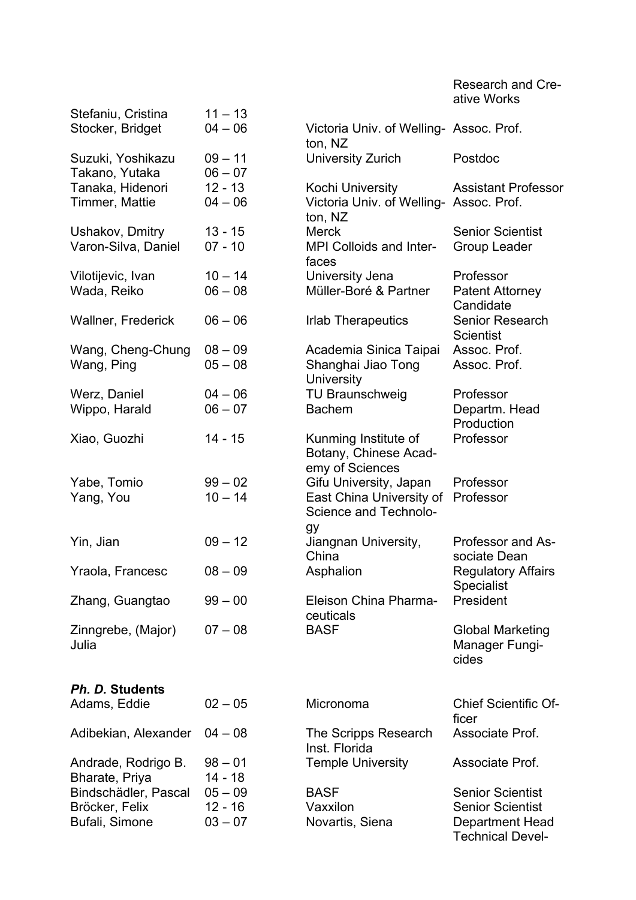| | | | |
|---|---|---|---|
| | | | Research and Creative Works |
| Stefaniu, Cristina | 11 – 13 | | |
| Stocker, Bridget | 04 – 06 | Victoria Univ. of Wellington, NZ | Assoc. Prof. |
| Suzuki, Yoshikazu | 09 – 11 | University Zurich | Postdoc |
| Takano, Yutaka | 06 – 07 | | |
| Tanaka, Hidenori | 12 - 13 | Kochi University | Assistant Professor |
| Timmer, Mattie | 04 – 06 | Victoria Univ. of Wellington, NZ | Assoc. Prof. |
| Ushakov, Dmitry | 13 - 15 | Merck | Senior Scientist |
| Varon-Silva, Daniel | 07 - 10 | MPI Colloids and Interfaces | Group Leader |
| Vilotijevic, Ivan | 10 – 14 | University Jena | Professor |
| Wada, Reiko | 06 – 08 | Müller-Boré & Partner | Patent Attorney Candidate |
| Wallner, Frederick | 06 – 06 | Irlab Therapeutics | Senior Research Scientist |
| Wang, Cheng-Chung | 08 – 09 | Academia Sinica Taipai | Assoc. Prof. |
| Wang, Ping | 05 – 08 | Shanghai Jiao Tong University | Assoc. Prof. |
| Werz, Daniel | 04 – 06 | TU Braunschweig | Professor |
| Wippo, Harald | 06 – 07 | Bachem | Departm. Head Production |
| Xiao, Guozhi | 14 - 15 | Kunming Institute of Botany, Chinese Academy of Sciences | Professor |
| Yabe, Tomio | 99 – 02 | Gifu University, Japan | Professor |
| Yang, You | 10 – 14 | East China University of Science and Technology | Professor |
| Yin, Jian | 09 – 12 | Jiangnan University, China | Professor and Associate Dean |
| Yraola, Francesc | 08 – 09 | Asphalion | Regulatory Affairs Specialist |
| Zhang, Guangtao | 99 – 00 | Eleison China Pharmaceuticals | President |
| Zinngrebe, (Major) Julia | 07 – 08 | BASF | Global Marketing Manager Fungicides |

### *Ph. D.* Students

| | | | |
|---|---|---|---|
| Adams, Eddie | 02 – 05 | Micronoma | Chief Scientific Officer |
| Adibekian, Alexander | 04 – 08 | The Scripps Research Inst. Florida | Associate Prof. |
| Andrade, Rodrigo B. | 98 – 01 | Temple University | Associate Prof. |
| Bharate, Priya | 14 - 18 | | |
| Bindschädler, Pascal | 05 – 09 | BASF | Senior Scientist |
| Bröcker, Felix | 12 - 16 | Vaxxilon | Senior Scientist |
| Bufali, Simone | 03 – 07 | Novartis, Siena | Department Head Technical Devel- |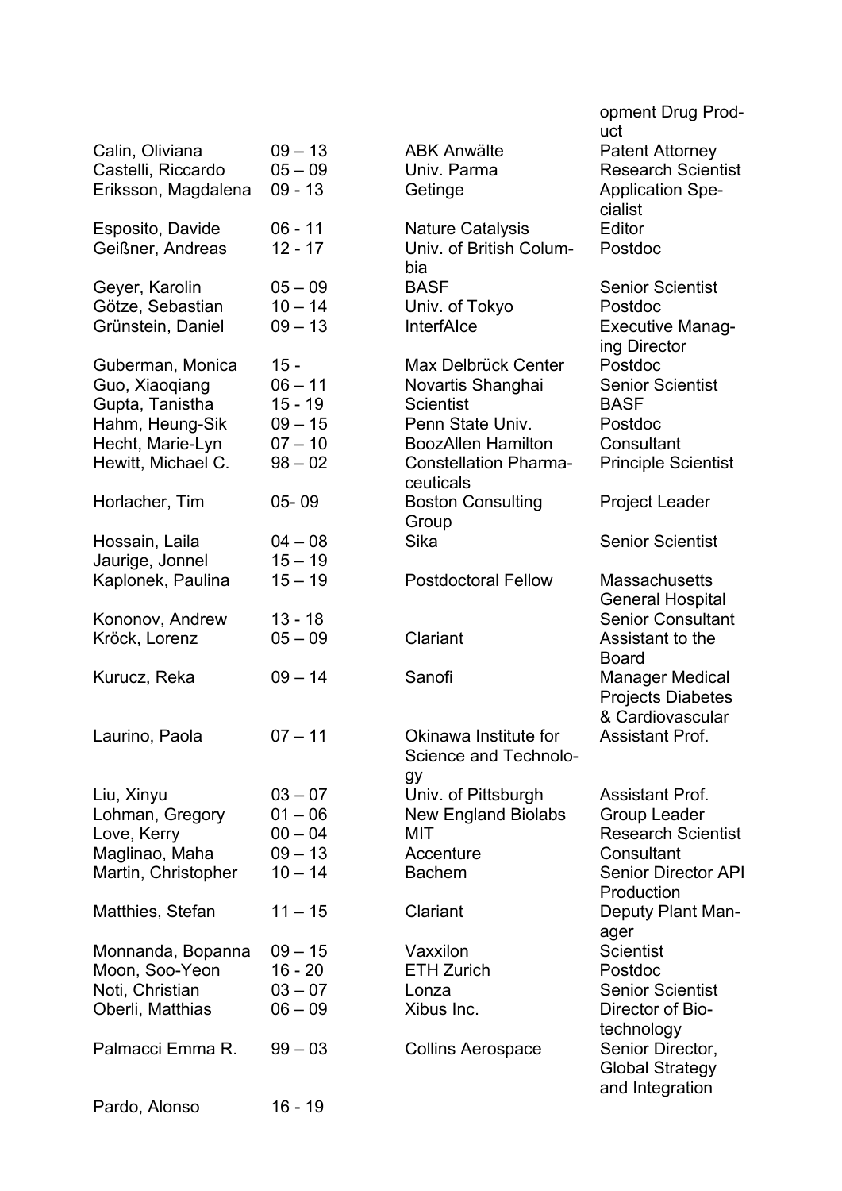| | | | opment Drug Product |
|---|---|---|---|
| Calin, Oliviana | 09 – 13 | ABK Anwälte | Patent Attorney |
| Castelli, Riccardo | 05 – 09 | Univ. Parma | Research Scientist |
| Eriksson, Magdalena | 09 - 13 | Getinge | Application Specialist |
| Esposito, Davide | 06 - 11 | Nature Catalysis | Editor |
| Geißner, Andreas | 12 - 17 | Univ. of British Columbia | Postdoc |
| Geyer, Karolin | 05 – 09 | BASF | Senior Scientist |
| Götze, Sebastian | 10 – 14 | Univ. of Tokyo | Postdoc |
| Grünstein, Daniel | 09 – 13 | InterfAIce | Executive Managing Director |
| Guberman, Monica | 15 - | Max Delbrück Center | Postdoc |
| Guo, Xiaoqiang | 06 – 11 | Novartis Shanghai | Senior Scientist |
| Gupta, Tanistha | 15 - 19 | Scientist | BASF |
| Hahm, Heung-Sik | 09 – 15 | Penn State Univ. | Postdoc |
| Hecht, Marie-Lyn | 07 – 10 | BoozAllen Hamilton | Consultant |
| Hewitt, Michael C. | 98 – 02 | Constellation Pharmaceuticals | Principle Scientist |
| Horlacher, Tim | 05- 09 | Boston Consulting Group | Project Leader |
| Hossain, Laila | 04 – 08 | Sika | Senior Scientist |
| Jaurige, Jonnel | 15 – 19 | | |
| Kaplonek, Paulina | 15 – 19 | Postdoctoral Fellow | Massachusetts General Hospital |
| Kononov, Andrew | 13 - 18 | | Senior Consultant |
| Kröck, Lorenz | 05 – 09 | Clariant | Assistant to the Board |
| Kurucz, Reka | 09 – 14 | Sanofi | Manager Medical Projects Diabetes & Cardiovascular |
| Laurino, Paola | 07 – 11 | Okinawa Institute for Science and Technology | Assistant Prof. |
| Liu, Xinyu | 03 – 07 | Univ. of Pittsburgh | Assistant Prof. |
| Lohman, Gregory | 01 – 06 | New England Biolabs | Group Leader |
| Love, Kerry | 00 – 04 | MIT | Research Scientist |
| Maglinao, Maha | 09 – 13 | Accenture | Consultant |
| Martin, Christopher | 10 – 14 | Bachem | Senior Director API Production |
| Matthies, Stefan | 11 – 15 | Clariant | Deputy Plant Manager |
| Monnanda, Bopanna | 09 – 15 | Vaxxilon | Scientist |
| Moon, Soo-Yeon | 16 - 20 | ETH Zurich | Postdoc |
| Noti, Christian | 03 – 07 | Lonza | Senior Scientist |
| Oberli, Matthias | 06 – 09 | Xibus Inc. | Director of Biotechnology |
| Palmacci Emma R. | 99 – 03 | Collins Aerospace | Senior Director, Global Strategy and Integration |
| Pardo, Alonso | 16 - 19 | | |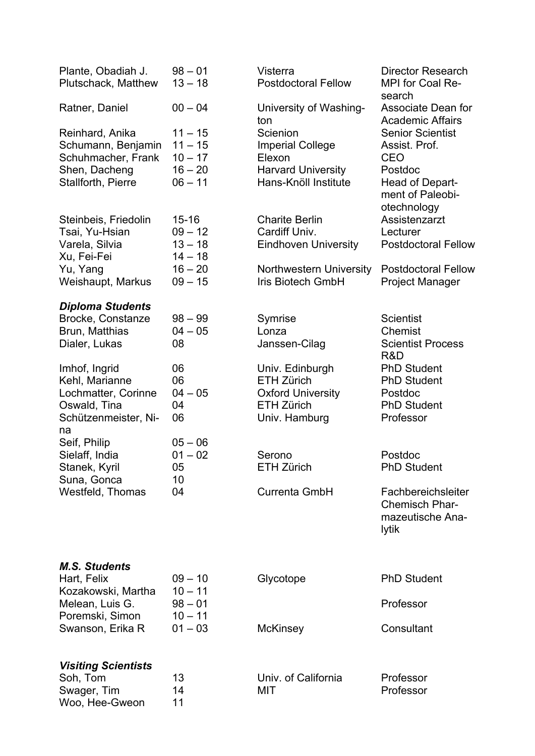| | | | |
|---|---|---|---|
| Plante, Obadiah J. | 98 – 01 | Visterra | Director Research |
| Plutschack, Matthew | 13 – 18 | Postdoctoral Fellow | MPI for Coal Research |
| Ratner, Daniel | 00 – 04 | University of Washington | Associate Dean for Academic Affairs |
| Reinhard, Anika | 11 – 15 | Scienion | Senior Scientist |
| Schumann, Benjamin | 11 – 15 | Imperial College | Assist. Prof. |
| Schuhmacher, Frank | 10 – 17 | Elexon | CEO |
| Shen, Dacheng | 16 – 20 | Harvard University | Postdoc |
| Stallforth, Pierre | 06 – 11 | Hans-Knöll Institute | Head of Department of Paleobiotechnology |
| Steinbeis, Friedolin | 15-16 | Charite Berlin | Assistenzarzt |
| Tsai, Yu-Hsian | 09 – 12 | Cardiff Univ. | Lecturer |
| Varela, Silvia | 13 – 18 | Eindhoven University | Postdoctoral Fellow |
| Xu, Fei-Fei | 14 – 18 | | |
| Yu, Yang | 16 – 20 | Northwestern University | Postdoctoral Fellow |
| Weishaupt, Markus | 09 – 15 | Iris Biotech GmbH | Project Manager |

### *Diploma Students*

| | | | |
|---|---|---|---|
| Brocke, Constanze | 98 – 99 | Symrise | Scientist |
| Brun, Matthias | 04 – 05 | Lonza | Chemist |
| Dialer, Lukas | 08 | Janssen-Cilag | Scientist Process R&D |
| Imhof, Ingrid | 06 | Univ. Edinburgh | PhD Student |
| Kehl, Marianne | 06 | ETH Zürich | PhD Student |
| Lochmatter, Corinne | 04 – 05 | Oxford University | Postdoc |
| Oswald, Tina | 04 | ETH Zürich | PhD Student |
| Schützenmeister, Nina | 06 | Univ. Hamburg | Professor |
| Seif, Philip | 05 – 06 | | |
| Sielaff, India | 01 – 02 | Serono | Postdoc |
| Stanek, Kyril | 05 | ETH Zürich | PhD Student |
| Suna, Gonca | 10 | | |
| Westfeld, Thomas | 04 | Currenta GmbH | Fachbereichsleiter Chemisch Pharmazeutische Analytik |

### *M.S. Students*

| | | | |
|---|---|---|---|
| Hart, Felix | 09 – 10 | Glycotope | PhD Student |
| Kozakowski, Martha | 10 – 11 | | |
| Melean, Luis G. | 98 – 01 | | Professor |
| Poremski, Simon | 10 – 11 | | |
| Swanson, Erika R | 01 – 03 | McKinsey | Consultant |

### *Visiting Scientists*

| | | | |
|---|---|---|---|
| Soh, Tom | 13 | Univ. of California | Professor |
| Swager, Tim | 14 | MIT | Professor |
| Woo, Hee-Gweon | 11 | | |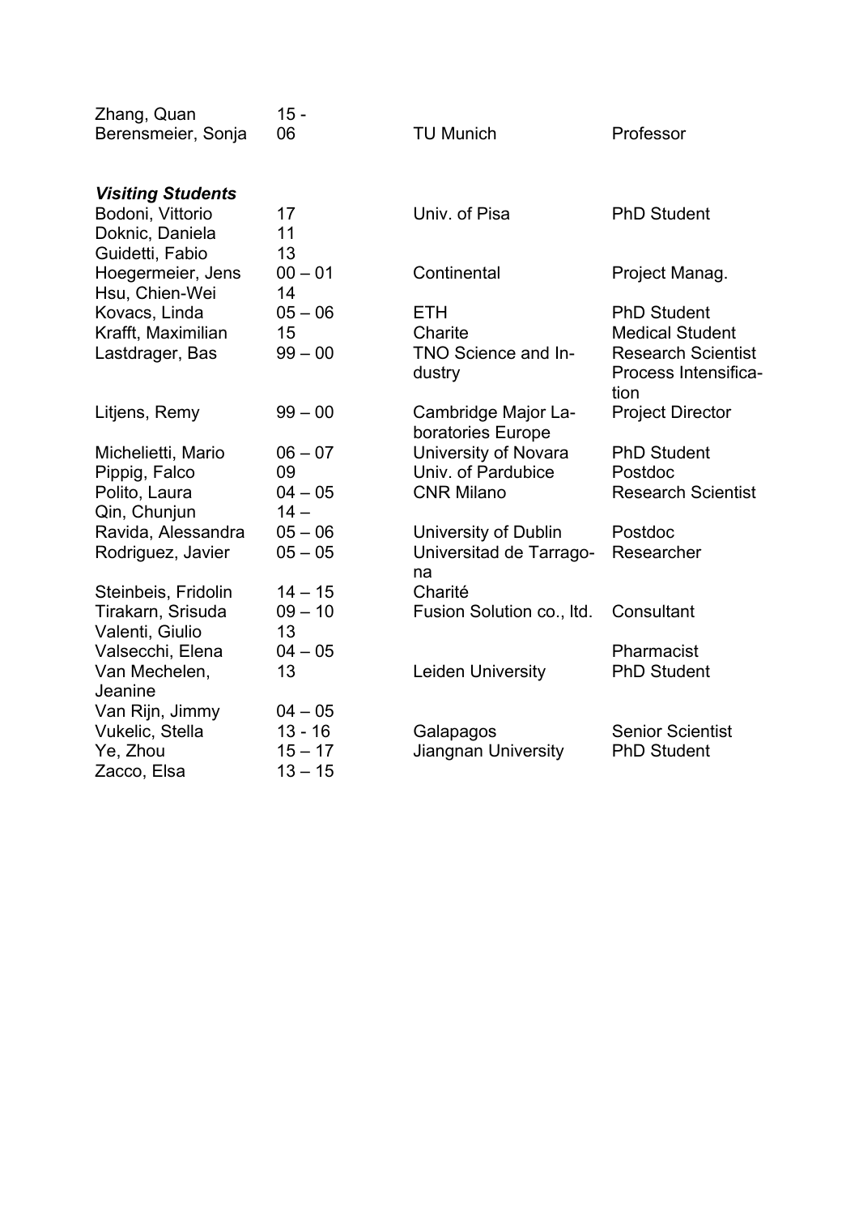| | | | |
|---|---|---|---|
| Zhang, Quan | 15 - | | |
| Berensmeier, Sonja | 06 | TU Munich | Professor |

***Visiting Students***

| | | | |
|---|---|---|---|
| Bodoni, Vittorio | 17 | Univ. of Pisa | PhD Student |
| Doknic, Daniela | 11 | | |
| Guidetti, Fabio | 13 | | |
| Hoegermeier, Jens | 00 – 01 | Continental | Project Manag. |
| Hsu, Chien-Wei | 14 | | |
| Kovacs, Linda | 05 – 06 | ETH | PhD Student |
| Krafft, Maximilian | 15 | Charite | Medical Student |
| Lastdrager, Bas | 99 – 00 | TNO Science and Industry | Research Scientist Process Intensification |
| Litjens, Remy | 99 – 00 | Cambridge Major Laboratories Europe | Project Director |
| Michelietti, Mario | 06 – 07 | University of Novara | PhD Student |
| Pippig, Falco | 09 | Univ. of Pardubice | Postdoc |
| Polito, Laura | 04 – 05 | CNR Milano | Research Scientist |
| Qin, Chunjun | 14 – | | |
| Ravida, Alessandra | 05 – 06 | University of Dublin | Postdoc |
| Rodriguez, Javier | 05 – 05 | Universitad de Tarragona | Researcher |
| Steinbeis, Fridolin | 14 – 15 | Charité | |
| Tirakarn, Srisuda | 09 – 10 | Fusion Solution co., ltd. | Consultant |
| Valenti, Giulio | 13 | | |
| Valsecchi, Elena | 04 – 05 | | Pharmacist |
| Van Mechelen, Jeanine | 13 | Leiden University | PhD Student |
| Van Rijn, Jimmy | 04 – 05 | | |
| Vukelic, Stella | 13 - 16 | Galapagos | Senior Scientist |
| Ye, Zhou | 15 – 17 | Jiangnan University | PhD Student |
| Zacco, Elsa | 13 – 15 | | |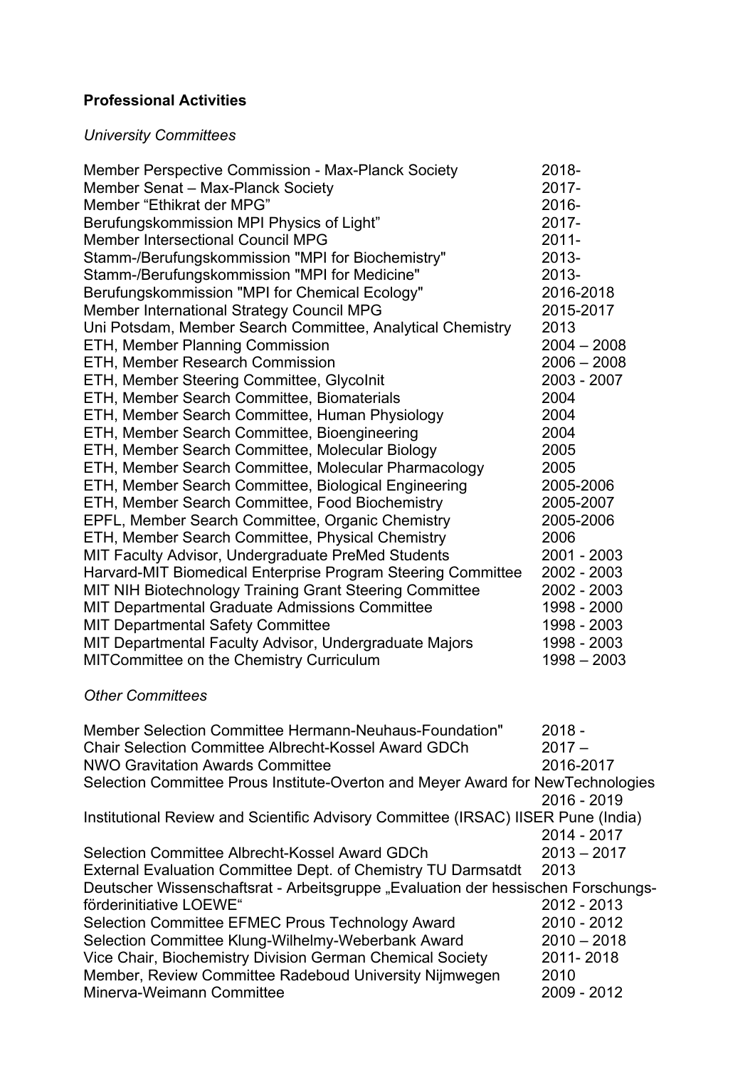**Professional Activities**

*University Committees*

| | |
|---|---|
| Member Perspective Commission - Max-Planck Society | 2018- |
| Member Senat – Max-Planck Society | 2017- |
| Member “Ethikrat der MPG” | 2016- |
| Berufungskommission MPI Physics of Light” | 2017- |
| Member Intersectional Council MPG | 2011- |
| Stamm-/Berufungskommission "MPI for Biochemistry" | 2013- |
| Stamm-/Berufungskommission "MPI for Medicine" | 2013- |
| Berufungskommission "MPI for Chemical Ecology" | 2016-2018 |
| Member International Strategy Council MPG | 2015-2017 |
| Uni Potsdam, Member Search Committee, Analytical Chemistry | 2013 |
| ETH, Member Planning Commission | 2004 – 2008 |
| ETH, Member Research Commission | 2006 – 2008 |
| ETH, Member Steering Committee, GlycoInit | 2003 - 2007 |
| ETH, Member Search Committee, Biomaterials | 2004 |
| ETH, Member Search Committee, Human Physiology | 2004 |
| ETH, Member Search Committee, Bioengineering | 2004 |
| ETH, Member Search Committee, Molecular Biology | 2005 |
| ETH, Member Search Committee, Molecular Pharmacology | 2005 |
| ETH, Member Search Committee, Biological Engineering | 2005-2006 |
| ETH, Member Search Committee, Food Biochemistry | 2005-2007 |
| EPFL, Member Search Committee, Organic Chemistry | 2005-2006 |
| ETH, Member Search Committee, Physical Chemistry | 2006 |
| MIT Faculty Advisor, Undergraduate PreMed Students | 2001 - 2003 |
| Harvard-MIT Biomedical Enterprise Program Steering Committee | 2002 - 2003 |
| MIT NIH Biotechnology Training Grant Steering Committee | 2002 - 2003 |
| MIT Departmental Graduate Admissions Committee | 1998 - 2000 |
| MIT Departmental Safety Committee | 1998 - 2003 |
| MIT Departmental Faculty Advisor, Undergraduate Majors | 1998 - 2003 |
| MITCommittee on the Chemistry Curriculum | 1998 – 2003 |

*Other Committees*

| | |
|---|---|
| Member Selection Committee Hermann-Neuhaus-Foundation" | 2018 - |
| Chair Selection Committee Albrecht-Kossel Award GDCh | 2017 – |
| NWO Gravitation Awards Committee | 2016-2017 |
| Selection Committee Prous Institute-Overton and Meyer Award for NewTechnologies | 2016 - 2019 |
| Institutional Review and Scientific Advisory Committee (IRSAC) IISER Pune (India) | 2014 - 2017 |
| Selection Committee Albrecht-Kossel Award GDCh | 2013 – 2017 |
| External Evaluation Committee Dept. of Chemistry TU Darmsatdt | 2013 |
| Deutscher Wissenschaftsrat - Arbeitsgruppe „Evaluation der hessischen Forschungs-förderinitiative LOEWE“ | 2012 - 2013 |
| Selection Committee EFMEC Prous Technology Award | 2010 - 2012 |
| Selection Committee Klung-Wilhelmy-Weberbank Award | 2010 – 2018 |
| Vice Chair, Biochemistry Division German Chemical Society | 2011- 2018 |
| Member, Review Committee Radeboud University Nijmwegen | 2010 |
| Minerva-Weimann Committee | 2009 - 2012 |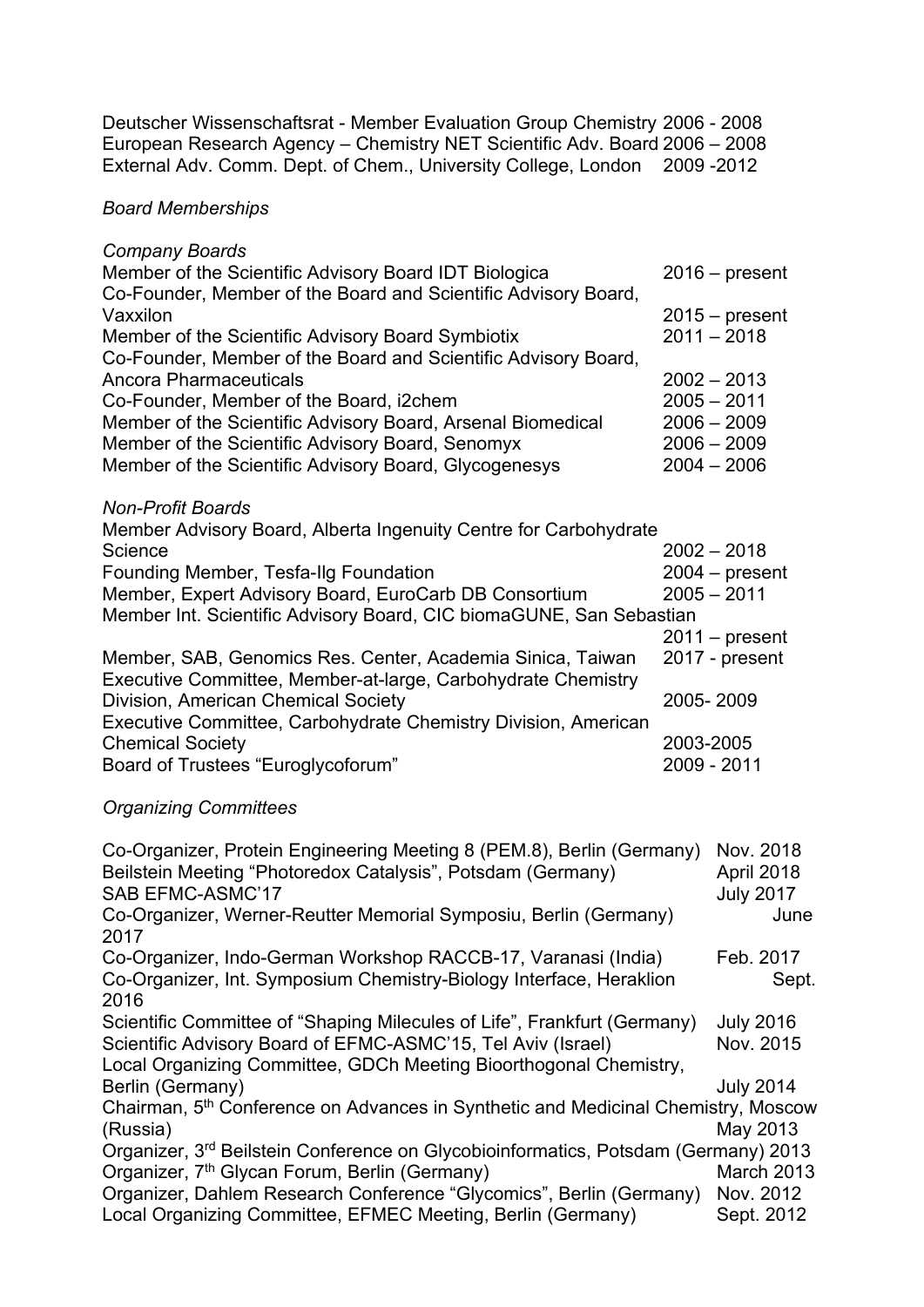Deutscher Wissenschaftsrat - Member Evaluation Group Chemistry 2006 - 2008
European Research Agency – Chemistry NET Scientific Adv. Board 2006 – 2008
External Adv. Comm. Dept. of Chem., University College, London 2009 -2012

*Board Memberships*

*Company Boards*

Member of the Scientific Advisory Board IDT Biologica 2016 – present
Co-Founder, Member of the Board and Scientific Advisory Board, Vaxxilon 2015 – present
Member of the Scientific Advisory Board Symbiotix 2011 – 2018
Co-Founder, Member of the Board and Scientific Advisory Board, Ancora Pharmaceuticals 2002 – 2013
Co-Founder, Member of the Board, i2chem 2005 – 2011
Member of the Scientific Advisory Board, Arsenal Biomedical 2006 – 2009
Member of the Scientific Advisory Board, Senomyx 2006 – 2009
Member of the Scientific Advisory Board, Glycogenesys 2004 – 2006

*Non-Profit Boards*

Member Advisory Board, Alberta Ingenuity Centre for Carbohydrate Science 2002 – 2018
Founding Member, Tesfa-Ilg Foundation 2004 – present
Member, Expert Advisory Board, EuroCarb DB Consortium 2005 – 2011
Member Int. Scientific Advisory Board, CIC biomaGUNE, San Sebastian 2011 – present
Member, SAB, Genomics Res. Center, Academia Sinica, Taiwan 2017 - present
Executive Committee, Member-at-large, Carbohydrate Chemistry Division, American Chemical Society 2005- 2009
Executive Committee, Carbohydrate Chemistry Division, American Chemical Society 2003-2005
Board of Trustees “Euroglycoforum” 2009 - 2011

*Organizing Committees*

Co-Organizer, Protein Engineering Meeting 8 (PEM.8), Berlin (Germany) Nov. 2018
Beilstein Meeting “Photoredox Catalysis”, Potsdam (Germany) April 2018
SAB EFMC-ASMC’17 July 2017
Co-Organizer, Werner-Reutter Memorial Symposiu, Berlin (Germany) June 2017
Co-Organizer, Indo-German Workshop RACCB-17, Varanasi (India) Feb. 2017
Co-Organizer, Int. Symposium Chemistry-Biology Interface, Heraklion Sept. 2016
Scientific Committee of “Shaping Milecules of Life”, Frankfurt (Germany) July 2016
Scientific Advisory Board of EFMC-ASMC’15, Tel Aviv (Israel) Nov. 2015
Local Organizing Committee, GDCh Meeting Bioorthogonal Chemistry, Berlin (Germany) July 2014
Chairman, 5th Conference on Advances in Synthetic and Medicinal Chemistry, Moscow (Russia) May 2013
Organizer, 3rd Beilstein Conference on Glycobioinformatics, Potsdam (Germany) 2013
Organizer, 7th Glycan Forum, Berlin (Germany) March 2013
Organizer, Dahlem Research Conference “Glycomics”, Berlin (Germany) Nov. 2012
Local Organizing Committee, EFMEC Meeting, Berlin (Germany) Sept. 2012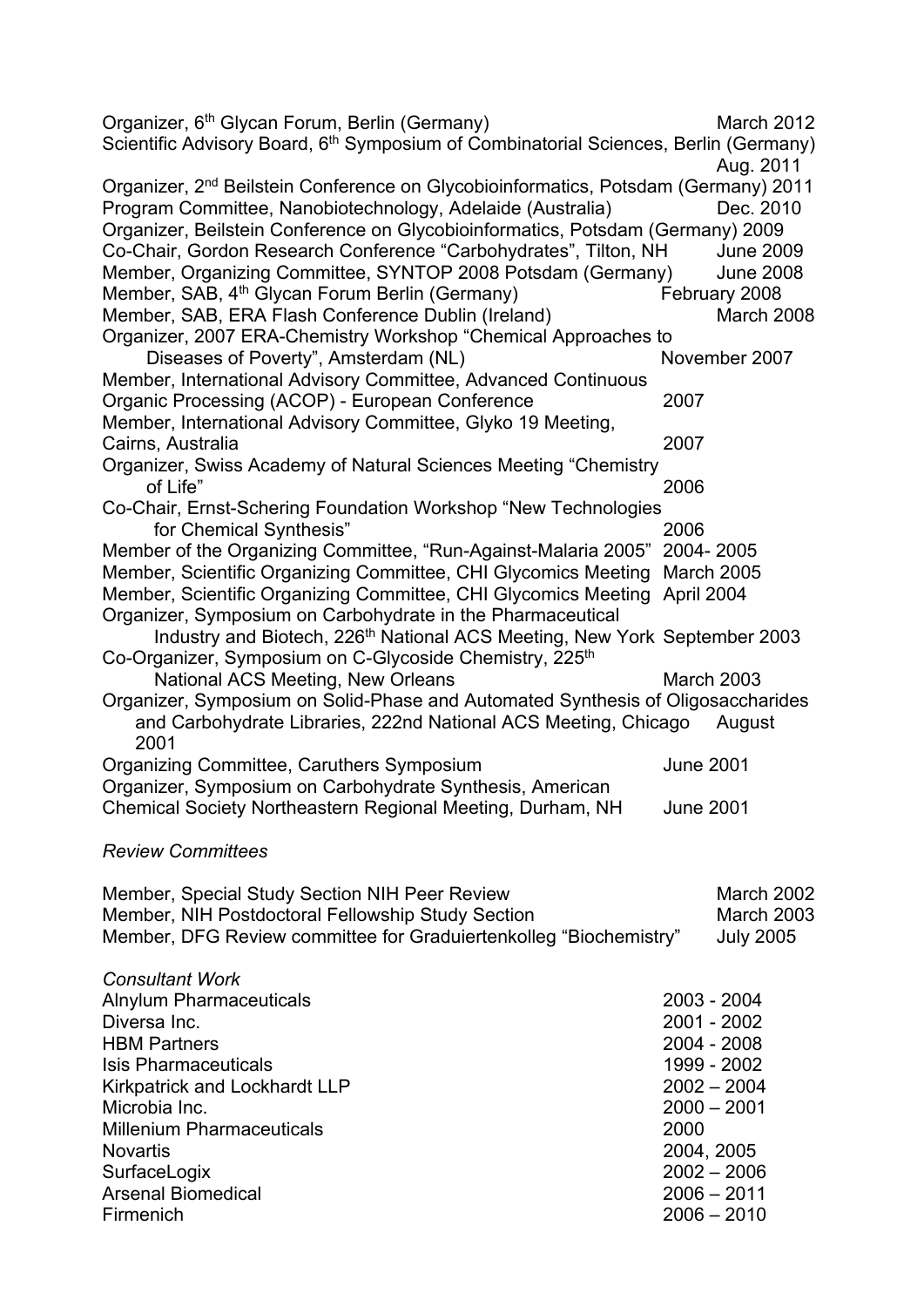Organizer, 6th Glycan Forum, Berlin (Germany) March 2012

Scientific Advisory Board, 6th Symposium of Combinatorial Sciences, Berlin (Germany) Aug. 2011

Organizer, 2nd Beilstein Conference on Glycobioinformatics, Potsdam (Germany) 2011

Program Committee, Nanobiotechnology, Adelaide (Australia) Dec. 2010

Organizer, Beilstein Conference on Glycobioinformatics, Potsdam (Germany) 2009

Co-Chair, Gordon Research Conference "Carbohydrates", Tilton, NH June 2009

Member, Organizing Committee, SYNTOP 2008 Potsdam (Germany) June 2008

Member, SAB, 4th Glycan Forum Berlin (Germany) February 2008

Member, SAB, ERA Flash Conference Dublin (Ireland) March 2008

Organizer, 2007 ERA-Chemistry Workshop "Chemical Approaches to Diseases of Poverty", Amsterdam (NL) November 2007

Member, International Advisory Committee, Advanced Continuous Organic Processing (ACOP) - European Conference 2007

Member, International Advisory Committee, Glyko 19 Meeting, Cairns, Australia 2007

Organizer, Swiss Academy of Natural Sciences Meeting "Chemistry of Life" 2006

Co-Chair, Ernst-Schering Foundation Workshop "New Technologies for Chemical Synthesis" 2006

Member of the Organizing Committee, "Run-Against-Malaria 2005" 2004- 2005

Member, Scientific Organizing Committee, CHI Glycomics Meeting March 2005

Member, Scientific Organizing Committee, CHI Glycomics Meeting April 2004

Organizer, Symposium on Carbohydrate in the Pharmaceutical Industry and Biotech, 226th National ACS Meeting, New York September 2003

Co-Organizer, Symposium on C-Glycoside Chemistry, 225th National ACS Meeting, New Orleans March 2003

Organizer, Symposium on Solid-Phase and Automated Synthesis of Oligosaccharides and Carbohydrate Libraries, 222nd National ACS Meeting, Chicago August 2001

Organizing Committee, Caruthers Symposium June 2001

Organizer, Symposium on Carbohydrate Synthesis, American Chemical Society Northeastern Regional Meeting, Durham, NH June 2001

*Review Committees*

Member, Special Study Section NIH Peer Review March 2002

Member, NIH Postdoctoral Fellowship Study Section March 2003

Member, DFG Review committee for Graduiertenkolleg "Biochemistry" July 2005

*Consultant Work*

| | |
|---|---|
| Alnylum Pharmaceuticals | 2003 - 2004 |
| Diversa Inc. | 2001 - 2002 |
| HBM Partners | 2004 - 2008 |
| Isis Pharmaceuticals | 1999 - 2002 |
| Kirkpatrick and Lockhardt LLP | 2002 – 2004 |
| Microbia Inc. | 2000 – 2001 |
| Millenium Pharmaceuticals | 2000 |
| Novartis | 2004, 2005 |
| SurfaceLogix | 2002 – 2006 |
| Arsenal Biomedical | 2006 – 2011 |
| Firmenich | 2006 – 2010 |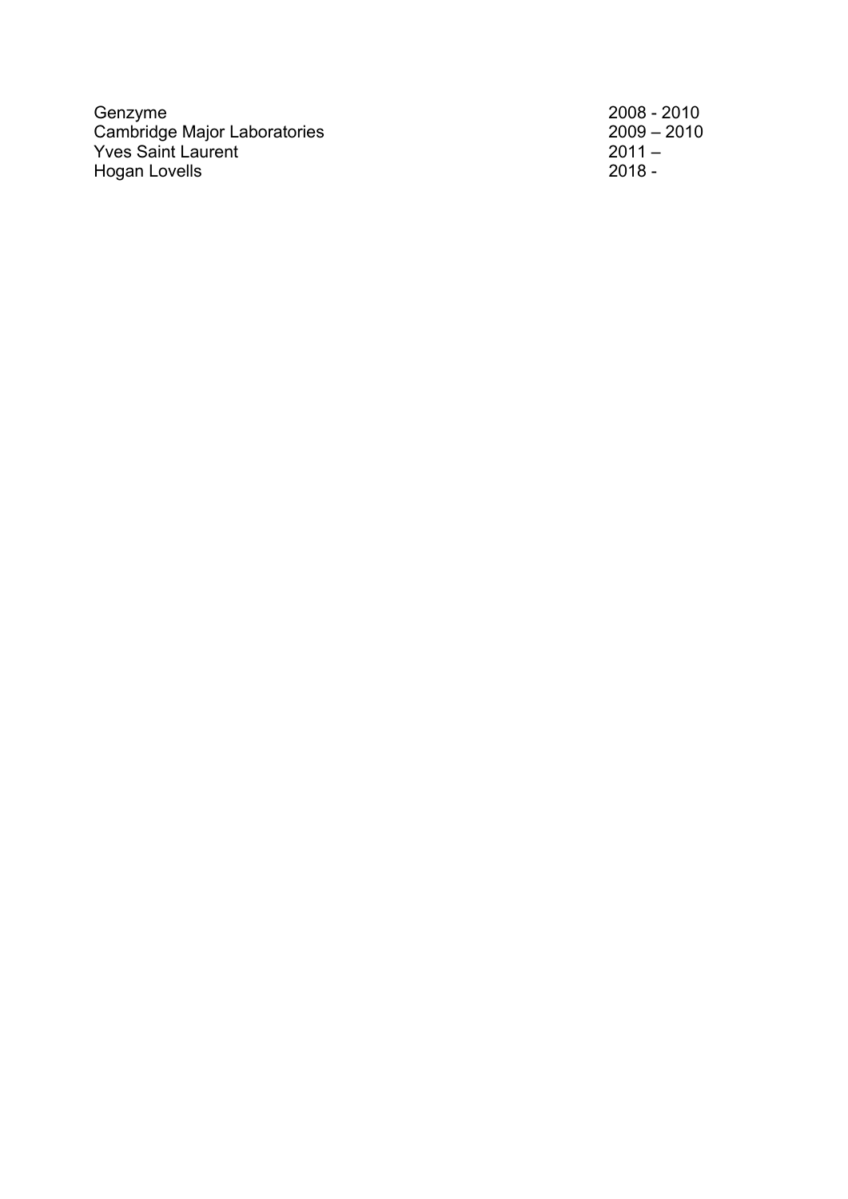| | |
|---|---|
| Genzyme | 2008 - 2010 |
| Cambridge Major Laboratories | 2009 – 2010 |
| Yves Saint Laurent | 2011 – |
| Hogan Lovells | 2018 - |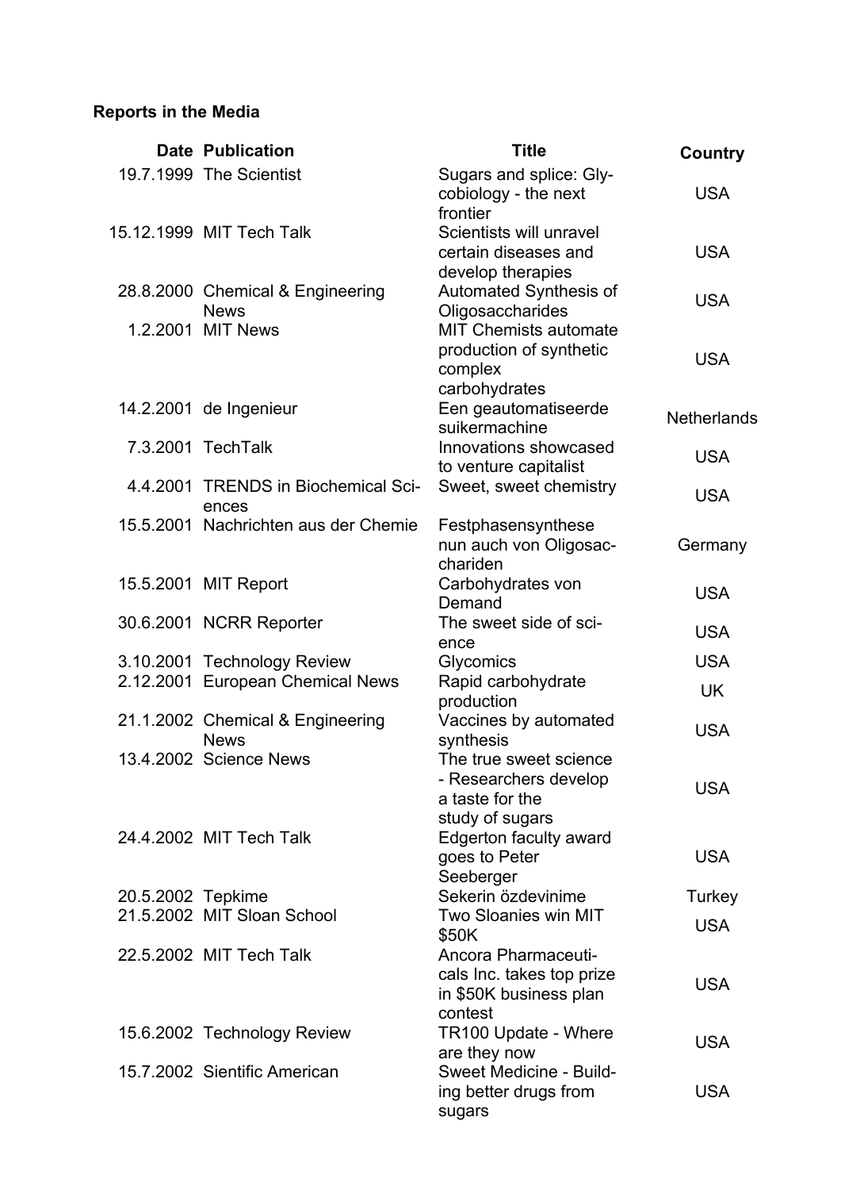**Reports in the Media**

| Date | Publication | Title | Country |
|---|---|---|---|
| 19.7.1999 | The Scientist | Sugars and splice: Glycobiology - the next frontier | USA |
| 15.12.1999 | MIT Tech Talk | Scientists will unravel certain diseases and develop therapies | USA |
| 28.8.2000 | Chemical & Engineering News | Automated Synthesis of Oligosaccharides | USA |
| 1.2.2001 | MIT News | MIT Chemists automate production of synthetic complex carbohydrates | USA |
| 14.2.2001 | de Ingenieur | Een geautomatiseerde suikermachine | Netherlands |
| 7.3.2001 | TechTalk | Innovations showcased to venture capitalist | USA |
| 4.4.2001 | TRENDS in Biochemical Sciences | Sweet, sweet chemistry | USA |
| 15.5.2001 | Nachrichten aus der Chemie | Festphasensynthese nun auch von Oligosacchariden | Germany |
| 15.5.2001 | MIT Report | Carbohydrates von Demand | USA |
| 30.6.2001 | NCRR Reporter | The sweet side of science | USA |
| 3.10.2001 | Technology Review | Glycomics | USA |
| 2.12.2001 | European Chemical News | Rapid carbohydrate production | UK |
| 21.1.2002 | Chemical & Engineering News | Vaccines by automated synthesis | USA |
| 13.4.2002 | Science News | The true sweet science - Researchers develop a taste for the study of sugars | USA |
| 24.4.2002 | MIT Tech Talk | Edgerton faculty award goes to Peter Seeberger | USA |
| 20.5.2002 | Tepkime | Sekerin özdevinime | Turkey |
| 21.5.2002 | MIT Sloan School | Two Sloanies win MIT $50K | USA |
| 22.5.2002 | MIT Tech Talk | Ancora Pharmaceuticals Inc. takes top prize in $50K business plan contest | USA |
| 15.6.2002 | Technology Review | TR100 Update - Where are they now | USA |
| 15.7.2002 | Sientific American | Sweet Medicine - Building better drugs from sugars | USA |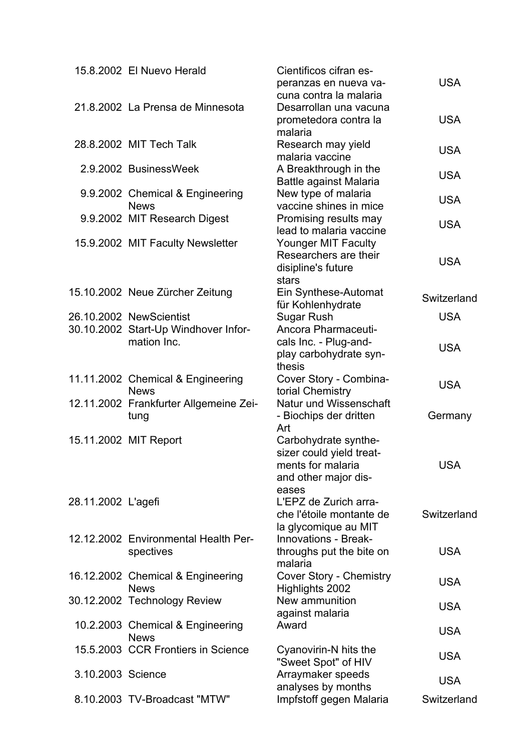| | | | |
|---|---|---|---|
| 15.8.2002 | El Nuevo Herald | Cientificos cifran esperanzas en nueva vacuna contra la malaria | USA |
| 21.8.2002 | La Prensa de Minnesota | Desarrollan una vacuna prometedora contra la malaria | USA |
| 28.8.2002 | MIT Tech Talk | Research may yield malaria vaccine | USA |
| 2.9.2002 | BusinessWeek | A Breakthrough in the Battle against Malaria | USA |
| 9.9.2002 | Chemical & Engineering News | New type of malaria vaccine shines in mice | USA |
| 9.9.2002 | MIT Research Digest | Promising results may lead to malaria vaccine | USA |
| 15.9.2002 | MIT Faculty Newsletter | Younger MIT Faculty Researchers are their disipline's future stars | USA |
| 15.10.2002 | Neue Zürcher Zeitung | Ein Synthese-Automat für Kohlenhydrate | Switzerland |
| 26.10.2002 | NewScientist | Sugar Rush | USA |
| 30.10.2002 | Start-Up Windhover Information Inc. | Ancora Pharmaceuticals Inc. - Plug-and-play carbohydrate synthesis | USA |
| 11.11.2002 | Chemical & Engineering News | Cover Story - Combinatorial Chemistry | USA |
| 12.11.2002 | Frankfurter Allgemeine Zeitung | Natur und Wissenschaft - Biochips der dritten Art | Germany |
| 15.11.2002 | MIT Report | Carbohydrate synthesizer could yield treatments for malaria and other major diseases | USA |
| 28.11.2002 | L'agefi | L'EPZ de Zurich arrache l'étoile montante de la glycomique au MIT | Switzerland |
| 12.12.2002 | Environmental Health Perspectives | Innovations - Breakthroughs put the bite on malaria | USA |
| 16.12.2002 | Chemical & Engineering News | Cover Story - Chemistry Highlights 2002 | USA |
| 30.12.2002 | Technology Review | New ammunition against malaria | USA |
| 10.2.2003 | Chemical & Engineering News | Award | USA |
| 15.5.2003 | CCR Frontiers in Science | Cyanovirin-N hits the "Sweet Spot" of HIV | USA |
| 3.10.2003 | Science | Arraymaker speeds analyses by months | USA |
| 8.10.2003 | TV-Broadcast "MTW" | Impfstoff gegen Malaria | Switzerland |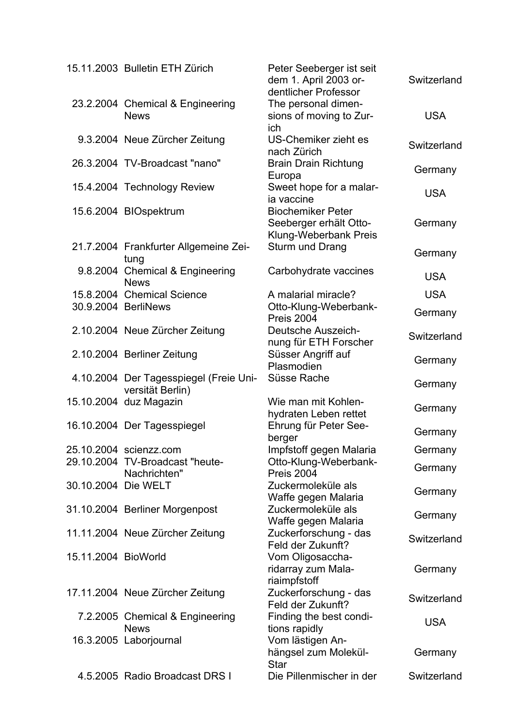| | | | |
|---|---|---|---|
| 15.11.2003 | Bulletin ETH Zürich | Peter Seeberger ist seit dem 1. April 2003 ordentlicher Professor | Switzerland |
| 23.2.2004 | Chemical & Engineering News | The personal dimensions of moving to Zurich | USA |
| 9.3.2004 | Neue Zürcher Zeitung | US-Chemiker zieht es nach Zürich | Switzerland |
| 26.3.2004 | TV-Broadcast "nano" | Brain Drain Richtung Europa | Germany |
| 15.4.2004 | Technology Review | Sweet hope for a malaria vaccine | USA |
| 15.6.2004 | BIOspektrum | Biochemiker Peter Seeberger erhält Otto-Klung-Weberbank Preis | Germany |
| 21.7.2004 | Frankfurter Allgemeine Zeitung | Sturm und Drang | Germany |
| 9.8.2004 | Chemical & Engineering News | Carbohydrate vaccines | USA |
| 15.8.2004 | Chemical Science | A malarial miracle? | USA |
| 30.9.2004 | BerliNews | Otto-Klung-Weberbank-Preis 2004 | Germany |
| 2.10.2004 | Neue Zürcher Zeitung | Deutsche Auszeichnung für ETH Forscher | Switzerland |
| 2.10.2004 | Berliner Zeitung | Süsser Angriff auf Plasmodien | Germany |
| 4.10.2004 | Der Tagesspiegel (Freie Universität Berlin) | Süsse Rache | Germany |
| 15.10.2004 | duz Magazin | Wie man mit Kohlenhydraten Leben rettet | Germany |
| 16.10.2004 | Der Tagesspiegel | Ehrung für Peter Seeberger | Germany |
| 25.10.2004 | scienzz.com | Impfstoff gegen Malaria | Germany |
| 29.10.2004 | TV-Broadcast "heute-Nachrichten" | Otto-Klung-Weberbank-Preis 2004 | Germany |
| 30.10.2004 | Die WELT | Zuckermoleküle als Waffe gegen Malaria | Germany |
| 31.10.2004 | Berliner Morgenpost | Zuckermoleküle als Waffe gegen Malaria | Germany |
| 11.11.2004 | Neue Zürcher Zeitung | Zuckerforschung - das Feld der Zukunft? | Switzerland |
| 15.11.2004 | BioWorld | Vom Oligosaccharidarray zum Malariaimpfstoff | Germany |
| 17.11.2004 | Neue Zürcher Zeitung | Zuckerforschung - das Feld der Zukunft? | Switzerland |
| 7.2.2005 | Chemical & Engineering News | Finding the best conditions rapidly | USA |
| 16.3.2005 | Laborjournal | Vom lästigen Anhängsel zum Molekül-Star | Germany |
| 4.5.2005 | Radio Broadcast DRS I | Die Pillenmischer in der | Switzerland |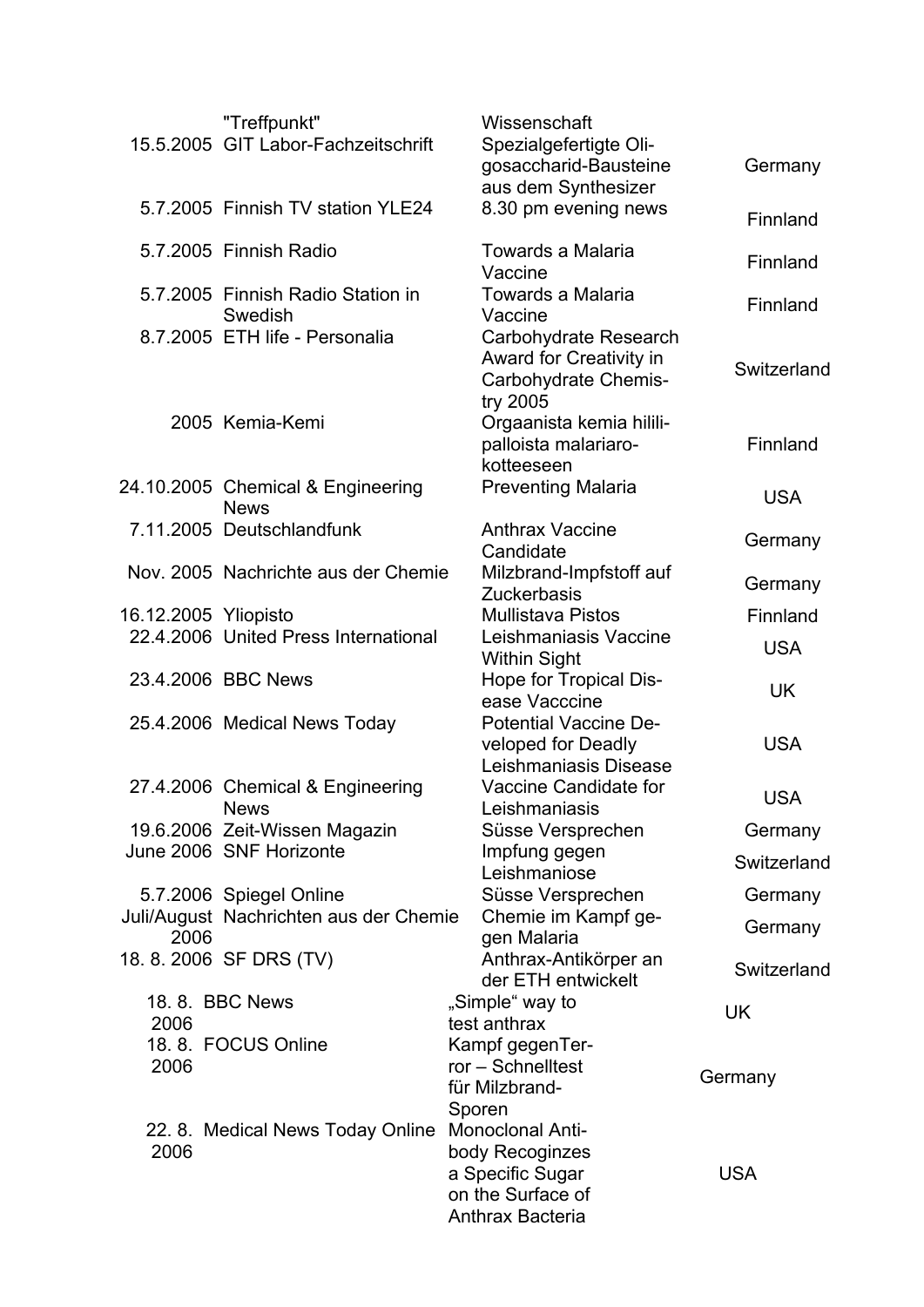| | | | |
|---|---|---|---|
| | "Treffpunkt" | Wissenschaft | |
| 15.5.2005 | GIT Labor-Fachzeitschrift | Spezialgefertigte Oligosaccharid-Bausteine aus dem Synthesizer | Germany |
| 5.7.2005 | Finnish TV station YLE24 | 8.30 pm evening news | Finnland |
| 5.7.2005 | Finnish Radio | Towards a Malaria Vaccine | Finnland |
| 5.7.2005 | Finnish Radio Station in Swedish | Towards a Malaria Vaccine | Finnland |
| 8.7.2005 | ETH life - Personalia | Carbohydrate Research Award for Creativity in Carbohydrate Chemistry 2005 | Switzerland |
| 2005 | Kemia-Kemi | Orgaanista kemia hilili-palloista malariaro-kotteeseen | Finnland |
| 24.10.2005 | Chemical & Engineering News | Preventing Malaria | USA |
| 7.11.2005 | Deutschlandfunk | Anthrax Vaccine Candidate | Germany |
| Nov. 2005 | Nachrichte aus der Chemie | Milzbrand-Impfstoff auf Zuckerbasis | Germany |
| 16.12.2005 | Yliopisto | Mullistava Pistos | Finnland |
| 22.4.2006 | United Press International | Leishmaniasis Vaccine Within Sight | USA |
| 23.4.2006 | BBC News | Hope for Tropical Disease Vacccine | UK |
| 25.4.2006 | Medical News Today | Potential Vaccine Developed for Deadly Leishmaniasis Disease | USA |
| 27.4.2006 | Chemical & Engineering News | Vaccine Candidate for Leishmaniasis | USA |
| 19.6.2006 | Zeit-Wissen Magazin | Süsse Versprechen | Germany |
| June 2006 | SNF Horizonte | Impfung gegen Leishmaniose | Switzerland |
| 5.7.2006 | Spiegel Online | Süsse Versprechen | Germany |
| Juli/August 2006 | Nachrichten aus der Chemie | Chemie im Kampf gegen Malaria | Germany |
| 18. 8. 2006 | SF DRS (TV) | Anthrax-Antikörper an der ETH entwickelt | Switzerland |
| 18. 8. 2006 | BBC News | „Simple" way to test anthrax | UK |
| 18. 8. 2006 | FOCUS Online | Kampf gegenTerror – Schnelltest für Milzbrand-Sporen | Germany |
| 22. 8. 2006 | Medical News Today Online | Monoclonal Antibody Recoginzes a Specific Sugar on the Surface of Anthrax Bacteria | USA |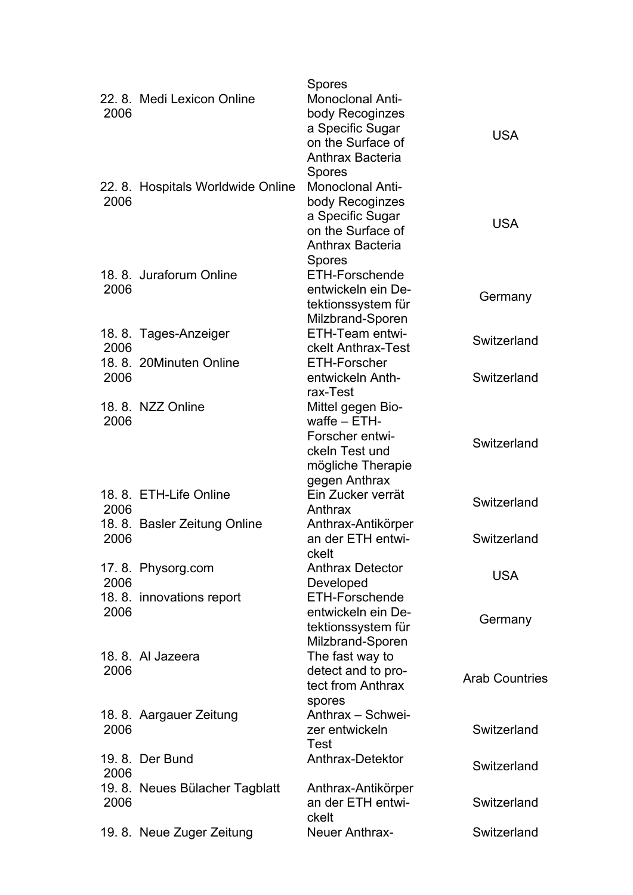| | | | |
|---|---|---|---|
| | | Spores | |
| 22. 8. 2006 | Medi Lexicon Online | Monoclonal Antibody Recoginzes a Specific Sugar on the Surface of Anthrax Bacteria Spores | USA |
| 22. 8. 2006 | Hospitals Worldwide Online | Monoclonal Antibody Recoginzes a Specific Sugar on the Surface of Anthrax Bacteria Spores | USA |
| 18. 8. 2006 | Juraforum Online | ETH-Forschende entwickeln ein Detektionssystem für Milzbrand-Sporen | Germany |
| 18. 8. 2006 | Tages-Anzeiger | ETH-Team entwickelt Anthrax-Test | Switzerland |
| 18. 8. 2006 | 20Minuten Online | ETH-Forscher entwickeln Anthrax-Test | Switzerland |
| 18. 8. 2006 | NZZ Online | Mittel gegen Biowaffe – ETH-Forscher entwickeln Test und mögliche Therapie gegen Anthrax | Switzerland |
| 18. 8. 2006 | ETH-Life Online | Ein Zucker verrät Anthrax | Switzerland |
| 18. 8. 2006 | Basler Zeitung Online | Anthrax-Antikörper an der ETH entwickelt | Switzerland |
| 17. 8. 2006 | Physorg.com | Anthrax Detector Developed | USA |
| 18. 8. 2006 | innovations report | ETH-Forschende entwickeln ein Detektionssystem für Milzbrand-Sporen | Germany |
| 18. 8. 2006 | Al Jazeera | The fast way to detect and to protect from Anthrax spores | Arab Countries |
| 18. 8. 2006 | Aargauer Zeitung | Anthrax – Schweizer entwickeln Test | Switzerland |
| 19. 8. 2006 | Der Bund | Anthrax-Detektor | Switzerland |
| 19. 8. 2006 | Neues Bülacher Tagblatt | Anthrax-Antikörper an der ETH entwickelt | Switzerland |
| 19. 8. | Neue Zuger Zeitung | Neuer Anthrax- | Switzerland |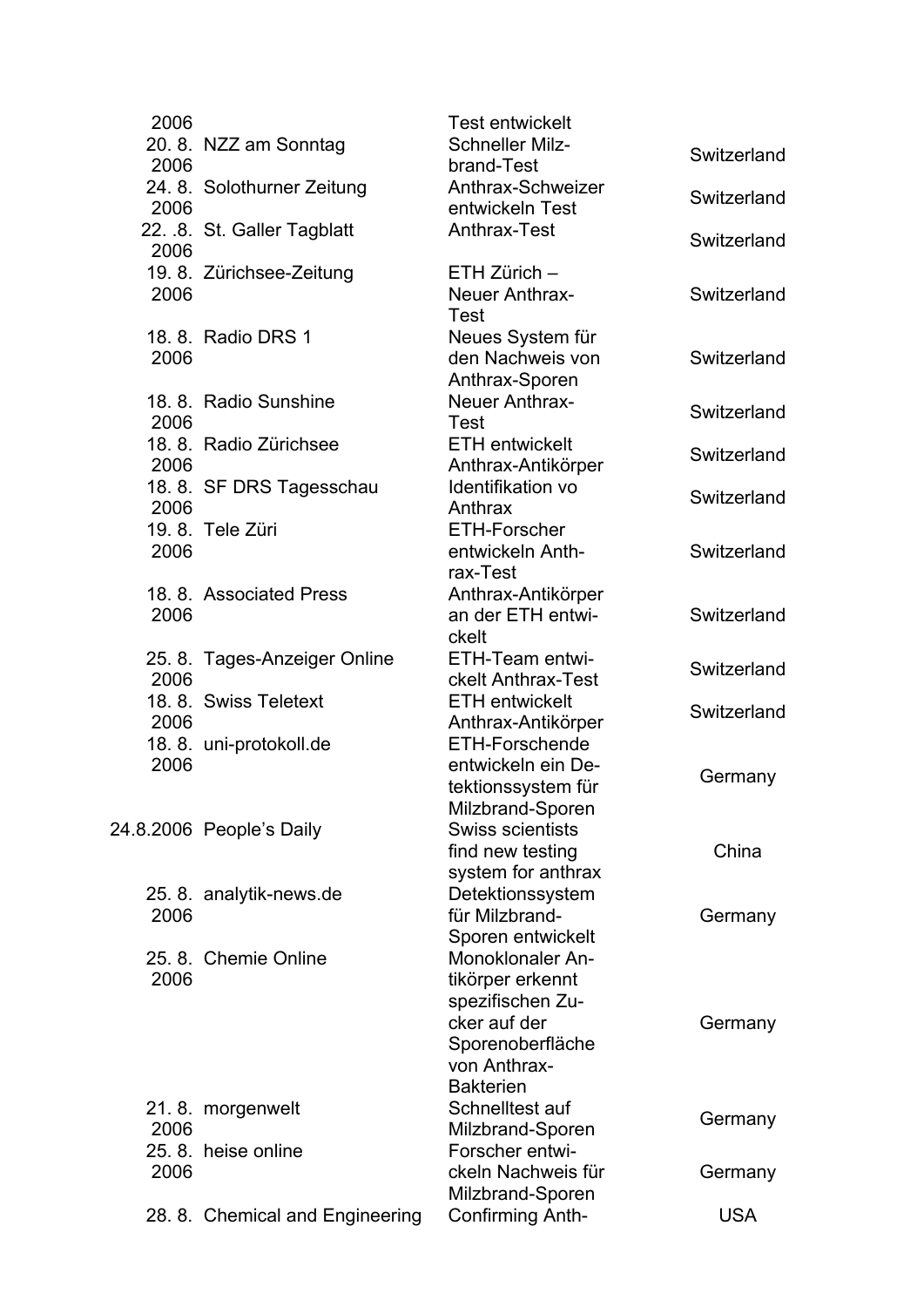| | | | |
|---|---|---|---|
| 2006 | | Test entwickelt | |
| 20. 8. 2006 | NZZ am Sonntag | Schneller Milz-brand-Test | Switzerland |
| 24. 8. 2006 | Solothurner Zeitung | Anthrax-Schweizer entwickeln Test | Switzerland |
| 22. .8. 2006 | St. Galler Tagblatt | Anthrax-Test | Switzerland |
| 19. 8. 2006 | Zürichsee-Zeitung | ETH Zürich – Neuer Anthrax-Test | Switzerland |
| 18. 8. 2006 | Radio DRS 1 | Neues System für den Nachweis von Anthrax-Sporen | Switzerland |
| 18. 8. 2006 | Radio Sunshine | Neuer Anthrax-Test | Switzerland |
| 18. 8. 2006 | Radio Zürichsee | ETH entwickelt Anthrax-Antikörper | Switzerland |
| 18. 8. 2006 | SF DRS Tagesschau | Identifikation vo Anthrax | Switzerland |
| 19. 8. 2006 | Tele Züri | ETH-Forscher entwickeln Anth-rax-Test | Switzerland |
| 18. 8. 2006 | Associated Press | Anthrax-Antikörper an der ETH entwi-ckelt | Switzerland |
| 25. 8. 2006 | Tages-Anzeiger Online | ETH-Team entwi-ckelt Anthrax-Test | Switzerland |
| 18. 8. 2006 | Swiss Teletext | ETH entwickelt Anthrax-Antikörper | Switzerland |
| 18. 8. 2006 | uni-protokoll.de | ETH-Forschende entwickeln ein De-tektionssystem für Milzbrand-Sporen | Germany |
| 24.8.2006 | People's Daily | Swiss scientists find new testing system for anthrax | China |
| 25. 8. 2006 | analytik-news.de | Detektionssystem für Milzbrand-Sporen entwickelt | Germany |
| 25. 8. 2006 | Chemie Online | Monoklonaler An-tikörper erkennt spezifischen Zu-cker auf der Sporenoberfläche von Anthrax-Bakterien | Germany |
| 21. 8. 2006 | morgenwelt | Schnelltest auf Milzbrand-Sporen | Germany |
| 25. 8. 2006 | heise online | Forscher entwi-ckeln Nachweis für Milzbrand-Sporen | Germany |
| 28. 8. | Chemical and Engineering | Confirming Anth- | USA |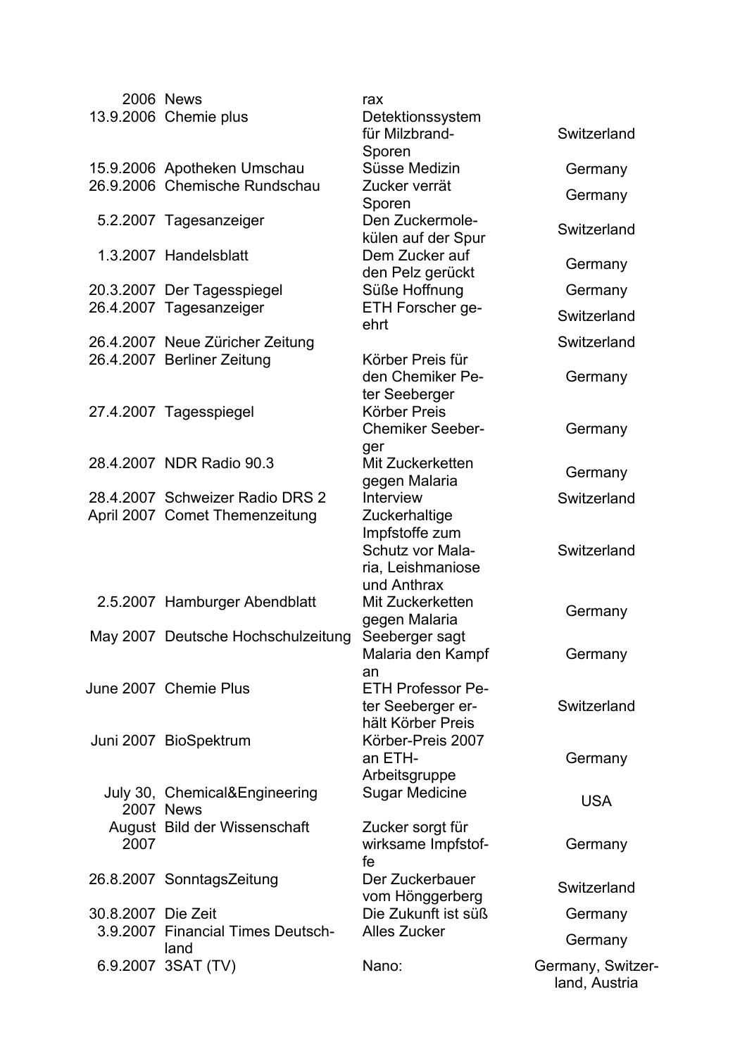| | | | |
|---|---|---|---|
| 2006 | News | rax | |
| 13.9.2006 | Chemie plus | Detektionssystem für Milzbrand-Sporen | Switzerland |
| 15.9.2006 | Apotheken Umschau | Süsse Medizin | Germany |
| 26.9.2006 | Chemische Rundschau | Zucker verrät Sporen | Germany |
| 5.2.2007 | Tagesanzeiger | Den Zuckermolekülen auf der Spur | Switzerland |
| 1.3.2007 | Handelsblatt | Dem Zucker auf den Pelz gerückt | Germany |
| 20.3.2007 | Der Tagesspiegel | Süße Hoffnung | Germany |
| 26.4.2007 | Tagesanzeiger | ETH Forscher geehrt | Switzerland |
| 26.4.2007 | Neue Züricher Zeitung | | Switzerland |
| 26.4.2007 | Berliner Zeitung | Körber Preis für den Chemiker Peter Seeberger | Germany |
| 27.4.2007 | Tagesspiegel | Körber Preis Chemiker Seeberger | Germany |
| 28.4.2007 | NDR Radio 90.3 | Mit Zuckerketten gegen Malaria | Germany |
| 28.4.2007 | Schweizer Radio DRS 2 | Interview | Switzerland |
| April 2007 | Comet Themenzeitung | Zuckerhaltige Impfstoffe zum Schutz vor Malaria, Leishmaniose und Anthrax | Switzerland |
| 2.5.2007 | Hamburger Abendblatt | Mit Zuckerketten gegen Malaria | Germany |
| May 2007 | Deutsche Hochschulzeitung | Seeberger sagt Malaria den Kampf an | Germany |
| June 2007 | Chemie Plus | ETH Professor Peter Seeberger erhält Körber Preis | Switzerland |
| Juni 2007 | BioSpektrum | Körber-Preis 2007 an ETH-Arbeitsgruppe | Germany |
| July 30, 2007 | Chemical&Engineering News | Sugar Medicine | USA |
| August 2007 | Bild der Wissenschaft | Zucker sorgt für wirksame Impfstoffe | Germany |
| 26.8.2007 | SonntagsZeitung | Der Zuckerbauer vom Hönggerberg | Switzerland |
| 30.8.2007 | Die Zeit | Die Zukunft ist süß | Germany |
| 3.9.2007 | Financial Times Deutschland | Alles Zucker | Germany |
| 6.9.2007 | 3SAT (TV) | Nano: | Germany, Switzerland, Austria |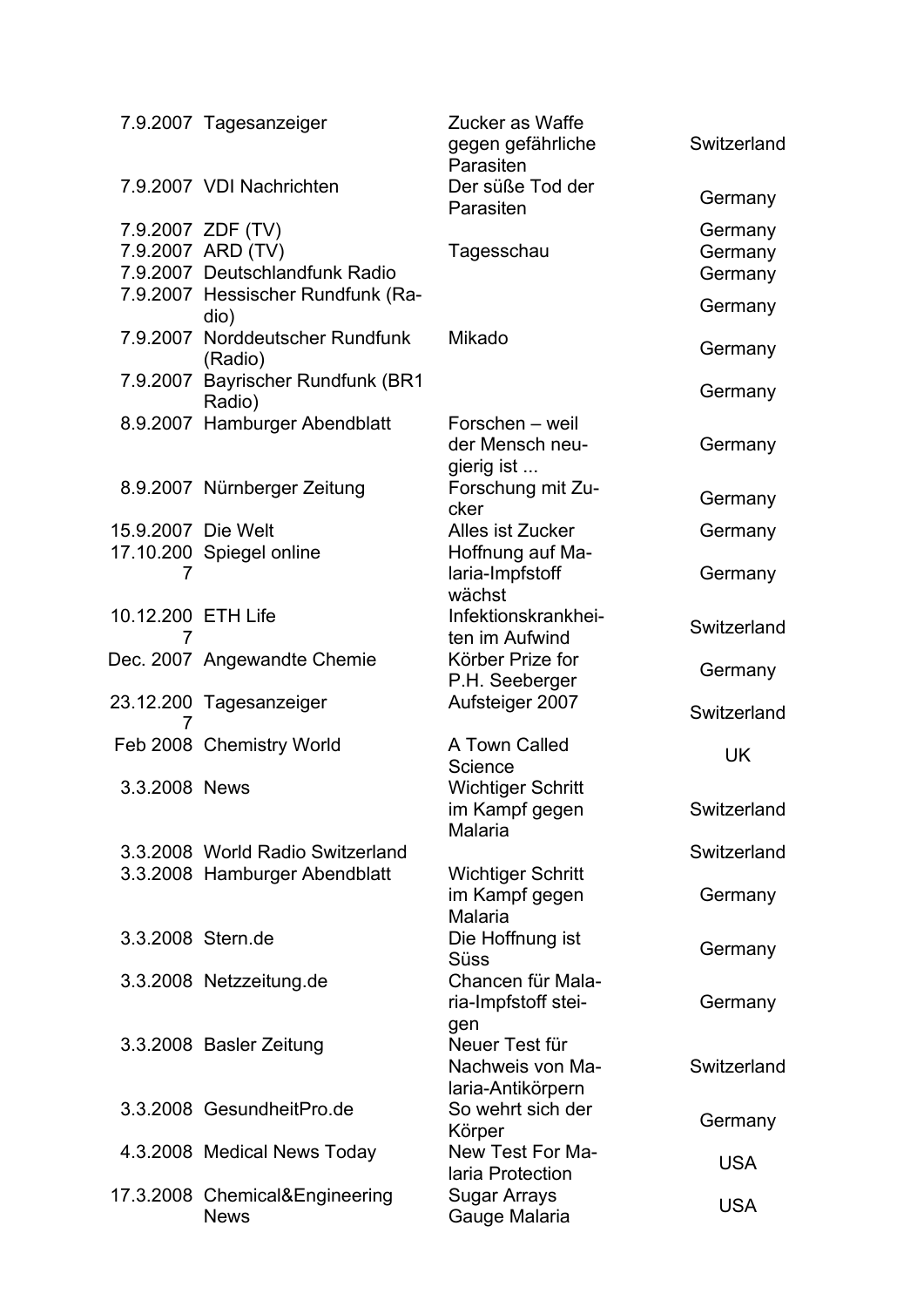| | | | |
|---|---|---|---|
| 7.9.2007 | Tagesanzeiger | Zucker as Waffe gegen gefährliche Parasiten | Switzerland |
| 7.9.2007 | VDI Nachrichten | Der süße Tod der Parasiten | Germany |
| 7.9.2007 | ZDF (TV) | | Germany |
| 7.9.2007 | ARD (TV) | Tagesschau | Germany |
| 7.9.2007 | Deutschlandfunk Radio | | Germany |
| 7.9.2007 | Hessischer Rundfunk (Radio) | | Germany |
| 7.9.2007 | Norddeutscher Rundfunk (Radio) | Mikado | Germany |
| 7.9.2007 | Bayrischer Rundfunk (BR1 Radio) | | Germany |
| 8.9.2007 | Hamburger Abendblatt | Forschen – weil der Mensch neugierig ist ... | Germany |
| 8.9.2007 | Nürnberger Zeitung | Forschung mit Zucker | Germany |
| 15.9.2007 | Die Welt | Alles ist Zucker | Germany |
| 17.10.2007 | Spiegel online | Hoffnung auf Malaria-Impfstoff wächst | Germany |
| 10.12.2007 | ETH Life | Infektionskrankheiten im Aufwind | Switzerland |
| Dec. 2007 | Angewandte Chemie | Körber Prize for P.H. Seeberger | Germany |
| 23.12.2007 | Tagesanzeiger | Aufsteiger 2007 | Switzerland |
| Feb 2008 | Chemistry World | A Town Called Science | UK |
| 3.3.2008 | News | Wichtiger Schritt im Kampf gegen Malaria | Switzerland |
| 3.3.2008 | World Radio Switzerland | | Switzerland |
| 3.3.2008 | Hamburger Abendblatt | Wichtiger Schritt im Kampf gegen Malaria | Germany |
| 3.3.2008 | Stern.de | Die Hoffnung ist Süss | Germany |
| 3.3.2008 | Netzzeitung.de | Chancen für Malaria-Impfstoff steigen | Germany |
| 3.3.2008 | Basler Zeitung | Neuer Test für Nachweis von Malaria-Antikörpern | Switzerland |
| 3.3.2008 | GesundheitPro.de | So wehrt sich der Körper | Germany |
| 4.3.2008 | Medical News Today | New Test For Malaria Protection | USA |
| 17.3.2008 | Chemical&Engineering News | Sugar Arrays Gauge Malaria | USA |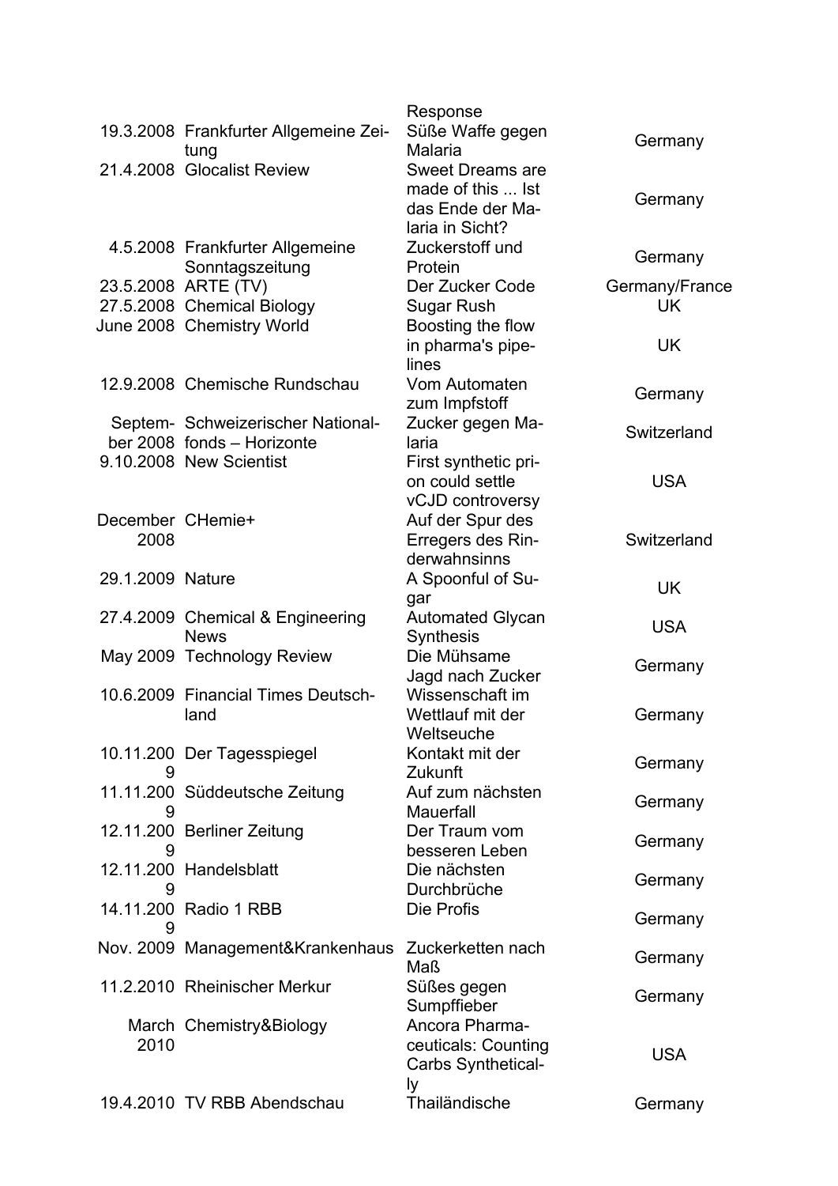| | | Response | |
|---|---|---|---|
| 19.3.2008 | Frankfurter Allgemeine Zeitung | Süße Waffe gegen Malaria | Germany |
| 21.4.2008 | Glocalist Review | Sweet Dreams are made of this ... Ist das Ende der Malaria in Sicht? | Germany |
| 4.5.2008 | Frankfurter Allgemeine Sonntagszeitung | Zuckerstoff und Protein | Germany |
| 23.5.2008 | ARTE (TV) | Der Zucker Code | Germany/France |
| 27.5.2008 | Chemical Biology | Sugar Rush | UK |
| June 2008 | Chemistry World | Boosting the flow in pharma's pipelines | UK |
| 12.9.2008 | Chemische Rundschau | Vom Automaten zum Impfstoff | Germany |
| September 2008 | Schweizerischer Nationalfonds – Horizonte | Zucker gegen Malaria | Switzerland |
| 9.10.2008 | New Scientist | First synthetic prion could settle vCJD controversy | USA |
| December 2008 | CHemie+ | Auf der Spur des Erregers des Rinderwahnsinns | Switzerland |
| 29.1.2009 | Nature | A Spoonful of Sugar | UK |
| 27.4.2009 | Chemical & Engineering News | Automated Glycan Synthesis | USA |
| May 2009 | Technology Review | Die Mühsame Jagd nach Zucker | Germany |
| 10.6.2009 | Financial Times Deutschland | Wissenschaft im Wettlauf mit der Weltseuche | Germany |
| 10.11.2009 | Der Tagesspiegel | Kontakt mit der Zukunft | Germany |
| 11.11.2009 | Süddeutsche Zeitung | Auf zum nächsten Mauerfall | Germany |
| 12.11.2009 | Berliner Zeitung | Der Traum vom besseren Leben | Germany |
| 12.11.2009 | Handelsblatt | Die nächsten Durchbrüche | Germany |
| 14.11.2009 | Radio 1 RBB | Die Profis | Germany |
| Nov. 2009 | Management&Krankenhaus | Zuckerketten nach Maß | Germany |
| 11.2.2010 | Rheinischer Merkur | Süßes gegen Sumpffieber | Germany |
| March 2010 | Chemistry&Biology | Ancora Pharmaceuticals: Counting Carbs Synthetically | USA |
| 19.4.2010 | TV RBB Abendschau | Thailändische | Germany |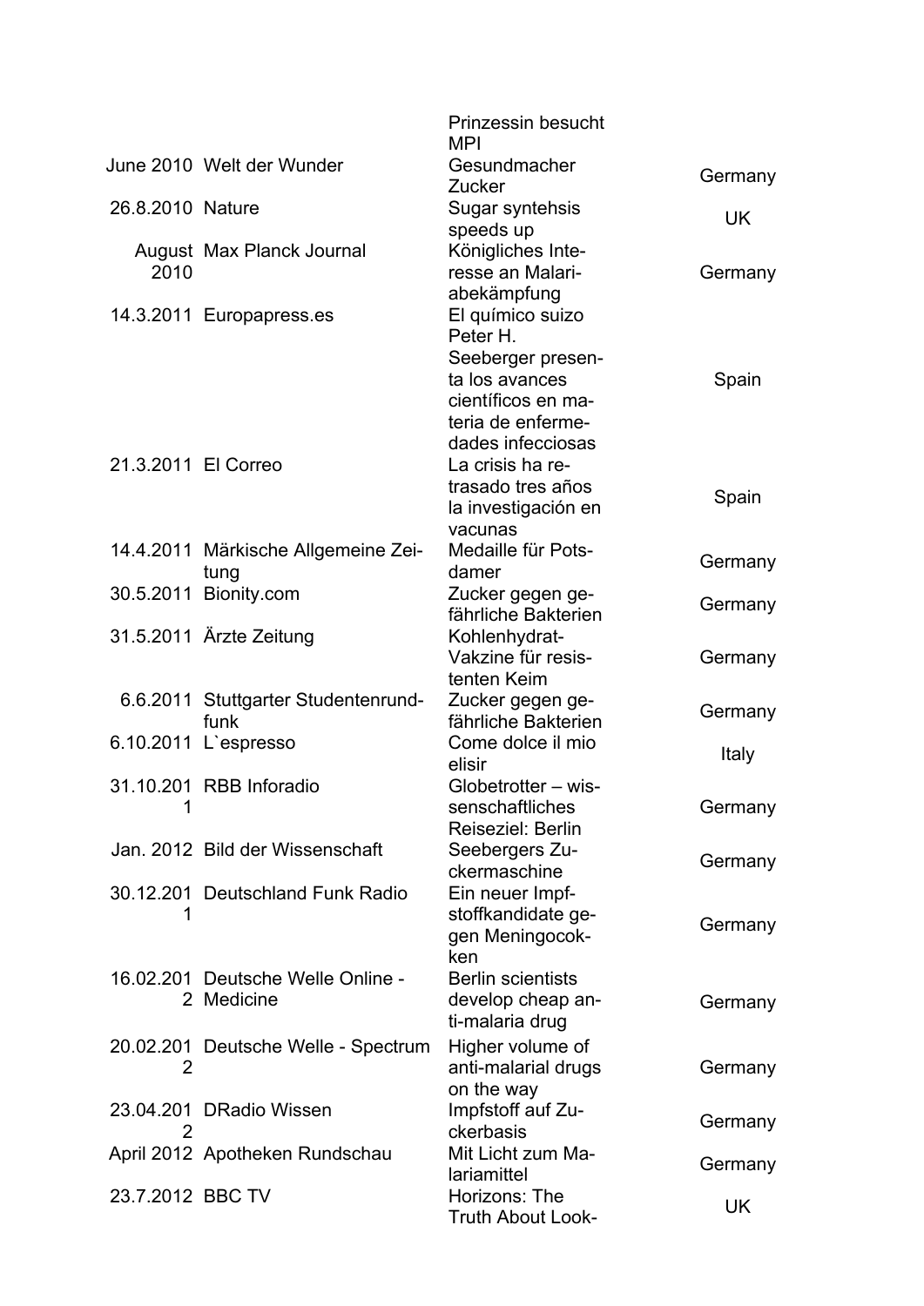| | | | |
|---|---|---|---|
| | | Prinzessin besucht MPI | |
| June 2010 | Welt der Wunder | Gesundmacher Zucker | Germany |
| 26.8.2010 | Nature | Sugar syntehsis speeds up | UK |
| August 2010 | Max Planck Journal | Königliches Interesse an Malariabekämpfung | Germany |
| 14.3.2011 | Europapress.es | El químico suizo Peter H. Seeberger presenta los avances científicos en materia de enfermedades infecciosas | Spain |
| 21.3.2011 | El Correo | La crisis ha retrasado tres años la investigación en vacunas | Spain |
| 14.4.2011 | Märkische Allgemeine Zeitung | Medaille für Potsdamer | Germany |
| 30.5.2011 | Bionity.com | Zucker gegen gefährliche Bakterien | Germany |
| 31.5.2011 | Ärzte Zeitung | Kohlenhydrat-Vakzine für resistenten Keim | Germany |
| 6.6.2011 | Stuttgarter Studentenrundfunk | Zucker gegen gefährliche Bakterien | Germany |
| 6.10.2011 | L`espresso | Come dolce il mio elisir | Italy |
| 31.10.2011 | RBB Inforadio | Globetrotter – wissenschaftliches Reiseziel: Berlin | Germany |
| Jan. 2012 | Bild der Wissenschaft | Seebergers Zuckermaschine | Germany |
| 30.12.2011 | Deutschland Funk Radio | Ein neuer Impfstoffkandidate gegen Meningocokken | Germany |
| 16.02.2012 | Deutsche Welle Online - Medicine | Berlin scientists develop cheap anti-malaria drug | Germany |
| 20.02.2012 | Deutsche Welle - Spectrum | Higher volume of anti-malarial drugs on the way | Germany |
| 23.04.2012 | DRadio Wissen | Impfstoff auf Zuckerbasis | Germany |
| April 2012 | Apotheken Rundschau | Mit Licht zum Malariamittel | Germany |
| 23.7.2012 | BBC TV | Horizons: The Truth About Look- | UK |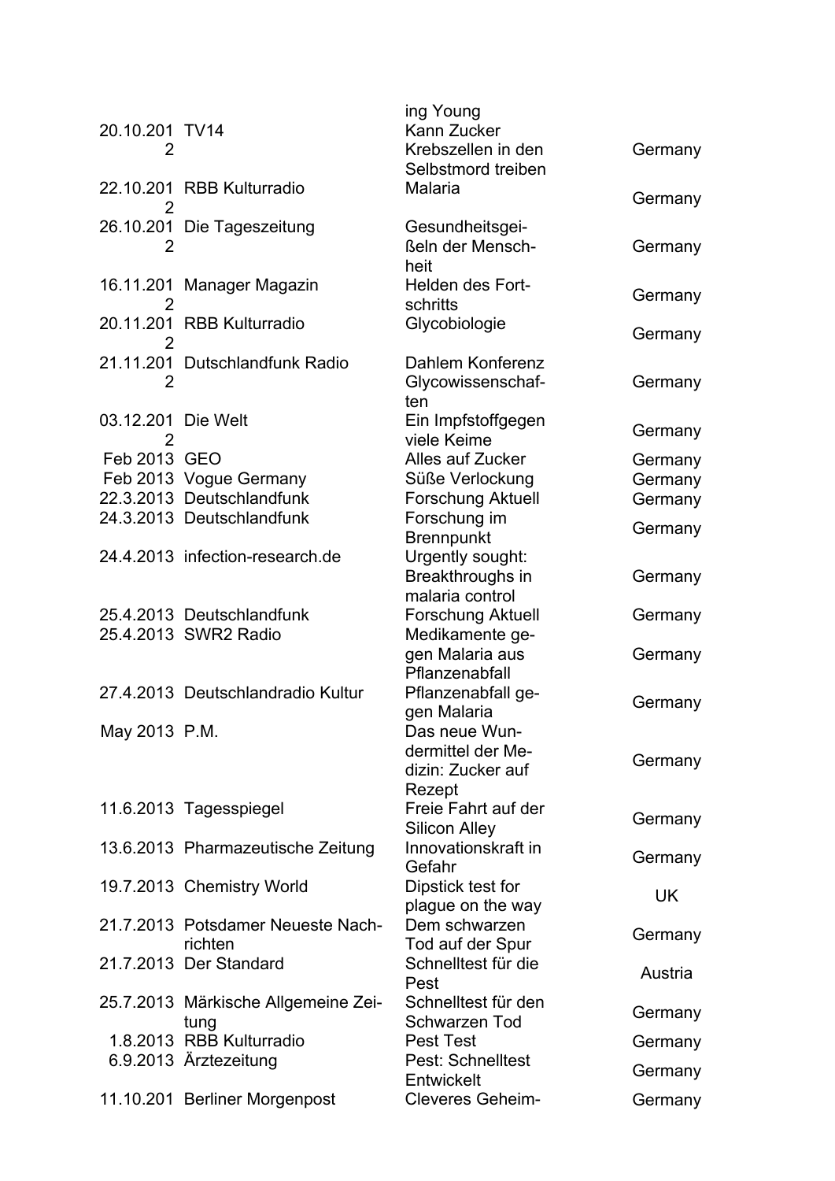| | | ing Young | |
|---|---|---|---|
| 20.10.2012 | TV14 | Kann Zucker Krebszellen in den Selbstmord treiben | Germany |
| 22.10.2012 | RBB Kulturradio | Malaria | Germany |
| 26.10.2012 | Die Tageszeitung | Gesundheitsgeißeln der Menschheit | Germany |
| 16.11.2012 | Manager Magazin | Helden des Fortschritts | Germany |
| 20.11.2012 | RBB Kulturradio | Glycobiologie | Germany |
| 21.11.2012 | Dutschlandfunk Radio | Dahlem Konferenz Glycowissenschaften | Germany |
| 03.12.2012 | Die Welt | Ein Impfstoffgegen viele Keime | Germany |
| Feb 2013 | GEO | Alles auf Zucker | Germany |
| Feb 2013 | Vogue Germany | Süße Verlockung | Germany |
| 22.3.2013 | Deutschlandfunk | Forschung Aktuell | Germany |
| 24.3.2013 | Deutschlandfunk | Forschung im Brennpunkt | Germany |
| 24.4.2013 | infection-research.de | Urgently sought: Breakthroughs in malaria control | Germany |
| 25.4.2013 | Deutschlandfunk | Forschung Aktuell | Germany |
| 25.4.2013 | SWR2 Radio | Medikamente gegen Malaria aus Pflanzenabfall | Germany |
| 27.4.2013 | Deutschlandradio Kultur | Pflanzenabfall gegen Malaria | Germany |
| May 2013 | P.M. | Das neue Wundermittel der Medizin: Zucker auf Rezept | Germany |
| 11.6.2013 | Tagesspiegel | Freie Fahrt auf der Silicon Alley | Germany |
| 13.6.2013 | Pharmazeutische Zeitung | Innovationskraft in Gefahr | Germany |
| 19.7.2013 | Chemistry World | Dipstick test for plague on the way | UK |
| 21.7.2013 | Potsdamer Neueste Nachrichten | Dem schwarzen Tod auf der Spur | Germany |
| 21.7.2013 | Der Standard | Schnelltest für die Pest | Austria |
| 25.7.2013 | Märkische Allgemeine Zeitung | Schnelltest für den Schwarzen Tod | Germany |
| 1.8.2013 | RBB Kulturradio | Pest Test | Germany |
| 6.9.2013 | Ärztezeitung | Pest: Schnelltest Entwickelt | Germany |
| 11.10.201 | Berliner Morgenpost | Cleveres Geheim- | Germany |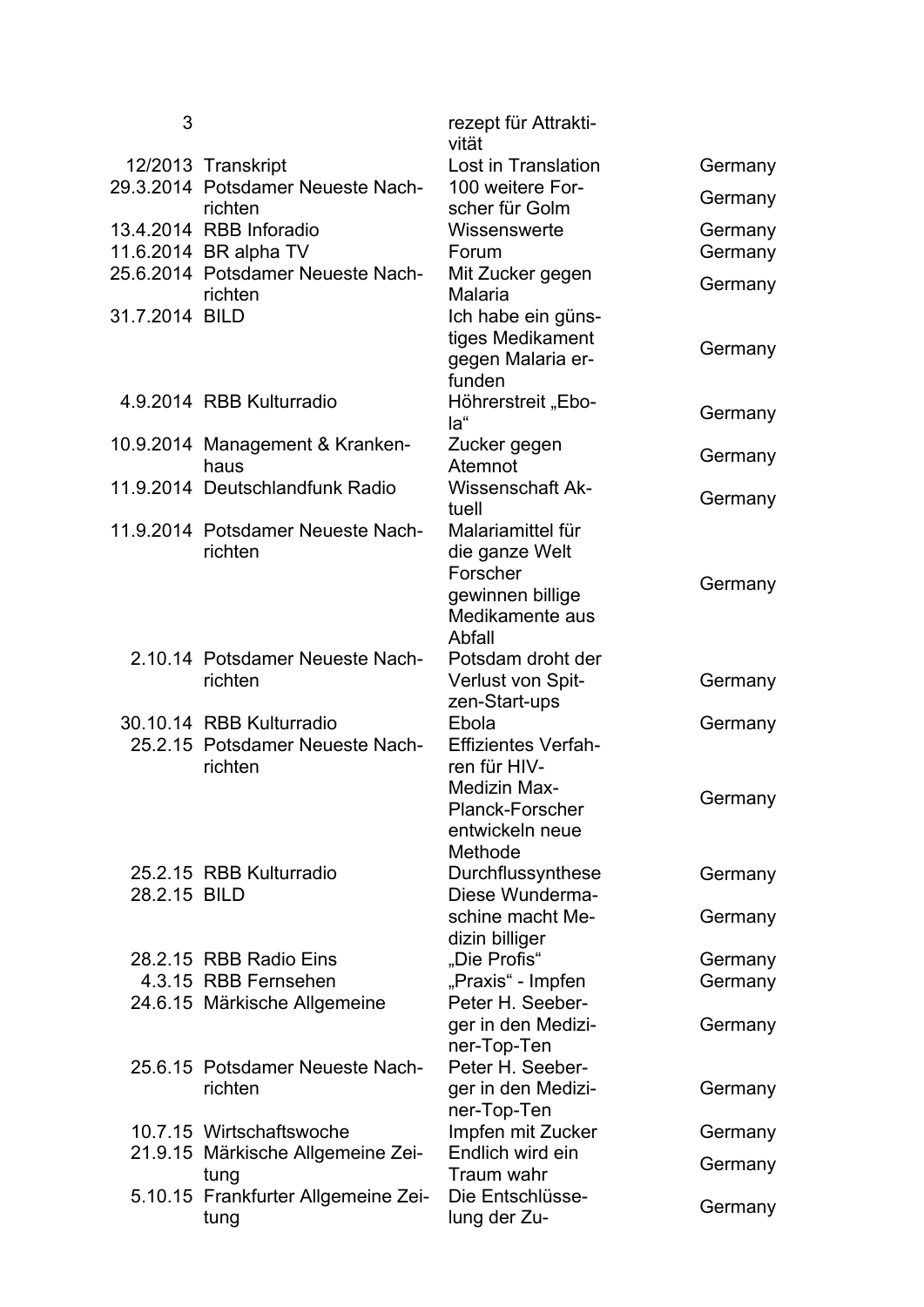| | | | |
|---|---|---|---|
| 3 | | rezept für Attraktivität | |
| 12/2013 | Transkript | Lost in Translation | Germany |
| 29.3.2014 | Potsdamer Neueste Nachrichten | 100 weitere Forscher für Golm | Germany |
| 13.4.2014 | RBB Inforadio | Wissenswerte | Germany |
| 11.6.2014 | BR alpha TV | Forum | Germany |
| 25.6.2014 | Potsdamer Neueste Nachrichten | Mit Zucker gegen Malaria | Germany |
| 31.7.2014 | BILD | Ich habe ein günstiges Medikament gegen Malaria erfunden | Germany |
| 4.9.2014 | RBB Kulturradio | Höhrerstreit „Ebola“ | Germany |
| 10.9.2014 | Management & Krankenhaus | Zucker gegen Atemnot | Germany |
| 11.9.2014 | Deutschlandfunk Radio | Wissenschaft Aktuell | Germany |
| 11.9.2014 | Potsdamer Neueste Nachrichten | Malariamittel für die ganze Welt Forscher gewinnen billige Medikamente aus Abfall | Germany |
| 2.10.14 | Potsdamer Neueste Nachrichten | Potsdam droht der Verlust von Spitzen-Start-ups | Germany |
| 30.10.14 | RBB Kulturradio | Ebola | Germany |
| 25.2.15 | Potsdamer Neueste Nachrichten | Effizientes Verfahren für HIV-Medizin Max-Planck-Forscher entwickeln neue Methode | Germany |
| 25.2.15 | RBB Kulturradio | Durchflussynthese | Germany |
| 28.2.15 | BILD | Diese Wundermaschine macht Medizin billiger | Germany |
| 28.2.15 | RBB Radio Eins | „Die Profis“ | Germany |
| 4.3.15 | RBB Fernsehen | „Praxis“ - Impfen | Germany |
| 24.6.15 | Märkische Allgemeine | Peter H. Seeberger in den Mediziner-Top-Ten | Germany |
| 25.6.15 | Potsdamer Neueste Nachrichten | Peter H. Seeberger in den Mediziner-Top-Ten | Germany |
| 10.7.15 | Wirtschaftswoche | Impfen mit Zucker | Germany |
| 21.9.15 | Märkische Allgemeine Zeitung | Endlich wird ein Traum wahr | Germany |
| 5.10.15 | Frankfurter Allgemeine Zeitung | Die Entschlüsselung der Zu- | Germany |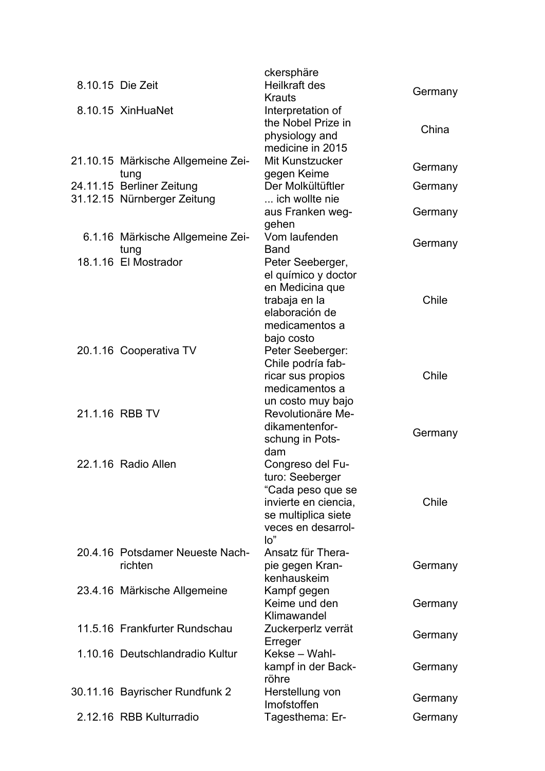| | | | |
|---|---|---|---|
| | | ckersphäre | |
| 8.10.15 | Die Zeit | Heilkraft des Krauts | Germany |
| 8.10.15 | XinHuaNet | Interpretation of the Nobel Prize in physiology and medicine in 2015 | China |
| 21.10.15 | Märkische Allgemeine Zeitung | Mit Kunstzucker gegen Keime | Germany |
| 24.11.15 | Berliner Zeitung | Der Molkültüftler | Germany |
| 31.12.15 | Nürnberger Zeitung | ... ich wollte nie aus Franken weggehen | Germany |
| 6.1.16 | Märkische Allgemeine Zeitung | Vom laufenden Band | Germany |
| 18.1.16 | El Mostrador | Peter Seeberger, el químico y doctor en Medicina que trabaja en la elaboración de medicamentos a bajo costo | Chile |
| 20.1.16 | Cooperativa TV | Peter Seeberger: Chile podría fabricar sus propios medicamentos a un costo muy bajo | Chile |
| 21.1.16 | RBB TV | Revolutionäre Medikamentenforschung in Potsdam | Germany |
| 22.1.16 | Radio Allen | Congreso del Futuro: Seeberger "Cada peso que se invierte en ciencia, se multiplica siete veces en desarrollo" | Chile |
| 20.4.16 | Potsdamer Neueste Nachrichten | Ansatz für Therapie gegen Krankenhauskeim | Germany |
| 23.4.16 | Märkische Allgemeine | Kampf gegen Keime und den Klimawandel | Germany |
| 11.5.16 | Frankfurter Rundschau | Zuckerperlz verrät Erreger | Germany |
| 1.10.16 | Deutschlandradio Kultur | Kekse – Wahlkampf in der Backröhre | Germany |
| 30.11.16 | Bayrischer Rundfunk 2 | Herstellung von Imofstoffen | Germany |
| 2.12.16 | RBB Kulturradio | Tagesthema: Er- | Germany |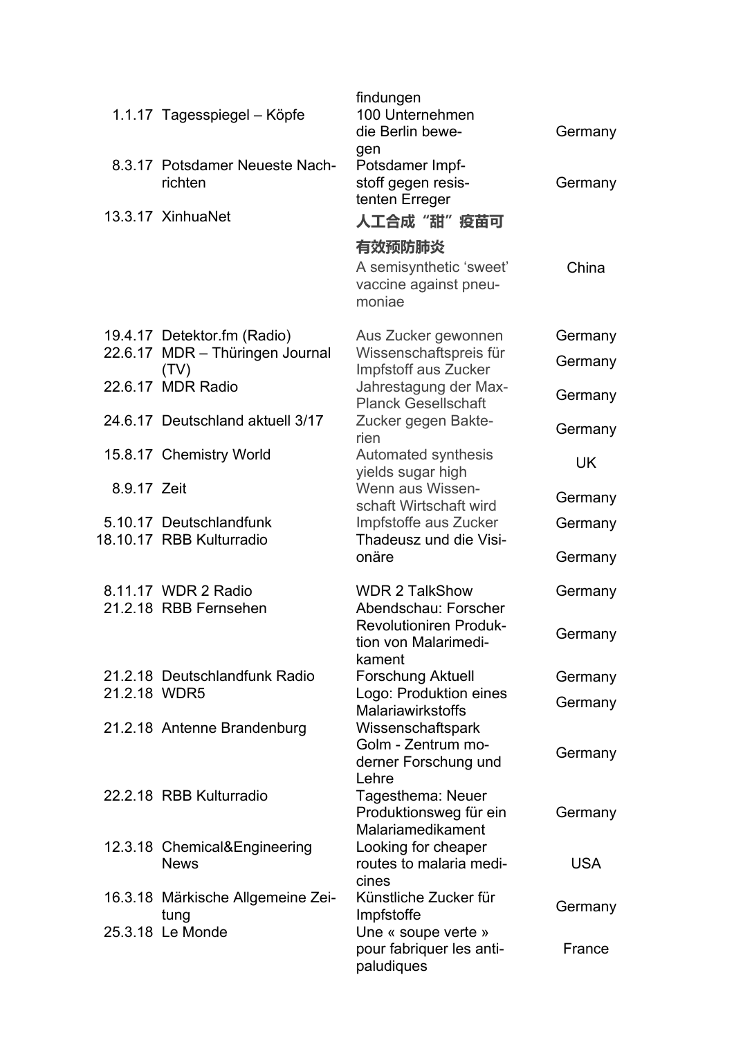| | | | |
|---|---|---|---|
| | | findungen | |
| 1.1.17 | Tagesspiegel – Köpfe | 100 Unternehmen die Berlin bewegen | Germany |
| 8.3.17 | Potsdamer Neueste Nachrichten | Potsdamer Impfstoff gegen resistenten Erreger | Germany |
| 13.3.17 | XinhuaNet | **人工合成“甜”疫苗可有效预防肺炎** A semisynthetic ‘sweet’ vaccine against pneumoniae | China |
| 19.4.17 | Detektor.fm (Radio) | Aus Zucker gewonnen | Germany |
| 22.6.17 | MDR – Thüringen Journal (TV) | Wissenschaftspreis für Impfstoff aus Zucker | Germany |
| 22.6.17 | MDR Radio | Jahrestagung der Max-Planck Gesellschaft | Germany |
| 24.6.17 | Deutschland aktuell 3/17 | Zucker gegen Bakterien | Germany |
| 15.8.17 | Chemistry World | Automated synthesis yields sugar high | UK |
| 8.9.17 | Zeit | Wenn aus Wissenschaft Wirtschaft wird | Germany |
| 5.10.17 | Deutschlandfunk | Impfstoffe aus Zucker | Germany |
| 18.10.17 | RBB Kulturradio | Thadeusz und die Visionäre | Germany |
| 8.11.17 | WDR 2 Radio | WDR 2 TalkShow | Germany |
| 21.2.18 | RBB Fernsehen | Abendschau: Forscher Revolutioniren Produktion von Malarimedikament | Germany |
| 21.2.18 | Deutschlandfunk Radio | Forschung Aktuell | Germany |
| 21.2.18 | WDR5 | Logo: Produktion eines Malariawirkstoffs | Germany |
| 21.2.18 | Antenne Brandenburg | Wissenschaftspark Golm - Zentrum moderner Forschung und Lehre | Germany |
| 22.2.18 | RBB Kulturradio | Tagesthema: Neuer Produktionsweg für ein Malariamedikament | Germany |
| 12.3.18 | Chemical&Engineering News | Looking for cheaper routes to malaria medicines | USA |
| 16.3.18 | Märkische Allgemeine Zeitung | Künstliche Zucker für Impfstoffe | Germany |
| 25.3.18 | Le Monde | Une « soupe verte » pour fabriquer les antipaludiques | France |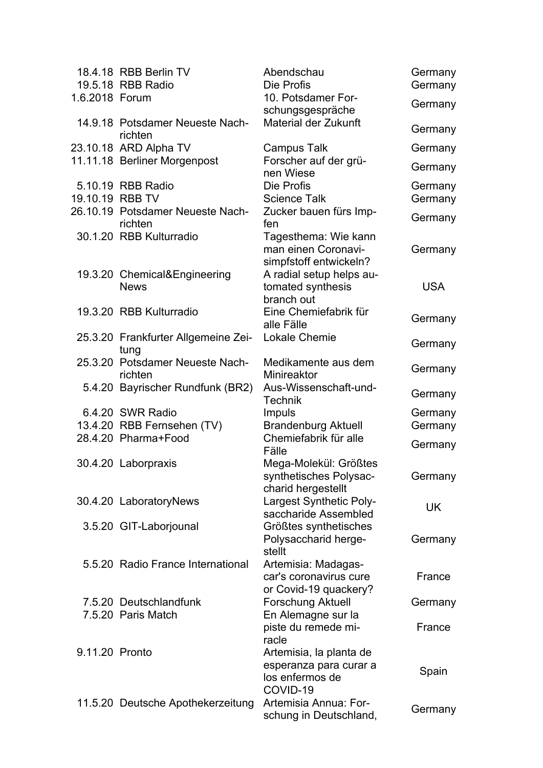| | | | |
|---|---|---|---|
| 18.4.18 | RBB Berlin TV | Abendschau | Germany |
| 19.5.18 | RBB Radio | Die Profis | Germany |
| 1.6.2018 | Forum | 10. Potsdamer Forschungsgespräche | Germany |
| 14.9.18 | Potsdamer Neueste Nachrichten | Material der Zukunft | Germany |
| 23.10.18 | ARD Alpha TV | Campus Talk | Germany |
| 11.11.18 | Berliner Morgenpost | Forscher auf der grünen Wiese | Germany |
| 5.10.19 | RBB Radio | Die Profis | Germany |
| 19.10.19 | RBB TV | Science Talk | Germany |
| 26.10.19 | Potsdamer Neueste Nachrichten | Zucker bauen fürs Impfen | Germany |
| 30.1.20 | RBB Kulturradio | Tagesthema: Wie kann man einen Coronavisimpfstoff entwickeln? | Germany |
| 19.3.20 | Chemical&Engineering News | A radial setup helps automated synthesis branch out | USA |
| 19.3.20 | RBB Kulturradio | Eine Chemiefabrik für alle Fälle | Germany |
| 25.3.20 | Frankfurter Allgemeine Zeitung | Lokale Chemie | Germany |
| 25.3.20 | Potsdamer Neueste Nachrichten | Medikamente aus dem Minireaktor | Germany |
| 5.4.20 | Bayrischer Rundfunk (BR2) | Aus-Wissenschaft-und-Technik | Germany |
| 6.4.20 | SWR Radio | Impuls | Germany |
| 13.4.20 | RBB Fernsehen (TV) | Brandenburg Aktuell | Germany |
| 28.4.20 | Pharma+Food | Chemiefabrik für alle Fälle | Germany |
| 30.4.20 | Laborpraxis | Mega-Molekül: Größtes synthetisches Polysaccharid hergestellt | Germany |
| 30.4.20 | LaboratoryNews | Largest Synthetic Polysaccharide Assembled | UK |
| 3.5.20 | GIT-Laborjounal | Größtes synthetisches Polysaccharid hergestellt | Germany |
| 5.5.20 | Radio France International | Artemisia: Madagascar's coronavirus cure or Covid-19 quackery? | France |
| 7.5.20 | Deutschlandfunk | Forschung Aktuell | Germany |
| 7.5.20 | Paris Match | En Alemagne sur la piste du remede miracle | France |
| 9.11.20 | Pronto | Artemisia, la planta de esperanza para curar a los enfermos de COVID-19 | Spain |
| 11.5.20 | Deutsche Apothekerzeitung | Artemisia Annua: Forschung in Deutschland, | Germany |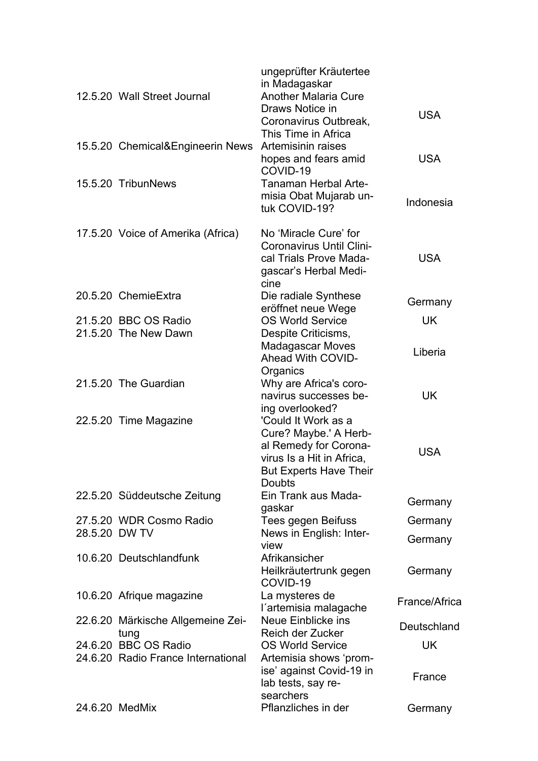| | | | |
|---|---|---|---|
| | | ungeprüfter Kräutertee in Madagaskar | |
| 12.5.20 | Wall Street Journal | Another Malaria Cure Draws Notice in Coronavirus Outbreak, This Time in Africa | USA |
| 15.5.20 | Chemical&Engineerin News | Artemisinin raises hopes and fears amid COVID-19 | USA |
| 15.5.20 | TribunNews | Tanaman Herbal Artemisia Obat Mujarab untuk COVID-19? | Indonesia |
| 17.5.20 | Voice of Amerika (Africa) | No 'Miracle Cure' for Coronavirus Until Clinical Trials Prove Madagascar's Herbal Medicine | USA |
| 20.5.20 | ChemieExtra | Die radiale Synthese eröffnet neue Wege | Germany |
| 21.5.20 | BBC OS Radio | OS World Service | UK |
| 21.5.20 | The New Dawn | Despite Criticisms, Madagascar Moves Ahead With COVID-Organics | Liberia |
| 21.5.20 | The Guardian | Why are Africa's coronavirus successes being overlooked? | UK |
| 22.5.20 | Time Magazine | 'Could It Work as a Cure? Maybe.' A Herbal Remedy for Coronavirus Is a Hit in Africa, But Experts Have Their Doubts | USA |
| 22.5.20 | Süddeutsche Zeitung | Ein Trank aus Madagaskar | Germany |
| 27.5.20 | WDR Cosmo Radio | Tees gegen Beifuss | Germany |
| 28.5.20 | DW TV | News in English: Interview | Germany |
| 10.6.20 | Deutschlandfunk | Afrikansicher Heilkräutertrunk gegen COVID-19 | Germany |
| 10.6.20 | Afrique magazine | La mysteres de l´artemisia malagache | France/Africa |
| 22.6.20 | Märkische Allgemeine Zeitung | Neue Einblicke ins Reich der Zucker | Deutschland |
| 24.6.20 | BBC OS Radio | OS World Service | UK |
| 24.6.20 | Radio France International | Artemisia shows 'promise' against Covid-19 in lab tests, say researchers | France |
| 24.6.20 | MedMix | Pflanzliches in der | Germany |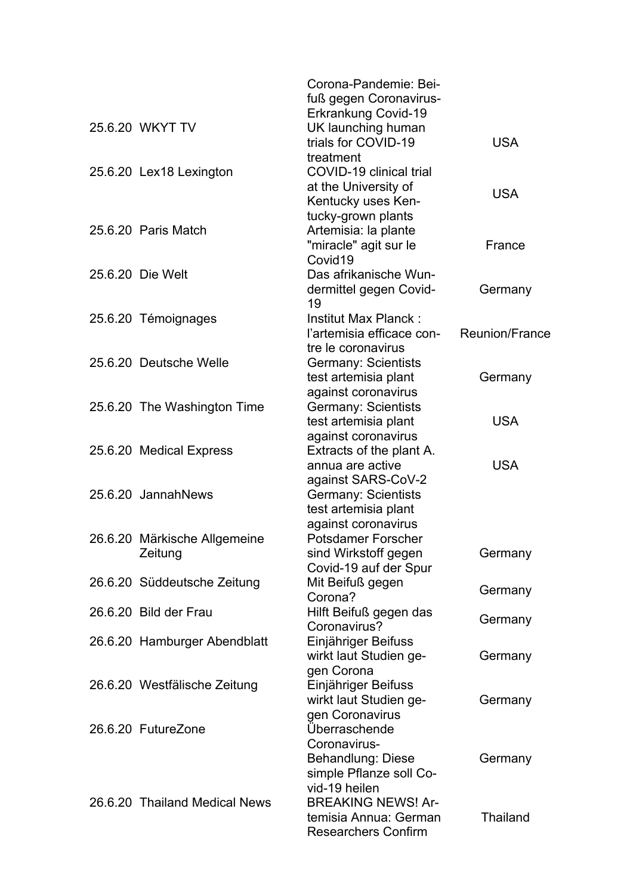| | | | |
|---|---|---|---|
| | | Corona-Pandemie: Beifuß gegen Coronavirus-Erkrankung Covid-19 | |
| 25.6.20 | WKYT TV | UK launching human trials for COVID-19 treatment | USA |
| 25.6.20 | Lex18 Lexington | COVID-19 clinical trial at the University of Kentucky uses Kentucky-grown plants | USA |
| 25.6.20 | Paris Match | Artemisia: la plante "miracle" agit sur le Covid19 | France |
| 25.6.20 | Die Welt | Das afrikanische Wundermittel gegen Covid-19 | Germany |
| 25.6.20 | Témoignages | Institut Max Planck : l'artemisia efficace contre le coronavirus | Reunion/France |
| 25.6.20 | Deutsche Welle | Germany: Scientists test artemisia plant against coronavirus | Germany |
| 25.6.20 | The Washington Time | Germany: Scientists test artemisia plant against coronavirus | USA |
| 25.6.20 | Medical Express | Extracts of the plant A. annua are active against SARS-CoV-2 | USA |
| 25.6.20 | JannahNews | Germany: Scientists test artemisia plant against coronavirus | |
| 26.6.20 | Märkische Allgemeine Zeitung | Potsdamer Forscher sind Wirkstoff gegen Covid-19 auf der Spur | Germany |
| 26.6.20 | Süddeutsche Zeitung | Mit Beifuß gegen Corona? | Germany |
| 26.6.20 | Bild der Frau | Hilft Beifuß gegen das Coronavirus? | Germany |
| 26.6.20 | Hamburger Abendblatt | Einjähriger Beifuss wirkt laut Studien gegen Corona | Germany |
| 26.6.20 | Westfälische Zeitung | Einjähriger Beifuss wirkt laut Studien gegen Coronavirus | Germany |
| 26.6.20 | FutureZone | Überraschende Coronavirus-Behandlung: Diese simple Pflanze soll Covid-19 heilen | Germany |
| 26.6.20 | Thailand Medical News | BREAKING NEWS! Artemisia Annua: German Researchers Confirm | Thailand |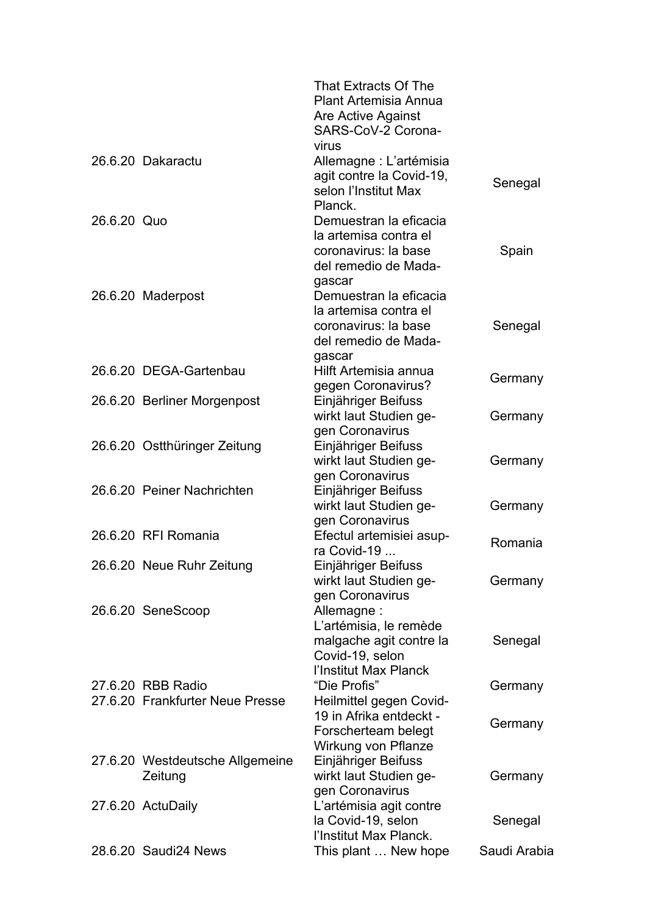| Date | Outlet | Title | Country |
|---|---|---|---|
| | | That Extracts Of The Plant Artemisia Annua Are Active Against SARS-CoV-2 Corona-virus | |
| 26.6.20 | Dakaractu | Allemagne : L'artémisia agit contre la Covid-19, selon l'Institut Max Planck. | Senegal |
| 26.6.20 | Quo | Demuestran la eficacia la artemisa contra el coronavirus: la base del remedio de Mada-gascar | Spain |
| 26.6.20 | Maderpost | Demuestran la eficacia la artemisa contra el coronavirus: la base del remedio de Mada-gascar | Senegal |
| 26.6.20 | DEGA-Gartenbau | Hilft Artemisia annua gegen Coronavirus? | Germany |
| 26.6.20 | Berliner Morgenpost | Einjähriger Beifuss wirkt laut Studien ge-gen Coronavirus | Germany |
| 26.6.20 | Ostthüringer Zeitung | Einjähriger Beifuss wirkt laut Studien ge-gen Coronavirus | Germany |
| 26.6.20 | Peiner Nachrichten | Einjähriger Beifuss wirkt laut Studien ge-gen Coronavirus | Germany |
| 26.6.20 | RFI Romania | Efectul artemisiei asup-ra Covid-19 ... | Romania |
| 26.6.20 | Neue Ruhr Zeitung | Einjähriger Beifuss wirkt laut Studien ge-gen Coronavirus | Germany |
| 26.6.20 | SeneScoop | Allemagne : L'artémisia, le remède malgache agit contre la Covid-19, selon l'Institut Max Planck | Senegal |
| 27.6.20 | RBB Radio | "Die Profis" | Germany |
| 27.6.20 | Frankfurter Neue Presse | Heilmittel gegen Covid-19 in Afrika entdeckt - Forscherteam belegt Wirkung von Pflanze | Germany |
| 27.6.20 | Westdeutsche Allgemeine Zeitung | Einjähriger Beifuss wirkt laut Studien ge-gen Coronavirus | Germany |
| 27.6.20 | ActuDaily | L'artémisia agit contre la Covid-19, selon l'Institut Max Planck. | Senegal |
| 28.6.20 | Saudi24 News | This plant … New hope | Saudi Arabia |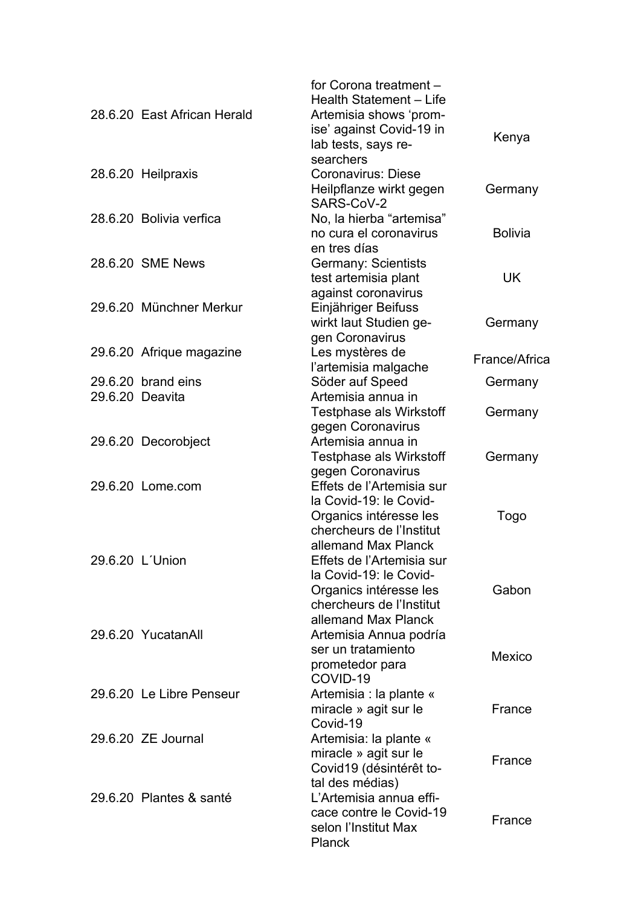| Date | Outlet | Title | Country |
|---|---|---|---|
| | | for Corona treatment – Health Statement – Life | |
| 28.6.20 | East African Herald | Artemisia shows 'promise' against Covid-19 in lab tests, says researchers | Kenya |
| 28.6.20 | Heilpraxis | Coronavirus: Diese Heilpflanze wirkt gegen SARS-CoV-2 | Germany |
| 28.6.20 | Bolivia verfica | No, la hierba "artemisa" no cura el coronavirus en tres días | Bolivia |
| 28.6.20 | SME News | Germany: Scientists test artemisia plant against coronavirus | UK |
| 29.6.20 | Münchner Merkur | Einjähriger Beifuss wirkt laut Studien gegen Coronavirus | Germany |
| 29.6.20 | Afrique magazine | Les mystères de l'artemisia malgache | France/Africa |
| 29.6.20 | brand eins | Söder auf Speed | Germany |
| 29.6.20 | Deavita | Artemisia annua in Testphase als Wirkstoff gegen Coronavirus | Germany |
| 29.6.20 | Decorobject | Artemisia annua in Testphase als Wirkstoff gegen Coronavirus | Germany |
| 29.6.20 | Lome.com | Effets de l'Artemisia sur la Covid-19: le Covid-Organics intéresse les chercheurs de l'Institut allemand Max Planck | Togo |
| 29.6.20 | L´Union | Effets de l'Artemisia sur la Covid-19: le Covid-Organics intéresse les chercheurs de l'Institut allemand Max Planck | Gabon |
| 29.6.20 | YucatanAll | Artemisia Annua podría ser un tratamiento prometedor para COVID-19 | Mexico |
| 29.6.20 | Le Libre Penseur | Artemisia : la plante « miracle » agit sur le Covid-19 | France |
| 29.6.20 | ZE Journal | Artemisia: la plante « miracle » agit sur le Covid19 (désintérêt total des médias) | France |
| 29.6.20 | Plantes & santé | L'Artemisia annua efficace contre le Covid-19 selon l'Institut Max Planck | France |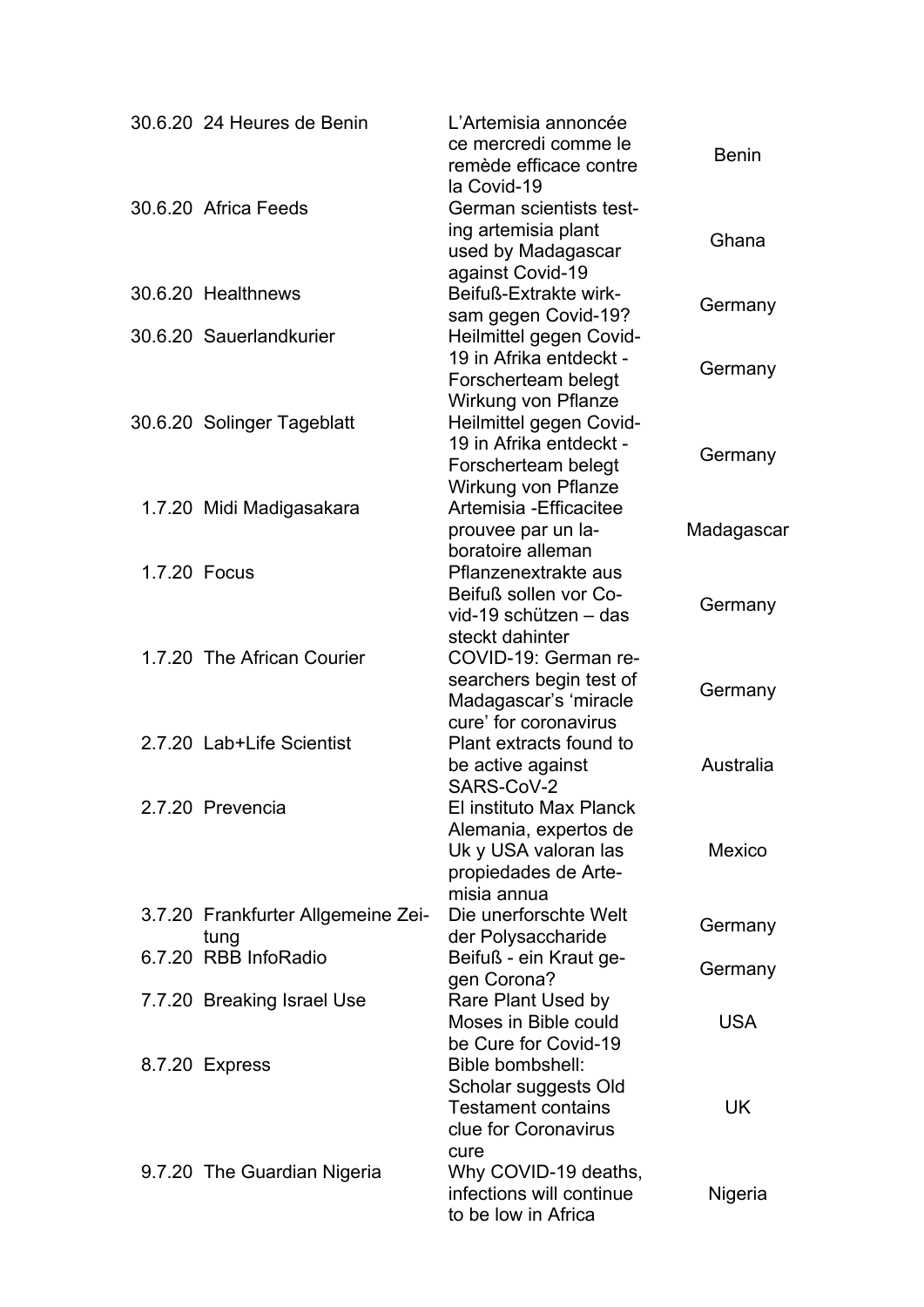| | | | |
|---|---|---|---|
| 30.6.20 | 24 Heures de Benin | L'Artemisia annoncée ce mercredi comme le remède efficace contre la Covid-19 | Benin |
| 30.6.20 | Africa Feeds | German scientists testing artemisia plant used by Madagascar against Covid-19 | Ghana |
| 30.6.20 | Healthnews | Beifuß-Extrakte wirksam gegen Covid-19? | Germany |
| 30.6.20 | Sauerlandkurier | Heilmittel gegen Covid-19 in Afrika entdeckt - Forscherteam belegt Wirkung von Pflanze | Germany |
| 30.6.20 | Solinger Tageblatt | Heilmittel gegen Covid-19 in Afrika entdeckt - Forscherteam belegt Wirkung von Pflanze | Germany |
| 1.7.20 | Midi Madigasakara | Artemisia -Efficacitee prouvee par un laboratoire alleman | Madagascar |
| 1.7.20 | Focus | Pflanzenextrakte aus Beifuß sollen vor Covid-19 schützen – das steckt dahinter | Germany |
| 1.7.20 | The African Courier | COVID-19: German researchers begin test of Madagascar's 'miracle cure' for coronavirus | Germany |
| 2.7.20 | Lab+Life Scientist | Plant extracts found to be active against SARS-CoV-2 | Australia |
| 2.7.20 | Prevencia | El instituto Max Planck Alemania, expertos de Uk y USA valoran las propiedades de Artemisia annua | Mexico |
| 3.7.20 | Frankfurter Allgemeine Zeitung | Die unerforschte Welt der Polysaccharide | Germany |
| 6.7.20 | RBB InfoRadio | Beifuß - ein Kraut gegen Corona? | Germany |
| 7.7.20 | Breaking Israel Use | Rare Plant Used by Moses in Bible could be Cure for Covid-19 | USA |
| 8.7.20 | Express | Bible bombshell: Scholar suggests Old Testament contains clue for Coronavirus cure | UK |
| 9.7.20 | The Guardian Nigeria | Why COVID-19 deaths, infections will continue to be low in Africa | Nigeria |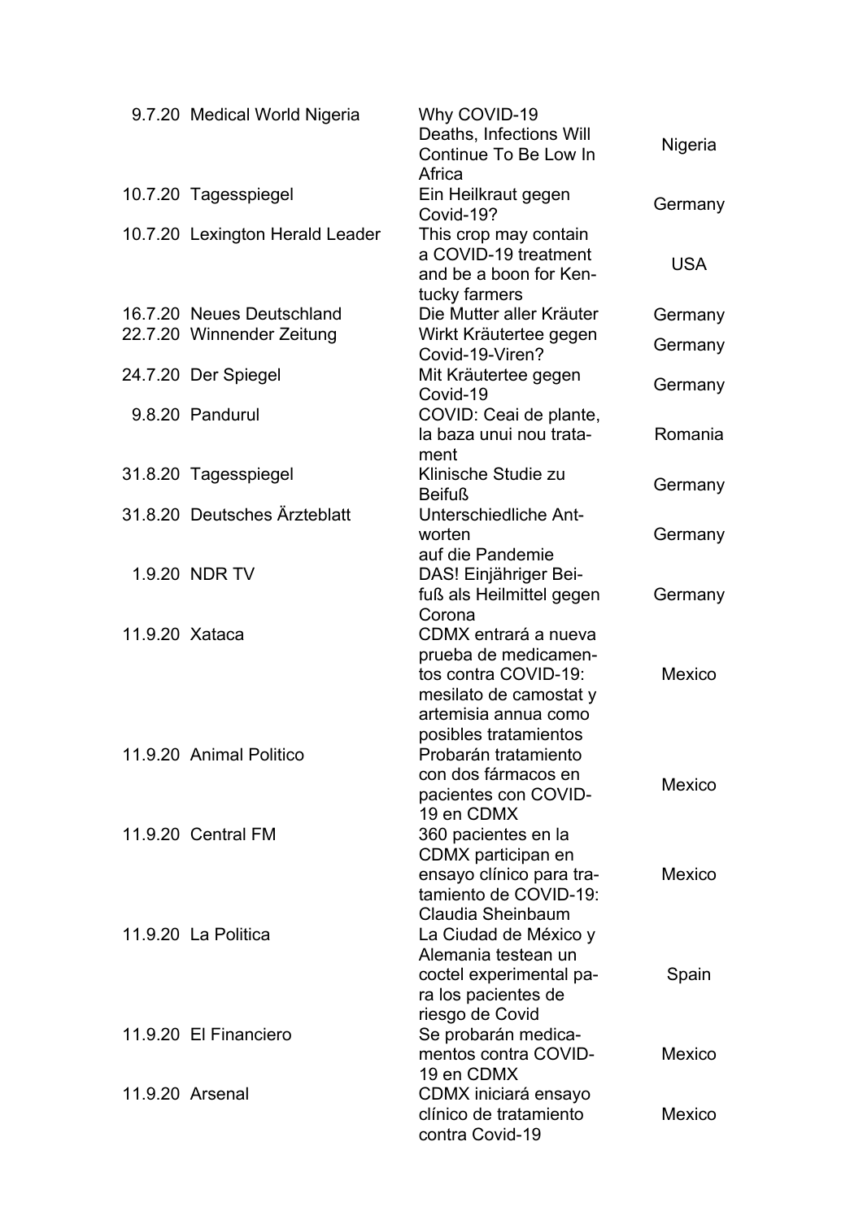| | | | |
|---|---|---|---|
| 9.7.20 | Medical World Nigeria | Why COVID-19 Deaths, Infections Will Continue To Be Low In Africa | Nigeria |
| 10.7.20 | Tagesspiegel | Ein Heilkraut gegen Covid-19? | Germany |
| 10.7.20 | Lexington Herald Leader | This crop may contain a COVID-19 treatment and be a boon for Kentucky farmers | USA |
| 16.7.20 | Neues Deutschland | Die Mutter aller Kräuter | Germany |
| 22.7.20 | Winnender Zeitung | Wirkt Kräutertee gegen Covid-19-Viren? | Germany |
| 24.7.20 | Der Spiegel | Mit Kräutertee gegen Covid-19 | Germany |
| 9.8.20 | Pandurul | COVID: Ceai de plante, la baza unui nou tratament | Romania |
| 31.8.20 | Tagesspiegel | Klinische Studie zu Beifuß | Germany |
| 31.8.20 | Deutsches Ärzteblatt | Unterschiedliche Antworten auf die Pandemie | Germany |
| 1.9.20 | NDR TV | DAS! Einjähriger Beifuß als Heilmittel gegen Corona | Germany |
| 11.9.20 | Xataca | CDMX entrará a nueva prueba de medicamentos contra COVID-19: mesilato de camostat y artemisia annua como posibles tratamientos | Mexico |
| 11.9.20 | Animal Politico | Probarán tratamiento con dos fármacos en pacientes con COVID-19 en CDMX | Mexico |
| 11.9.20 | Central FM | 360 pacientes en la CDMX participan en ensayo clínico para tratamiento de COVID-19: Claudia Sheinbaum | Mexico |
| 11.9.20 | La Politica | La Ciudad de México y Alemania testean un coctel experimental para los pacientes de riesgo de Covid | Spain |
| 11.9.20 | El Financiero | Se probarán medicamentos contra COVID-19 en CDMX | Mexico |
| 11.9.20 | Arsenal | CDMX iniciará ensayo clínico de tratamiento contra Covid-19 | Mexico |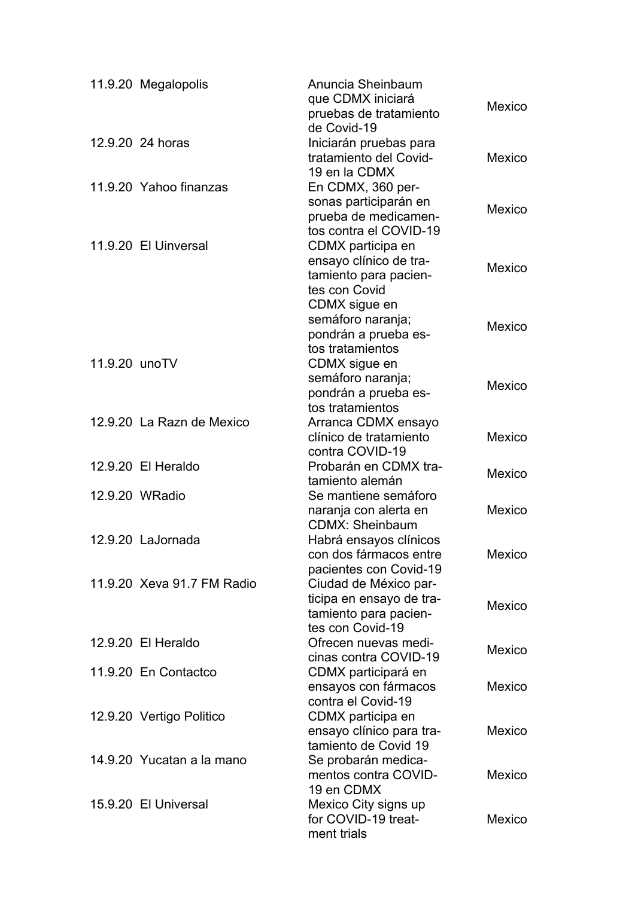| | | | |
|---|---|---|---|
| 11.9.20 | Megalopolis | Anuncia Sheinbaum que CDMX iniciará pruebas de tratamiento de Covid-19 | Mexico |
| 12.9.20 | 24 horas | Iniciarán pruebas para tratamiento del Covid-19 en la CDMX | Mexico |
| 11.9.20 | Yahoo finanzas | En CDMX, 360 personas participarán en prueba de medicamentos contra el COVID-19 | Mexico |
| 11.9.20 | El Uinversal | CDMX participa en ensayo clínico de tratamiento para pacientes con Covid | Mexico |
| | | CDMX sigue en semáforo naranja; pondrán a prueba estos tratamientos | Mexico |
| 11.9.20 | unoTV | CDMX sigue en semáforo naranja; pondrán a prueba estos tratamientos | Mexico |
| 12.9.20 | La Razn de Mexico | Arranca CDMX ensayo clínico de tratamiento contra COVID-19 | Mexico |
| 12.9.20 | El Heraldo | Probarán en CDMX tratamiento alemán | Mexico |
| 12.9.20 | WRadio | Se mantiene semáforo naranja con alerta en CDMX: Sheinbaum | Mexico |
| 12.9.20 | LaJornada | Habrá ensayos clínicos con dos fármacos entre pacientes con Covid-19 | Mexico |
| 11.9.20 | Xeva 91.7 FM Radio | Ciudad de México participa en ensayo de tratamiento para pacientes con Covid-19 | Mexico |
| 12.9.20 | El Heraldo | Ofrecen nuevas medicinas contra COVID-19 | Mexico |
| 11.9.20 | En Contactco | CDMX participará en ensayos con fármacos contra el Covid-19 | Mexico |
| 12.9.20 | Vertigo Politico | CDMX participa en ensayo clínico para tratamiento de Covid 19 | Mexico |
| 14.9.20 | Yucatan a la mano | Se probarán medicamentos contra COVID-19 en CDMX | Mexico |
| 15.9.20 | El Universal | Mexico City signs up for COVID-19 treatment trials | Mexico |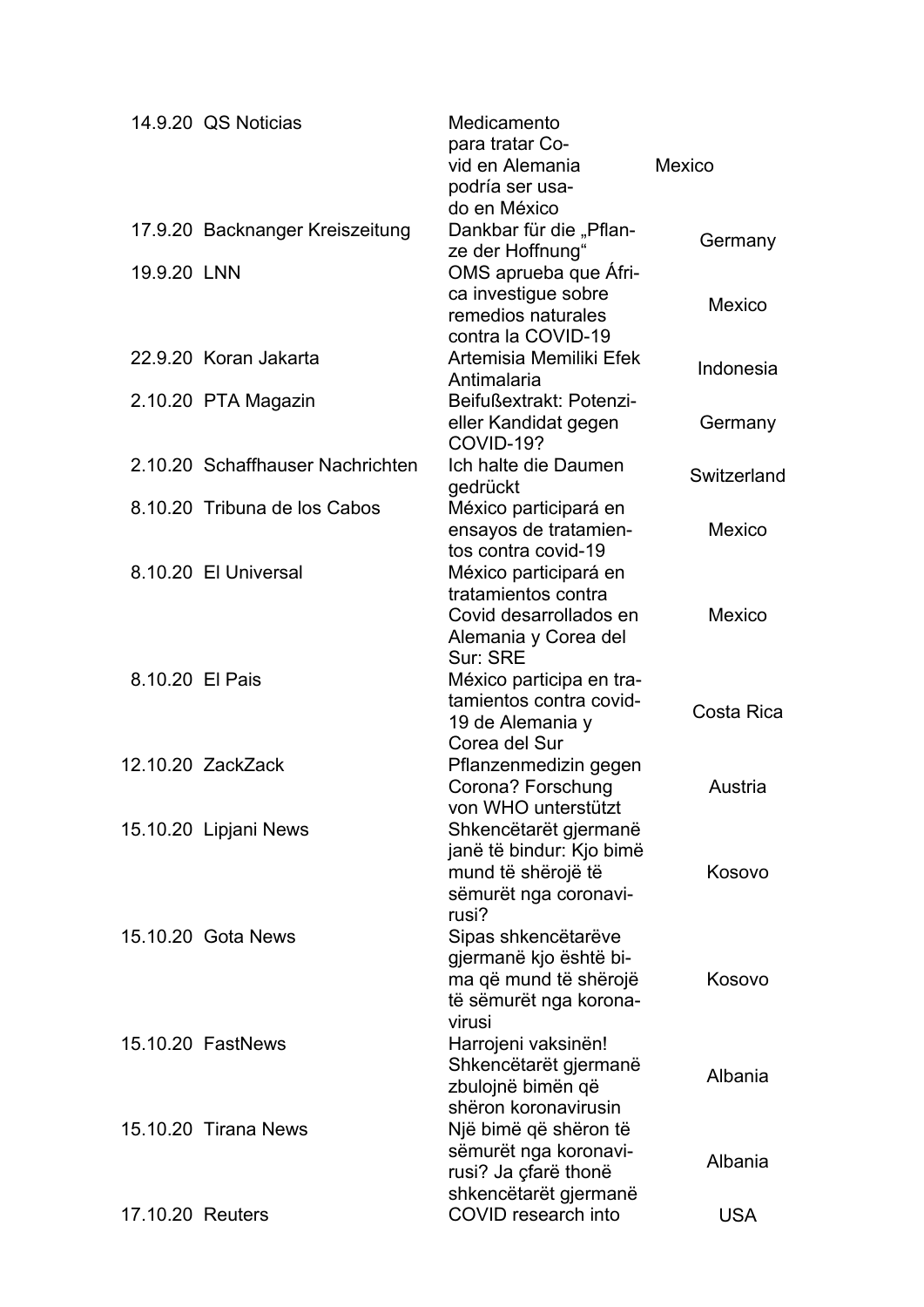| | | | |
|---|---|---|---|
| 14.9.20 | QS Noticias | Medicamento para tratar Covid en Alemania podría ser usado en México | Mexico |
| 17.9.20 | Backnanger Kreiszeitung | Dankbar für die „Pflanze der Hoffnung“ | Germany |
| 19.9.20 | LNN | OMS aprueba que África investigue sobre remedios naturales contra la COVID-19 | Mexico |
| 22.9.20 | Koran Jakarta | Artemisia Memiliki Efek Antimalaria | Indonesia |
| 2.10.20 | PTA Magazin | Beifußextrakt: Potenzieller Kandidat gegen COVID-19? | Germany |
| 2.10.20 | Schaffhauser Nachrichten | Ich halte die Daumen gedrückt | Switzerland |
| 8.10.20 | Tribuna de los Cabos | México participará en ensayos de tratamientos contra covid-19 | Mexico |
| 8.10.20 | El Universal | México participará en tratamientos contra Covid desarrollados en Alemania y Corea del Sur: SRE | Mexico |
| 8.10.20 | El Pais | México participa en tratamientos contra covid-19 de Alemania y Corea del Sur | Costa Rica |
| 12.10.20 | ZackZack | Pflanzenmedizin gegen Corona? Forschung von WHO unterstützt | Austria |
| 15.10.20 | Lipjani News | Shkencëtarët gjermanë janë të bindur: Kjo bimë mund të shërojë të sëmurët nga coronavirusi? | Kosovo |
| 15.10.20 | Gota News | Sipas shkencëtarëve gjermanë kjo është bima që mund të shërojë të sëmurët nga koronavirusi | Kosovo |
| 15.10.20 | FastNews | Harrojeni vaksinën! Shkencëtarët gjermanë zbulojnë bimën që shëron koronavirusin | Albania |
| 15.10.20 | Tirana News | Një bimë që shëron të sëmurët nga koronavirusi? Ja çfarë thonë shkencëtarët gjermanë | Albania |
| 17.10.20 | Reuters | COVID research into | USA |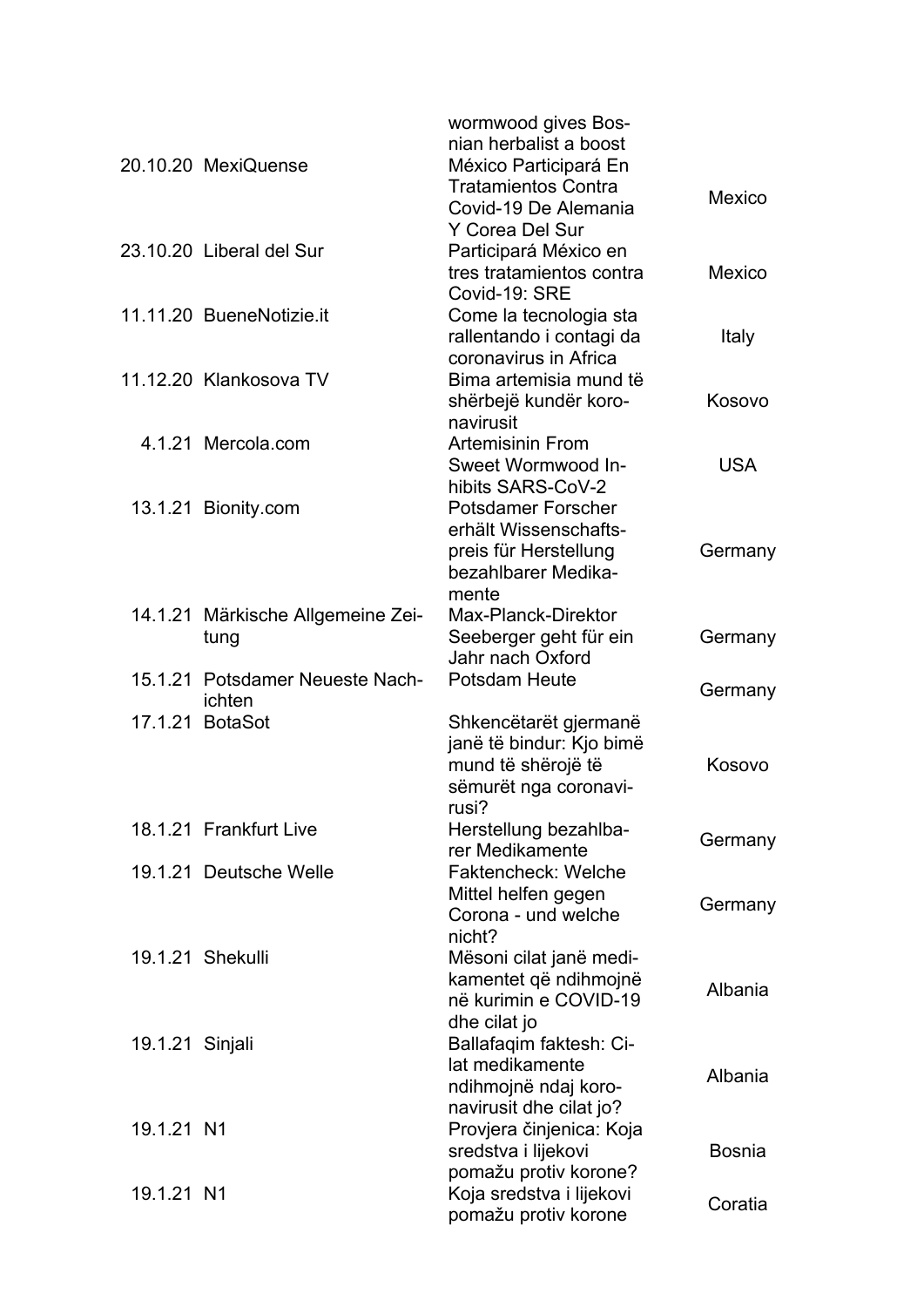| | | | |
|---|---|---|---|
| | | wormwood gives Bosnian herbalist a boost | |
| 20.10.20 | MexiQuense | México Participará En Tratamientos Contra Covid-19 De Alemania Y Corea Del Sur | Mexico |
| 23.10.20 | Liberal del Sur | Participará México en tres tratamientos contra Covid-19: SRE | Mexico |
| 11.11.20 | BueneNotizie.it | Come la tecnologia sta rallentando i contagi da coronavirus in Africa | Italy |
| 11.12.20 | Klankosova TV | Bima artemisia mund të shërbejë kundër koronavirusit | Kosovo |
| 4.1.21 | Mercola.com | Artemisinin From Sweet Wormwood Inhibits SARS-CoV-2 | USA |
| 13.1.21 | Bionity.com | Potsdamer Forscher erhält Wissenschaftspreis für Herstellung bezahlbarer Medikamente | Germany |
| 14.1.21 | Märkische Allgemeine Zeitung | Max-Planck-Direktor Seeberger geht für ein Jahr nach Oxford | Germany |
| 15.1.21 | Potsdamer Neueste Nachichten | Potsdam Heute | Germany |
| 17.1.21 | BotaSot | Shkencëtarët gjermanë janë të bindur: Kjo bimë mund të shërojë të sëmurët nga coronavirusi? | Kosovo |
| 18.1.21 | Frankfurt Live | Herstellung bezahlbarer Medikamente | Germany |
| 19.1.21 | Deutsche Welle | Faktencheck: Welche Mittel helfen gegen Corona - und welche nicht? | Germany |
| 19.1.21 | Shekulli | Mësoni cilat janë medikamentet që ndihmojnë në kurimin e COVID-19 dhe cilat jo | Albania |
| 19.1.21 | Sinjali | Ballafaqim faktesh: Cilat medikamente ndihmojnë ndaj koronavirusit dhe cilat jo? | Albania |
| 19.1.21 | N1 | Provjera činjenica: Koja sredstva i lijekovi pomažu protiv korone? | Bosnia |
| 19.1.21 | N1 | Koja sredstva i lijekovi pomažu protiv korone | Coratia |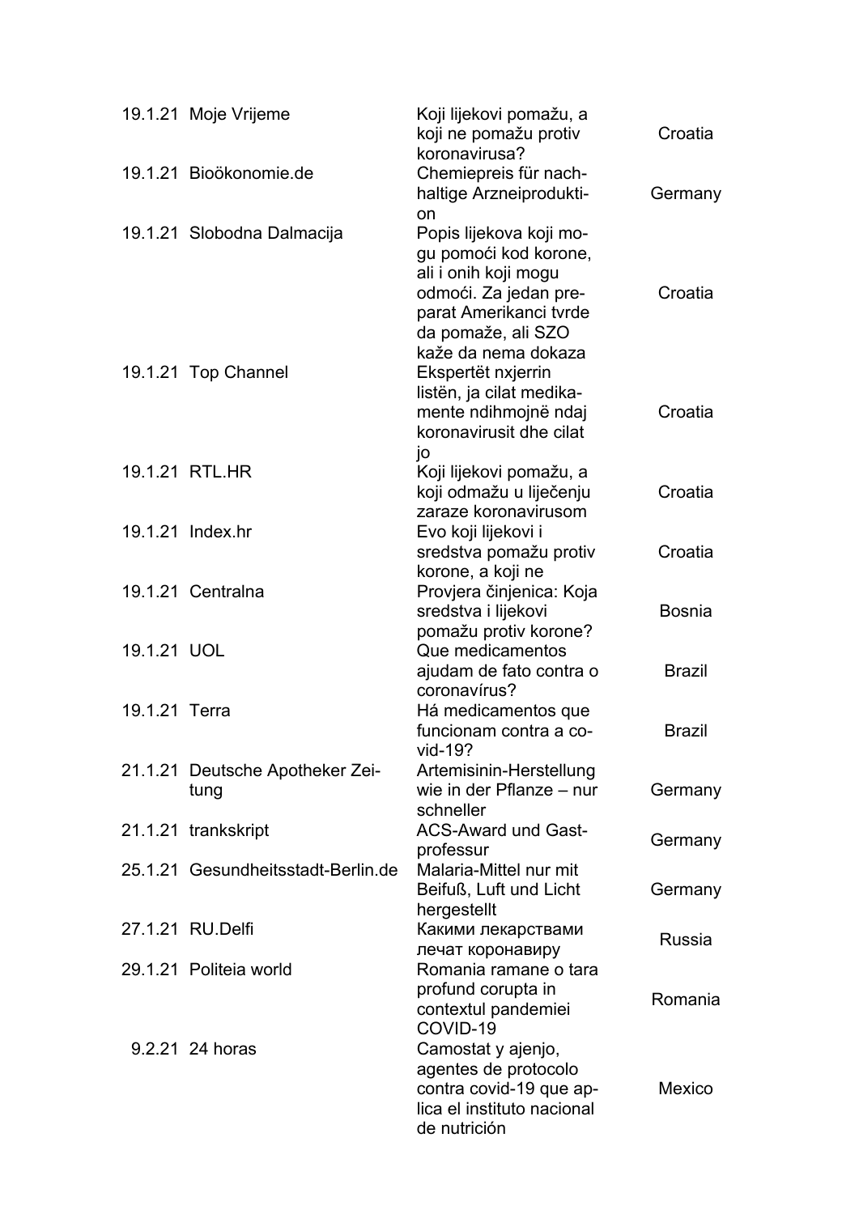| | | | |
|---|---|---|---|
| 19.1.21 | Moje Vrijeme | Koji lijekovi pomažu, a koji ne pomažu protiv koronavirusa? | Croatia |
| 19.1.21 | Bioökonomie.de | Chemiepreis für nachhaltige Arzneiproduktion | Germany |
| 19.1.21 | Slobodna Dalmacija | Popis lijekova koji mogu pomoći kod korone, ali i onih koji mogu odmoći. Za jedan preparat Amerikanci tvrde da pomaže, ali SZO kaže da nema dokaza | Croatia |
| 19.1.21 | Top Channel | Ekspertët nxjerrin listën, ja cilat medikamente ndihmojnë ndaj koronavirusit dhe cilat jo | Croatia |
| 19.1.21 | RTL.HR | Koji lijekovi pomažu, a koji odmažu u liječenju zaraze koronavirusom | Croatia |
| 19.1.21 | Index.hr | Evo koji lijekovi i sredstva pomažu protiv korone, a koji ne | Croatia |
| 19.1.21 | Centralna | Provjera činjenica: Koja sredstva i lijekovi pomažu protiv korone? | Bosnia |
| 19.1.21 | UOL | Que medicamentos ajudam de fato contra o coronavírus? | Brazil |
| 19.1.21 | Terra | Há medicamentos que funcionam contra a covid-19? | Brazil |
| 21.1.21 | Deutsche Apotheker Zeitung | Artemisinin-Herstellung wie in der Pflanze – nur schneller | Germany |
| 21.1.21 | trankskript | ACS-Award und Gastprofessur | Germany |
| 25.1.21 | Gesundheitsstadt-Berlin.de | Malaria-Mittel nur mit Beifuß, Luft und Licht hergestellt | Germany |
| 27.1.21 | RU.Delfi | Какими лекарствами лечат коронавиру | Russia |
| 29.1.21 | Politeia world | Romania ramane o tara profund corupta in contextul pandemiei COVID-19 | Romania |
| 9.2.21 | 24 horas | Camostat y ajenjo, agentes de protocolo contra covid-19 que aplica el instituto nacional de nutrición | Mexico |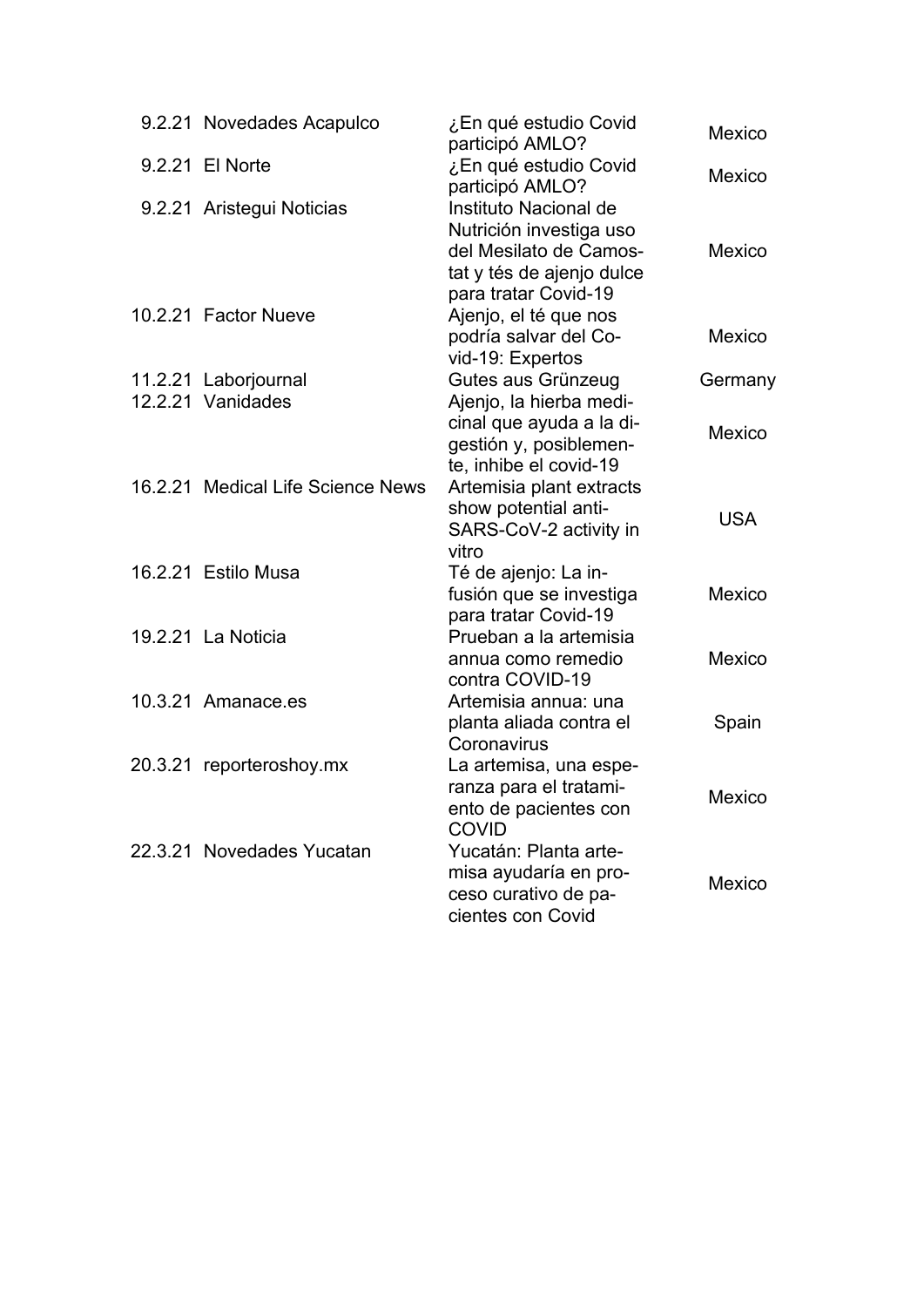| | | | |
|---|---|---|---|
| 9.2.21 | Novedades Acapulco | ¿En qué estudio Covid participó AMLO? | Mexico |
| 9.2.21 | El Norte | ¿En qué estudio Covid participó AMLO? | Mexico |
| 9.2.21 | Aristegui Noticias | Instituto Nacional de Nutrición investiga uso del Mesilato de Camostat y tés de ajenjo dulce para tratar Covid-19 | Mexico |
| 10.2.21 | Factor Nueve | Ajenjo, el té que nos podría salvar del Covid-19: Expertos | Mexico |
| 11.2.21 | Laborjournal | Gutes aus Grünzeug | Germany |
| 12.2.21 | Vanidades | Ajenjo, la hierba medicinal que ayuda a la digestión y, posiblemente, inhibe el covid-19 | Mexico |
| 16.2.21 | Medical Life Science News | Artemisia plant extracts show potential anti-SARS-CoV-2 activity in vitro | USA |
| 16.2.21 | Estilo Musa | Té de ajenjo: La infusión que se investiga para tratar Covid-19 | Mexico |
| 19.2.21 | La Noticia | Prueban a la artemisia annua como remedio contra COVID-19 | Mexico |
| 10.3.21 | Amanace.es | Artemisia annua: una planta aliada contra el Coronavirus | Spain |
| 20.3.21 | reporteroshoy.mx | La artemisa, una esperanza para el tratamiento de pacientes con COVID | Mexico |
| 22.3.21 | Novedades Yucatan | Yucatán: Planta artemisa ayudaría en proceso curativo de pacientes con Covid | Mexico |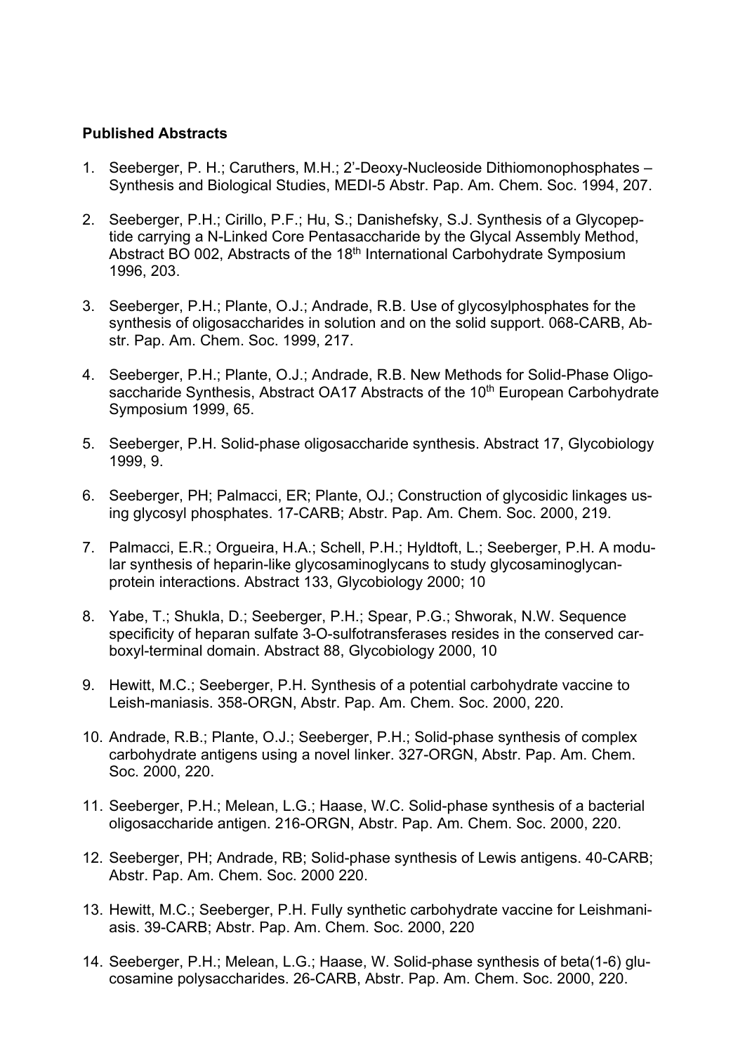**Published Abstracts**

1. Seeberger, P. H.; Caruthers, M.H.; 2'-Deoxy-Nucleoside Dithiomonophosphates – Synthesis and Biological Studies, MEDI-5 Abstr. Pap. Am. Chem. Soc. 1994, 207.

2. Seeberger, P.H.; Cirillo, P.F.; Hu, S.; Danishefsky, S.J. Synthesis of a Glycopeptide carrying a N-Linked Core Pentasaccharide by the Glycal Assembly Method, Abstract BO 002, Abstracts of the 18th International Carbohydrate Symposium 1996, 203.

3. Seeberger, P.H.; Plante, O.J.; Andrade, R.B. Use of glycosylphosphates for the synthesis of oligosaccharides in solution and on the solid support. 068-CARB, Abstr. Pap. Am. Chem. Soc. 1999, 217.

4. Seeberger, P.H.; Plante, O.J.; Andrade, R.B. New Methods for Solid-Phase Oligosaccharide Synthesis, Abstract OA17 Abstracts of the 10th European Carbohydrate Symposium 1999, 65.

5. Seeberger, P.H. Solid-phase oligosaccharide synthesis. Abstract 17, Glycobiology 1999, 9.

6. Seeberger, PH; Palmacci, ER; Plante, OJ.; Construction of glycosidic linkages using glycosyl phosphates. 17-CARB; Abstr. Pap. Am. Chem. Soc. 2000, 219.

7. Palmacci, E.R.; Orgueira, H.A.; Schell, P.H.; Hyldtoft, L.; Seeberger, P.H. A modular synthesis of heparin-like glycosaminoglycans to study glycosaminoglycan-protein interactions. Abstract 133, Glycobiology 2000; 10

8. Yabe, T.; Shukla, D.; Seeberger, P.H.; Spear, P.G.; Shworak, N.W. Sequence specificity of heparan sulfate 3-O-sulfotransferases resides in the conserved carboxyl-terminal domain. Abstract 88, Glycobiology 2000, 10

9. Hewitt, M.C.; Seeberger, P.H. Synthesis of a potential carbohydrate vaccine to Leish-maniasis. 358-ORGN, Abstr. Pap. Am. Chem. Soc. 2000, 220.

10. Andrade, R.B.; Plante, O.J.; Seeberger, P.H.; Solid-phase synthesis of complex carbohydrate antigens using a novel linker. 327-ORGN, Abstr. Pap. Am. Chem. Soc. 2000, 220.

11. Seeberger, P.H.; Melean, L.G.; Haase, W.C. Solid-phase synthesis of a bacterial oligosaccharide antigen. 216-ORGN, Abstr. Pap. Am. Chem. Soc. 2000, 220.

12. Seeberger, PH; Andrade, RB; Solid-phase synthesis of Lewis antigens. 40-CARB; Abstr. Pap. Am. Chem. Soc. 2000 220.

13. Hewitt, M.C.; Seeberger, P.H. Fully synthetic carbohydrate vaccine for Leishmaniasis. 39-CARB; Abstr. Pap. Am. Chem. Soc. 2000, 220

14. Seeberger, P.H.; Melean, L.G.; Haase, W. Solid-phase synthesis of beta(1-6) glucosamine polysaccharides. 26-CARB, Abstr. Pap. Am. Chem. Soc. 2000, 220.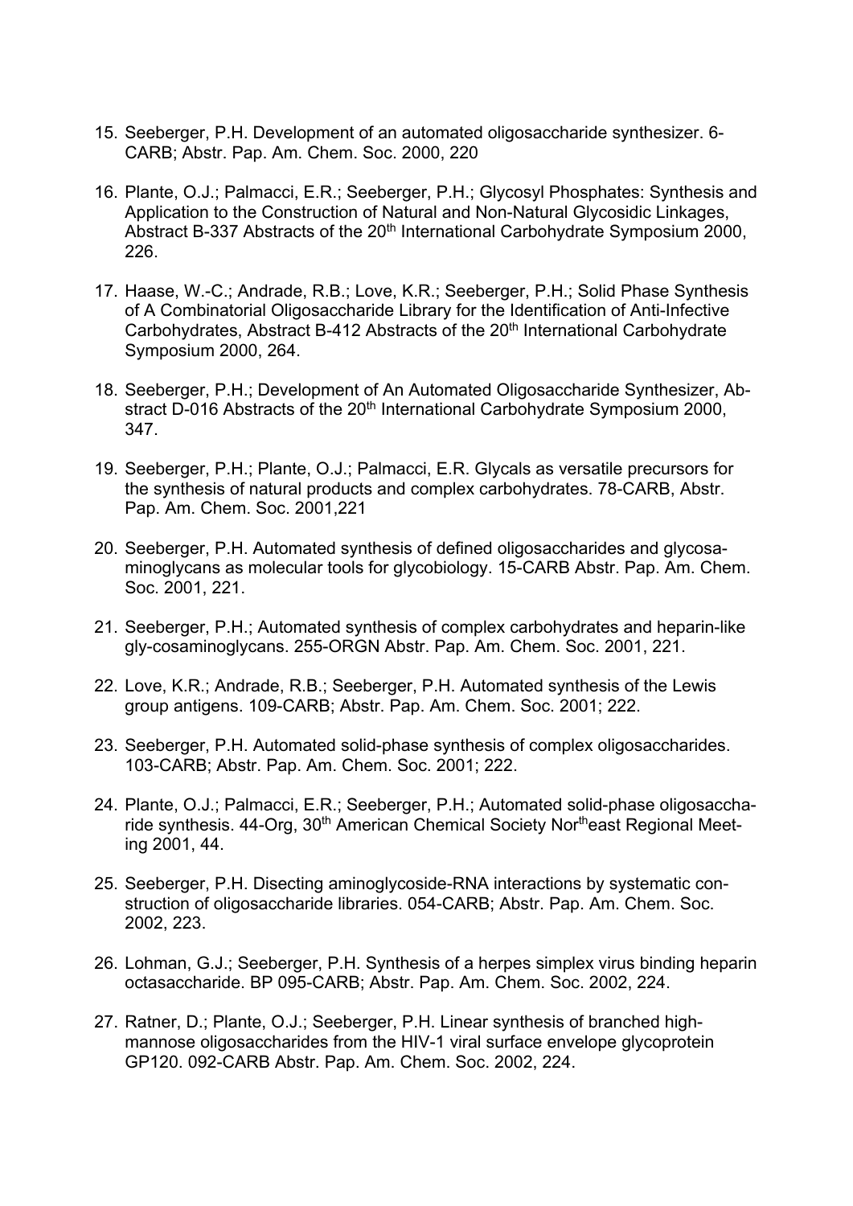15. Seeberger, P.H. Development of an automated oligosaccharide synthesizer. 6-CARB; Abstr. Pap. Am. Chem. Soc. 2000, 220

16. Plante, O.J.; Palmacci, E.R.; Seeberger, P.H.; Glycosyl Phosphates: Synthesis and Application to the Construction of Natural and Non-Natural Glycosidic Linkages, Abstract B-337 Abstracts of the 20th International Carbohydrate Symposium 2000, 226.

17. Haase, W.-C.; Andrade, R.B.; Love, K.R.; Seeberger, P.H.; Solid Phase Synthesis of A Combinatorial Oligosaccharide Library for the Identification of Anti-Infective Carbohydrates, Abstract B-412 Abstracts of the 20th International Carbohydrate Symposium 2000, 264.

18. Seeberger, P.H.; Development of An Automated Oligosaccharide Synthesizer, Abstract D-016 Abstracts of the 20th International Carbohydrate Symposium 2000, 347.

19. Seeberger, P.H.; Plante, O.J.; Palmacci, E.R. Glycals as versatile precursors for the synthesis of natural products and complex carbohydrates. 78-CARB, Abstr. Pap. Am. Chem. Soc. 2001,221

20. Seeberger, P.H. Automated synthesis of defined oligosaccharides and glycosaminoglycans as molecular tools for glycobiology. 15-CARB Abstr. Pap. Am. Chem. Soc. 2001, 221.

21. Seeberger, P.H.; Automated synthesis of complex carbohydrates and heparin-like gly-cosaminoglycans. 255-ORGN Abstr. Pap. Am. Chem. Soc. 2001, 221.

22. Love, K.R.; Andrade, R.B.; Seeberger, P.H. Automated synthesis of the Lewis group antigens. 109-CARB; Abstr. Pap. Am. Chem. Soc. 2001; 222.

23. Seeberger, P.H. Automated solid-phase synthesis of complex oligosaccharides. 103-CARB; Abstr. Pap. Am. Chem. Soc. 2001; 222.

24. Plante, O.J.; Palmacci, E.R.; Seeberger, P.H.; Automated solid-phase oligosaccharide synthesis. 44-Org, 30th American Chemical Society Northeast Regional Meeting 2001, 44.

25. Seeberger, P.H. Disecting aminoglycoside-RNA interactions by systematic construction of oligosaccharide libraries. 054-CARB; Abstr. Pap. Am. Chem. Soc. 2002, 223.

26. Lohman, G.J.; Seeberger, P.H. Synthesis of a herpes simplex virus binding heparin octasaccharide. BP 095-CARB; Abstr. Pap. Am. Chem. Soc. 2002, 224.

27. Ratner, D.; Plante, O.J.; Seeberger, P.H. Linear synthesis of branched high-mannose oligosaccharides from the HIV-1 viral surface envelope glycoprotein GP120. 092-CARB Abstr. Pap. Am. Chem. Soc. 2002, 224.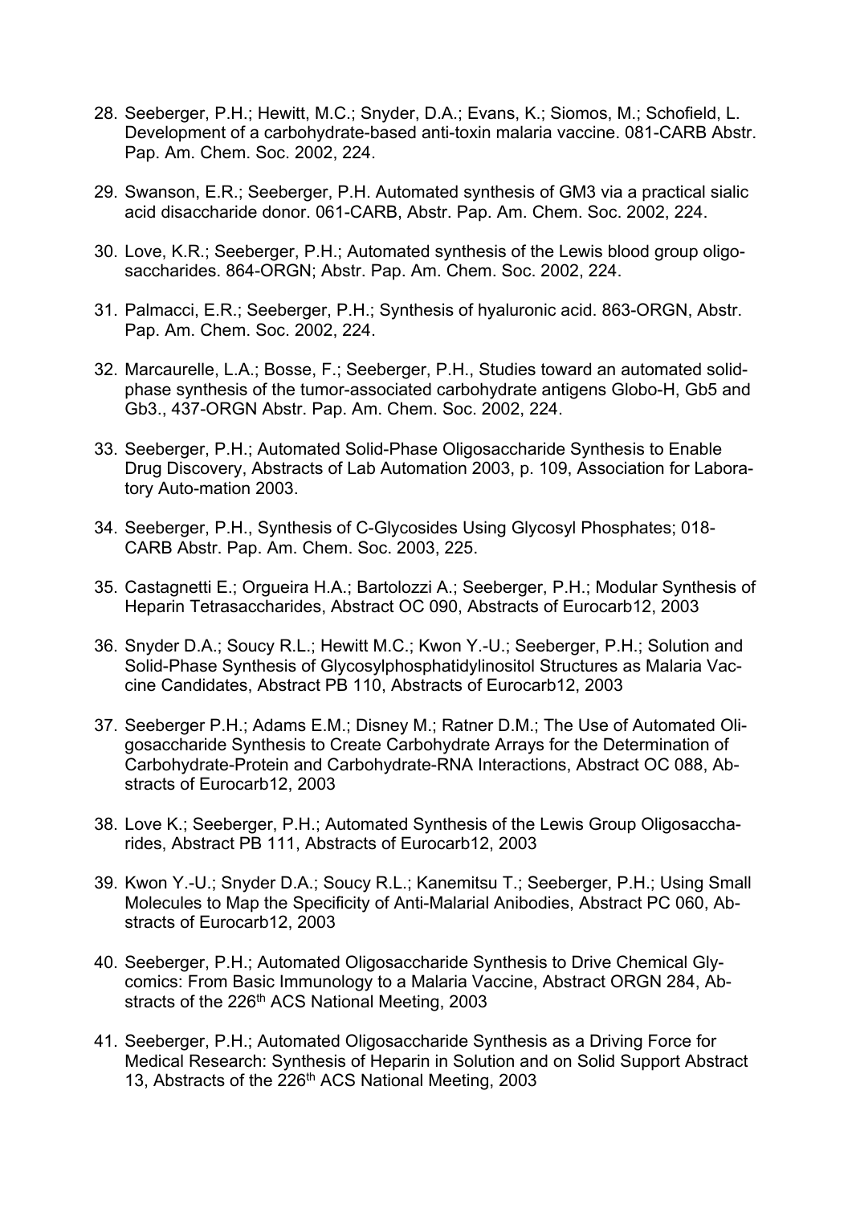28. Seeberger, P.H.; Hewitt, M.C.; Snyder, D.A.; Evans, K.; Siomos, M.; Schofield, L. Development of a carbohydrate-based anti-toxin malaria vaccine. 081-CARB Abstr. Pap. Am. Chem. Soc. 2002, 224.

29. Swanson, E.R.; Seeberger, P.H. Automated synthesis of GM3 via a practical sialic acid disaccharide donor. 061-CARB, Abstr. Pap. Am. Chem. Soc. 2002, 224.

30. Love, K.R.; Seeberger, P.H.; Automated synthesis of the Lewis blood group oligosaccharides. 864-ORGN; Abstr. Pap. Am. Chem. Soc. 2002, 224.

31. Palmacci, E.R.; Seeberger, P.H.; Synthesis of hyaluronic acid. 863-ORGN, Abstr. Pap. Am. Chem. Soc. 2002, 224.

32. Marcaurelle, L.A.; Bosse, F.; Seeberger, P.H., Studies toward an automated solid-phase synthesis of the tumor-associated carbohydrate antigens Globo-H, Gb5 and Gb3., 437-ORGN Abstr. Pap. Am. Chem. Soc. 2002, 224.

33. Seeberger, P.H.; Automated Solid-Phase Oligosaccharide Synthesis to Enable Drug Discovery, Abstracts of Lab Automation 2003, p. 109, Association for Laboratory Auto-mation 2003.

34. Seeberger, P.H., Synthesis of C-Glycosides Using Glycosyl Phosphates; 018-CARB Abstr. Pap. Am. Chem. Soc. 2003, 225.

35. Castagnetti E.; Orgueira H.A.; Bartolozzi A.; Seeberger, P.H.; Modular Synthesis of Heparin Tetrasaccharides, Abstract OC 090, Abstracts of Eurocarb12, 2003

36. Snyder D.A.; Soucy R.L.; Hewitt M.C.; Kwon Y.-U.; Seeberger, P.H.; Solution and Solid-Phase Synthesis of Glycosylphosphatidylinositol Structures as Malaria Vaccine Candidates, Abstract PB 110, Abstracts of Eurocarb12, 2003

37. Seeberger P.H.; Adams E.M.; Disney M.; Ratner D.M.; The Use of Automated Oligosaccharide Synthesis to Create Carbohydrate Arrays for the Determination of Carbohydrate-Protein and Carbohydrate-RNA Interactions, Abstract OC 088, Abstracts of Eurocarb12, 2003

38. Love K.; Seeberger, P.H.; Automated Synthesis of the Lewis Group Oligosaccharides, Abstract PB 111, Abstracts of Eurocarb12, 2003

39. Kwon Y.-U.; Snyder D.A.; Soucy R.L.; Kanemitsu T.; Seeberger, P.H.; Using Small Molecules to Map the Specificity of Anti-Malarial Anibodies, Abstract PC 060, Abstracts of Eurocarb12, 2003

40. Seeberger, P.H.; Automated Oligosaccharide Synthesis to Drive Chemical Glycomics: From Basic Immunology to a Malaria Vaccine, Abstract ORGN 284, Abstracts of the 226th ACS National Meeting, 2003

41. Seeberger, P.H.; Automated Oligosaccharide Synthesis as a Driving Force for Medical Research: Synthesis of Heparin in Solution and on Solid Support Abstract 13, Abstracts of the 226th ACS National Meeting, 2003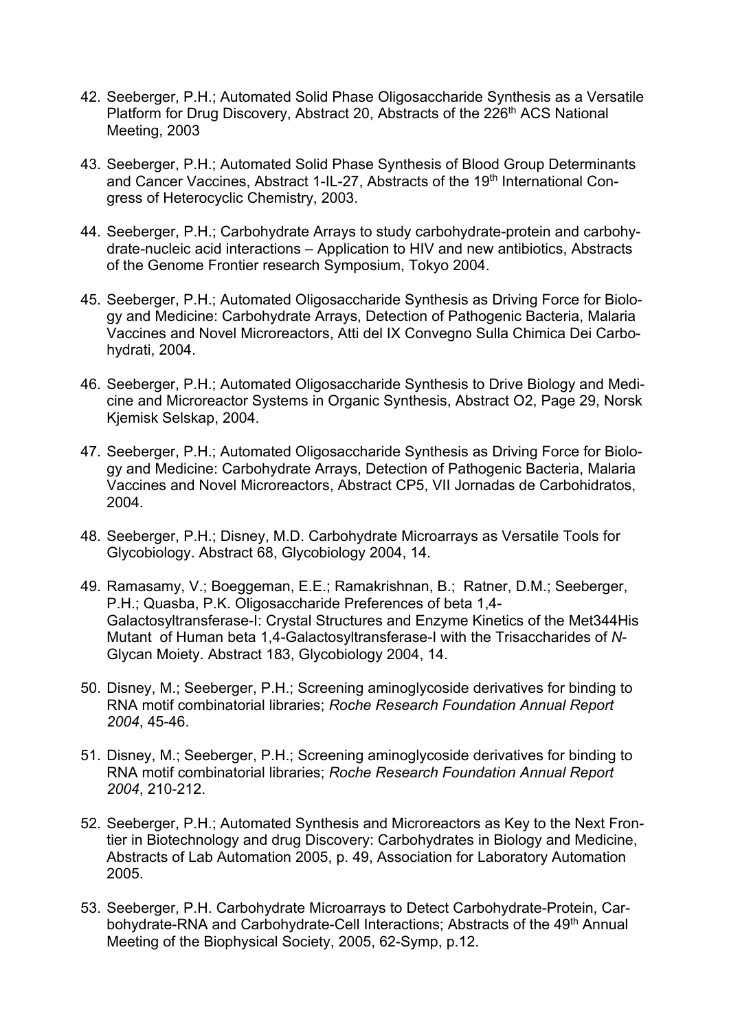42. Seeberger, P.H.; Automated Solid Phase Oligosaccharide Synthesis as a Versatile Platform for Drug Discovery, Abstract 20, Abstracts of the 226[th] ACS National Meeting, 2003

43. Seeberger, P.H.; Automated Solid Phase Synthesis of Blood Group Determinants and Cancer Vaccines, Abstract 1-IL-27, Abstracts of the 19[th] International Congress of Heterocyclic Chemistry, 2003.

44. Seeberger, P.H.; Carbohydrate Arrays to study carbohydrate-protein and carbohydrate-nucleic acid interactions – Application to HIV and new antibiotics, Abstracts of the Genome Frontier research Symposium, Tokyo 2004.

45. Seeberger, P.H.; Automated Oligosaccharide Synthesis as Driving Force for Biology and Medicine: Carbohydrate Arrays, Detection of Pathogenic Bacteria, Malaria Vaccines and Novel Microreactors, Atti del IX Convegno Sulla Chimica Dei Carbohydrati, 2004.

46. Seeberger, P.H.; Automated Oligosaccharide Synthesis to Drive Biology and Medicine and Microreactor Systems in Organic Synthesis, Abstract O2, Page 29, Norsk Kjemisk Selskap, 2004.

47. Seeberger, P.H.; Automated Oligosaccharide Synthesis as Driving Force for Biology and Medicine: Carbohydrate Arrays, Detection of Pathogenic Bacteria, Malaria Vaccines and Novel Microreactors, Abstract CP5, VII Jornadas de Carbohidratos, 2004.

48. Seeberger, P.H.; Disney, M.D. Carbohydrate Microarrays as Versatile Tools for Glycobiology. Abstract 68, Glycobiology 2004, 14.

49. Ramasamy, V.; Boeggeman, E.E.; Ramakrishnan, B.; Ratner, D.M.; Seeberger, P.H.; Quasba, P.K. Oligosaccharide Preferences of beta 1,4-Galactosyltransferase-I: Crystal Structures and Enzyme Kinetics of the Met344His Mutant of Human beta 1,4-Galactosyltransferase-I with the Trisaccharides of *N*-Glycan Moiety. Abstract 183, Glycobiology 2004, 14.

50. Disney, M.; Seeberger, P.H.; Screening aminoglycoside derivatives for binding to RNA motif combinatorial libraries; *Roche Research Foundation Annual Report 2004*, 45-46.

51. Disney, M.; Seeberger, P.H.; Screening aminoglycoside derivatives for binding to RNA motif combinatorial libraries; *Roche Research Foundation Annual Report 2004*, 210-212.

52. Seeberger, P.H.; Automated Synthesis and Microreactors as Key to the Next Frontier in Biotechnology and drug Discovery: Carbohydrates in Biology and Medicine, Abstracts of Lab Automation 2005, p. 49, Association for Laboratory Automation 2005.

53. Seeberger, P.H. Carbohydrate Microarrays to Detect Carbohydrate-Protein, Carbohydrate-RNA and Carbohydrate-Cell Interactions; Abstracts of the 49[th] Annual Meeting of the Biophysical Society, 2005, 62-Symp, p.12.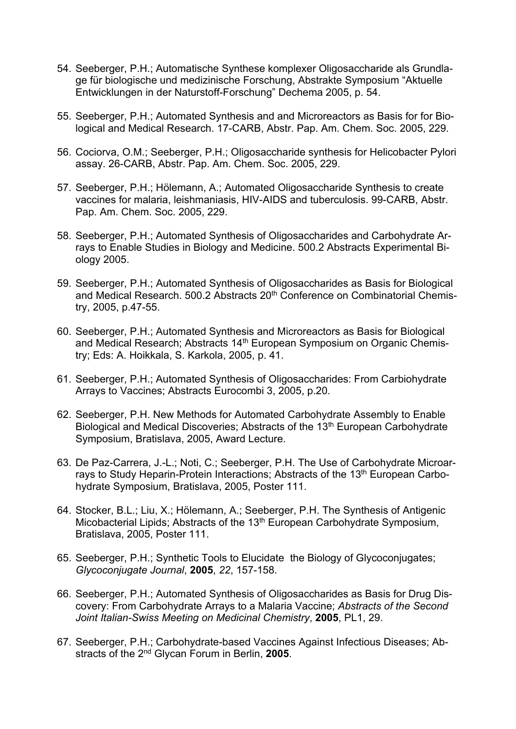54. Seeberger, P.H.; Automatische Synthese komplexer Oligosaccharide als Grundlage für biologische und medizinische Forschung, Abstrakte Symposium "Aktuelle Entwicklungen in der Naturstoff-Forschung" Dechema 2005, p. 54.

55. Seeberger, P.H.; Automated Synthesis and and Microreactors as Basis for for Biological and Medical Research. 17-CARB, Abstr. Pap. Am. Chem. Soc. 2005, 229.

56. Cociorva, O.M.; Seeberger, P.H.; Oligosaccharide synthesis for Helicobacter Pylori assay. 26-CARB, Abstr. Pap. Am. Chem. Soc. 2005, 229.

57. Seeberger, P.H.; Hölemann, A.; Automated Oligosaccharide Synthesis to create vaccines for malaria, leishmaniasis, HIV-AIDS and tuberculosis. 99-CARB, Abstr. Pap. Am. Chem. Soc. 2005, 229.

58. Seeberger, P.H.; Automated Synthesis of Oligosaccharides and Carbohydrate Arrays to Enable Studies in Biology and Medicine. 500.2 Abstracts Experimental Biology 2005.

59. Seeberger, P.H.; Automated Synthesis of Oligosaccharides as Basis for Biological and Medical Research. 500.2 Abstracts 20th Conference on Combinatorial Chemistry, 2005, p.47-55.

60. Seeberger, P.H.; Automated Synthesis and Microreactors as Basis for Biological and Medical Research; Abstracts 14th European Symposium on Organic Chemistry; Eds: A. Hoikkala, S. Karkola, 2005, p. 41.

61. Seeberger, P.H.; Automated Synthesis of Oligosaccharides: From Carbiohydrate Arrays to Vaccines; Abstracts Eurocombi 3, 2005, p.20.

62. Seeberger, P.H. New Methods for Automated Carbohydrate Assembly to Enable Biological and Medical Discoveries; Abstracts of the 13th European Carbohydrate Symposium, Bratislava, 2005, Award Lecture.

63. De Paz-Carrera, J.-L.; Noti, C.; Seeberger, P.H. The Use of Carbohydrate Microarrays to Study Heparin-Protein Interactions; Abstracts of the 13th European Carbohydrate Symposium, Bratislava, 2005, Poster 111.

64. Stocker, B.L.; Liu, X.; Hölemann, A.; Seeberger, P.H. The Synthesis of Antigenic Micobacterial Lipids; Abstracts of the 13th European Carbohydrate Symposium, Bratislava, 2005, Poster 111.

65. Seeberger, P.H.; Synthetic Tools to Elucidate the Biology of Glycoconjugates; *Glycoconjugate Journal*, **2005**, *22*, 157-158.

66. Seeberger, P.H.; Automated Synthesis of Oligosaccharides as Basis for Drug Discovery: From Carbohydrate Arrays to a Malaria Vaccine; *Abstracts of the Second Joint Italian-Swiss Meeting on Medicinal Chemistry*, **2005**, PL1, 29.

67. Seeberger, P.H.; Carbohydrate-based Vaccines Against Infectious Diseases; Abstracts of the 2nd Glycan Forum in Berlin, **2005**.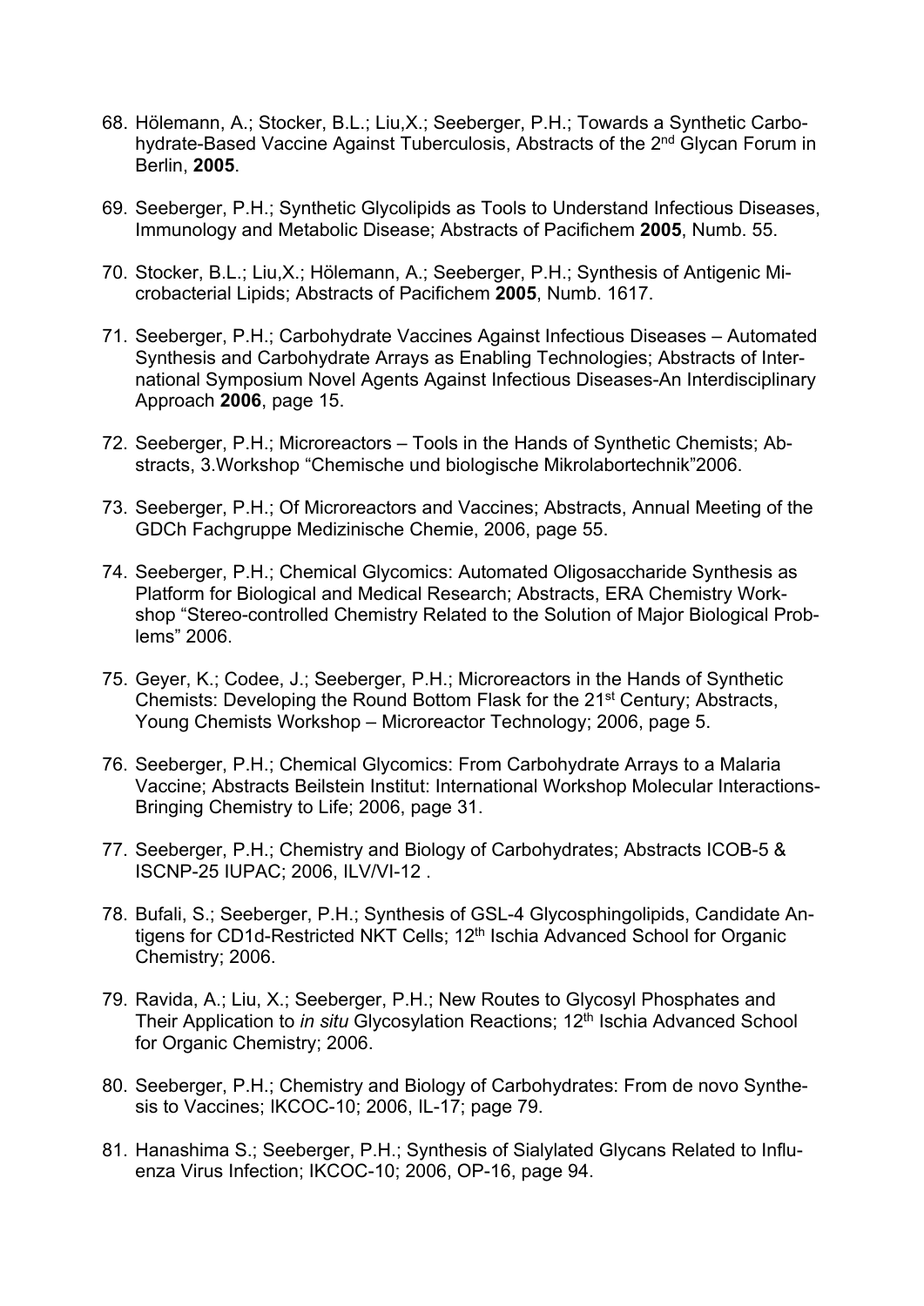68. Hölemann, A.; Stocker, B.L.; Liu,X.; Seeberger, P.H.; Towards a Synthetic Carbohydrate-Based Vaccine Against Tuberculosis, Abstracts of the 2nd Glycan Forum in Berlin, **2005**.

69. Seeberger, P.H.; Synthetic Glycolipids as Tools to Understand Infectious Diseases, Immunology and Metabolic Disease; Abstracts of Pacifichem **2005**, Numb. 55.

70. Stocker, B.L.; Liu,X.; Hölemann, A.; Seeberger, P.H.; Synthesis of Antigenic Microbacterial Lipids; Abstracts of Pacifichem **2005**, Numb. 1617.

71. Seeberger, P.H.; Carbohydrate Vaccines Against Infectious Diseases – Automated Synthesis and Carbohydrate Arrays as Enabling Technologies; Abstracts of International Symposium Novel Agents Against Infectious Diseases-An Interdisciplinary Approach **2006**, page 15.

72. Seeberger, P.H.; Microreactors – Tools in the Hands of Synthetic Chemists; Abstracts, 3.Workshop "Chemische und biologische Mikrolabortechnik"2006.

73. Seeberger, P.H.; Of Microreactors and Vaccines; Abstracts, Annual Meeting of the GDCh Fachgruppe Medizinische Chemie, 2006, page 55.

74. Seeberger, P.H.; Chemical Glycomics: Automated Oligosaccharide Synthesis as Platform for Biological and Medical Research; Abstracts, ERA Chemistry Workshop "Stereo-controlled Chemistry Related to the Solution of Major Biological Problems" 2006.

75. Geyer, K.; Codee, J.; Seeberger, P.H.; Microreactors in the Hands of Synthetic Chemists: Developing the Round Bottom Flask for the 21st Century; Abstracts, Young Chemists Workshop – Microreactor Technology; 2006, page 5.

76. Seeberger, P.H.; Chemical Glycomics: From Carbohydrate Arrays to a Malaria Vaccine; Abstracts Beilstein Institut: International Workshop Molecular Interactions-Bringing Chemistry to Life; 2006, page 31.

77. Seeberger, P.H.; Chemistry and Biology of Carbohydrates; Abstracts ICOB-5 & ISCNP-25 IUPAC; 2006, ILV/VI-12 .

78. Bufali, S.; Seeberger, P.H.; Synthesis of GSL-4 Glycosphingolipids, Candidate Antigens for CD1d-Restricted NKT Cells; 12th Ischia Advanced School for Organic Chemistry; 2006.

79. Ravida, A.; Liu, X.; Seeberger, P.H.; New Routes to Glycosyl Phosphates and Their Application to *in situ* Glycosylation Reactions; 12th Ischia Advanced School for Organic Chemistry; 2006.

80. Seeberger, P.H.; Chemistry and Biology of Carbohydrates: From de novo Synthesis to Vaccines; IKCOC-10; 2006, IL-17; page 79.

81. Hanashima S.; Seeberger, P.H.; Synthesis of Sialylated Glycans Related to Influenza Virus Infection; IKCOC-10; 2006, OP-16, page 94.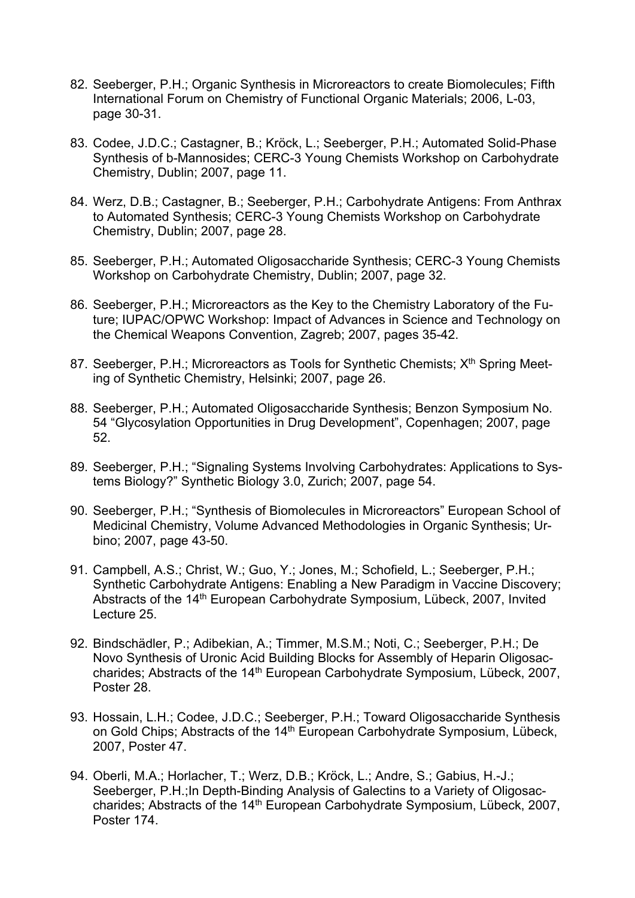82. Seeberger, P.H.; Organic Synthesis in Microreactors to create Biomolecules; Fifth International Forum on Chemistry of Functional Organic Materials; 2006, L-03, page 30-31.

83. Codee, J.D.C.; Castagner, B.; Kröck, L.; Seeberger, P.H.; Automated Solid-Phase Synthesis of b-Mannosides; CERC-3 Young Chemists Workshop on Carbohydrate Chemistry, Dublin; 2007, page 11.

84. Werz, D.B.; Castagner, B.; Seeberger, P.H.; Carbohydrate Antigens: From Anthrax to Automated Synthesis; CERC-3 Young Chemists Workshop on Carbohydrate Chemistry, Dublin; 2007, page 28.

85. Seeberger, P.H.; Automated Oligosaccharide Synthesis; CERC-3 Young Chemists Workshop on Carbohydrate Chemistry, Dublin; 2007, page 32.

86. Seeberger, P.H.; Microreactors as the Key to the Chemistry Laboratory of the Future; IUPAC/OPWC Workshop: Impact of Advances in Science and Technology on the Chemical Weapons Convention, Zagreb; 2007, pages 35-42.

87. Seeberger, P.H.; Microreactors as Tools for Synthetic Chemists; X$^{th}$ Spring Meeting of Synthetic Chemistry, Helsinki; 2007, page 26.

88. Seeberger, P.H.; Automated Oligosaccharide Synthesis; Benzon Symposium No. 54 "Glycosylation Opportunities in Drug Development", Copenhagen; 2007, page 52.

89. Seeberger, P.H.; "Signaling Systems Involving Carbohydrates: Applications to Systems Biology?" Synthetic Biology 3.0, Zurich; 2007, page 54.

90. Seeberger, P.H.; "Synthesis of Biomolecules in Microreactors" European School of Medicinal Chemistry, Volume Advanced Methodologies in Organic Synthesis; Urbino; 2007, page 43-50.

91. Campbell, A.S.; Christ, W.; Guo, Y.; Jones, M.; Schofield, L.; Seeberger, P.H.; Synthetic Carbohydrate Antigens: Enabling a New Paradigm in Vaccine Discovery; Abstracts of the 14$^{th}$ European Carbohydrate Symposium, Lübeck, 2007, Invited Lecture 25.

92. Bindschädler, P.; Adibekian, A.; Timmer, M.S.M.; Noti, C.; Seeberger, P.H.; De Novo Synthesis of Uronic Acid Building Blocks for Assembly of Heparin Oligosaccharides; Abstracts of the 14$^{th}$ European Carbohydrate Symposium, Lübeck, 2007, Poster 28.

93. Hossain, L.H.; Codee, J.D.C.; Seeberger, P.H.; Toward Oligosaccharide Synthesis on Gold Chips; Abstracts of the 14$^{th}$ European Carbohydrate Symposium, Lübeck, 2007, Poster 47.

94. Oberli, M.A.; Horlacher, T.; Werz, D.B.; Kröck, L.; Andre, S.; Gabius, H.-J.; Seeberger, P.H.;In Depth-Binding Analysis of Galectins to a Variety of Oligosaccharides; Abstracts of the 14$^{th}$ European Carbohydrate Symposium, Lübeck, 2007, Poster 174.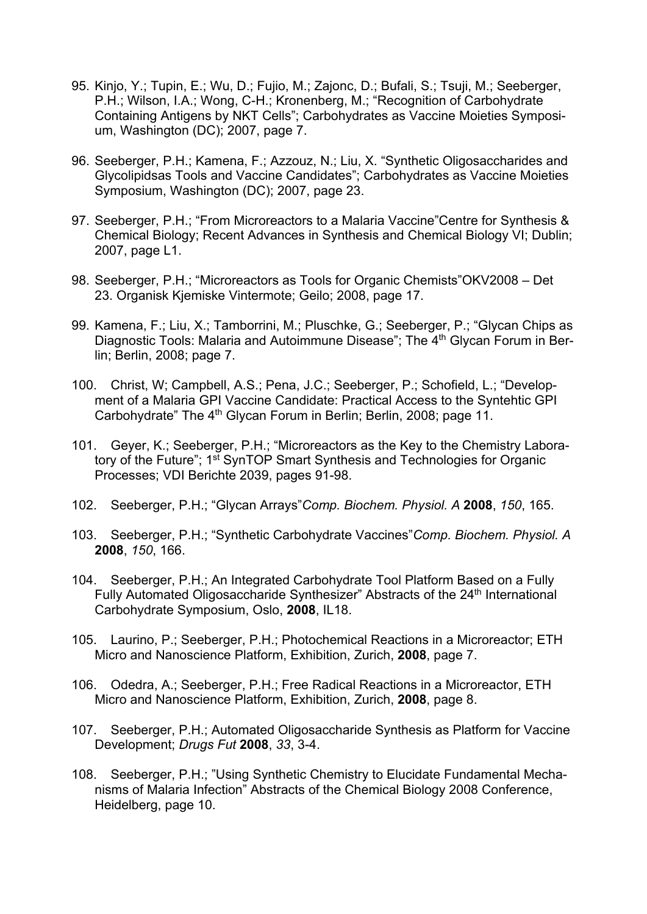95. Kinjo, Y.; Tupin, E.; Wu, D.; Fujio, M.; Zajonc, D.; Bufali, S.; Tsuji, M.; Seeberger, P.H.; Wilson, I.A.; Wong, C-H.; Kronenberg, M.; "Recognition of Carbohydrate Containing Antigens by NKT Cells"; Carbohydrates as Vaccine Moieties Symposium, Washington (DC); 2007, page 7.

96. Seeberger, P.H.; Kamena, F.; Azzouz, N.; Liu, X. "Synthetic Oligosaccharides and Glycolipidsas Tools and Vaccine Candidates"; Carbohydrates as Vaccine Moieties Symposium, Washington (DC); 2007, page 23.

97. Seeberger, P.H.; "From Microreactors to a Malaria Vaccine"Centre for Synthesis & Chemical Biology; Recent Advances in Synthesis and Chemical Biology VI; Dublin; 2007, page L1.

98. Seeberger, P.H.; "Microreactors as Tools for Organic Chemists"OKV2008 – Det 23. Organisk Kjemiske Vintermote; Geilo; 2008, page 17.

99. Kamena, F.; Liu, X.; Tamborrini, M.; Pluschke, G.; Seeberger, P.; "Glycan Chips as Diagnostic Tools: Malaria and Autoimmune Disease"; The 4th Glycan Forum in Berlin; Berlin, 2008; page 7.

100. Christ, W; Campbell, A.S.; Pena, J.C.; Seeberger, P.; Schofield, L.; "Development of a Malaria GPI Vaccine Candidate: Practical Access to the Syntehtic GPI Carbohydrate" The 4th Glycan Forum in Berlin; Berlin, 2008; page 11.

101. Geyer, K.; Seeberger, P.H.; "Microreactors as the Key to the Chemistry Laboratory of the Future"; 1st SynTOP Smart Synthesis and Technologies for Organic Processes; VDI Berichte 2039, pages 91-98.

102. Seeberger, P.H.; "Glycan Arrays"*Comp. Biochem. Physiol. A* **2008**, *150*, 165.

103. Seeberger, P.H.; "Synthetic Carbohydrate Vaccines"*Comp. Biochem. Physiol. A* **2008**, *150*, 166.

104. Seeberger, P.H.; An Integrated Carbohydrate Tool Platform Based on a Fully Fully Automated Oligosaccharide Synthesizer" Abstracts of the 24th International Carbohydrate Symposium, Oslo, **2008**, IL18.

105. Laurino, P.; Seeberger, P.H.; Photochemical Reactions in a Microreactor; ETH Micro and Nanoscience Platform, Exhibition, Zurich, **2008**, page 7.

106. Odedra, A.; Seeberger, P.H.; Free Radical Reactions in a Microreactor, ETH Micro and Nanoscience Platform, Exhibition, Zurich, **2008**, page 8.

107. Seeberger, P.H.; Automated Oligosaccharide Synthesis as Platform for Vaccine Development; *Drugs Fut* **2008**, *33*, 3-4.

108. Seeberger, P.H.; "Using Synthetic Chemistry to Elucidate Fundamental Mechanisms of Malaria Infection" Abstracts of the Chemical Biology 2008 Conference, Heidelberg, page 10.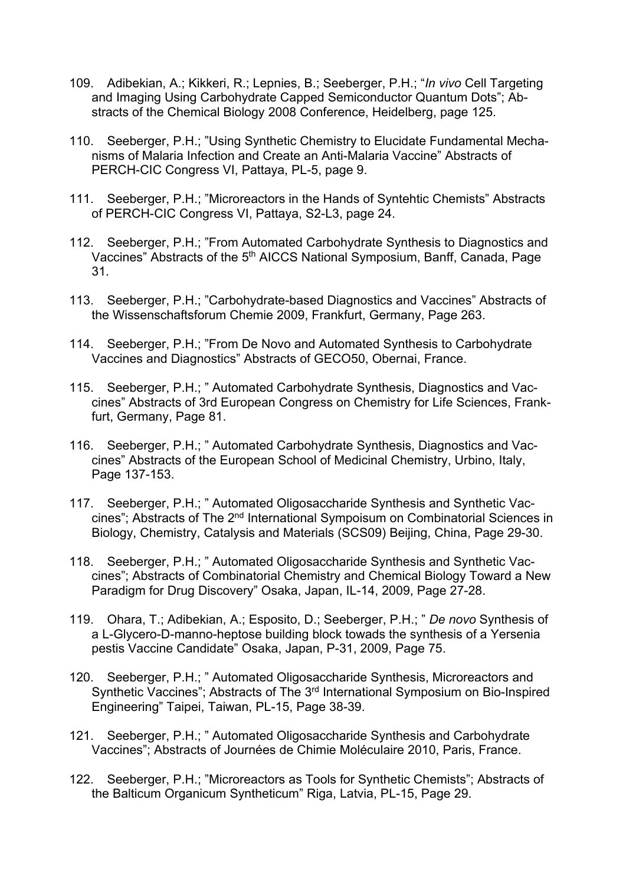109. Adibekian, A.; Kikkeri, R.; Lepnies, B.; Seeberger, P.H.; "*In vivo* Cell Targeting and Imaging Using Carbohydrate Capped Semiconductor Quantum Dots"; Abstracts of the Chemical Biology 2008 Conference, Heidelberg, page 125.

110. Seeberger, P.H.; "Using Synthetic Chemistry to Elucidate Fundamental Mechanisms of Malaria Infection and Create an Anti-Malaria Vaccine" Abstracts of PERCH-CIC Congress VI, Pattaya, PL-5, page 9.

111. Seeberger, P.H.; "Microreactors in the Hands of Syntehtic Chemists" Abstracts of PERCH-CIC Congress VI, Pattaya, S2-L3, page 24.

112. Seeberger, P.H.; "From Automated Carbohydrate Synthesis to Diagnostics and Vaccines" Abstracts of the 5th AICCS National Symposium, Banff, Canada, Page 31.

113. Seeberger, P.H.; "Carbohydrate-based Diagnostics and Vaccines" Abstracts of the Wissenschaftsforum Chemie 2009, Frankfurt, Germany, Page 263.

114. Seeberger, P.H.; "From De Novo and Automated Synthesis to Carbohydrate Vaccines and Diagnostics" Abstracts of GECO50, Obernai, France.

115. Seeberger, P.H.; " Automated Carbohydrate Synthesis, Diagnostics and Vaccines" Abstracts of 3rd European Congress on Chemistry for Life Sciences, Frankfurt, Germany, Page 81.

116. Seeberger, P.H.; " Automated Carbohydrate Synthesis, Diagnostics and Vaccines" Abstracts of the European School of Medicinal Chemistry, Urbino, Italy, Page 137-153.

117. Seeberger, P.H.; " Automated Oligosaccharide Synthesis and Synthetic Vaccines"; Abstracts of The 2nd International Sympoisum on Combinatorial Sciences in Biology, Chemistry, Catalysis and Materials (SCS09) Beijing, China, Page 29-30.

118. Seeberger, P.H.; " Automated Oligosaccharide Synthesis and Synthetic Vaccines"; Abstracts of Combinatorial Chemistry and Chemical Biology Toward a New Paradigm for Drug Discovery" Osaka, Japan, IL-14, 2009, Page 27-28.

119. Ohara, T.; Adibekian, A.; Esposito, D.; Seeberger, P.H.; " *De novo* Synthesis of a L-Glycero-D-manno-heptose building block towads the synthesis of a Yersenia pestis Vaccine Candidate" Osaka, Japan, P-31, 2009, Page 75.

120. Seeberger, P.H.; " Automated Oligosaccharide Synthesis, Microreactors and Synthetic Vaccines"; Abstracts of The 3rd International Symposium on Bio-Inspired Engineering" Taipei, Taiwan, PL-15, Page 38-39.

121. Seeberger, P.H.; " Automated Oligosaccharide Synthesis and Carbohydrate Vaccines"; Abstracts of Journées de Chimie Moléculaire 2010, Paris, France.

122. Seeberger, P.H.; "Microreactors as Tools for Synthetic Chemists"; Abstracts of the Balticum Organicum Syntheticum" Riga, Latvia, PL-15, Page 29.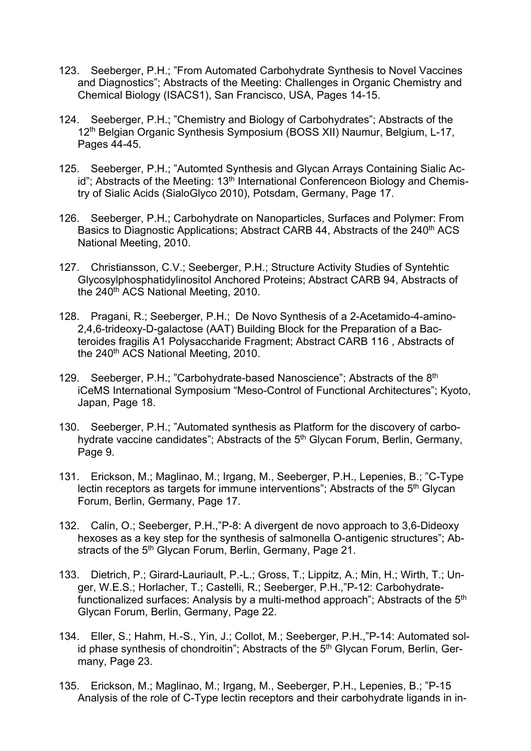123. Seeberger, P.H.; "From Automated Carbohydrate Synthesis to Novel Vaccines and Diagnostics"; Abstracts of the Meeting: Challenges in Organic Chemistry and Chemical Biology (ISACS1), San Francisco, USA, Pages 14-15.

124. Seeberger, P.H.; "Chemistry and Biology of Carbohydrates"; Abstracts of the 12th Belgian Organic Synthesis Symposium (BOSS XII) Naumur, Belgium, L-17, Pages 44-45.

125. Seeberger, P.H.; "Automted Synthesis and Glycan Arrays Containing Sialic Acid"; Abstracts of the Meeting: 13th International Conferenceon Biology and Chemistry of Sialic Acids (SialoGlyco 2010), Potsdam, Germany, Page 17.

126. Seeberger, P.H.; Carbohydrate on Nanoparticles, Surfaces and Polymer: From Basics to Diagnostic Applications; Abstract CARB 44, Abstracts of the 240th ACS National Meeting, 2010.

127. Christiansson, C.V.; Seeberger, P.H.; Structure Activity Studies of Syntehtic Glycosylphosphatidylinositol Anchored Proteins; Abstract CARB 94, Abstracts of the 240th ACS National Meeting, 2010.

128. Pragani, R.; Seeberger, P.H.; De Novo Synthesis of a 2-Acetamido-4-amino-2,4,6-trideoxy-D-galactose (AAT) Building Block for the Preparation of a Bacteroides fragilis A1 Polysaccharide Fragment; Abstract CARB 116 , Abstracts of the 240th ACS National Meeting, 2010.

129. Seeberger, P.H.; "Carbohydrate-based Nanoscience"; Abstracts of the 8th iCeMS International Symposium "Meso-Control of Functional Architectures"; Kyoto, Japan, Page 18.

130. Seeberger, P.H.; "Automated synthesis as Platform for the discovery of carbohydrate vaccine candidates"; Abstracts of the 5th Glycan Forum, Berlin, Germany, Page 9.

131. Erickson, M.; Maglinao, M.; Irgang, M., Seeberger, P.H., Lepenies, B.; "C-Type lectin receptors as targets for immune interventions"; Abstracts of the 5th Glycan Forum, Berlin, Germany, Page 17.

132. Calin, O.; Seeberger, P.H.,"P-8: A divergent de novo approach to 3,6-Dideoxy hexoses as a key step for the synthesis of salmonella O-antigenic structures"; Abstracts of the 5th Glycan Forum, Berlin, Germany, Page 21.

133. Dietrich, P.; Girard-Lauriault, P.-L.; Gross, T.; Lippitz, A.; Min, H.; Wirth, T.; Unger, W.E.S.; Horlacher, T.; Castelli, R.; Seeberger, P.H.,"P-12: Carbohydrate-functionalized surfaces: Analysis by a multi-method approach"; Abstracts of the 5th Glycan Forum, Berlin, Germany, Page 22.

134. Eller, S.; Hahm, H.-S., Yin, J.; Collot, M.; Seeberger, P.H.,"P-14: Automated solid phase synthesis of chondroitin"; Abstracts of the 5th Glycan Forum, Berlin, Germany, Page 23.

135. Erickson, M.; Maglinao, M.; Irgang, M., Seeberger, P.H., Lepenies, B.; "P-15 Analysis of the role of C-Type lectin receptors and their carbohydrate ligands in in-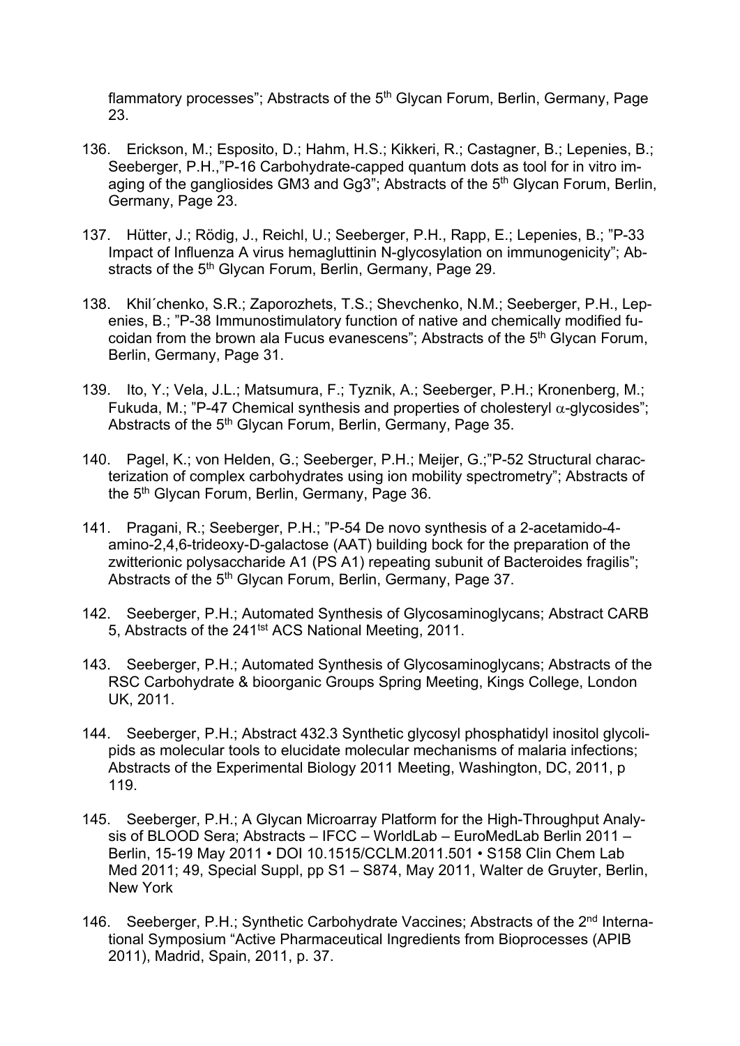flammatory processes"; Abstracts of the 5th Glycan Forum, Berlin, Germany, Page 23.

136. Erickson, M.; Esposito, D.; Hahm, H.S.; Kikkeri, R.; Castagner, B.; Lepenies, B.; Seeberger, P.H.,"P-16 Carbohydrate-capped quantum dots as tool for in vitro imaging of the gangliosides GM3 and Gg3"; Abstracts of the 5th Glycan Forum, Berlin, Germany, Page 23.

137. Hütter, J.; Rödig, J., Reichl, U.; Seeberger, P.H., Rapp, E.; Lepenies, B.; "P-33 Impact of Influenza A virus hemagluttinin N-glycosylation on immunogenicity"; Abstracts of the 5th Glycan Forum, Berlin, Germany, Page 29.

138. Khil´chenko, S.R.; Zaporozhets, T.S.; Shevchenko, N.M.; Seeberger, P.H., Lepenies, B.; "P-38 Immunostimulatory function of native and chemically modified fucoidan from the brown ala Fucus evanescens"; Abstracts of the 5th Glycan Forum, Berlin, Germany, Page 31.

139. Ito, Y.; Vela, J.L.; Matsumura, F.; Tyznik, A.; Seeberger, P.H.; Kronenberg, M.; Fukuda, M.; "P-47 Chemical synthesis and properties of cholesteryl $\alpha$-glycosides"; Abstracts of the 5th Glycan Forum, Berlin, Germany, Page 35.

140. Pagel, K.; von Helden, G.; Seeberger, P.H.; Meijer, G.;"P-52 Structural characterization of complex carbohydrates using ion mobility spectrometry"; Abstracts of the 5th Glycan Forum, Berlin, Germany, Page 36.

141. Pragani, R.; Seeberger, P.H.; "P-54 De novo synthesis of a 2-acetamido-4-amino-2,4,6-trideoxy-D-galactose (AAT) building bock for the preparation of the zwitterionic polysaccharide A1 (PS A1) repeating subunit of Bacteroides fragilis"; Abstracts of the 5th Glycan Forum, Berlin, Germany, Page 37.

142. Seeberger, P.H.; Automated Synthesis of Glycosaminoglycans; Abstract CARB 5, Abstracts of the 241tst ACS National Meeting, 2011.

143. Seeberger, P.H.; Automated Synthesis of Glycosaminoglycans; Abstracts of the RSC Carbohydrate & bioorganic Groups Spring Meeting, Kings College, London UK, 2011.

144. Seeberger, P.H.; Abstract 432.3 Synthetic glycosyl phosphatidyl inositol glycolipids as molecular tools to elucidate molecular mechanisms of malaria infections; Abstracts of the Experimental Biology 2011 Meeting, Washington, DC, 2011, p 119.

145. Seeberger, P.H.; A Glycan Microarray Platform for the High-Throughput Analysis of BLOOD Sera; Abstracts – IFCC – WorldLab – EuroMedLab Berlin 2011 – Berlin, 15-19 May 2011 • DOI 10.1515/CCLM.2011.501 • S158 Clin Chem Lab Med 2011; 49, Special Suppl, pp S1 – S874, May 2011, Walter de Gruyter, Berlin, New York

146. Seeberger, P.H.; Synthetic Carbohydrate Vaccines; Abstracts of the 2nd International Symposium "Active Pharmaceutical Ingredients from Bioprocesses (APIB 2011), Madrid, Spain, 2011, p. 37.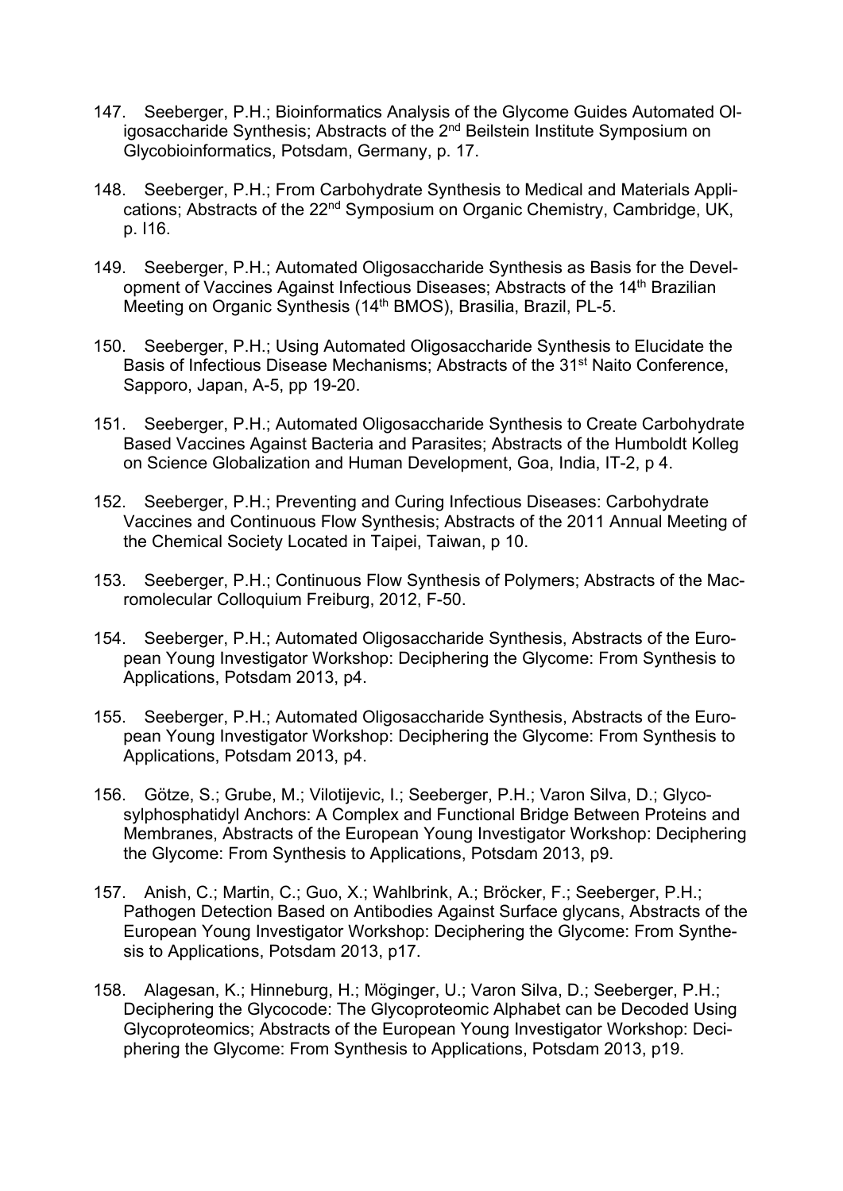147. Seeberger, P.H.; Bioinformatics Analysis of the Glycome Guides Automated Oligosaccharide Synthesis; Abstracts of the 2nd Beilstein Institute Symposium on Glycobioinformatics, Potsdam, Germany, p. 17.

148. Seeberger, P.H.; From Carbohydrate Synthesis to Medical and Materials Applications; Abstracts of the 22nd Symposium on Organic Chemistry, Cambridge, UK, p. I16.

149. Seeberger, P.H.; Automated Oligosaccharide Synthesis as Basis for the Development of Vaccines Against Infectious Diseases; Abstracts of the 14th Brazilian Meeting on Organic Synthesis (14th BMOS), Brasilia, Brazil, PL-5.

150. Seeberger, P.H.; Using Automated Oligosaccharide Synthesis to Elucidate the Basis of Infectious Disease Mechanisms; Abstracts of the 31st Naito Conference, Sapporo, Japan, A-5, pp 19-20.

151. Seeberger, P.H.; Automated Oligosaccharide Synthesis to Create Carbohydrate Based Vaccines Against Bacteria and Parasites; Abstracts of the Humboldt Kolleg on Science Globalization and Human Development, Goa, India, IT-2, p 4.

152. Seeberger, P.H.; Preventing and Curing Infectious Diseases: Carbohydrate Vaccines and Continuous Flow Synthesis; Abstracts of the 2011 Annual Meeting of the Chemical Society Located in Taipei, Taiwan, p 10.

153. Seeberger, P.H.; Continuous Flow Synthesis of Polymers; Abstracts of the Macromolecular Colloquium Freiburg, 2012, F-50.

154. Seeberger, P.H.; Automated Oligosaccharide Synthesis, Abstracts of the European Young Investigator Workshop: Deciphering the Glycome: From Synthesis to Applications, Potsdam 2013, p4.

155. Seeberger, P.H.; Automated Oligosaccharide Synthesis, Abstracts of the European Young Investigator Workshop: Deciphering the Glycome: From Synthesis to Applications, Potsdam 2013, p4.

156. Götze, S.; Grube, M.; Vilotijevic, I.; Seeberger, P.H.; Varon Silva, D.; Glycosylphosphatidyl Anchors: A Complex and Functional Bridge Between Proteins and Membranes, Abstracts of the European Young Investigator Workshop: Deciphering the Glycome: From Synthesis to Applications, Potsdam 2013, p9.

157. Anish, C.; Martin, C.; Guo, X.; Wahlbrink, A.; Bröcker, F.; Seeberger, P.H.; Pathogen Detection Based on Antibodies Against Surface glycans, Abstracts of the European Young Investigator Workshop: Deciphering the Glycome: From Synthesis to Applications, Potsdam 2013, p17.

158. Alagesan, K.; Hinneburg, H.; Möginger, U.; Varon Silva, D.; Seeberger, P.H.; Deciphering the Glycocode: The Glycoproteomic Alphabet can be Decoded Using Glycoproteomics; Abstracts of the European Young Investigator Workshop: Deciphering the Glycome: From Synthesis to Applications, Potsdam 2013, p19.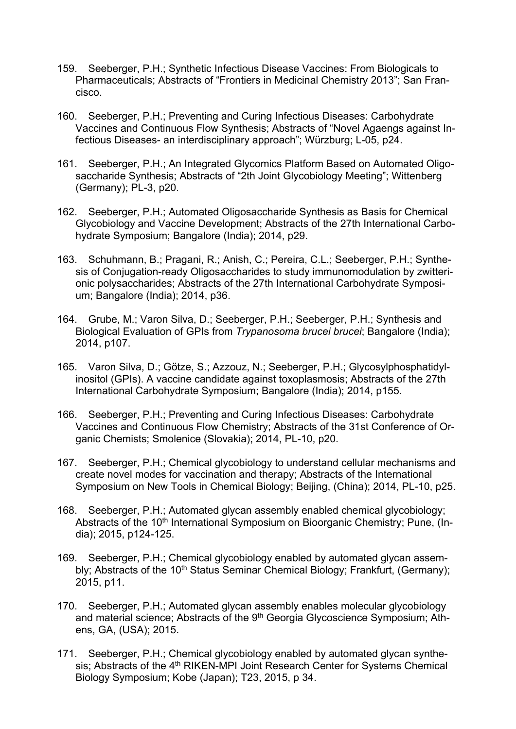159. Seeberger, P.H.; Synthetic Infectious Disease Vaccines: From Biologicals to Pharmaceuticals; Abstracts of "Frontiers in Medicinal Chemistry 2013"; San Francisco.

160. Seeberger, P.H.; Preventing and Curing Infectious Diseases: Carbohydrate Vaccines and Continuous Flow Synthesis; Abstracts of "Novel Agaengs against Infectious Diseases- an interdisciplinary approach"; Würzburg; L-05, p24.

161. Seeberger, P.H.; An Integrated Glycomics Platform Based on Automated Oligosaccharide Synthesis; Abstracts of "2th Joint Glycobiology Meeting"; Wittenberg (Germany); PL-3, p20.

162. Seeberger, P.H.; Automated Oligosaccharide Synthesis as Basis for Chemical Glycobiology and Vaccine Development; Abstracts of the 27th International Carbohydrate Symposium; Bangalore (India); 2014, p29.

163. Schuhmann, B.; Pragani, R.; Anish, C.; Pereira, C.L.; Seeberger, P.H.; Synthesis of Conjugation-ready Oligosaccharides to study immunomodulation by zwitterionic polysaccharides; Abstracts of the 27th International Carbohydrate Symposium; Bangalore (India); 2014, p36.

164. Grube, M.; Varon Silva, D.; Seeberger, P.H.; Seeberger, P.H.; Synthesis and Biological Evaluation of GPIs from *Trypanosoma brucei brucei*; Bangalore (India); 2014, p107.

165. Varon Silva, D.; Götze, S.; Azzouz, N.; Seeberger, P.H.; Glycosylphosphatidylinositol (GPIs). A vaccine candidate against toxoplasmosis; Abstracts of the 27th International Carbohydrate Symposium; Bangalore (India); 2014, p155.

166. Seeberger, P.H.; Preventing and Curing Infectious Diseases: Carbohydrate Vaccines and Continuous Flow Chemistry; Abstracts of the 31st Conference of Organic Chemists; Smolenice (Slovakia); 2014, PL-10, p20.

167. Seeberger, P.H.; Chemical glycobiology to understand cellular mechanisms and create novel modes for vaccination and therapy; Abstracts of the International Symposium on New Tools in Chemical Biology; Beijing, (China); 2014, PL-10, p25.

168. Seeberger, P.H.; Automated glycan assembly enabled chemical glycobiology; Abstracts of the 10th International Symposium on Bioorganic Chemistry; Pune, (India); 2015, p124-125.

169. Seeberger, P.H.; Chemical glycobiology enabled by automated glycan assembly; Abstracts of the 10th Status Seminar Chemical Biology; Frankfurt, (Germany); 2015, p11.

170. Seeberger, P.H.; Automated glycan assembly enables molecular glycobiology and material science; Abstracts of the 9th Georgia Glycoscience Symposium; Athens, GA, (USA); 2015.

171. Seeberger, P.H.; Chemical glycobiology enabled by automated glycan synthesis; Abstracts of the 4th RIKEN-MPI Joint Research Center for Systems Chemical Biology Symposium; Kobe (Japan); T23, 2015, p 34.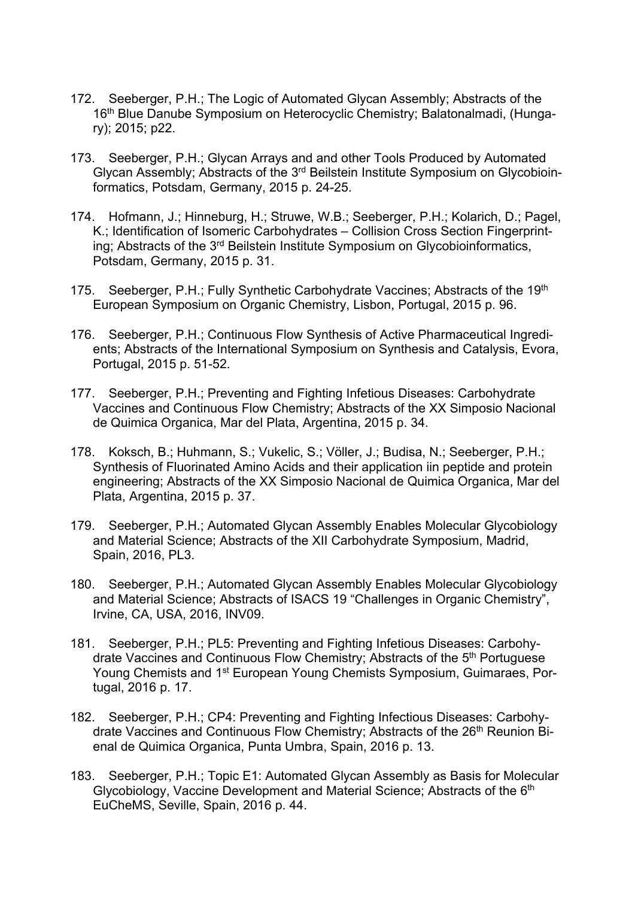172. Seeberger, P.H.; The Logic of Automated Glycan Assembly; Abstracts of the 16th Blue Danube Symposium on Heterocyclic Chemistry; Balatonalmadi, (Hungary); 2015; p22.

173. Seeberger, P.H.; Glycan Arrays and and other Tools Produced by Automated Glycan Assembly; Abstracts of the 3rd Beilstein Institute Symposium on Glycobioinformatics, Potsdam, Germany, 2015 p. 24-25.

174. Hofmann, J.; Hinneburg, H.; Struwe, W.B.; Seeberger, P.H.; Kolarich, D.; Pagel, K.; Identification of Isomeric Carbohydrates – Collision Cross Section Fingerprinting; Abstracts of the 3rd Beilstein Institute Symposium on Glycobioinformatics, Potsdam, Germany, 2015 p. 31.

175. Seeberger, P.H.; Fully Synthetic Carbohydrate Vaccines; Abstracts of the 19th European Symposium on Organic Chemistry, Lisbon, Portugal, 2015 p. 96.

176. Seeberger, P.H.; Continuous Flow Synthesis of Active Pharmaceutical Ingredients; Abstracts of the International Symposium on Synthesis and Catalysis, Evora, Portugal, 2015 p. 51-52.

177. Seeberger, P.H.; Preventing and Fighting Infetious Diseases: Carbohydrate Vaccines and Continuous Flow Chemistry; Abstracts of the XX Simposio Nacional de Quimica Organica, Mar del Plata, Argentina, 2015 p. 34.

178. Koksch, B.; Huhmann, S.; Vukelic, S.; Völler, J.; Budisa, N.; Seeberger, P.H.; Synthesis of Fluorinated Amino Acids and their application iin peptide and protein engineering; Abstracts of the XX Simposio Nacional de Quimica Organica, Mar del Plata, Argentina, 2015 p. 37.

179. Seeberger, P.H.; Automated Glycan Assembly Enables Molecular Glycobiology and Material Science; Abstracts of the XII Carbohydrate Symposium, Madrid, Spain, 2016, PL3.

180. Seeberger, P.H.; Automated Glycan Assembly Enables Molecular Glycobiology and Material Science; Abstracts of ISACS 19 "Challenges in Organic Chemistry", Irvine, CA, USA, 2016, INV09.

181. Seeberger, P.H.; PL5: Preventing and Fighting Infetious Diseases: Carbohydrate Vaccines and Continuous Flow Chemistry; Abstracts of the 5th Portuguese Young Chemists and 1st European Young Chemists Symposium, Guimaraes, Portugal, 2016 p. 17.

182. Seeberger, P.H.; CP4: Preventing and Fighting Infectious Diseases: Carbohydrate Vaccines and Continuous Flow Chemistry; Abstracts of the 26th Reunion Bienal de Quimica Organica, Punta Umbra, Spain, 2016 p. 13.

183. Seeberger, P.H.; Topic E1: Automated Glycan Assembly as Basis for Molecular Glycobiology, Vaccine Development and Material Science; Abstracts of the 6th EuCheMS, Seville, Spain, 2016 p. 44.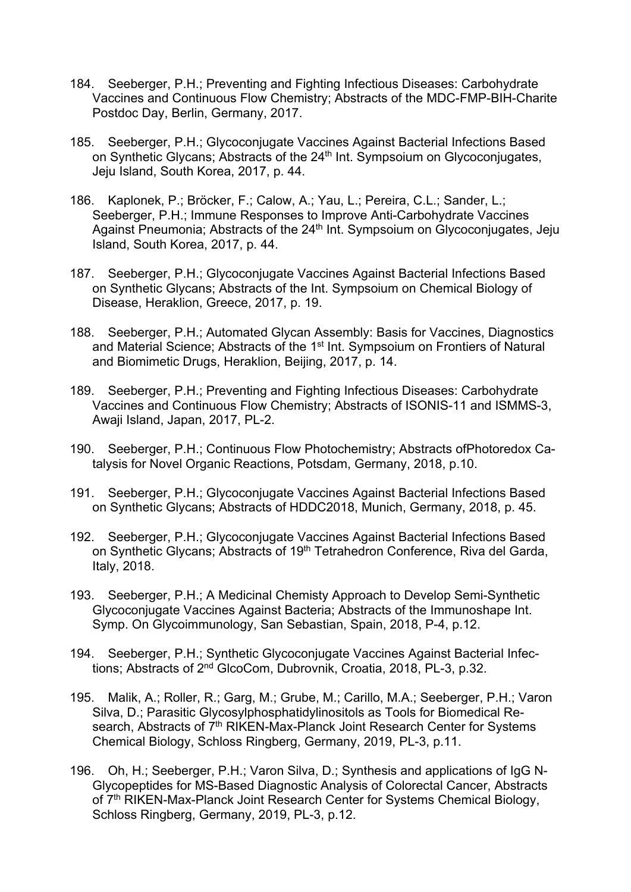184. Seeberger, P.H.; Preventing and Fighting Infectious Diseases: Carbohydrate Vaccines and Continuous Flow Chemistry; Abstracts of the MDC-FMP-BIH-Charite Postdoc Day, Berlin, Germany, 2017.

185. Seeberger, P.H.; Glycoconjugate Vaccines Against Bacterial Infections Based on Synthetic Glycans; Abstracts of the 24th Int. Sympsoium on Glycoconjugates, Jeju Island, South Korea, 2017, p. 44.

186. Kaplonek, P.; Bröcker, F.; Calow, A.; Yau, L.; Pereira, C.L.; Sander, L.; Seeberger, P.H.; Immune Responses to Improve Anti-Carbohydrate Vaccines Against Pneumonia; Abstracts of the 24th Int. Sympsoium on Glycoconjugates, Jeju Island, South Korea, 2017, p. 44.

187. Seeberger, P.H.; Glycoconjugate Vaccines Against Bacterial Infections Based on Synthetic Glycans; Abstracts of the Int. Sympsoium on Chemical Biology of Disease, Heraklion, Greece, 2017, p. 19.

188. Seeberger, P.H.; Automated Glycan Assembly: Basis for Vaccines, Diagnostics and Material Science; Abstracts of the 1st Int. Sympsoium on Frontiers of Natural and Biomimetic Drugs, Heraklion, Beijing, 2017, p. 14.

189. Seeberger, P.H.; Preventing and Fighting Infectious Diseases: Carbohydrate Vaccines and Continuous Flow Chemistry; Abstracts of ISONIS-11 and ISMMS-3, Awaji Island, Japan, 2017, PL-2.

190. Seeberger, P.H.; Continuous Flow Photochemistry; Abstracts ofPhotoredox Catalysis for Novel Organic Reactions, Potsdam, Germany, 2018, p.10.

191. Seeberger, P.H.; Glycoconjugate Vaccines Against Bacterial Infections Based on Synthetic Glycans; Abstracts of HDDC2018, Munich, Germany, 2018, p. 45.

192. Seeberger, P.H.; Glycoconjugate Vaccines Against Bacterial Infections Based on Synthetic Glycans; Abstracts of 19th Tetrahedron Conference, Riva del Garda, Italy, 2018.

193. Seeberger, P.H.; A Medicinal Chemisty Approach to Develop Semi-Synthetic Glycoconjugate Vaccines Against Bacteria; Abstracts of the Immunoshape Int. Symp. On Glycoimmunology, San Sebastian, Spain, 2018, P-4, p.12.

194. Seeberger, P.H.; Synthetic Glycoconjugate Vaccines Against Bacterial Infections; Abstracts of 2nd GlcoCom, Dubrovnik, Croatia, 2018, PL-3, p.32.

195. Malik, A.; Roller, R.; Garg, M.; Grube, M.; Carillo, M.A.; Seeberger, P.H.; Varon Silva, D.; Parasitic Glycosylphosphatidylinositols as Tools for Biomedical Research, Abstracts of 7th RIKEN-Max-Planck Joint Research Center for Systems Chemical Biology, Schloss Ringberg, Germany, 2019, PL-3, p.11.

196. Oh, H.; Seeberger, P.H.; Varon Silva, D.; Synthesis and applications of IgG N-Glycopeptides for MS-Based Diagnostic Analysis of Colorectal Cancer, Abstracts of 7th RIKEN-Max-Planck Joint Research Center for Systems Chemical Biology, Schloss Ringberg, Germany, 2019, PL-3, p.12.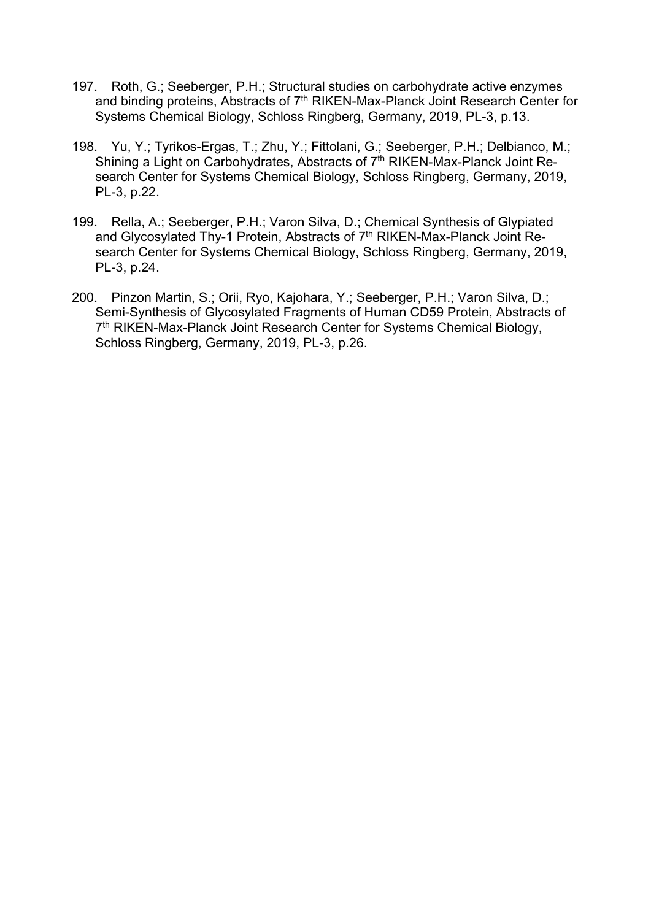197. Roth, G.; Seeberger, P.H.; Structural studies on carbohydrate active enzymes and binding proteins, Abstracts of 7th RIKEN-Max-Planck Joint Research Center for Systems Chemical Biology, Schloss Ringberg, Germany, 2019, PL-3, p.13.

198. Yu, Y.; Tyrikos-Ergas, T.; Zhu, Y.; Fittolani, G.; Seeberger, P.H.; Delbianco, M.; Shining a Light on Carbohydrates, Abstracts of 7th RIKEN-Max-Planck Joint Research Center for Systems Chemical Biology, Schloss Ringberg, Germany, 2019, PL-3, p.22.

199. Rella, A.; Seeberger, P.H.; Varon Silva, D.; Chemical Synthesis of Glypiated and Glycosylated Thy-1 Protein, Abstracts of 7th RIKEN-Max-Planck Joint Research Center for Systems Chemical Biology, Schloss Ringberg, Germany, 2019, PL-3, p.24.

200. Pinzon Martin, S.; Orii, Ryo, Kajohara, Y.; Seeberger, P.H.; Varon Silva, D.; Semi-Synthesis of Glycosylated Fragments of Human CD59 Protein, Abstracts of 7th RIKEN-Max-Planck Joint Research Center for Systems Chemical Biology, Schloss Ringberg, Germany, 2019, PL-3, p.26.